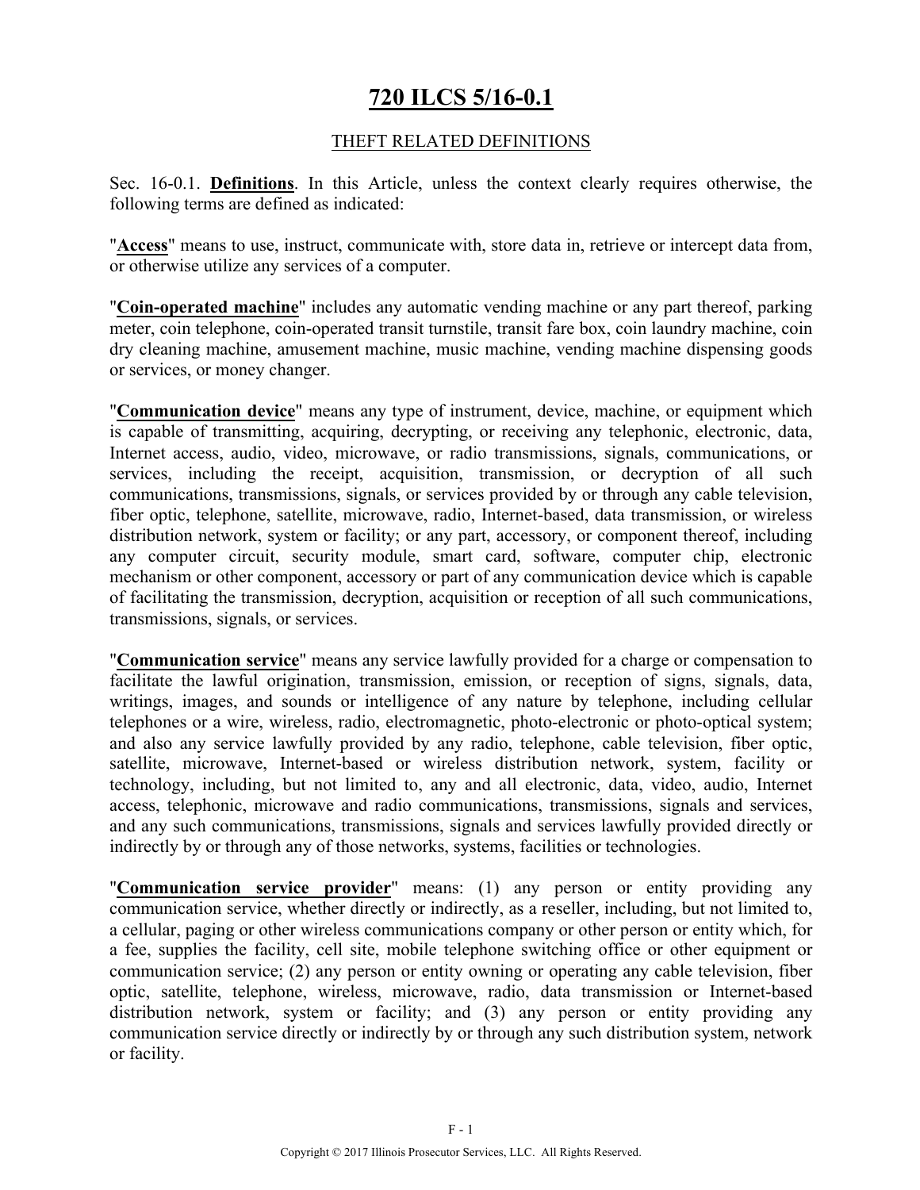# 720 ILCS 5/16-0.1

## THEFT RELATED DEFINITIONS

Sec. 16-0.1. **Definitions**. In this Article, unless the context clearly requires otherwise, the following terms are defined as indicated:

"**Access**" means to use, instruct, communicate with, store data in, retrieve or intercept data from, or otherwise utilize any services of a computer.

"**Coin-operated machine**" includes any automatic vending machine or any part thereof, parking meter, coin telephone, coin-operated transit turnstile, transit fare box, coin laundry machine, coin dry cleaning machine, amusement machine, music machine, vending machine dispensing goods or services, or money changer.

"**Communication device**" means any type of instrument, device, machine, or equipment which is capable of transmitting, acquiring, decrypting, or receiving any telephonic, electronic, data, Internet access, audio, video, microwave, or radio transmissions, signals, communications, or services, including the receipt, acquisition, transmission, or decryption of all such communications, transmissions, signals, or services provided by or through any cable television, fiber optic, telephone, satellite, microwave, radio, Internet-based, data transmission, or wireless distribution network, system or facility; or any part, accessory, or component thereof, including any computer circuit, security module, smart card, software, computer chip, electronic mechanism or other component, accessory or part of any communication device which is capable of facilitating the transmission, decryption, acquisition or reception of all such communications, transmissions, signals, or services.

"**Communication service**" means any service lawfully provided for a charge or compensation to facilitate the lawful origination, transmission, emission, or reception of signs, signals, data, writings, images, and sounds or intelligence of any nature by telephone, including cellular telephones or a wire, wireless, radio, electromagnetic, photo-electronic or photo-optical system; and also any service lawfully provided by any radio, telephone, cable television, fiber optic, satellite, microwave, Internet-based or wireless distribution network, system, facility or technology, including, but not limited to, any and all electronic, data, video, audio, Internet access, telephonic, microwave and radio communications, transmissions, signals and services, and any such communications, transmissions, signals and services lawfully provided directly or indirectly by or through any of those networks, systems, facilities or technologies.

"**Communication service provider**" means: (1) any person or entity providing any communication service, whether directly or indirectly, as a reseller, including, but not limited to, a cellular, paging or other wireless communications company or other person or entity which, for a fee, supplies the facility, cell site, mobile telephone switching office or other equipment or communication service; (2) any person or entity owning or operating any cable television, fiber optic, satellite, telephone, wireless, microwave, radio, data transmission or Internet-based distribution network, system or facility; and (3) any person or entity providing any communication service directly or indirectly by or through any such distribution system, network or facility.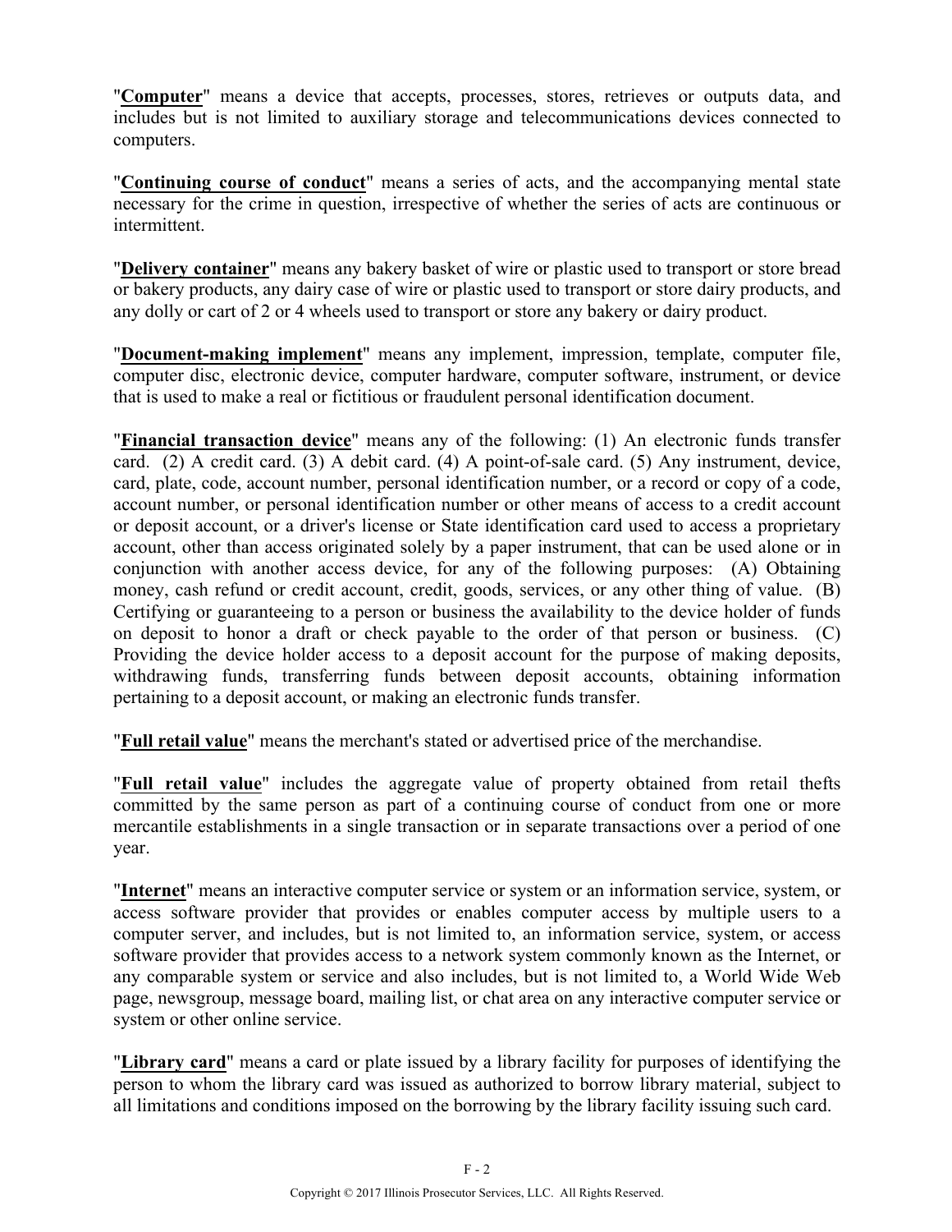"**Computer**" means a device that accepts, processes, stores, retrieves or outputs data, and includes but is not limited to auxiliary storage and telecommunications devices connected to computers.

"**Continuing course of conduct**" means a series of acts, and the accompanying mental state necessary for the crime in question, irrespective of whether the series of acts are continuous or intermittent.

"**Delivery container**" means any bakery basket of wire or plastic used to transport or store bread or bakery products, any dairy case of wire or plastic used to transport or store dairy products, and any dolly or cart of 2 or 4 wheels used to transport or store any bakery or dairy product.

"**Document-making implement**" means any implement, impression, template, computer file, computer disc, electronic device, computer hardware, computer software, instrument, or device that is used to make a real or fictitious or fraudulent personal identification document.

"**Financial transaction device**" means any of the following: (1) An electronic funds transfer card. (2) A credit card. (3) A debit card. (4) A point-of-sale card. (5) Any instrument, device, card, plate, code, account number, personal identification number, or a record or copy of a code, account number, or personal identification number or other means of access to a credit account or deposit account, or a driver's license or State identification card used to access a proprietary account, other than access originated solely by a paper instrument, that can be used alone or in conjunction with another access device, for any of the following purposes: (A) Obtaining money, cash refund or credit account, credit, goods, services, or any other thing of value. (B) Certifying or guaranteeing to a person or business the availability to the device holder of funds on deposit to honor a draft or check payable to the order of that person or business. (C) Providing the device holder access to a deposit account for the purpose of making deposits, withdrawing funds, transferring funds between deposit accounts, obtaining information pertaining to a deposit account, or making an electronic funds transfer.

"**Full retail value**" means the merchant's stated or advertised price of the merchandise.

"**Full retail value**" includes the aggregate value of property obtained from retail thefts committed by the same person as part of a continuing course of conduct from one or more mercantile establishments in a single transaction or in separate transactions over a period of one year.

"**Internet**" means an interactive computer service or system or an information service, system, or access software provider that provides or enables computer access by multiple users to a computer server, and includes, but is not limited to, an information service, system, or access software provider that provides access to a network system commonly known as the Internet, or any comparable system or service and also includes, but is not limited to, a World Wide Web page, newsgroup, message board, mailing list, or chat area on any interactive computer service or system or other online service.

"**Library card**" means a card or plate issued by a library facility for purposes of identifying the person to whom the library card was issued as authorized to borrow library material, subject to all limitations and conditions imposed on the borrowing by the library facility issuing such card.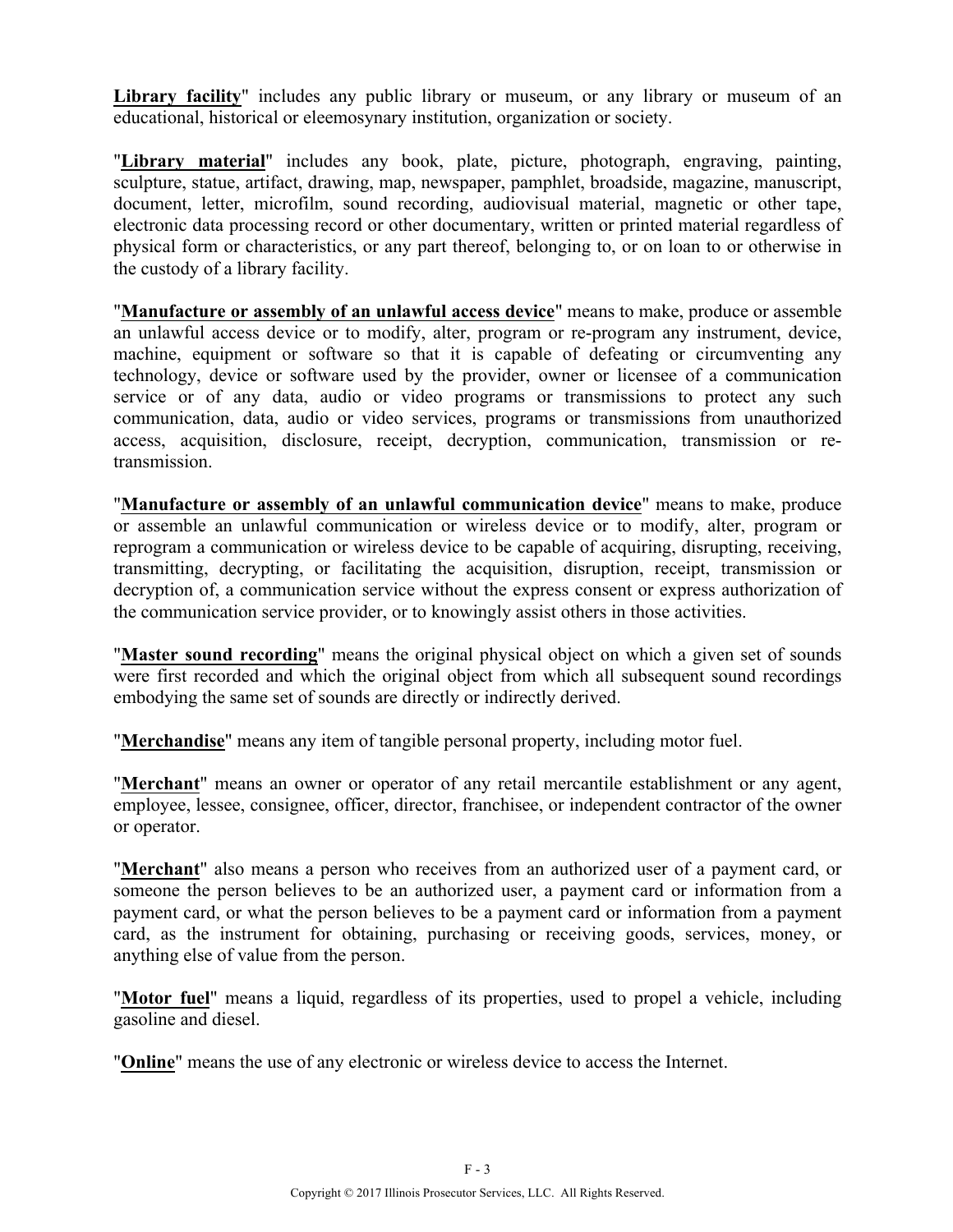**Library facility**" includes any public library or museum, or any library or museum of an educational, historical or eleemosynary institution, organization or society.

"**Library material**" includes any book, plate, picture, photograph, engraving, painting, sculpture, statue, artifact, drawing, map, newspaper, pamphlet, broadside, magazine, manuscript, document, letter, microfilm, sound recording, audiovisual material, magnetic or other tape, electronic data processing record or other documentary, written or printed material regardless of physical form or characteristics, or any part thereof, belonging to, or on loan to or otherwise in the custody of a library facility.

"**Manufacture or assembly of an unlawful access device**" means to make, produce or assemble an unlawful access device or to modify, alter, program or re-program any instrument, device, machine, equipment or software so that it is capable of defeating or circumventing any technology, device or software used by the provider, owner or licensee of a communication service or of any data, audio or video programs or transmissions to protect any such communication, data, audio or video services, programs or transmissions from unauthorized access, acquisition, disclosure, receipt, decryption, communication, transmission or re-transmission.

"**Manufacture or assembly of an unlawful communication device**" means to make, produce or assemble an unlawful communication or wireless device or to modify, alter, program or reprogram a communication or wireless device to be capable of acquiring, disrupting, receiving, transmitting, decrypting, or facilitating the acquisition, disruption, receipt, transmission or decryption of, a communication service without the express consent or express authorization of the communication service provider, or to knowingly assist others in those activities.

"**Master sound recording**" means the original physical object on which a given set of sounds were first recorded and which the original object from which all subsequent sound recordings embodying the same set of sounds are directly or indirectly derived.

"**Merchandise**" means any item of tangible personal property, including motor fuel.

"**Merchant**" means an owner or operator of any retail mercantile establishment or any agent, employee, lessee, consignee, officer, director, franchisee, or independent contractor of the owner or operator.

"**Merchant**" also means a person who receives from an authorized user of a payment card, or someone the person believes to be an authorized user, a payment card or information from a payment card, or what the person believes to be a payment card or information from a payment card, as the instrument for obtaining, purchasing or receiving goods, services, money, or anything else of value from the person.

"**Motor fuel**" means a liquid, regardless of its properties, used to propel a vehicle, including gasoline and diesel.

"**Online**" means the use of any electronic or wireless device to access the Internet.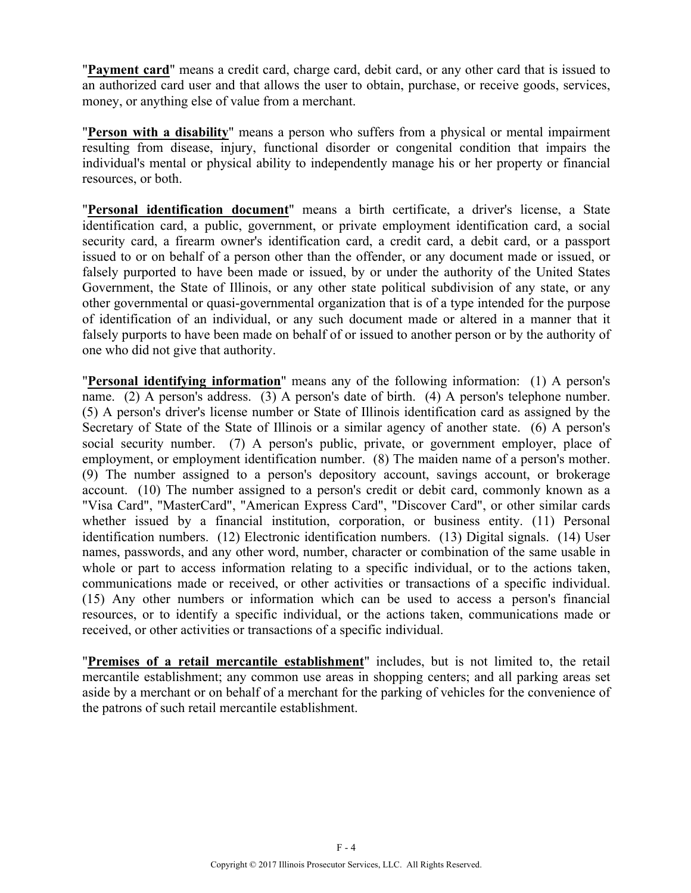"**Payment card**" means a credit card, charge card, debit card, or any other card that is issued to an authorized card user and that allows the user to obtain, purchase, or receive goods, services, money, or anything else of value from a merchant.

"**Person with a disability**" means a person who suffers from a physical or mental impairment resulting from disease, injury, functional disorder or congenital condition that impairs the individual's mental or physical ability to independently manage his or her property or financial resources, or both.

"**Personal identification document**" means a birth certificate, a driver's license, a State identification card, a public, government, or private employment identification card, a social security card, a firearm owner's identification card, a credit card, a debit card, or a passport issued to or on behalf of a person other than the offender, or any document made or issued, or falsely purported to have been made or issued, by or under the authority of the United States Government, the State of Illinois, or any other state political subdivision of any state, or any other governmental or quasi-governmental organization that is of a type intended for the purpose of identification of an individual, or any such document made or altered in a manner that it falsely purports to have been made on behalf of or issued to another person or by the authority of one who did not give that authority.

"**Personal identifying information**" means any of the following information: (1) A person's name. (2) A person's address. (3) A person's date of birth. (4) A person's telephone number. (5) A person's driver's license number or State of Illinois identification card as assigned by the Secretary of State of the State of Illinois or a similar agency of another state. (6) A person's social security number. (7) A person's public, private, or government employer, place of employment, or employment identification number. (8) The maiden name of a person's mother. (9) The number assigned to a person's depository account, savings account, or brokerage account. (10) The number assigned to a person's credit or debit card, commonly known as a "Visa Card", "MasterCard", "American Express Card", "Discover Card", or other similar cards whether issued by a financial institution, corporation, or business entity. (11) Personal identification numbers. (12) Electronic identification numbers. (13) Digital signals. (14) User names, passwords, and any other word, number, character or combination of the same usable in whole or part to access information relating to a specific individual, or to the actions taken, communications made or received, or other activities or transactions of a specific individual. (15) Any other numbers or information which can be used to access a person's financial resources, or to identify a specific individual, or the actions taken, communications made or received, or other activities or transactions of a specific individual.

"**Premises of a retail mercantile establishment**" includes, but is not limited to, the retail mercantile establishment; any common use areas in shopping centers; and all parking areas set aside by a merchant or on behalf of a merchant for the parking of vehicles for the convenience of the patrons of such retail mercantile establishment.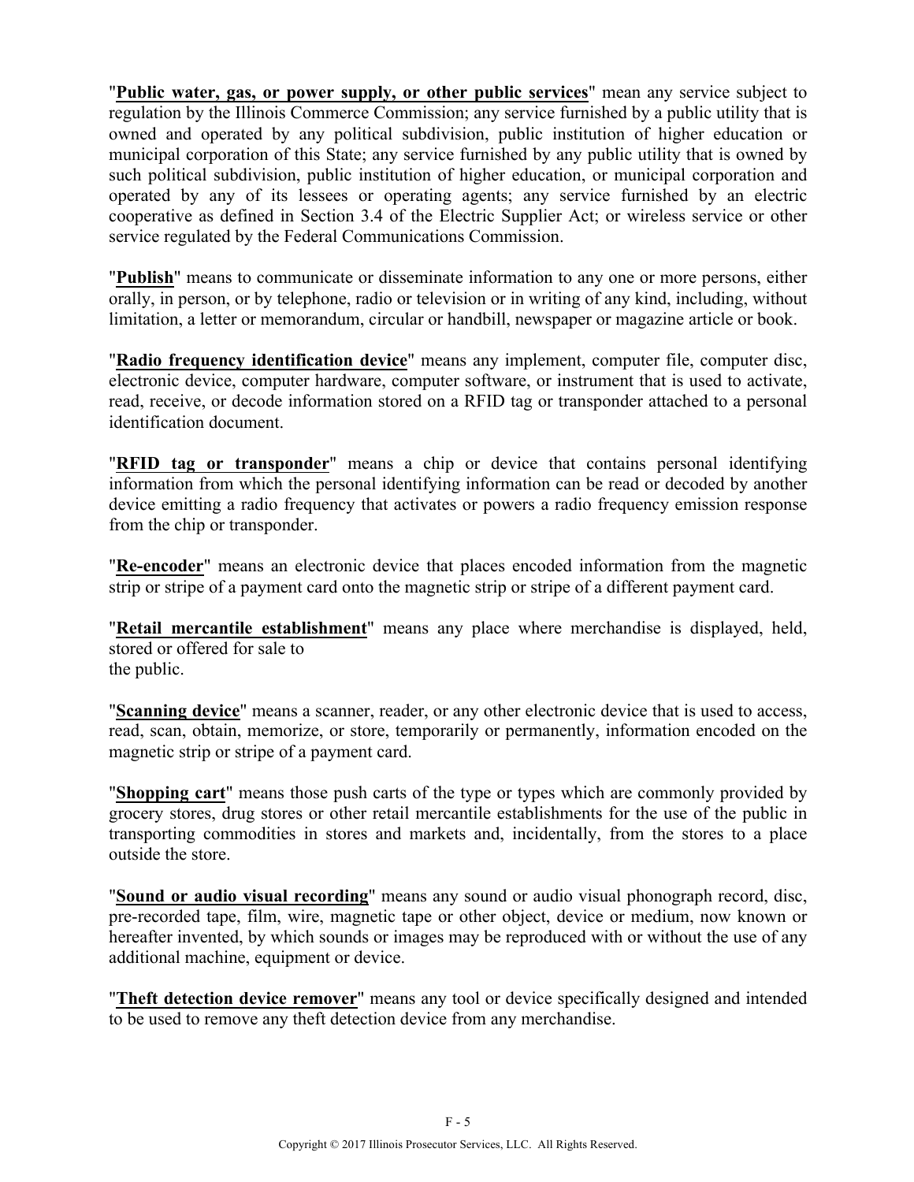"**Public water, gas, or power supply, or other public services**" mean any service subject to regulation by the Illinois Commerce Commission; any service furnished by a public utility that is owned and operated by any political subdivision, public institution of higher education or municipal corporation of this State; any service furnished by any public utility that is owned by such political subdivision, public institution of higher education, or municipal corporation and operated by any of its lessees or operating agents; any service furnished by an electric cooperative as defined in Section 3.4 of the Electric Supplier Act; or wireless service or other service regulated by the Federal Communications Commission.

"**Publish**" means to communicate or disseminate information to any one or more persons, either orally, in person, or by telephone, radio or television or in writing of any kind, including, without limitation, a letter or memorandum, circular or handbill, newspaper or magazine article or book.

"**Radio frequency identification device**" means any implement, computer file, computer disc, electronic device, computer hardware, computer software, or instrument that is used to activate, read, receive, or decode information stored on a RFID tag or transponder attached to a personal identification document.

"**RFID tag or transponder**" means a chip or device that contains personal identifying information from which the personal identifying information can be read or decoded by another device emitting a radio frequency that activates or powers a radio frequency emission response from the chip or transponder.

"**Re-encoder**" means an electronic device that places encoded information from the magnetic strip or stripe of a payment card onto the magnetic strip or stripe of a different payment card.

"**Retail mercantile establishment**" means any place where merchandise is displayed, held, stored or offered for sale to the public.

"**Scanning device**" means a scanner, reader, or any other electronic device that is used to access, read, scan, obtain, memorize, or store, temporarily or permanently, information encoded on the magnetic strip or stripe of a payment card.

"**Shopping cart**" means those push carts of the type or types which are commonly provided by grocery stores, drug stores or other retail mercantile establishments for the use of the public in transporting commodities in stores and markets and, incidentally, from the stores to a place outside the store.

"**Sound or audio visual recording**" means any sound or audio visual phonograph record, disc, pre-recorded tape, film, wire, magnetic tape or other object, device or medium, now known or hereafter invented, by which sounds or images may be reproduced with or without the use of any additional machine, equipment or device.

"**Theft detection device remover**" means any tool or device specifically designed and intended to be used to remove any theft detection device from any merchandise.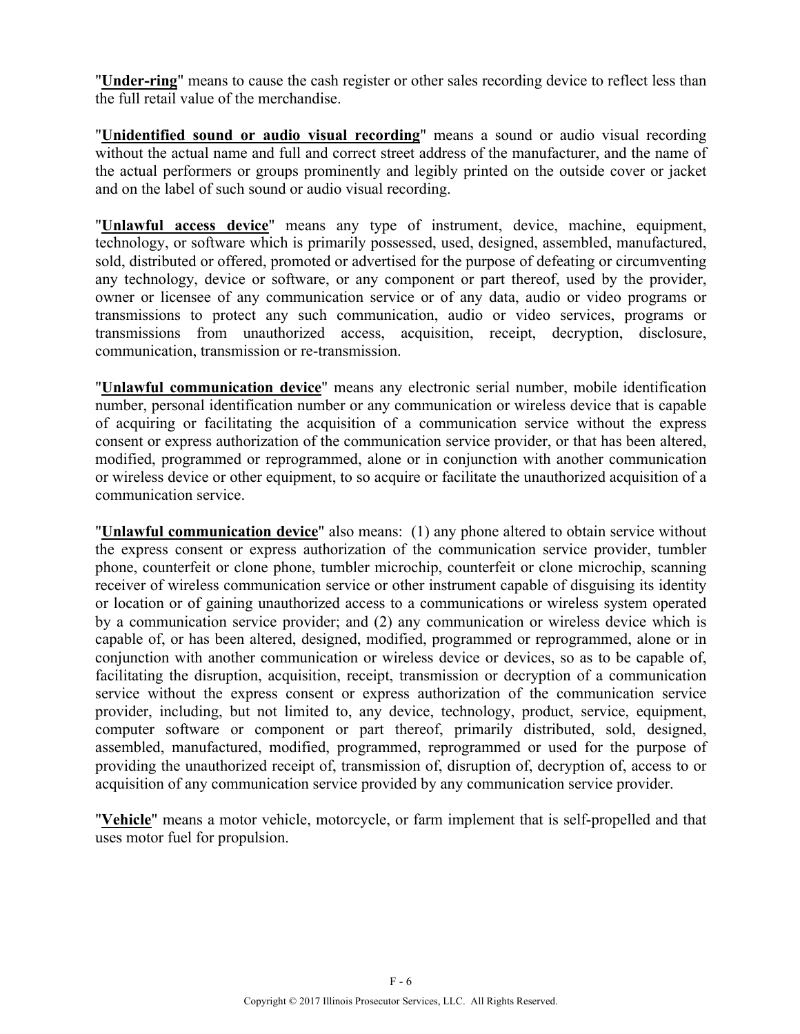"**<u>Under-ring</u>**" means to cause the cash register or other sales recording device to reflect less than the full retail value of the merchandise.

"**<u>Unidentified sound or audio visual recording</u>**" means a sound or audio visual recording without the actual name and full and correct street address of the manufacturer, and the name of the actual performers or groups prominently and legibly printed on the outside cover or jacket and on the label of such sound or audio visual recording.

"**<u>Unlawful access device</u>**" means any type of instrument, device, machine, equipment, technology, or software which is primarily possessed, used, designed, assembled, manufactured, sold, distributed or offered, promoted or advertised for the purpose of defeating or circumventing any technology, device or software, or any component or part thereof, used by the provider, owner or licensee of any communication service or of any data, audio or video programs or transmissions to protect any such communication, audio or video services, programs or transmissions from unauthorized access, acquisition, receipt, decryption, disclosure, communication, transmission or re-transmission.

"**<u>Unlawful communication device</u>**" means any electronic serial number, mobile identification number, personal identification number or any communication or wireless device that is capable of acquiring or facilitating the acquisition of a communication service without the express consent or express authorization of the communication service provider, or that has been altered, modified, programmed or reprogrammed, alone or in conjunction with another communication or wireless device or other equipment, to so acquire or facilitate the unauthorized acquisition of a communication service.

"**<u>Unlawful communication device</u>**" also means: (1) any phone altered to obtain service without the express consent or express authorization of the communication service provider, tumbler phone, counterfeit or clone phone, tumbler microchip, counterfeit or clone microchip, scanning receiver of wireless communication service or other instrument capable of disguising its identity or location or of gaining unauthorized access to a communications or wireless system operated by a communication service provider; and (2) any communication or wireless device which is capable of, or has been altered, designed, modified, programmed or reprogrammed, alone or in conjunction with another communication or wireless device or devices, so as to be capable of, facilitating the disruption, acquisition, receipt, transmission or decryption of a communication service without the express consent or express authorization of the communication service provider, including, but not limited to, any device, technology, product, service, equipment, computer software or component or part thereof, primarily distributed, sold, designed, assembled, manufactured, modified, programmed, reprogrammed or used for the purpose of providing the unauthorized receipt of, transmission of, disruption of, decryption of, access to or acquisition of any communication service provided by any communication service provider.

"**<u>Vehicle</u>**" means a motor vehicle, motorcycle, or farm implement that is self-propelled and that uses motor fuel for propulsion.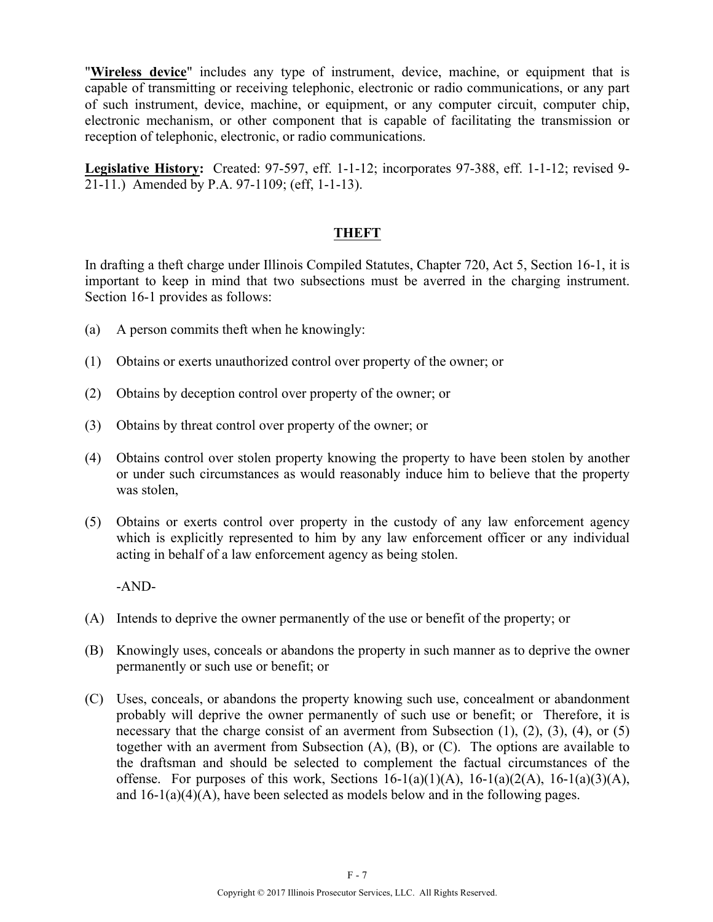"**Wireless device**" includes any type of instrument, device, machine, or equipment that is capable of transmitting or receiving telephonic, electronic or radio communications, or any part of such instrument, device, machine, or equipment, or any computer circuit, computer chip, electronic mechanism, or other component that is capable of facilitating the transmission or reception of telephonic, electronic, or radio communications.

**Legislative History:** Created: 97-597, eff. 1-1-12; incorporates 97-388, eff. 1-1-12; revised 9-21-11.) Amended by P.A. 97-1109; (eff, 1-1-13).

## THEFT

In drafting a theft charge under Illinois Compiled Statutes, Chapter 720, Act 5, Section 16-1, it is important to keep in mind that two subsections must be averred in the charging instrument. Section 16-1 provides as follows:

(a) A person commits theft when he knowingly:

(1) Obtains or exerts unauthorized control over property of the owner; or

(2) Obtains by deception control over property of the owner; or

(3) Obtains by threat control over property of the owner; or

(4) Obtains control over stolen property knowing the property to have been stolen by another or under such circumstances as would reasonably induce him to believe that the property was stolen,

(5) Obtains or exerts control over property in the custody of any law enforcement agency which is explicitly represented to him by any law enforcement officer or any individual acting in behalf of a law enforcement agency as being stolen.

-AND-

(A) Intends to deprive the owner permanently of the use or benefit of the property; or

(B) Knowingly uses, conceals or abandons the property in such manner as to deprive the owner permanently or such use or benefit; or

(C) Uses, conceals, or abandons the property knowing such use, concealment or abandonment probably will deprive the owner permanently of such use or benefit; or Therefore, it is necessary that the charge consist of an averment from Subsection (1), (2), (3), (4), or (5) together with an averment from Subsection (A), (B), or (C). The options are available to the draftsman and should be selected to complement the factual circumstances of the offense. For purposes of this work, Sections 16-1(a)(1)(A), 16-1(a)(2(A), 16-1(a)(3)(A), and 16-1(a)(4)(A), have been selected as models below and in the following pages.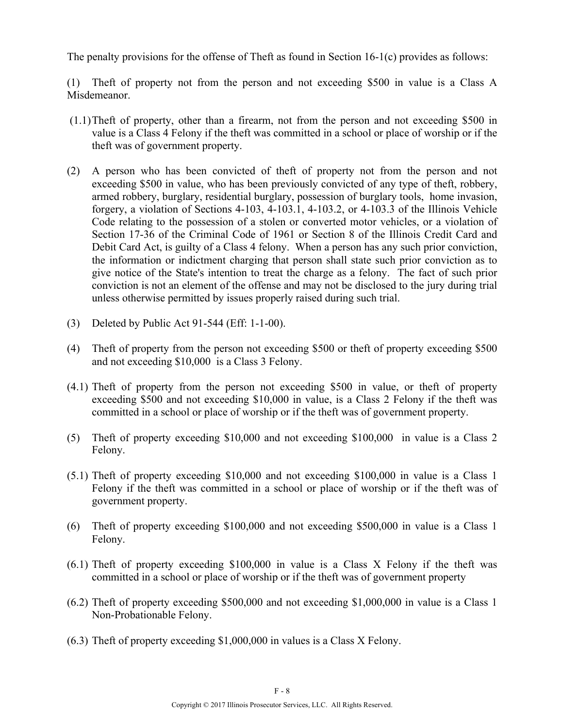The penalty provisions for the offense of Theft as found in Section 16-1(c) provides as follows:

(1) Theft of property not from the person and not exceeding $500 in value is a Class A Misdemeanor.

(1.1) Theft of property, other than a firearm, not from the person and not exceeding $500 in value is a Class 4 Felony if the theft was committed in a school or place of worship or if the theft was of government property.

(2) A person who has been convicted of theft of property not from the person and not exceeding $500 in value, who has been previously convicted of any type of theft, robbery, armed robbery, burglary, residential burglary, possession of burglary tools, home invasion, forgery, a violation of Sections 4-103, 4-103.1, 4-103.2, or 4-103.3 of the Illinois Vehicle Code relating to the possession of a stolen or converted motor vehicles, or a violation of Section 17-36 of the Criminal Code of 1961 or Section 8 of the Illinois Credit Card and Debit Card Act, is guilty of a Class 4 felony. When a person has any such prior conviction, the information or indictment charging that person shall state such prior conviction as to give notice of the State's intention to treat the charge as a felony. The fact of such prior conviction is not an element of the offense and may not be disclosed to the jury during trial unless otherwise permitted by issues properly raised during such trial.

(3) Deleted by Public Act 91-544 (Eff: 1-1-00).

(4) Theft of property from the person not exceeding $500 or theft of property exceeding $500 and not exceeding $10,000 is a Class 3 Felony.

(4.1) Theft of property from the person not exceeding $500 in value, or theft of property exceeding $500 and not exceeding $10,000 in value, is a Class 2 Felony if the theft was committed in a school or place of worship or if the theft was of government property.

(5) Theft of property exceeding $10,000 and not exceeding $100,000 in value is a Class 2 Felony.

(5.1) Theft of property exceeding $10,000 and not exceeding $100,000 in value is a Class 1 Felony if the theft was committed in a school or place of worship or if the theft was of government property.

(6) Theft of property exceeding $100,000 and not exceeding $500,000 in value is a Class 1 Felony.

(6.1) Theft of property exceeding $100,000 in value is a Class X Felony if the theft was committed in a school or place of worship or if the theft was of government property

(6.2) Theft of property exceeding $500,000 and not exceeding $1,000,000 in value is a Class 1 Non-Probationable Felony.

(6.3) Theft of property exceeding $1,000,000 in values is a Class X Felony.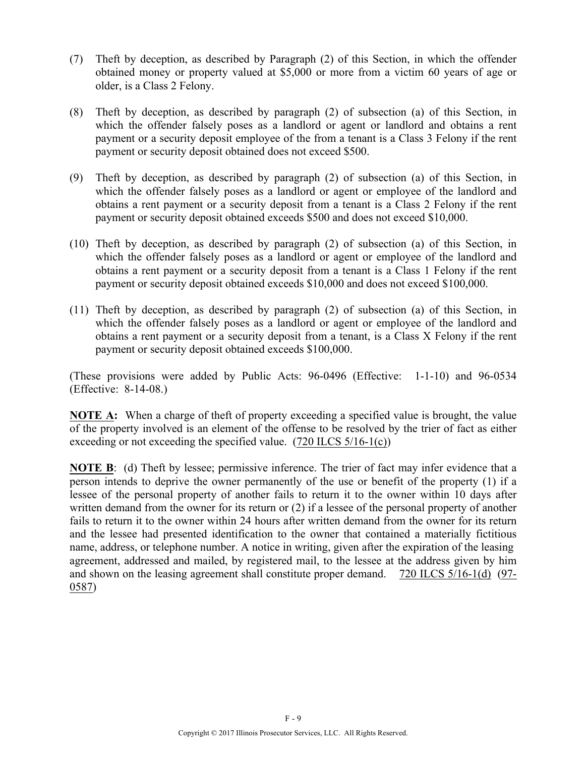(7) Theft by deception, as described by Paragraph (2) of this Section, in which the offender obtained money or property valued at $5,000 or more from a victim 60 years of age or older, is a Class 2 Felony.

(8) Theft by deception, as described by paragraph (2) of subsection (a) of this Section, in which the offender falsely poses as a landlord or agent or landlord and obtains a rent payment or a security deposit employee of the from a tenant is a Class 3 Felony if the rent payment or security deposit obtained does not exceed $500.

(9) Theft by deception, as described by paragraph (2) of subsection (a) of this Section, in which the offender falsely poses as a landlord or agent or employee of the landlord and obtains a rent payment or a security deposit from a tenant is a Class 2 Felony if the rent payment or security deposit obtained exceeds $500 and does not exceed $10,000.

(10) Theft by deception, as described by paragraph (2) of subsection (a) of this Section, in which the offender falsely poses as a landlord or agent or employee of the landlord and obtains a rent payment or a security deposit from a tenant is a Class 1 Felony if the rent payment or security deposit obtained exceeds $10,000 and does not exceed $100,000.

(11) Theft by deception, as described by paragraph (2) of subsection (a) of this Section, in which the offender falsely poses as a landlord or agent or employee of the landlord and obtains a rent payment or a security deposit from a tenant, is a Class X Felony if the rent payment or security deposit obtained exceeds $100,000.

(These provisions were added by Public Acts: 96-0496 (Effective: 1-1-10) and 96-0534 (Effective: 8-14-08.)

**NOTE A:** When a charge of theft of property exceeding a specified value is brought, the value of the property involved is an element of the offense to be resolved by the trier of fact as either exceeding or not exceeding the specified value. (720 ILCS 5/16-1(c))

**NOTE B**: (d) Theft by lessee; permissive inference. The trier of fact may infer evidence that a person intends to deprive the owner permanently of the use or benefit of the property (1) if a lessee of the personal property of another fails to return it to the owner within 10 days after written demand from the owner for its return or (2) if a lessee of the personal property of another fails to return it to the owner within 24 hours after written demand from the owner for its return and the lessee had presented identification to the owner that contained a materially fictitious name, address, or telephone number. A notice in writing, given after the expiration of the leasing agreement, addressed and mailed, by registered mail, to the lessee at the address given by him and shown on the leasing agreement shall constitute proper demand. 720 ILCS 5/16-1(d) (97-0587)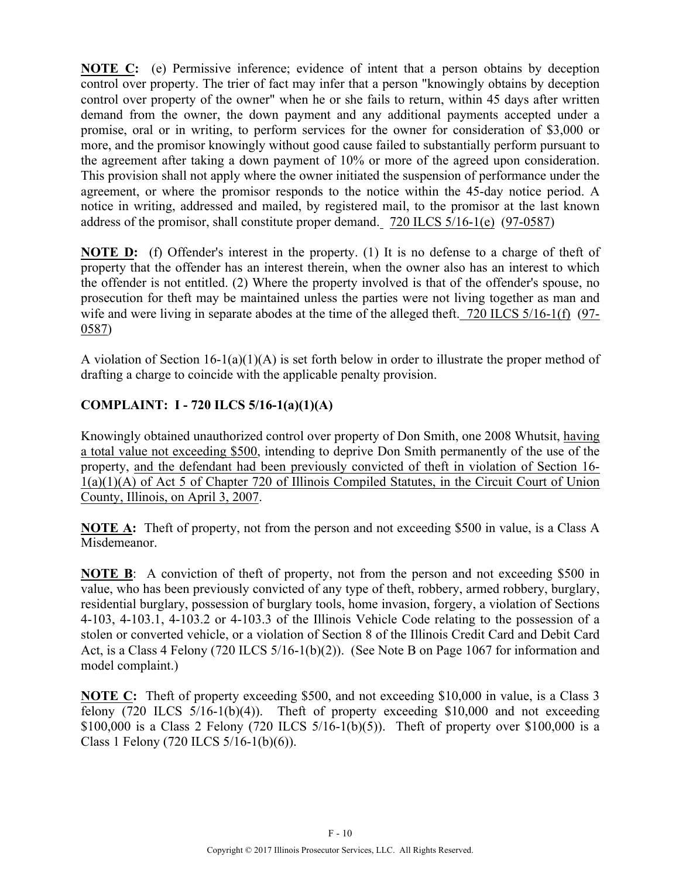**NOTE C:** (e) Permissive inference; evidence of intent that a person obtains by deception control over property. The trier of fact may infer that a person "knowingly obtains by deception control over property of the owner" when he or she fails to return, within 45 days after written demand from the owner, the down payment and any additional payments accepted under a promise, oral or in writing, to perform services for the owner for consideration of $3,000 or more, and the promisor knowingly without good cause failed to substantially perform pursuant to the agreement after taking a down payment of 10% or more of the agreed upon consideration. This provision shall not apply where the owner initiated the suspension of performance under the agreement, or where the promisor responds to the notice within the 45-day notice period. A notice in writing, addressed and mailed, by registered mail, to the promisor at the last known address of the promisor, shall constitute proper demand. 720 ILCS 5/16-1(e) (97-0587)

**NOTE D:** (f) Offender's interest in the property. (1) It is no defense to a charge of theft of property that the offender has an interest therein, when the owner also has an interest to which the offender is not entitled. (2) Where the property involved is that of the offender's spouse, no prosecution for theft may be maintained unless the parties were not living together as man and wife and were living in separate abodes at the time of the alleged theft. 720 ILCS 5/16-1(f) (97-0587)

A violation of Section 16-1(a)(1)(A) is set forth below in order to illustrate the proper method of drafting a charge to coincide with the applicable penalty provision.

**COMPLAINT: I - 720 ILCS 5/16-1(a)(1)(A)**

Knowingly obtained unauthorized control over property of Don Smith, one 2008 Whutsit, having a total value not exceeding $500, intending to deprive Don Smith permanently of the use of the property, and the defendant had been previously convicted of theft in violation of Section 16-1(a)(1)(A) of Act 5 of Chapter 720 of Illinois Compiled Statutes, in the Circuit Court of Union County, Illinois, on April 3, 2007.

**NOTE A:** Theft of property, not from the person and not exceeding $500 in value, is a Class A Misdemeanor.

**NOTE B**: A conviction of theft of property, not from the person and not exceeding $500 in value, who has been previously convicted of any type of theft, robbery, armed robbery, burglary, residential burglary, possession of burglary tools, home invasion, forgery, a violation of Sections 4-103, 4-103.1, 4-103.2 or 4-103.3 of the Illinois Vehicle Code relating to the possession of a stolen or converted vehicle, or a violation of Section 8 of the Illinois Credit Card and Debit Card Act, is a Class 4 Felony (720 ILCS 5/16-1(b)(2)). (See Note B on Page 1067 for information and model complaint.)

**NOTE C:** Theft of property exceeding $500, and not exceeding $10,000 in value, is a Class 3 felony (720 ILCS 5/16-1(b)(4)). Theft of property exceeding $10,000 and not exceeding $100,000 is a Class 2 Felony (720 ILCS 5/16-1(b)(5)). Theft of property over $100,000 is a Class 1 Felony (720 ILCS 5/16-1(b)(6)).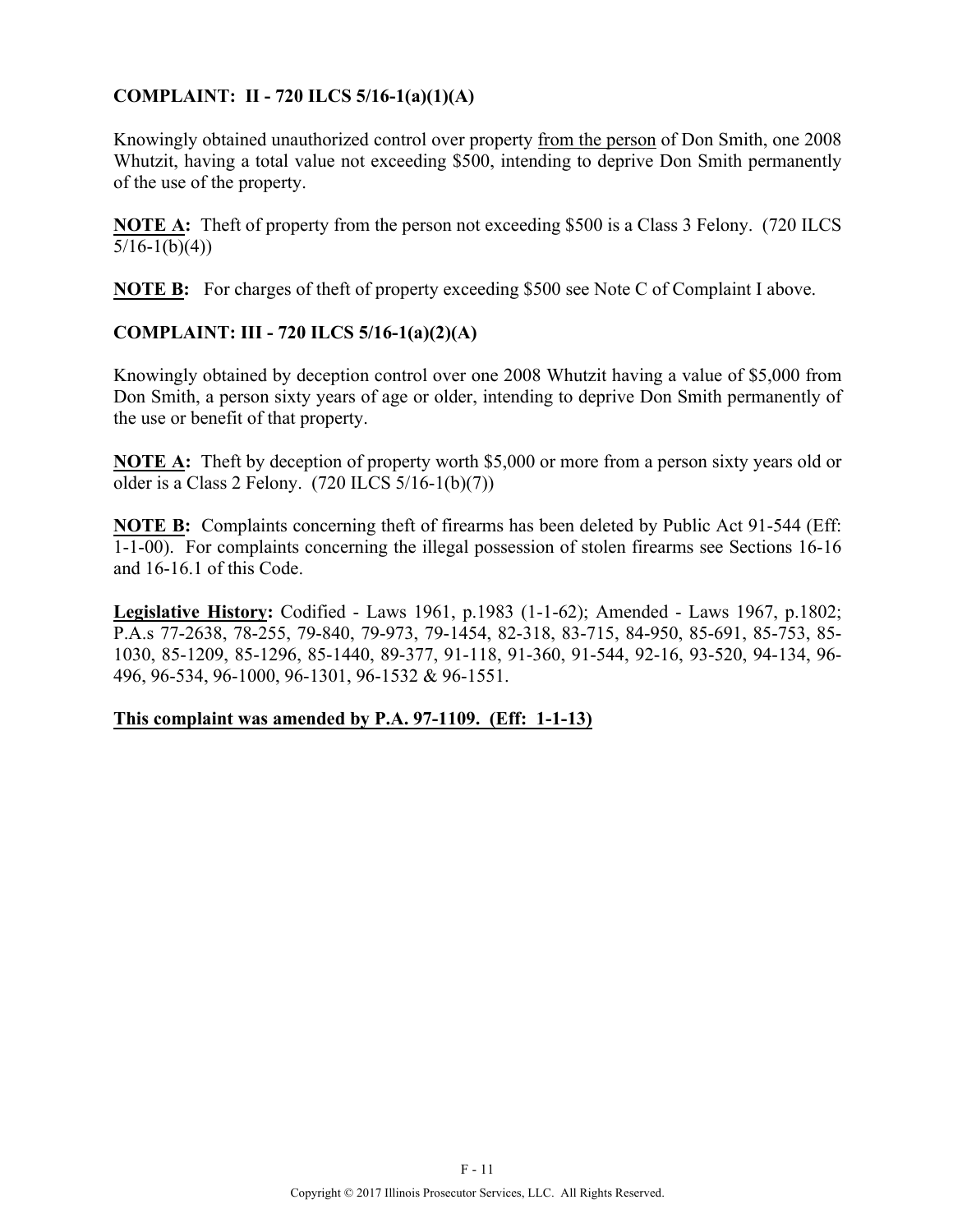**COMPLAINT: II - 720 ILCS 5/16-1(a)(1)(A)**

Knowingly obtained unauthorized control over property <u>from the person</u> of Don Smith, one 2008 Whutzit, having a total value not exceeding $500, intending to deprive Don Smith permanently of the use of the property.

**<u>NOTE A</u>:** Theft of property from the person not exceeding $500 is a Class 3 Felony. (720 ILCS 5/16-1(b)(4))

**<u>NOTE B</u>:** For charges of theft of property exceeding $500 see Note C of Complaint I above.

**COMPLAINT: III - 720 ILCS 5/16-1(a)(2)(A)**

Knowingly obtained by deception control over one 2008 Whutzit having a value of $5,000 from Don Smith, a person sixty years of age or older, intending to deprive Don Smith permanently of the use or benefit of that property.

**<u>NOTE A</u>:** Theft by deception of property worth $5,000 or more from a person sixty years old or older is a Class 2 Felony. (720 ILCS 5/16-1(b)(7))

**<u>NOTE B</u>:** Complaints concerning theft of firearms has been deleted by Public Act 91-544 (Eff: 1-1-00). For complaints concerning the illegal possession of stolen firearms see Sections 16-16 and 16-16.1 of this Code.

**<u>Legislative History</u>:** Codified - Laws 1961, p.1983 (1-1-62); Amended - Laws 1967, p.1802; P.A.s 77-2638, 78-255, 79-840, 79-973, 79-1454, 82-318, 83-715, 84-950, 85-691, 85-753, 85-1030, 85-1209, 85-1296, 85-1440, 89-377, 91-118, 91-360, 91-544, 92-16, 93-520, 94-134, 96-496, 96-534, 96-1000, 96-1301, 96-1532 & 96-1551.

**<u>This complaint was amended by P.A. 97-1109. (Eff: 1-1-13)</u>**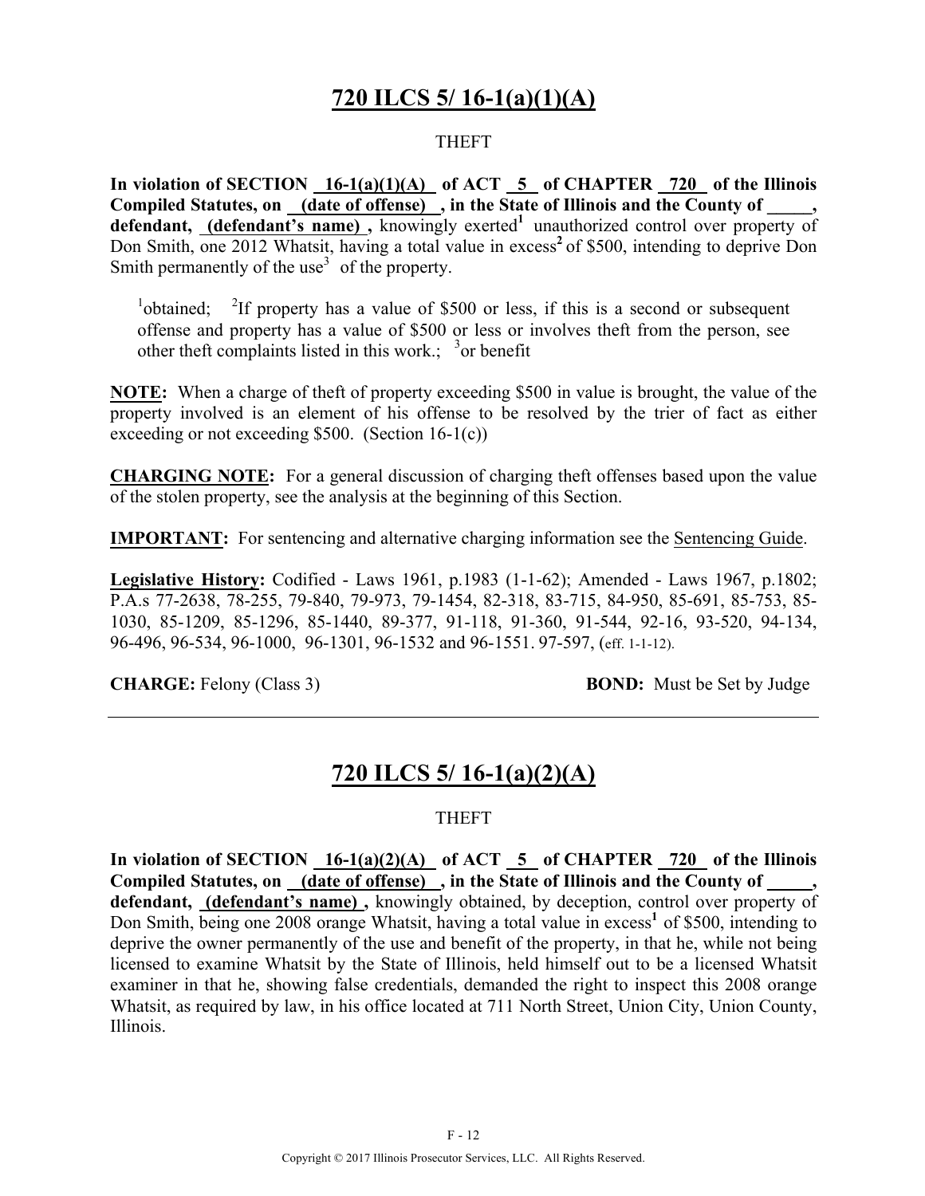## 720 ILCS 5/ 16-1(a)(1)(A)

THEFT

**In violation of SECTION 16-1(a)(1)(A) of ACT 5 of CHAPTER 720 of the Illinois Compiled Statutes, on (date of offense) , in the State of Illinois and the County of _____, defendant, (defendant's name) ,** knowingly exerted[1] unauthorized control over property of Don Smith, one 2012 Whatsit, having a total value in excess[2] of $500, intending to deprive Don Smith permanently of the use[3] of the property.

[1]obtained; [2]If property has a value of $500 or less, if this is a second or subsequent offense and property has a value of $500 or less or involves theft from the person, see other theft complaints listed in this work.; [3]or benefit

**NOTE:** When a charge of theft of property exceeding $500 in value is brought, the value of the property involved is an element of his offense to be resolved by the trier of fact as either exceeding or not exceeding $500. (Section 16-1(c))

**CHARGING NOTE:** For a general discussion of charging theft offenses based upon the value of the stolen property, see the analysis at the beginning of this Section.

**IMPORTANT:** For sentencing and alternative charging information see the Sentencing Guide.

**Legislative History:** Codified - Laws 1961, p.1983 (1-1-62); Amended - Laws 1967, p.1802; P.A.s 77-2638, 78-255, 79-840, 79-973, 79-1454, 82-318, 83-715, 84-950, 85-691, 85-753, 85-1030, 85-1209, 85-1296, 85-1440, 89-377, 91-118, 91-360, 91-544, 92-16, 93-520, 94-134, 96-496, 96-534, 96-1000, 96-1301, 96-1532 and 96-1551. 97-597, (eff. 1-1-12).

**CHARGE:** Felony (Class 3) **BOND:** Must be Set by Judge

---

## 720 ILCS 5/ 16-1(a)(2)(A)

THEFT

**In violation of SECTION 16-1(a)(2)(A) of ACT 5 of CHAPTER 720 of the Illinois Compiled Statutes, on (date of offense) , in the State of Illinois and the County of _____, defendant, (defendant's name) ,** knowingly obtained, by deception, control over property of Don Smith, being one 2008 orange Whatsit, having a total value in excess[1] of $500, intending to deprive the owner permanently of the use and benefit of the property, in that he, while not being licensed to examine Whatsit by the State of Illinois, held himself out to be a licensed Whatsit examiner in that he, showing false credentials, demanded the right to inspect this 2008 orange Whatsit, as required by law, in his office located at 711 North Street, Union City, Union County, Illinois.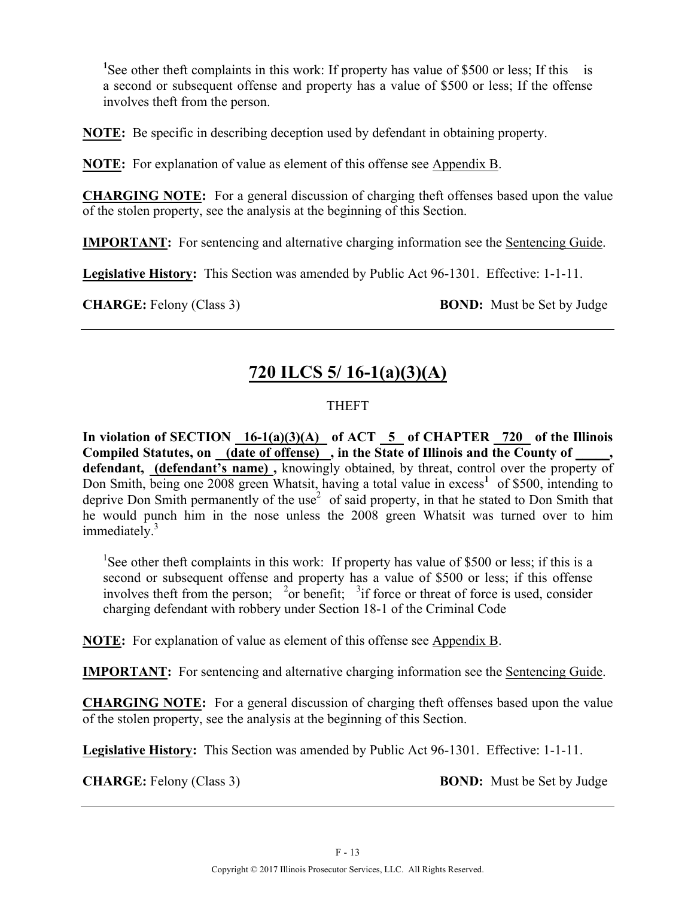[1]See other theft complaints in this work: If property has value of $500 or less; If this is a second or subsequent offense and property has a value of $500 or less; If the offense involves theft from the person.

**NOTE:** Be specific in describing deception used by defendant in obtaining property.

**NOTE:** For explanation of value as element of this offense see Appendix B.

**CHARGING NOTE:** For a general discussion of charging theft offenses based upon the value of the stolen property, see the analysis at the beginning of this Section.

**IMPORTANT:** For sentencing and alternative charging information see the Sentencing Guide.

**Legislative History:** This Section was amended by Public Act 96-1301. Effective: 1-1-11.

**CHARGE:** Felony (Class 3) **BOND:** Must be Set by Judge

---

## 720 ILCS 5/ 16-1(a)(3)(A)

THEFT

**In violation of SECTION 16-1(a)(3)(A) of ACT 5 of CHAPTER 720 of the Illinois Compiled Statutes, on (date of offense) , in the State of Illinois and the County of \_\_\_\_\_, defendant, (defendant's name) ,** knowingly obtained, by threat, control over the property of Don Smith, being one 2008 green Whatsit, having a total value in excess[1] of $500, intending to deprive Don Smith permanently of the use[2] of said property, in that he stated to Don Smith that he would punch him in the nose unless the 2008 green Whatsit was turned over to him immediately.[3]

[1]See other theft complaints in this work: If property has value of $500 or less; if this is a second or subsequent offense and property has a value of $500 or less; if this offense involves theft from the person; [2]or benefit; [3]if force or threat of force is used, consider charging defendant with robbery under Section 18-1 of the Criminal Code

**NOTE:** For explanation of value as element of this offense see Appendix B.

**IMPORTANT:** For sentencing and alternative charging information see the Sentencing Guide.

**CHARGING NOTE:** For a general discussion of charging theft offenses based upon the value of the stolen property, see the analysis at the beginning of this Section.

**Legislative History:** This Section was amended by Public Act 96-1301. Effective: 1-1-11.

**CHARGE:** Felony (Class 3) **BOND:** Must be Set by Judge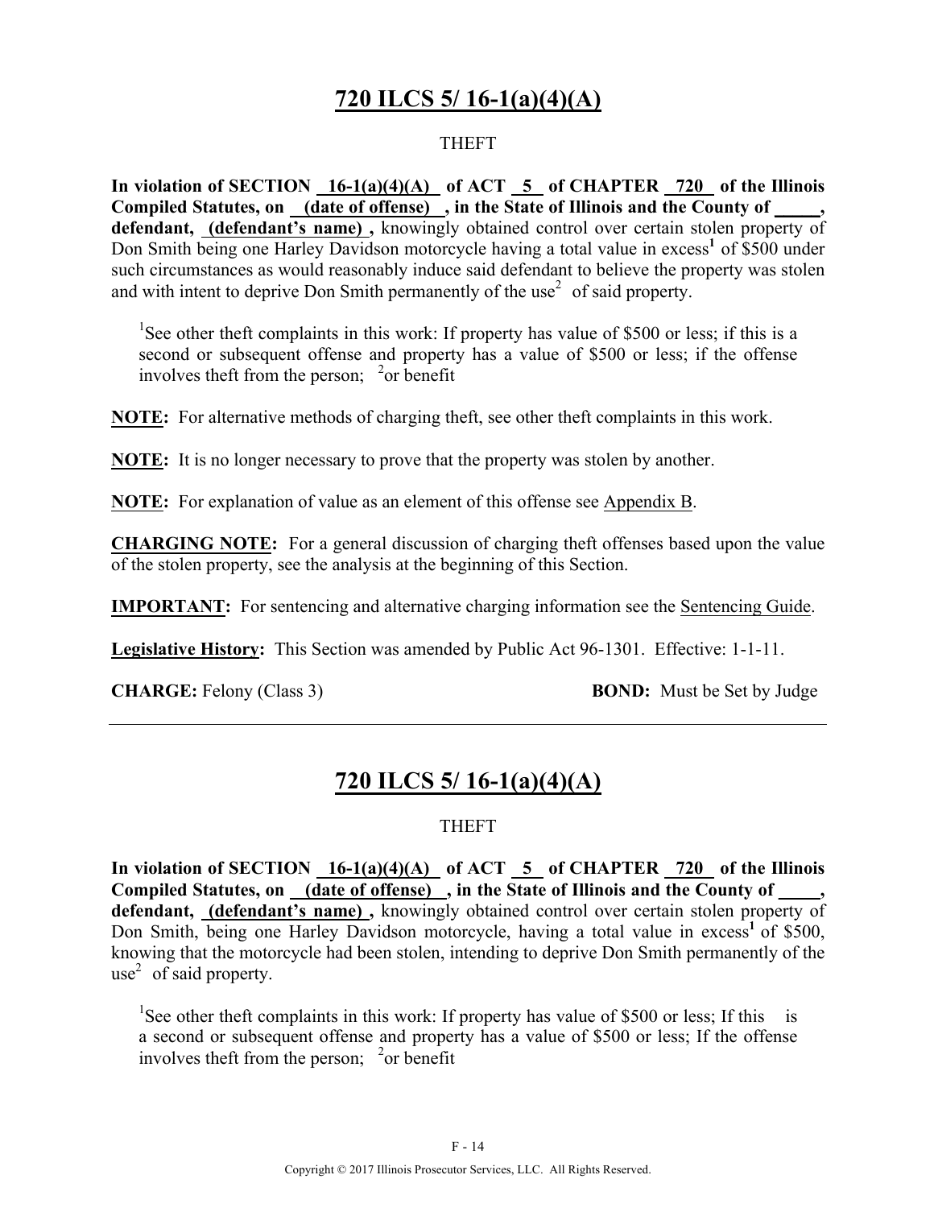## 720 ILCS 5/ 16-1(a)(4)(A)

THEFT

**In violation of SECTION 16-1(a)(4)(A) of ACT 5 of CHAPTER 720 of the Illinois Compiled Statutes, on (date of offense) , in the State of Illinois and the County of _____, defendant, (defendant's name) ,** knowingly obtained control over certain stolen property of Don Smith being one Harley Davidson motorcycle having a total value in excess[1] of $500 under such circumstances as would reasonably induce said defendant to believe the property was stolen and with intent to deprive Don Smith permanently of the use[2] of said property.

[1]See other theft complaints in this work: If property has value of $500 or less; if this is a second or subsequent offense and property has a value of $500 or less; if the offense involves theft from the person; [2]or benefit

**NOTE:** For alternative methods of charging theft, see other theft complaints in this work.

**NOTE:** It is no longer necessary to prove that the property was stolen by another.

**NOTE:** For explanation of value as an element of this offense see Appendix B.

**CHARGING NOTE:** For a general discussion of charging theft offenses based upon the value of the stolen property, see the analysis at the beginning of this Section.

**IMPORTANT:** For sentencing and alternative charging information see the Sentencing Guide.

**Legislative History:** This Section was amended by Public Act 96-1301. Effective: 1-1-11.

**CHARGE:** Felony (Class 3) **BOND:** Must be Set by Judge

---

## 720 ILCS 5/ 16-1(a)(4)(A)

THEFT

**In violation of SECTION 16-1(a)(4)(A) of ACT 5 of CHAPTER 720 of the Illinois Compiled Statutes, on (date of offense) , in the State of Illinois and the County of _____, defendant, (defendant's name) ,** knowingly obtained control over certain stolen property of Don Smith, being one Harley Davidson motorcycle, having a total value in excess[1] of $500, knowing that the motorcycle had been stolen, intending to deprive Don Smith permanently of the use[2] of said property.

[1]See other theft complaints in this work: If property has value of $500 or less; If this is a second or subsequent offense and property has a value of $500 or less; If the offense involves theft from the person; [2]or benefit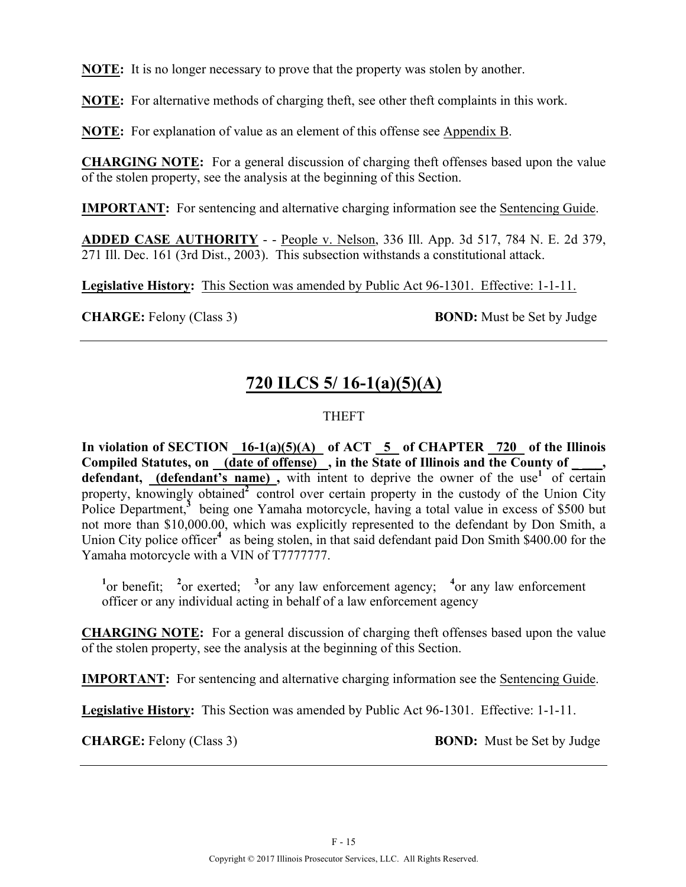**NOTE:** It is no longer necessary to prove that the property was stolen by another.

**NOTE:** For alternative methods of charging theft, see other theft complaints in this work.

**NOTE:** For explanation of value as an element of this offense see Appendix B.

**CHARGING NOTE:** For a general discussion of charging theft offenses based upon the value of the stolen property, see the analysis at the beginning of this Section.

**IMPORTANT:** For sentencing and alternative charging information see the Sentencing Guide.

**ADDED CASE AUTHORITY** - - People v. Nelson, 336 Ill. App. 3d 517, 784 N. E. 2d 379, 271 Ill. Dec. 161 (3rd Dist., 2003). This subsection withstands a constitutional attack.

**Legislative History:** This Section was amended by Public Act 96-1301. Effective: 1-1-11.

**CHARGE:** Felony (Class 3) **BOND:** Must be Set by Judge

---

## 720 ILCS 5/ 16-1(a)(5)(A)

THEFT

**In violation of SECTION 16-1(a)(5)(A) of ACT 5 of CHAPTER 720 of the Illinois Compiled Statutes, on (date of offense) , in the State of Illinois and the County of ____, defendant, (defendant's name) ,** with intent to deprive the owner of the use[1] of certain property, knowingly obtained[2] control over certain property in the custody of the Union City Police Department,[3] being one Yamaha motorcycle, having a total value in excess of $500 but not more than $10,000.00, which was explicitly represented to the defendant by Don Smith, a Union City police officer[4] as being stolen, in that said defendant paid Don Smith $400.00 for the Yamaha motorcycle with a VIN of T7777777.

[1]or benefit; [2]or exerted; [3]or any law enforcement agency; [4]or any law enforcement officer or any individual acting in behalf of a law enforcement agency

**CHARGING NOTE:** For a general discussion of charging theft offenses based upon the value of the stolen property, see the analysis at the beginning of this Section.

**IMPORTANT:** For sentencing and alternative charging information see the Sentencing Guide.

**Legislative History:** This Section was amended by Public Act 96-1301. Effective: 1-1-11.

**CHARGE:** Felony (Class 3) **BOND:** Must be Set by Judge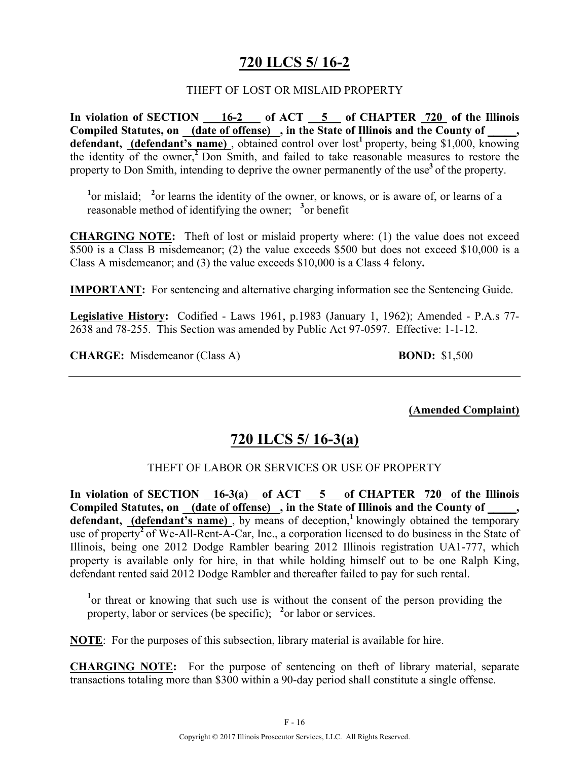# 720 ILCS 5/ 16-2

THEFT OF LOST OR MISLAID PROPERTY

**In violation of SECTION 16-2 of ACT 5 of CHAPTER 720 of the Illinois Compiled Statutes, on (date of offense), in the State of Illinois and the County of _____, defendant, (defendant's name)**, obtained control over lost[1] property, being $1,000, knowing the identity of the owner,[2] Don Smith, and failed to take reasonable measures to restore the property to Don Smith, intending to deprive the owner permanently of the use[3] of the property.

[1]or mislaid; [2]or learns the identity of the owner, or knows, or is aware of, or learns of a reasonable method of identifying the owner; [3]or benefit

**CHARGING NOTE:** Theft of lost or mislaid property where: (1) the value does not exceed $500 is a Class B misdemeanor; (2) the value exceeds $500 but does not exceed $10,000 is a Class A misdemeanor; and (3) the value exceeds $10,000 is a Class 4 felony**.**

**IMPORTANT:** For sentencing and alternative charging information see the Sentencing Guide.

**Legislative History:** Codified - Laws 1961, p.1983 (January 1, 1962); Amended - P.A.s 77-2638 and 78-255. This Section was amended by Public Act 97-0597. Effective: 1-1-12.

**CHARGE:** Misdemeanor (Class A) **BOND:** $1,500

---

**(Amended Complaint)**

# 720 ILCS 5/ 16-3(a)

THEFT OF LABOR OR SERVICES OR USE OF PROPERTY

**In violation of SECTION 16-3(a) of ACT 5 of CHAPTER 720 of the Illinois Compiled Statutes, on (date of offense), in the State of Illinois and the County of _____, defendant, (defendant's name)**, by means of deception,[1] knowingly obtained the temporary use of property[2] of We-All-Rent-A-Car, Inc., a corporation licensed to do business in the State of Illinois, being one 2012 Dodge Rambler bearing 2012 Illinois registration UA1-777, which property is available only for hire, in that while holding himself out to be one Ralph King, defendant rented said 2012 Dodge Rambler and thereafter failed to pay for such rental.

[1]or threat or knowing that such use is without the consent of the person providing the property, labor or services (be specific); [2]or labor or services.

**NOTE**: For the purposes of this subsection, library material is available for hire.

**CHARGING NOTE:** For the purpose of sentencing on theft of library material, separate transactions totaling more than $300 within a 90-day period shall constitute a single offense.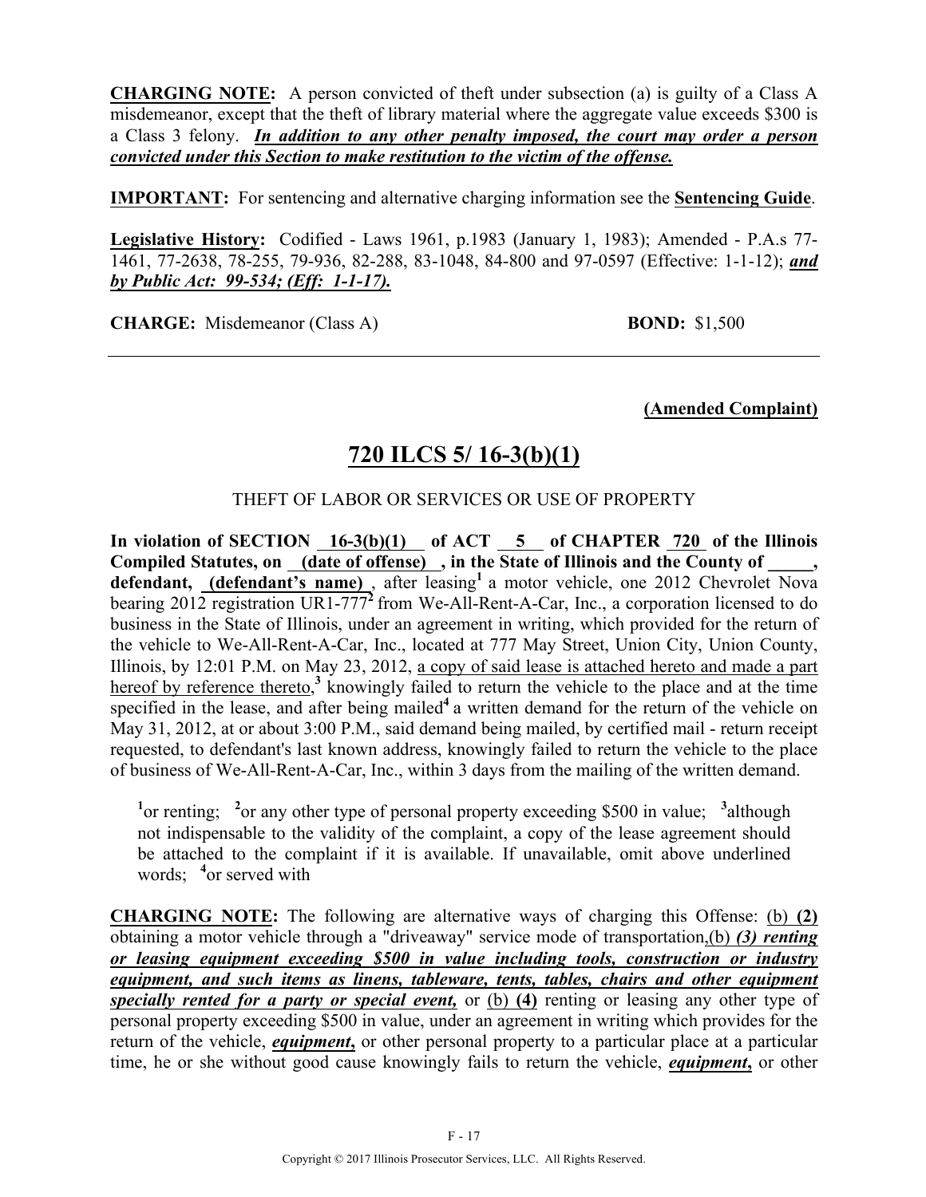**CHARGING NOTE:** A person convicted of theft under subsection (a) is guilty of a Class A misdemeanor, except that the theft of library material where the aggregate value exceeds $300 is a Class 3 felony. ***In addition to any other penalty imposed, the court may order a person convicted under this Section to make restitution to the victim of the offense.***

**IMPORTANT:** For sentencing and alternative charging information see the **Sentencing Guide**.

**Legislative History:** Codified - Laws 1961, p.1983 (January 1, 1983); Amended - P.A.s 77-1461, 77-2638, 78-255, 79-936, 82-288, 83-1048, 84-800 and 97-0597 (Effective: 1-1-12); ***and by Public Act: 99-534; (Eff: 1-1-17).***

**CHARGE:** Misdemeanor (Class A) **BOND:** $1,500

---

**(Amended Complaint)**

## 720 ILCS 5/ 16-3(b)(1)

THEFT OF LABOR OR SERVICES OR USE OF PROPERTY

**In violation of SECTION 16-3(b)(1) of ACT 5 of CHAPTER 720 of the Illinois Compiled Statutes, on (date of offense), in the State of Illinois and the County of \_\_\_\_\_, defendant, (defendant's name)**, after leasing[1] a motor vehicle, one 2012 Chevrolet Nova bearing 2012 registration UR1-777[2] from We-All-Rent-A-Car, Inc., a corporation licensed to do business in the State of Illinois, under an agreement in writing, which provided for the return of the vehicle to We-All-Rent-A-Car, Inc., located at 777 May Street, Union City, Union County, Illinois, by 12:01 P.M. on May 23, 2012, a copy of said lease is attached hereto and made a part hereof by reference thereto,[3] knowingly failed to return the vehicle to the place and at the time specified in the lease, and after being mailed[4] a written demand for the return of the vehicle on May 31, 2012, at or about 3:00 P.M., said demand being mailed, by certified mail - return receipt requested, to defendant's last known address, knowingly failed to return the vehicle to the place of business of We-All-Rent-A-Car, Inc., within 3 days from the mailing of the written demand.

[1]or renting; [2]or any other type of personal property exceeding $500 in value; [3]although not indispensable to the validity of the complaint, a copy of the lease agreement should be attached to the complaint if it is available. If unavailable, omit above underlined words; [4]or served with

**CHARGING NOTE:** The following are alternative ways of charging this Offense: (b) **(2)** obtaining a motor vehicle through a "driveaway" service mode of transportation,(b) ***(3) renting or leasing equipment exceeding $500 in value including tools, construction or industry equipment, and such items as linens, tableware, tents, tables, chairs and other equipment specially rented for a party or special event,*** or (b) **(4)** renting or leasing any other type of personal property exceeding $500 in value, under an agreement in writing which provides for the return of the vehicle, ***equipment*,** or other personal property to a particular place at a particular time, he or she without good cause knowingly fails to return the vehicle, ***equipment*,** or other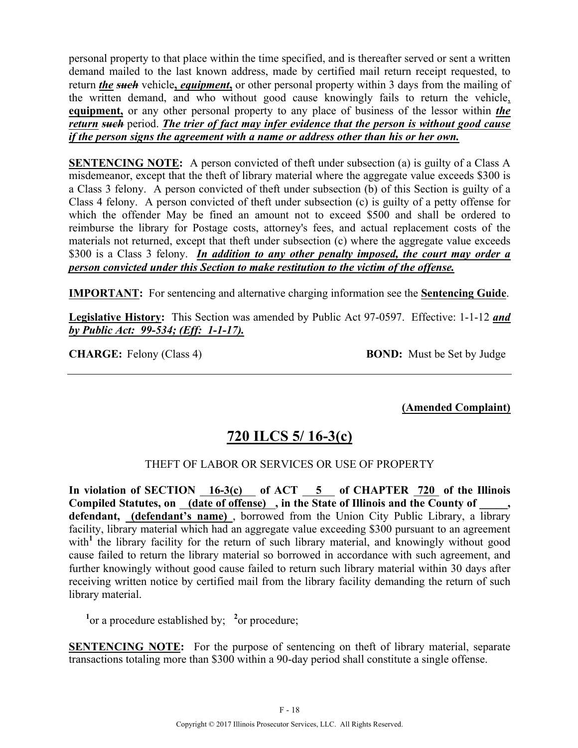personal property to that place within the time specified, and is thereafter served or sent a written demand mailed to the last known address, made by certified mail return receipt requested, to return ***the*** ~~such~~ vehicle***, equipment,*** or other personal property within 3 days from the mailing of the written demand, and who without good cause knowingly fails to return the vehicle, **equipment,** or any other personal property to any place of business of the lessor within ***the return*** ~~such~~ period. ***The trier of fact may infer evidence that the person is without good cause if the person signs the agreement with a name or address other than his or her own.***

**SENTENCING NOTE:** A person convicted of theft under subsection (a) is guilty of a Class A misdemeanor, except that the theft of library material where the aggregate value exceeds $300 is a Class 3 felony. A person convicted of theft under subsection (b) of this Section is guilty of a Class 4 felony. A person convicted of theft under subsection (c) is guilty of a petty offense for which the offender May be fined an amount not to exceed $500 and shall be ordered to reimburse the library for Postage costs, attorney's fees, and actual replacement costs of the materials not returned, except that theft under subsection (c) where the aggregate value exceeds $300 is a Class 3 felony. ***In addition to any other penalty imposed, the court may order a person convicted under this Section to make restitution to the victim of the offense.***

**IMPORTANT:** For sentencing and alternative charging information see the **Sentencing Guide**.

**Legislative History:** This Section was amended by Public Act 97-0597. Effective: 1-1-12 ***and by Public Act: 99-534; (Eff: 1-1-17).***

**CHARGE:** Felony (Class 4) **BOND:** Must be Set by Judge

---

**(Amended Complaint)**

## 720 ILCS 5/ 16-3(c)

THEFT OF LABOR OR SERVICES OR USE OF PROPERTY

**In violation of SECTION 16-3(c) of ACT 5 of CHAPTER 720 of the Illinois Compiled Statutes, on (date of offense), in the State of Illinois and the County of _____, defendant, (defendant's name)**, borrowed from the Union City Public Library, a library facility, library material which had an aggregate value exceeding $300 pursuant to an agreement with[1] the library facility for the return of such library material, and knowingly without good cause failed to return the library material so borrowed in accordance with such agreement, and further knowingly without good cause failed to return such library material within 30 days after receiving written notice by certified mail from the library facility demanding the return of such library material.

[1]or a procedure established by; [2]or procedure;

**SENTENCING NOTE:** For the purpose of sentencing on theft of library material, separate transactions totaling more than $300 within a 90-day period shall constitute a single offense.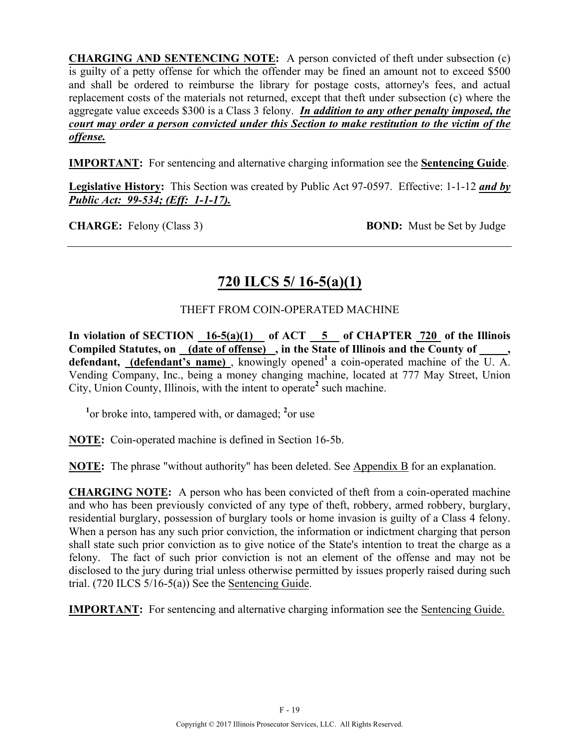**CHARGING AND SENTENCING NOTE:** A person convicted of theft under subsection (c) is guilty of a petty offense for which the offender may be fined an amount not to exceed $500 and shall be ordered to reimburse the library for postage costs, attorney's fees, and actual replacement costs of the materials not returned, except that theft under subsection (c) where the aggregate value exceeds $300 is a Class 3 felony. ***In addition to any other penalty imposed, the court may order a person convicted under this Section to make restitution to the victim of the offense.***

**IMPORTANT:** For sentencing and alternative charging information see the **Sentencing Guide**.

**Legislative History:** This Section was created by Public Act 97-0597. Effective: 1-1-12 ***and by Public Act: 99-534; (Eff: 1-1-17).***

**CHARGE:** Felony (Class 3) **BOND:** Must be Set by Judge

---

## 720 ILCS 5/ 16-5(a)(1)

THEFT FROM COIN-OPERATED MACHINE

**In violation of SECTION 16-5(a)(1) of ACT 5 of CHAPTER 720 of the Illinois Compiled Statutes, on (date of offense) , in the State of Illinois and the County of \_\_\_\_\_, defendant, (defendant's name)** , knowingly opened[1] a coin-operated machine of the U. A. Vending Company, Inc., being a money changing machine, located at 777 May Street, Union City, Union County, Illinois, with the intent to operate[2] such machine.

[1]or broke into, tampered with, or damaged; [2]or use

**NOTE:** Coin-operated machine is defined in Section 16-5b.

**NOTE:** The phrase "without authority" has been deleted. See Appendix B for an explanation.

**CHARGING NOTE:** A person who has been convicted of theft from a coin-operated machine and who has been previously convicted of any type of theft, robbery, armed robbery, burglary, residential burglary, possession of burglary tools or home invasion is guilty of a Class 4 felony. When a person has any such prior conviction, the information or indictment charging that person shall state such prior conviction as to give notice of the State's intention to treat the charge as a felony. The fact of such prior conviction is not an element of the offense and may not be disclosed to the jury during trial unless otherwise permitted by issues properly raised during such trial. (720 ILCS 5/16-5(a)) See the Sentencing Guide.

**IMPORTANT:** For sentencing and alternative charging information see the Sentencing Guide.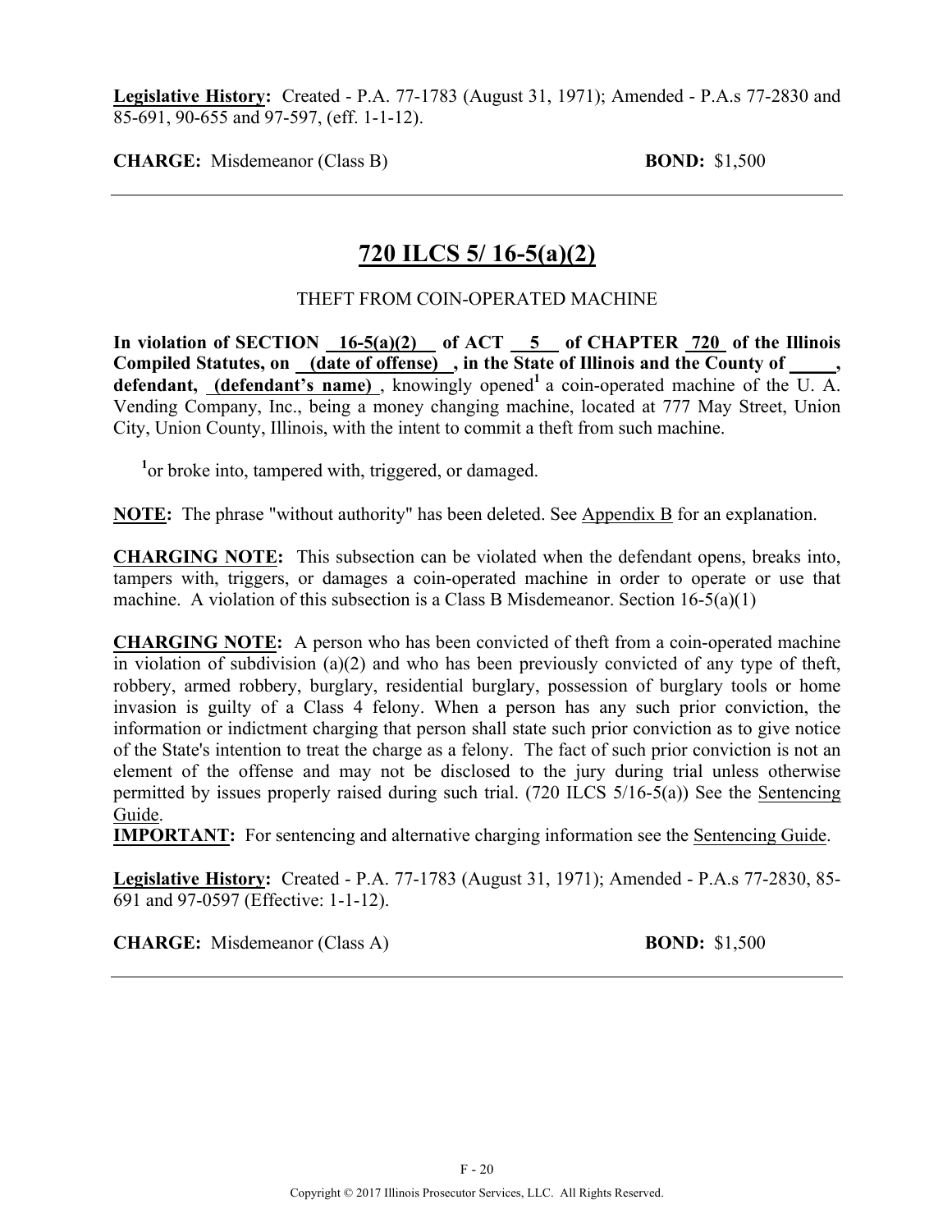**Legislative History:** Created - P.A. 77-1783 (August 31, 1971); Amended - P.A.s 77-2830 and 85-691, 90-655 and 97-597, (eff. 1-1-12).

**CHARGE:** Misdemeanor (Class B) **BOND:** $1,500

---

## 720 ILCS 5/ 16-5(a)(2)

THEFT FROM COIN-OPERATED MACHINE

**In violation of SECTION 16-5(a)(2) of ACT 5 of CHAPTER 720 of the Illinois Compiled Statutes, on (date of offense) , in the State of Illinois and the County of \_\_\_\_\_, defendant, (defendant's name)** , knowingly opened[1] a coin-operated machine of the U. A. Vending Company, Inc., being a money changing machine, located at 777 May Street, Union City, Union County, Illinois, with the intent to commit a theft from such machine.

[1]or broke into, tampered with, triggered, or damaged.

**NOTE:** The phrase "without authority" has been deleted. See Appendix B for an explanation.

**CHARGING NOTE:** This subsection can be violated when the defendant opens, breaks into, tampers with, triggers, or damages a coin-operated machine in order to operate or use that machine. A violation of this subsection is a Class B Misdemeanor. Section 16-5(a)(1)

**CHARGING NOTE:** A person who has been convicted of theft from a coin-operated machine in violation of subdivision (a)(2) and who has been previously convicted of any type of theft, robbery, armed robbery, burglary, residential burglary, possession of burglary tools or home invasion is guilty of a Class 4 felony. When a person has any such prior conviction, the information or indictment charging that person shall state such prior conviction as to give notice of the State's intention to treat the charge as a felony. The fact of such prior conviction is not an element of the offense and may not be disclosed to the jury during trial unless otherwise permitted by issues properly raised during such trial. (720 ILCS 5/16-5(a)) See the Sentencing Guide.

**IMPORTANT:** For sentencing and alternative charging information see the Sentencing Guide.

**Legislative History:** Created - P.A. 77-1783 (August 31, 1971); Amended - P.A.s 77-2830, 85-691 and 97-0597 (Effective: 1-1-12).

**CHARGE:** Misdemeanor (Class A) **BOND:** $1,500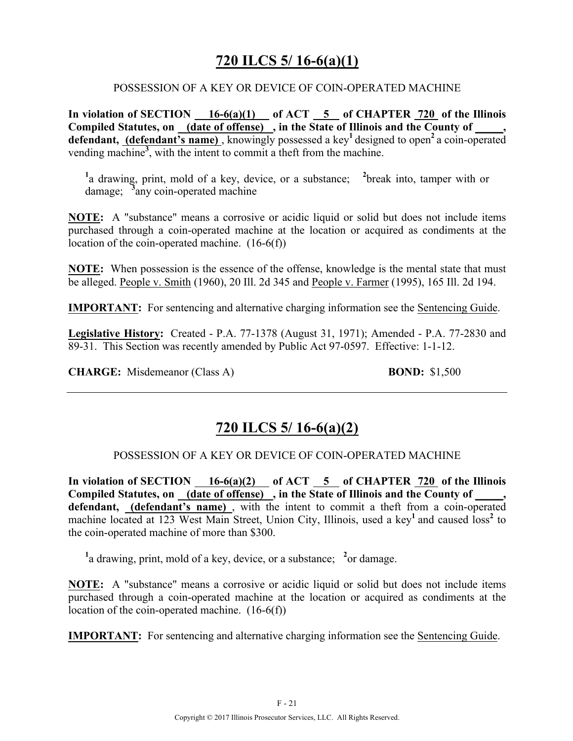# 720 ILCS 5/ 16-6(a)(1)

POSSESSION OF A KEY OR DEVICE OF COIN-OPERATED MACHINE

**In violation of SECTION 16-6(a)(1) of ACT 5 of CHAPTER 720 of the Illinois Compiled Statutes, on (date of offense) , in the State of Illinois and the County of _____, defendant, (defendant's name)**, knowingly possessed a key[1] designed to open[2] a coin-operated vending machine[3], with the intent to commit a theft from the machine.

[1]a drawing, print, mold of a key, device, or a substance; [2]break into, tamper with or damage; [3]any coin-operated machine

**NOTE:** A "substance" means a corrosive or acidic liquid or solid but does not include items purchased through a coin-operated machine at the location or acquired as condiments at the location of the coin-operated machine. (16-6(f))

**NOTE:** When possession is the essence of the offense, knowledge is the mental state that must be alleged. People v. Smith (1960), 20 Ill. 2d 345 and People v. Farmer (1995), 165 Ill. 2d 194.

**IMPORTANT:** For sentencing and alternative charging information see the Sentencing Guide.

**Legislative History:** Created - P.A. 77-1378 (August 31, 1971); Amended - P.A. 77-2830 and 89-31. This Section was recently amended by Public Act 97-0597. Effective: 1-1-12.

**CHARGE:** Misdemeanor (Class A) **BOND:** $1,500

---

# 720 ILCS 5/ 16-6(a)(2)

POSSESSION OF A KEY OR DEVICE OF COIN-OPERATED MACHINE

**In violation of SECTION 16-6(a)(2) of ACT 5 of CHAPTER 720 of the Illinois Compiled Statutes, on (date of offense) , in the State of Illinois and the County of _____, defendant, (defendant's name)**, with the intent to commit a theft from a coin-operated machine located at 123 West Main Street, Union City, Illinois, used a key[1] and caused loss[2] to the coin-operated machine of more than $300.

[1]a drawing, print, mold of a key, device, or a substance; [2]or damage.

**NOTE:** A "substance" means a corrosive or acidic liquid or solid but does not include items purchased through a coin-operated machine at the location or acquired as condiments at the location of the coin-operated machine. (16-6(f))

**IMPORTANT:** For sentencing and alternative charging information see the Sentencing Guide.

Copyright © 2017 Illinois Prosecutor Services, LLC. All Rights Reserved.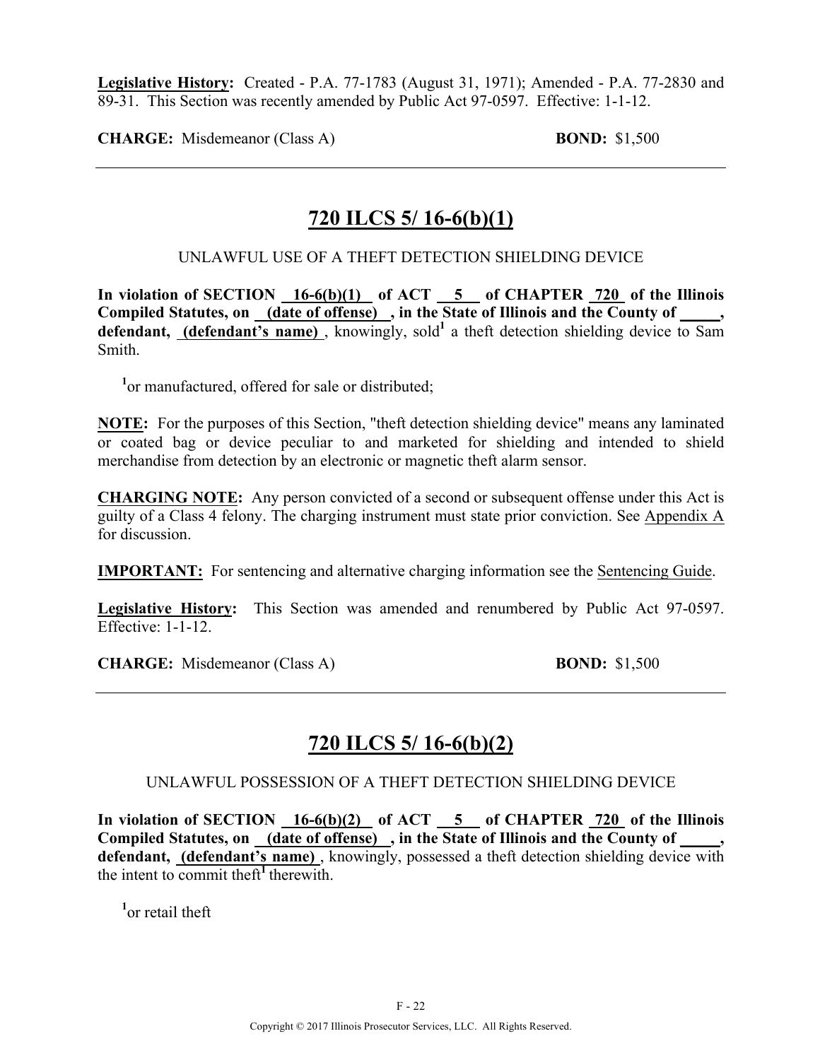**Legislative History:** Created - P.A. 77-1783 (August 31, 1971); Amended - P.A. 77-2830 and 89-31. This Section was recently amended by Public Act 97-0597. Effective: 1-1-12.

**CHARGE:** Misdemeanor (Class A) **BOND:** $1,500

---

## 720 ILCS 5/ 16-6(b)(1)

UNLAWFUL USE OF A THEFT DETECTION SHIELDING DEVICE

**In violation of SECTION 16-6(b)(1) of ACT 5 of CHAPTER 720 of the Illinois Compiled Statutes, on (date of offense) , in the State of Illinois and the County of \_\_\_\_\_, defendant, (defendant's name)** , knowingly, sold[1] a theft detection shielding device to Sam Smith.

[1]or manufactured, offered for sale or distributed;

**NOTE:** For the purposes of this Section, "theft detection shielding device" means any laminated or coated bag or device peculiar to and marketed for shielding and intended to shield merchandise from detection by an electronic or magnetic theft alarm sensor.

**CHARGING NOTE:** Any person convicted of a second or subsequent offense under this Act is guilty of a Class 4 felony. The charging instrument must state prior conviction. See Appendix A for discussion.

**IMPORTANT:** For sentencing and alternative charging information see the Sentencing Guide.

**Legislative History:** This Section was amended and renumbered by Public Act 97-0597. Effective: 1-1-12.

**CHARGE:** Misdemeanor (Class A) **BOND:** $1,500

---

## 720 ILCS 5/ 16-6(b)(2)

UNLAWFUL POSSESSION OF A THEFT DETECTION SHIELDING DEVICE

**In violation of SECTION 16-6(b)(2) of ACT 5 of CHAPTER 720 of the Illinois Compiled Statutes, on (date of offense) , in the State of Illinois and the County of \_\_\_\_\_, defendant, (defendant's name)** , knowingly, possessed a theft detection shielding device with the intent to commit theft[1] therewith.

[1]or retail theft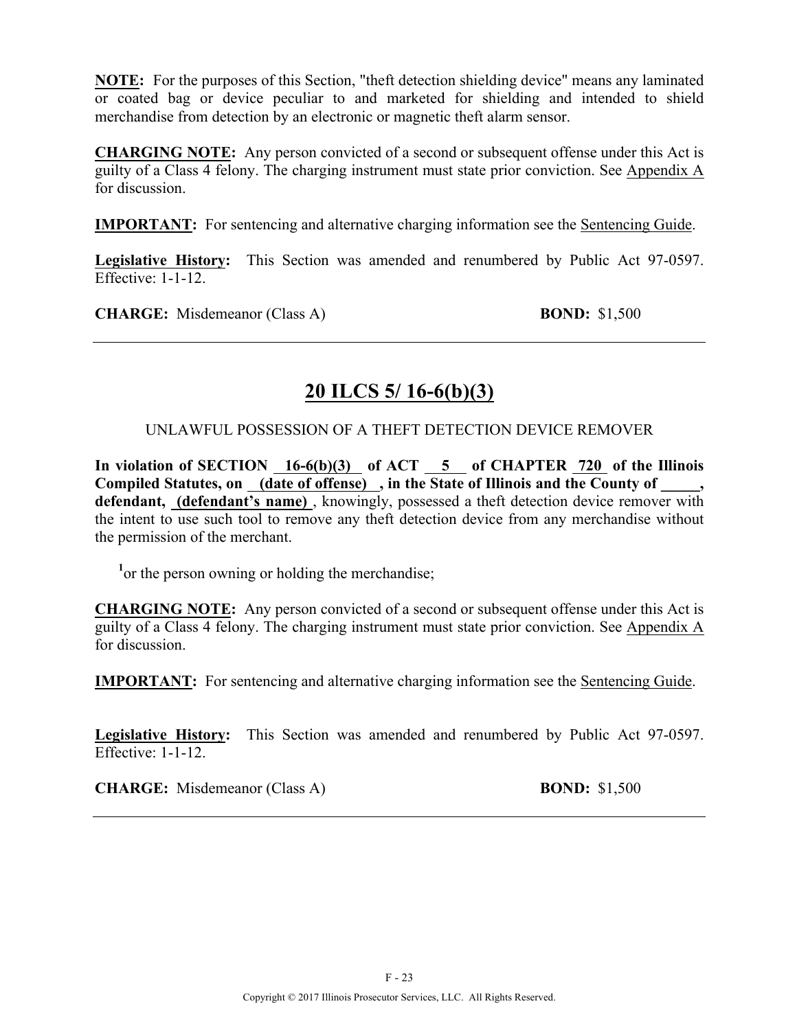**NOTE:** For the purposes of this Section, "theft detection shielding device" means any laminated or coated bag or device peculiar to and marketed for shielding and intended to shield merchandise from detection by an electronic or magnetic theft alarm sensor.

**CHARGING NOTE:** Any person convicted of a second or subsequent offense under this Act is guilty of a Class 4 felony. The charging instrument must state prior conviction. See Appendix A for discussion.

**IMPORTANT:** For sentencing and alternative charging information see the Sentencing Guide.

**Legislative History:** This Section was amended and renumbered by Public Act 97-0597. Effective: 1-1-12.

**CHARGE:** Misdemeanor (Class A) **BOND:** $1,500

---

## 20 ILCS 5/ 16-6(b)(3)

UNLAWFUL POSSESSION OF A THEFT DETECTION DEVICE REMOVER

**In violation of SECTION 16-6(b)(3) of ACT 5 of CHAPTER 720 of the Illinois Compiled Statutes, on (date of offense), in the State of Illinois and the County of \_\_\_\_\_, defendant, (defendant's name)**, knowingly, possessed a theft detection device remover with the intent to use such tool to remove any theft detection device from any merchandise without the permission of the merchant.

[1]or the person owning or holding the merchandise;

**CHARGING NOTE:** Any person convicted of a second or subsequent offense under this Act is guilty of a Class 4 felony. The charging instrument must state prior conviction. See Appendix A for discussion.

**IMPORTANT:** For sentencing and alternative charging information see the Sentencing Guide.

**Legislative History:** This Section was amended and renumbered by Public Act 97-0597. Effective: 1-1-12.

**CHARGE:** Misdemeanor (Class A) **BOND:** $1,500

---

Copyright © 2017 Illinois Prosecutor Services, LLC. All Rights Reserved.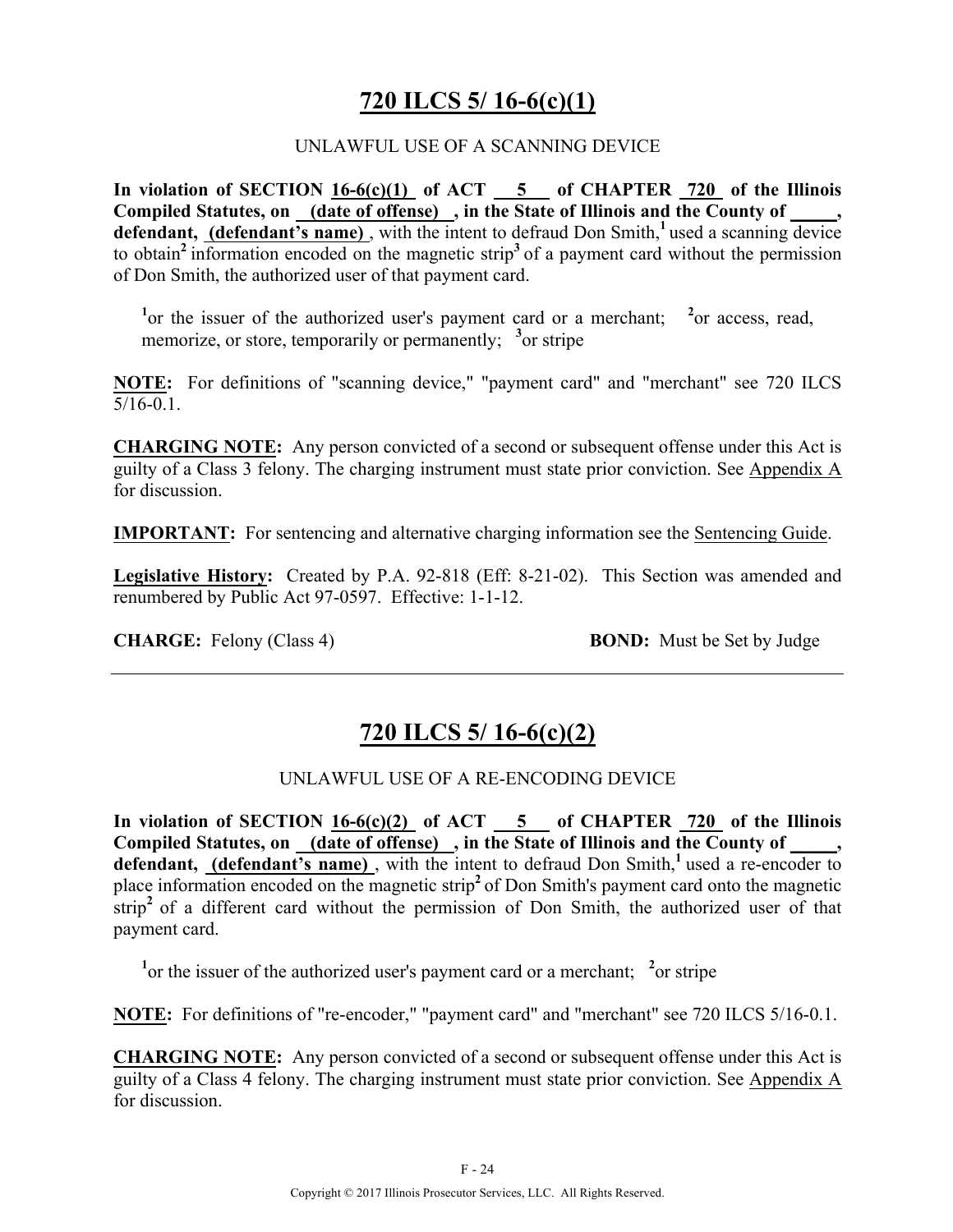# 720 ILCS 5/ 16-6(c)(1)

UNLAWFUL USE OF A SCANNING DEVICE

**In violation of SECTION 16-6(c)(1) of ACT 5 of CHAPTER 720 of the Illinois Compiled Statutes, on (date of offense) , in the State of Illinois and the County of \_\_\_\_\_, defendant, (defendant's name)**, with the intent to defraud Don Smith,[1] used a scanning device to obtain[2] information encoded on the magnetic strip[3] of a payment card without the permission of Don Smith, the authorized user of that payment card.

[1]or the issuer of the authorized user's payment card or a merchant; [2]or access, read, memorize, or store, temporarily or permanently; [3]or stripe

**NOTE:** For definitions of "scanning device," "payment card" and "merchant" see 720 ILCS 5/16-0.1.

**CHARGING NOTE:** Any person convicted of a second or subsequent offense under this Act is guilty of a Class 3 felony. The charging instrument must state prior conviction. See Appendix A for discussion.

**IMPORTANT:** For sentencing and alternative charging information see the Sentencing Guide.

**Legislative History:** Created by P.A. 92-818 (Eff: 8-21-02). This Section was amended and renumbered by Public Act 97-0597. Effective: 1-1-12.

**CHARGE:** Felony (Class 4) **BOND:** Must be Set by Judge

---

# 720 ILCS 5/ 16-6(c)(2)

UNLAWFUL USE OF A RE-ENCODING DEVICE

**In violation of SECTION 16-6(c)(2) of ACT 5 of CHAPTER 720 of the Illinois Compiled Statutes, on (date of offense) , in the State of Illinois and the County of \_\_\_\_\_, defendant, (defendant's name)**, with the intent to defraud Don Smith,[1] used a re-encoder to place information encoded on the magnetic strip[2] of Don Smith's payment card onto the magnetic strip[2] of a different card without the permission of Don Smith, the authorized user of that payment card.

[1]or the issuer of the authorized user's payment card or a merchant; [2]or stripe

**NOTE:** For definitions of "re-encoder," "payment card" and "merchant" see 720 ILCS 5/16-0.1.

**CHARGING NOTE:** Any person convicted of a second or subsequent offense under this Act is guilty of a Class 4 felony. The charging instrument must state prior conviction. See Appendix A for discussion.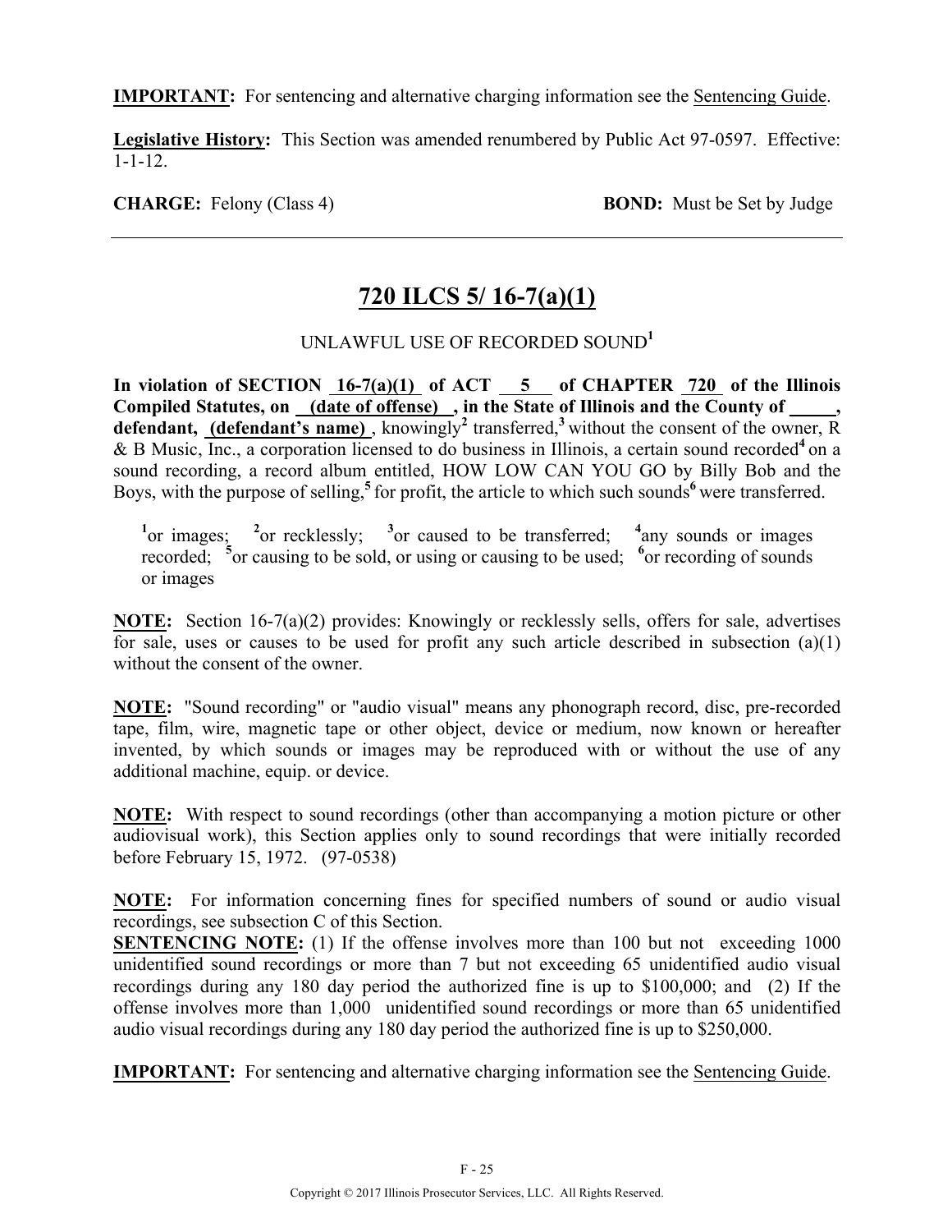**IMPORTANT:** For sentencing and alternative charging information see the Sentencing Guide.

**Legislative History:** This Section was amended renumbered by Public Act 97-0597. Effective: 1-1-12.

**CHARGE:** Felony (Class 4) **BOND:** Must be Set by Judge

---

# 720 ILCS 5/ 16-7(a)(1)

UNLAWFUL USE OF RECORDED SOUND[1]

**In violation of SECTION 16-7(a)(1) of ACT 5 of CHAPTER 720 of the Illinois Compiled Statutes, on (date of offense), in the State of Illinois and the County of \_\_\_\_\_, defendant, (defendant's name)**, knowingly[2] transferred,[3] without the consent of the owner, R & B Music, Inc., a corporation licensed to do business in Illinois, a certain sound recorded[4] on a sound recording, a record album entitled, HOW LOW CAN YOU GO by Billy Bob and the Boys, with the purpose of selling,[5] for profit, the article to which such sounds[6] were transferred.

[1]or images; [2]or recklessly; [3]or caused to be transferred; [4]any sounds or images recorded; [5]or causing to be sold, or using or causing to be used; [6]or recording of sounds or images

**NOTE:** Section 16-7(a)(2) provides: Knowingly or recklessly sells, offers for sale, advertises for sale, uses or causes to be used for profit any such article described in subsection (a)(1) without the consent of the owner.

**NOTE:** "Sound recording" or "audio visual" means any phonograph record, disc, pre-recorded tape, film, wire, magnetic tape or other object, device or medium, now known or hereafter invented, by which sounds or images may be reproduced with or without the use of any additional machine, equip. or device.

**NOTE:** With respect to sound recordings (other than accompanying a motion picture or other audiovisual work), this Section applies only to sound recordings that were initially recorded before February 15, 1972. (97-0538)

**NOTE:** For information concerning fines for specified numbers of sound or audio visual recordings, see subsection C of this Section.

**SENTENCING NOTE:** (1) If the offense involves more than 100 but not exceeding 1000 unidentified sound recordings or more than 7 but not exceeding 65 unidentified audio visual recordings during any 180 day period the authorized fine is up to $100,000; and (2) If the offense involves more than 1,000 unidentified sound recordings or more than 65 unidentified audio visual recordings during any 180 day period the authorized fine is up to $250,000.

**IMPORTANT:** For sentencing and alternative charging information see the Sentencing Guide.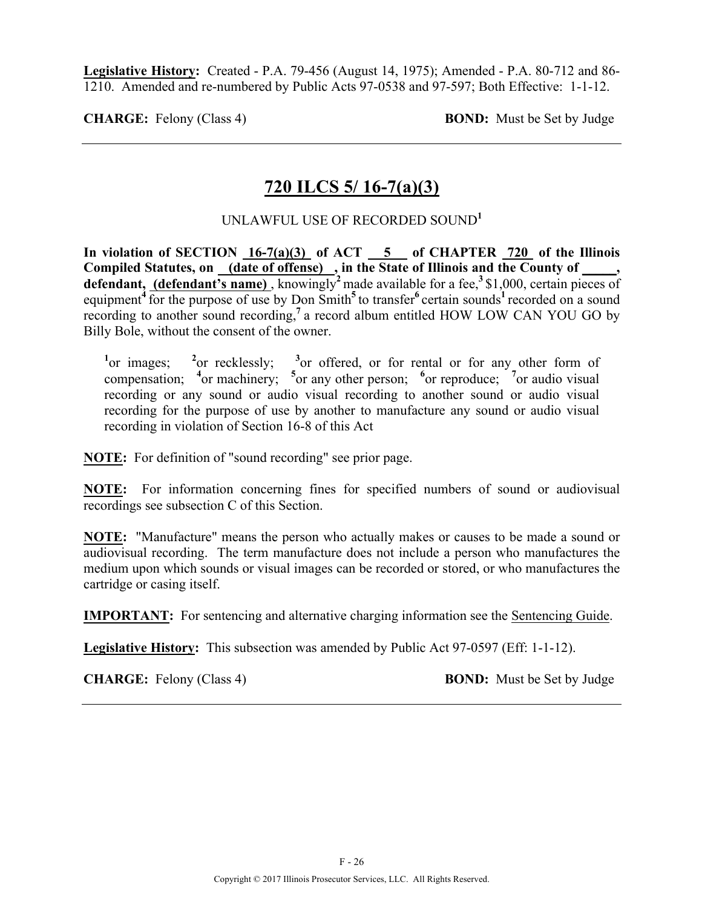**Legislative History:** Created - P.A. 79-456 (August 14, 1975); Amended - P.A. 80-712 and 86-1210. Amended and re-numbered by Public Acts 97-0538 and 97-597; Both Effective: 1-1-12.

**CHARGE:** Felony (Class 4) **BOND:** Must be Set by Judge

---

## 720 ILCS 5/ 16-7(a)(3)

UNLAWFUL USE OF RECORDED SOUND[1]

**In violation of SECTION 16-7(a)(3) of ACT 5 of CHAPTER 720 of the Illinois Compiled Statutes, on (date of offense) , in the State of Illinois and the County of _____, defendant, (defendant's name)** , knowingly[2] made available for a fee,[3] $1,000, certain pieces of equipment[4] for the purpose of use by Don Smith[5] to transfer[6] certain sounds[1] recorded on a sound recording to another sound recording,[7] a record album entitled HOW LOW CAN YOU GO by Billy Bole, without the consent of the owner.

[1]or images; [2]or recklessly; [3]or offered, or for rental or for any other form of compensation; [4]or machinery; [5]or any other person; [6]or reproduce; [7]or audio visual recording or any sound or audio visual recording to another sound or audio visual recording for the purpose of use by another to manufacture any sound or audio visual recording in violation of Section 16-8 of this Act

**NOTE:** For definition of "sound recording" see prior page.

**NOTE:** For information concerning fines for specified numbers of sound or audiovisual recordings see subsection C of this Section.

**NOTE:** "Manufacture" means the person who actually makes or causes to be made a sound or audiovisual recording. The term manufacture does not include a person who manufactures the medium upon which sounds or visual images can be recorded or stored, or who manufactures the cartridge or casing itself.

**IMPORTANT:** For sentencing and alternative charging information see the Sentencing Guide.

**Legislative History:** This subsection was amended by Public Act 97-0597 (Eff: 1-1-12).

**CHARGE:** Felony (Class 4) **BOND:** Must be Set by Judge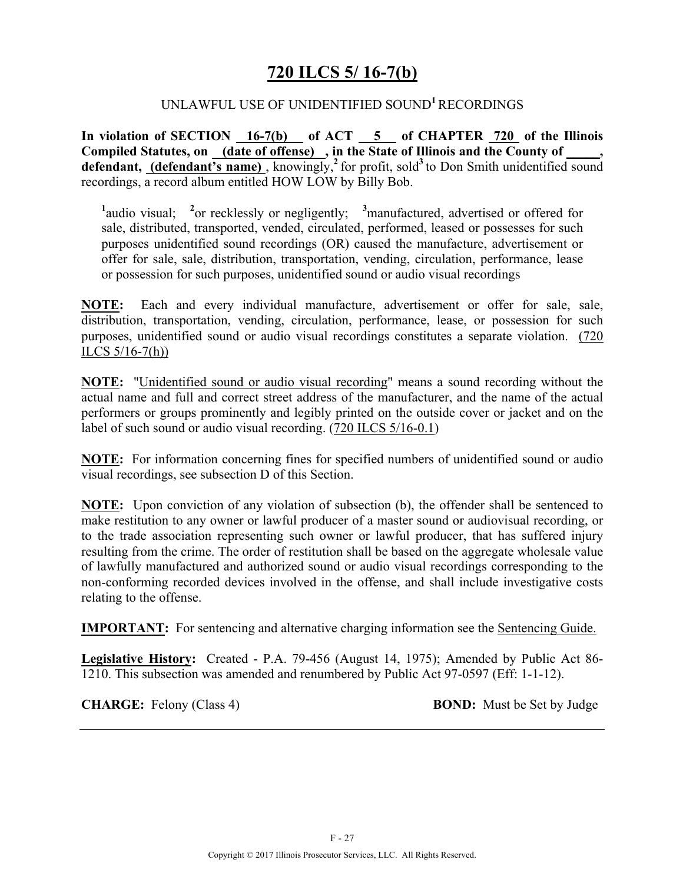# 720 ILCS 5/ 16-7(b)

UNLAWFUL USE OF UNIDENTIFIED SOUND[1] RECORDINGS

**In violation of SECTION 16-7(b) of ACT 5 of CHAPTER 720 of the Illinois Compiled Statutes, on (date of offense), in the State of Illinois and the County of \_\_\_\_\_, defendant, (defendant's name)**, knowingly,[2] for profit, sold[3] to Don Smith unidentified sound recordings, a record album entitled HOW LOW by Billy Bob.

[1]audio visual; [2]or recklessly or negligently; [3]manufactured, advertised or offered for sale, distributed, transported, vended, circulated, performed, leased or possesses for such purposes unidentified sound recordings (OR) caused the manufacture, advertisement or offer for sale, sale, distribution, transportation, vending, circulation, performance, lease or possession for such purposes, unidentified sound or audio visual recordings

**NOTE:** Each and every individual manufacture, advertisement or offer for sale, sale, distribution, transportation, vending, circulation, performance, lease, or possession for such purposes, unidentified sound or audio visual recordings constitutes a separate violation. (720 ILCS 5/16-7(h))

**NOTE:** "Unidentified sound or audio visual recording" means a sound recording without the actual name and full and correct street address of the manufacturer, and the name of the actual performers or groups prominently and legibly printed on the outside cover or jacket and on the label of such sound or audio visual recording. (720 ILCS 5/16-0.1)

**NOTE:** For information concerning fines for specified numbers of unidentified sound or audio visual recordings, see subsection D of this Section.

**NOTE:** Upon conviction of any violation of subsection (b), the offender shall be sentenced to make restitution to any owner or lawful producer of a master sound or audiovisual recording, or to the trade association representing such owner or lawful producer, that has suffered injury resulting from the crime. The order of restitution shall be based on the aggregate wholesale value of lawfully manufactured and authorized sound or audio visual recordings corresponding to the non-conforming recorded devices involved in the offense, and shall include investigative costs relating to the offense.

**IMPORTANT:** For sentencing and alternative charging information see the Sentencing Guide.

**Legislative History:** Created - P.A. 79-456 (August 14, 1975); Amended by Public Act 86-1210. This subsection was amended and renumbered by Public Act 97-0597 (Eff: 1-1-12).

**CHARGE:** Felony (Class 4) **BOND:** Must be Set by Judge

Copyright © 2017 Illinois Prosecutor Services, LLC. All Rights Reserved.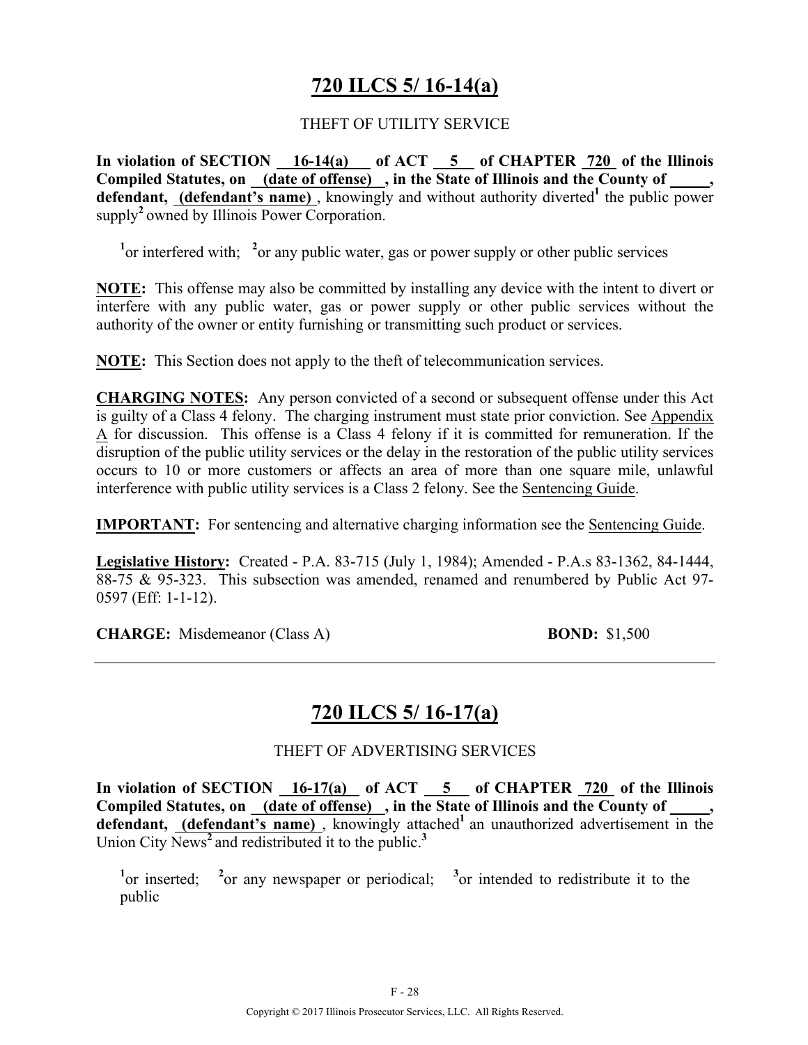## 720 ILCS 5/ 16-14(a)

THEFT OF UTILITY SERVICE

**In violation of SECTION 16-14(a) of ACT 5 of CHAPTER 720 of the Illinois Compiled Statutes, on (date of offense), in the State of Illinois and the County of \_\_\_\_\_, defendant, (defendant's name)**, knowingly and without authority diverted[1] the public power supply[2] owned by Illinois Power Corporation.

[1]or interfered with; [2]or any public water, gas or power supply or other public services

**NOTE:** This offense may also be committed by installing any device with the intent to divert or interfere with any public water, gas or power supply or other public services without the authority of the owner or entity furnishing or transmitting such product or services.

**NOTE:** This Section does not apply to the theft of telecommunication services.

**CHARGING NOTES:** Any person convicted of a second or subsequent offense under this Act is guilty of a Class 4 felony. The charging instrument must state prior conviction. See Appendix A for discussion. This offense is a Class 4 felony if it is committed for remuneration. If the disruption of the public utility services or the delay in the restoration of the public utility services occurs to 10 or more customers or affects an area of more than one square mile, unlawful interference with public utility services is a Class 2 felony. See the Sentencing Guide.

**IMPORTANT:** For sentencing and alternative charging information see the Sentencing Guide.

**Legislative History:** Created - P.A. 83-715 (July 1, 1984); Amended - P.A.s 83-1362, 84-1444, 88-75 & 95-323. This subsection was amended, renamed and renumbered by Public Act 97-0597 (Eff: 1-1-12).

**CHARGE:** Misdemeanor (Class A) **BOND:** $1,500

---

## 720 ILCS 5/ 16-17(a)

THEFT OF ADVERTISING SERVICES

**In violation of SECTION 16-17(a) of ACT 5 of CHAPTER 720 of the Illinois Compiled Statutes, on (date of offense), in the State of Illinois and the County of \_\_\_\_\_, defendant, (defendant's name)**, knowingly attached[1] an unauthorized advertisement in the Union City News[2] and redistributed it to the public.[3]

[1]or inserted; [2]or any newspaper or periodical; [3]or intended to redistribute it to the public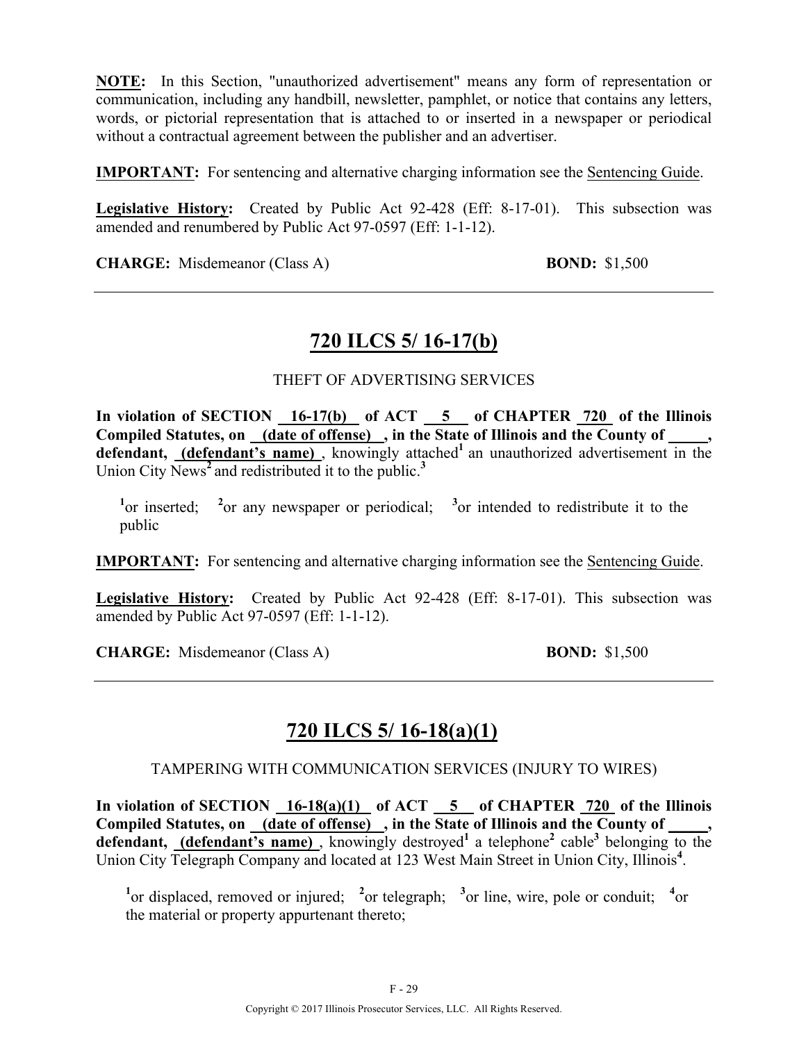**NOTE:** In this Section, "unauthorized advertisement" means any form of representation or communication, including any handbill, newsletter, pamphlet, or notice that contains any letters, words, or pictorial representation that is attached to or inserted in a newspaper or periodical without a contractual agreement between the publisher and an advertiser.

**IMPORTANT:** For sentencing and alternative charging information see the Sentencing Guide.

**Legislative History:** Created by Public Act 92-428 (Eff: 8-17-01). This subsection was amended and renumbered by Public Act 97-0597 (Eff: 1-1-12).

**CHARGE:** Misdemeanor (Class A) **BOND:** $1,500

---

## 720 ILCS 5/ 16-17(b)

THEFT OF ADVERTISING SERVICES

**In violation of SECTION 16-17(b) of ACT 5 of CHAPTER 720 of the Illinois Compiled Statutes, on (date of offense), in the State of Illinois and the County of _____, defendant, (defendant's name)**, knowingly attached[1] an unauthorized advertisement in the Union City News[2] and redistributed it to the public.[3]

[1]or inserted; [2]or any newspaper or periodical; [3]or intended to redistribute it to the public

**IMPORTANT:** For sentencing and alternative charging information see the Sentencing Guide.

**Legislative History:** Created by Public Act 92-428 (Eff: 8-17-01). This subsection was amended by Public Act 97-0597 (Eff: 1-1-12).

**CHARGE:** Misdemeanor (Class A) **BOND:** $1,500

---

## 720 ILCS 5/ 16-18(a)(1)

TAMPERING WITH COMMUNICATION SERVICES (INJURY TO WIRES)

**In violation of SECTION 16-18(a)(1) of ACT 5 of CHAPTER 720 of the Illinois Compiled Statutes, on (date of offense), in the State of Illinois and the County of _____, defendant, (defendant's name)**, knowingly destroyed[1] a telephone[2] cable[3] belonging to the Union City Telegraph Company and located at 123 West Main Street in Union City, Illinois[4].

[1]or displaced, removed or injured; [2]or telegraph; [3]or line, wire, pole or conduit; [4]or the material or property appurtenant thereto;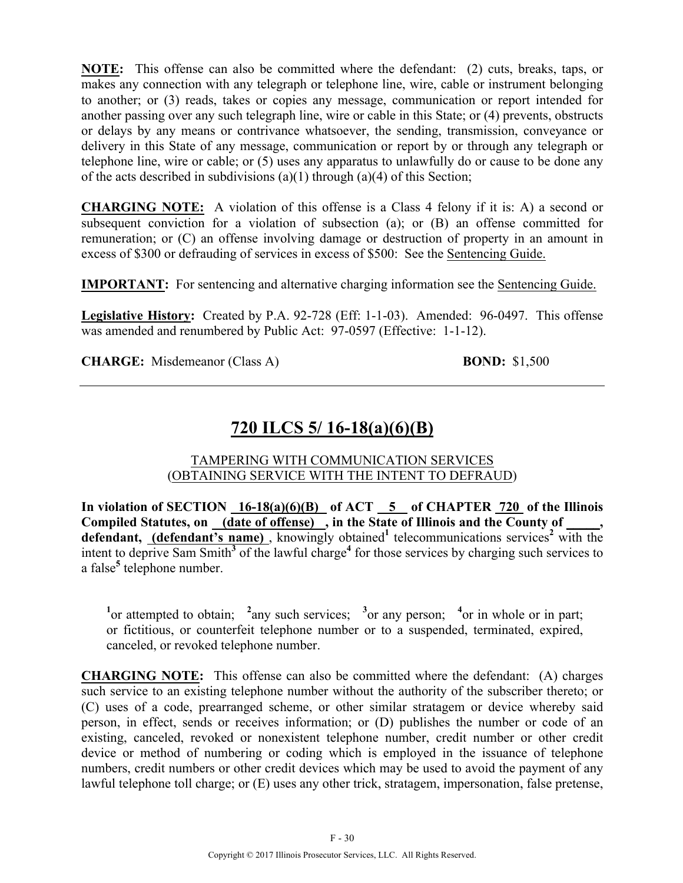**NOTE:** This offense can also be committed where the defendant: (2) cuts, breaks, taps, or makes any connection with any telegraph or telephone line, wire, cable or instrument belonging to another; or (3) reads, takes or copies any message, communication or report intended for another passing over any such telegraph line, wire or cable in this State; or (4) prevents, obstructs or delays by any means or contrivance whatsoever, the sending, transmission, conveyance or delivery in this State of any message, communication or report by or through any telegraph or telephone line, wire or cable; or (5) uses any apparatus to unlawfully do or cause to be done any of the acts described in subdivisions (a)(1) through (a)(4) of this Section;

**CHARGING NOTE:** A violation of this offense is a Class 4 felony if it is: A) a second or subsequent conviction for a violation of subsection (a); or (B) an offense committed for remuneration; or (C) an offense involving damage or destruction of property in an amount in excess of $300 or defrauding of services in excess of $500: See the Sentencing Guide.

**IMPORTANT:** For sentencing and alternative charging information see the Sentencing Guide.

**Legislative History:** Created by P.A. 92-728 (Eff: 1-1-03). Amended: 96-0497. This offense was amended and renumbered by Public Act: 97-0597 (Effective: 1-1-12).

**CHARGE:** Misdemeanor (Class A) **BOND:** $1,500

---

## 720 ILCS 5/ 16-18(a)(6)(B)

TAMPERING WITH COMMUNICATION SERVICES
(OBTAINING SERVICE WITH THE INTENT TO DEFRAUD)

**In violation of SECTION 16-18(a)(6)(B) of ACT 5 of CHAPTER 720 of the Illinois Compiled Statutes, on (date of offense) , in the State of Illinois and the County of \_\_\_\_\_, defendant, (defendant's name)** , knowingly obtained[1] telecommunications services[2] with the intent to deprive Sam Smith[3] of the lawful charge[4] for those services by charging such services to a false[5] telephone number.

[1]or attempted to obtain; [2]any such services; [3]or any person; [4]or in whole or in part; or fictitious, or counterfeit telephone number or to a suspended, terminated, expired, canceled, or revoked telephone number.

**CHARGING NOTE:** This offense can also be committed where the defendant: (A) charges such service to an existing telephone number without the authority of the subscriber thereto; or (C) uses of a code, prearranged scheme, or other similar stratagem or device whereby said person, in effect, sends or receives information; or (D) publishes the number or code of an existing, canceled, revoked or nonexistent telephone number, credit number or other credit device or method of numbering or coding which is employed in the issuance of telephone numbers, credit numbers or other credit devices which may be used to avoid the payment of any lawful telephone toll charge; or (E) uses any other trick, stratagem, impersonation, false pretense,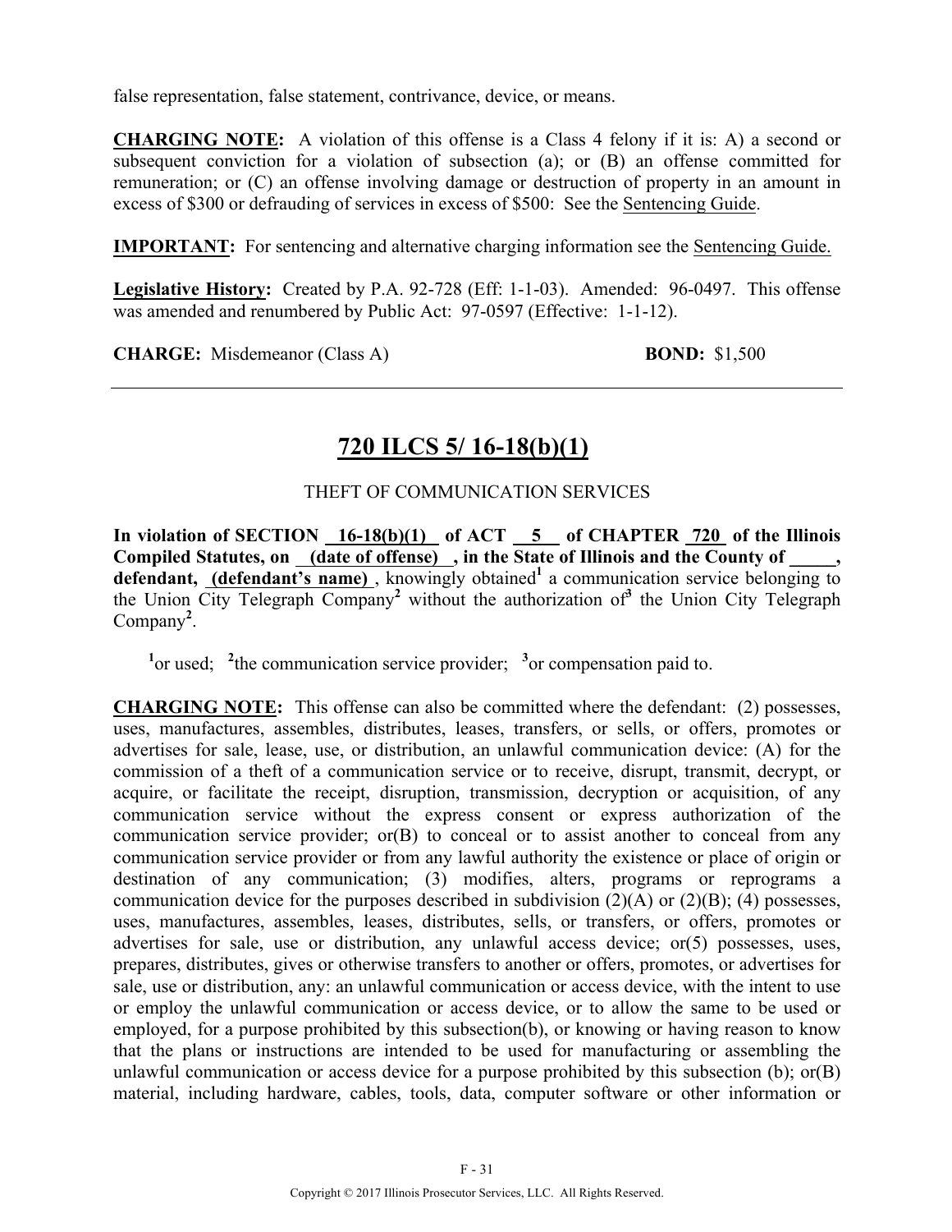false representation, false statement, contrivance, device, or means.

**CHARGING NOTE:** A violation of this offense is a Class 4 felony if it is: A) a second or subsequent conviction for a violation of subsection (a); or (B) an offense committed for remuneration; or (C) an offense involving damage or destruction of property in an amount in excess of $300 or defrauding of services in excess of $500: See the Sentencing Guide.

**IMPORTANT:** For sentencing and alternative charging information see the Sentencing Guide.

**Legislative History:** Created by P.A. 92-728 (Eff: 1-1-03). Amended: 96-0497. This offense was amended and renumbered by Public Act: 97-0597 (Effective: 1-1-12).

**CHARGE:** Misdemeanor (Class A) **BOND:** $1,500

---

## 720 ILCS 5/ 16-18(b)(1)

THEFT OF COMMUNICATION SERVICES

**In violation of SECTION 16-18(b)(1) of ACT 5 of CHAPTER 720 of the Illinois Compiled Statutes, on (date of offense) , in the State of Illinois and the County of \_\_\_\_\_, defendant, (defendant's name)** , knowingly obtained[1] a communication service belonging to the Union City Telegraph Company[2] without the authorization of[3] the Union City Telegraph Company[2].

[1]or used; [2]the communication service provider; [3]or compensation paid to.

**CHARGING NOTE:** This offense can also be committed where the defendant: (2) possesses, uses, manufactures, assembles, distributes, leases, transfers, or sells, or offers, promotes or advertises for sale, lease, use, or distribution, an unlawful communication device: (A) for the commission of a theft of a communication service or to receive, disrupt, transmit, decrypt, or acquire, or facilitate the receipt, disruption, transmission, decryption or acquisition, of any communication service without the express consent or express authorization of the communication service provider; or(B) to conceal or to assist another to conceal from any communication service provider or from any lawful authority the existence or place of origin or destination of any communication; (3) modifies, alters, programs or reprograms a communication device for the purposes described in subdivision (2)(A) or (2)(B); (4) possesses, uses, manufactures, assembles, leases, distributes, sells, or transfers, or offers, promotes or advertises for sale, use or distribution, any unlawful access device; or(5) possesses, uses, prepares, distributes, gives or otherwise transfers to another or offers, promotes, or advertises for sale, use or distribution, any: an unlawful communication or access device, with the intent to use or employ the unlawful communication or access device, or to allow the same to be used or employed, for a purpose prohibited by this subsection(b), or knowing or having reason to know that the plans or instructions are intended to be used for manufacturing or assembling the unlawful communication or access device for a purpose prohibited by this subsection (b); or(B) material, including hardware, cables, tools, data, computer software or other information or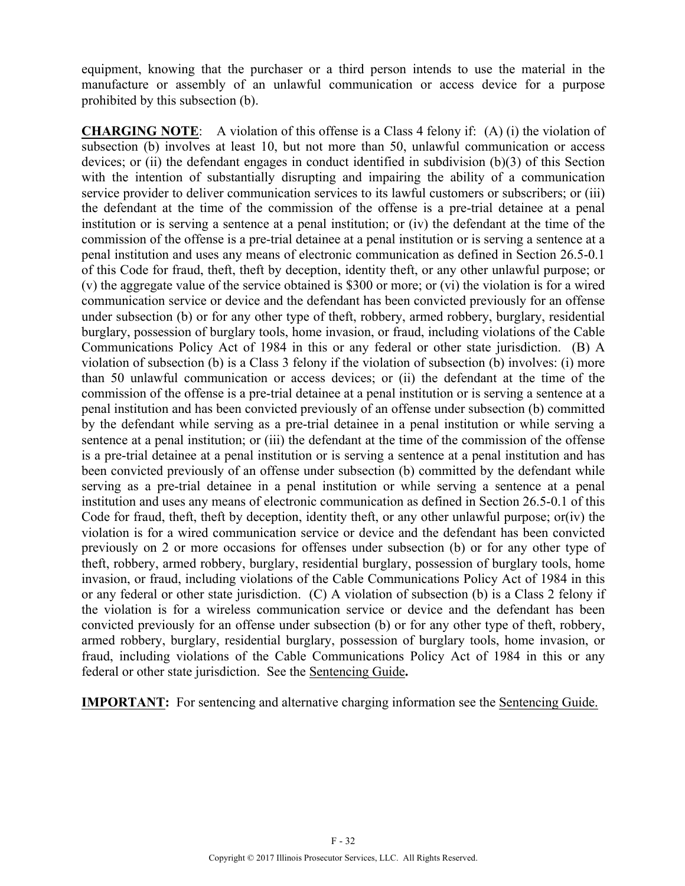equipment, knowing that the purchaser or a third person intends to use the material in the manufacture or assembly of an unlawful communication or access device for a purpose prohibited by this subsection (b).

**CHARGING NOTE**: A violation of this offense is a Class 4 felony if: (A) (i) the violation of subsection (b) involves at least 10, but not more than 50, unlawful communication or access devices; or (ii) the defendant engages in conduct identified in subdivision (b)(3) of this Section with the intention of substantially disrupting and impairing the ability of a communication service provider to deliver communication services to its lawful customers or subscribers; or (iii) the defendant at the time of the commission of the offense is a pre-trial detainee at a penal institution or is serving a sentence at a penal institution; or (iv) the defendant at the time of the commission of the offense is a pre-trial detainee at a penal institution or is serving a sentence at a penal institution and uses any means of electronic communication as defined in Section 26.5-0.1 of this Code for fraud, theft, theft by deception, identity theft, or any other unlawful purpose; or (v) the aggregate value of the service obtained is $300 or more; or (vi) the violation is for a wired communication service or device and the defendant has been convicted previously for an offense under subsection (b) or for any other type of theft, robbery, armed robbery, burglary, residential burglary, possession of burglary tools, home invasion, or fraud, including violations of the Cable Communications Policy Act of 1984 in this or any federal or other state jurisdiction. (B) A violation of subsection (b) is a Class 3 felony if the violation of subsection (b) involves: (i) more than 50 unlawful communication or access devices; or (ii) the defendant at the time of the commission of the offense is a pre-trial detainee at a penal institution or is serving a sentence at a penal institution and has been convicted previously of an offense under subsection (b) committed by the defendant while serving as a pre-trial detainee in a penal institution or while serving a sentence at a penal institution; or (iii) the defendant at the time of the commission of the offense is a pre-trial detainee at a penal institution or is serving a sentence at a penal institution and has been convicted previously of an offense under subsection (b) committed by the defendant while serving as a pre-trial detainee in a penal institution or while serving a sentence at a penal institution and uses any means of electronic communication as defined in Section 26.5-0.1 of this Code for fraud, theft, theft by deception, identity theft, or any other unlawful purpose; or(iv) the violation is for a wired communication service or device and the defendant has been convicted previously on 2 or more occasions for offenses under subsection (b) or for any other type of theft, robbery, armed robbery, burglary, residential burglary, possession of burglary tools, home invasion, or fraud, including violations of the Cable Communications Policy Act of 1984 in this or any federal or other state jurisdiction. (C) A violation of subsection (b) is a Class 2 felony if the violation is for a wireless communication service or device and the defendant has been convicted previously for an offense under subsection (b) or for any other type of theft, robbery, armed robbery, burglary, residential burglary, possession of burglary tools, home invasion, or fraud, including violations of the Cable Communications Policy Act of 1984 in this or any federal or other state jurisdiction. See the Sentencing Guide**.**

**IMPORTANT:** For sentencing and alternative charging information see the Sentencing Guide.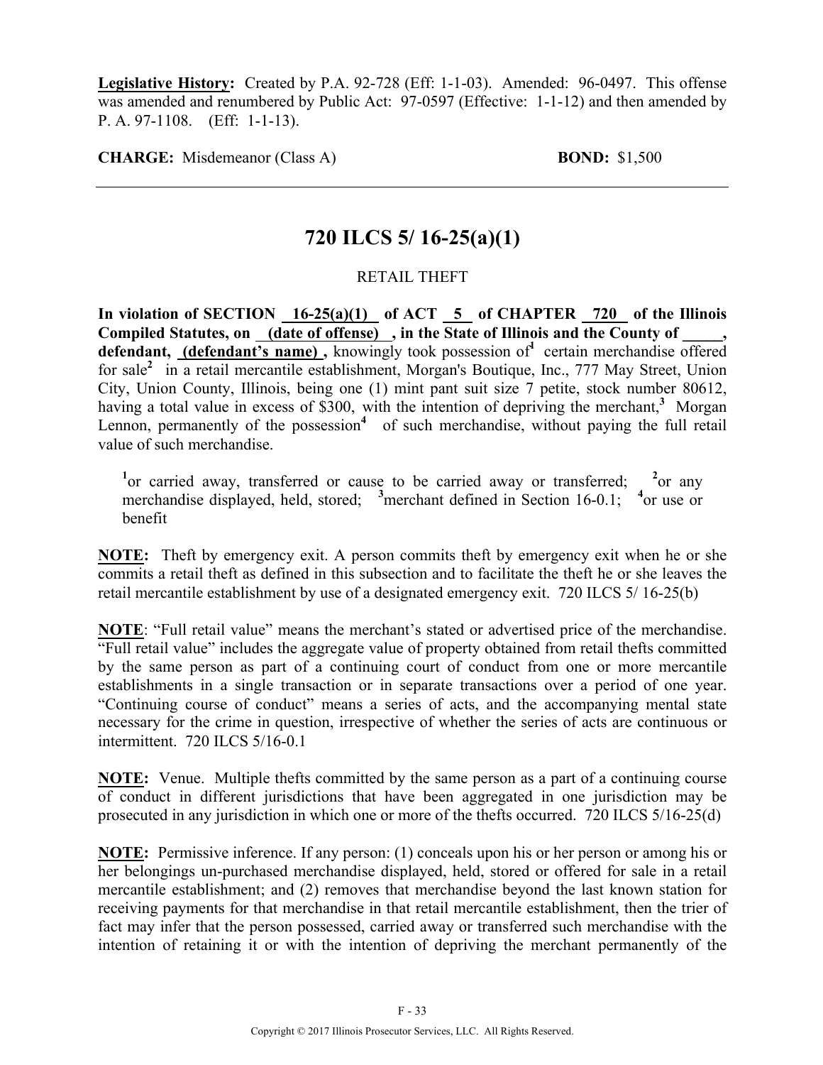**Legislative History:** Created by P.A. 92-728 (Eff: 1-1-03). Amended: 96-0497. This offense was amended and renumbered by Public Act: 97-0597 (Effective: 1-1-12) and then amended by P. A. 97-1108. (Eff: 1-1-13).

**CHARGE:** Misdemeanor (Class A) **BOND:** $1,500

---

# 720 ILCS 5/ 16-25(a)(1)

RETAIL THEFT

**In violation of SECTION 16-25(a)(1) of ACT 5 of CHAPTER 720 of the Illinois Compiled Statutes, on (date of offense), in the State of Illinois and the County of _____, defendant, (defendant's name),** knowingly took possession of[1] certain merchandise offered for sale[2] in a retail mercantile establishment, Morgan's Boutique, Inc., 777 May Street, Union City, Union County, Illinois, being one (1) mint pant suit size 7 petite, stock number 80612, having a total value in excess of $300, with the intention of depriving the merchant,[3] Morgan Lennon, permanently of the possession[4] of such merchandise, without paying the full retail value of such merchandise.

[1]or carried away, transferred or cause to be carried away or transferred; [2]or any merchandise displayed, held, stored; [3]merchant defined in Section 16-0.1; [4]or use or benefit

**NOTE:** Theft by emergency exit. A person commits theft by emergency exit when he or she commits a retail theft as defined in this subsection and to facilitate the theft he or she leaves the retail mercantile establishment by use of a designated emergency exit. 720 ILCS 5/ 16-25(b)

**NOTE**: "Full retail value" means the merchant's stated or advertised price of the merchandise. "Full retail value" includes the aggregate value of property obtained from retail thefts committed by the same person as part of a continuing court of conduct from one or more mercantile establishments in a single transaction or in separate transactions over a period of one year. "Continuing course of conduct" means a series of acts, and the accompanying mental state necessary for the crime in question, irrespective of whether the series of acts are continuous or intermittent. 720 ILCS 5/16-0.1

**NOTE:** Venue. Multiple thefts committed by the same person as a part of a continuing course of conduct in different jurisdictions that have been aggregated in one jurisdiction may be prosecuted in any jurisdiction in which one or more of the thefts occurred. 720 ILCS 5/16-25(d)

**NOTE:** Permissive inference. If any person: (1) conceals upon his or her person or among his or her belongings un-purchased merchandise displayed, held, stored or offered for sale in a retail mercantile establishment; and (2) removes that merchandise beyond the last known station for receiving payments for that merchandise in that retail mercantile establishment, then the trier of fact may infer that the person possessed, carried away or transferred such merchandise with the intention of retaining it or with the intention of depriving the merchant permanently of the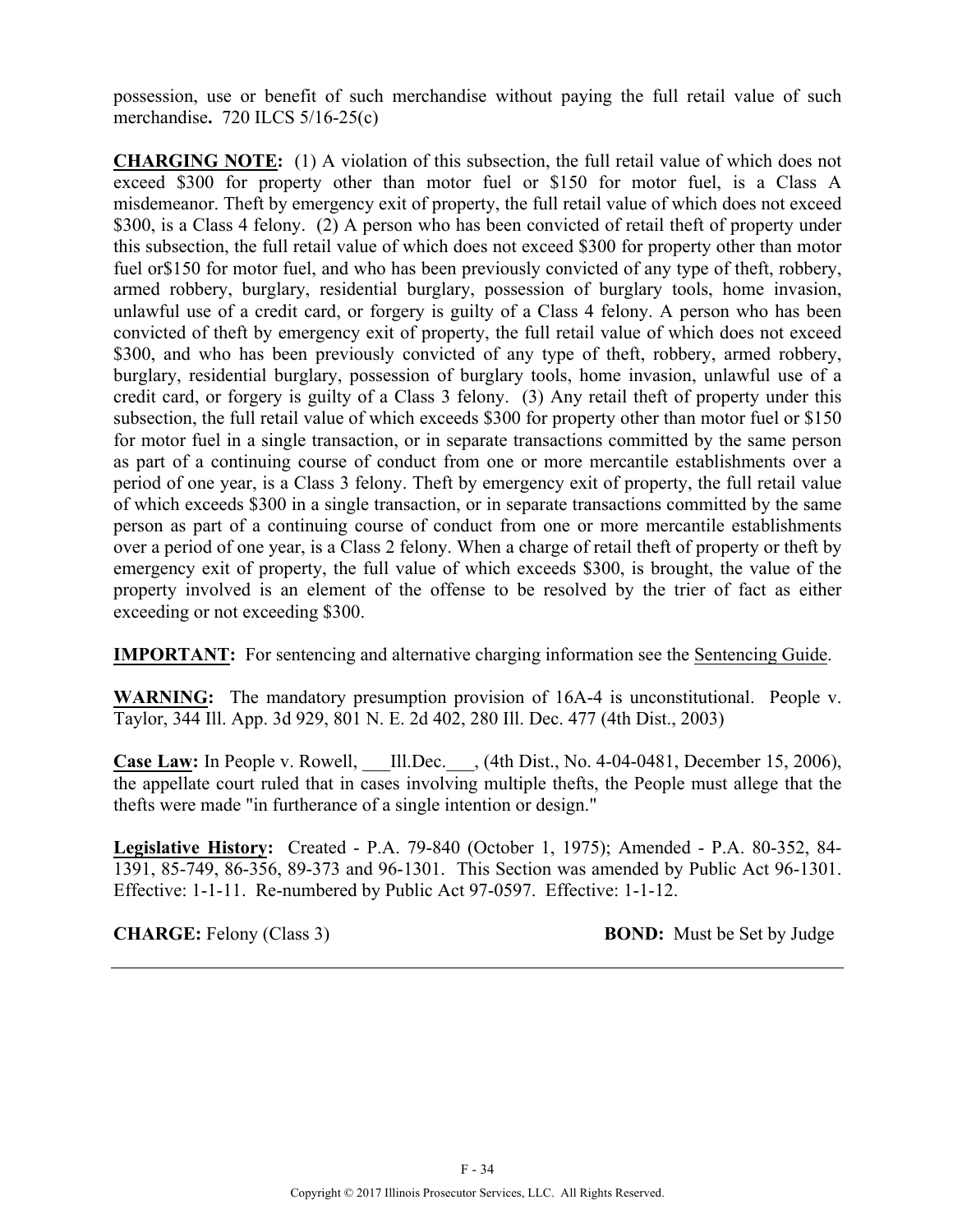possession, use or benefit of such merchandise without paying the full retail value of such merchandise**.** 720 ILCS 5/16-25(c)

**CHARGING NOTE:** (1) A violation of this subsection, the full retail value of which does not exceed $300 for property other than motor fuel or $150 for motor fuel, is a Class A misdemeanor. Theft by emergency exit of property, the full retail value of which does not exceed $300, is a Class 4 felony. (2) A person who has been convicted of retail theft of property under this subsection, the full retail value of which does not exceed $300 for property other than motor fuel or$150 for motor fuel, and who has been previously convicted of any type of theft, robbery, armed robbery, burglary, residential burglary, possession of burglary tools, home invasion, unlawful use of a credit card, or forgery is guilty of a Class 4 felony. A person who has been convicted of theft by emergency exit of property, the full retail value of which does not exceed $300, and who has been previously convicted of any type of theft, robbery, armed robbery, burglary, residential burglary, possession of burglary tools, home invasion, unlawful use of a credit card, or forgery is guilty of a Class 3 felony. (3) Any retail theft of property under this subsection, the full retail value of which exceeds $300 for property other than motor fuel or $150 for motor fuel in a single transaction, or in separate transactions committed by the same person as part of a continuing course of conduct from one or more mercantile establishments over a period of one year, is a Class 3 felony. Theft by emergency exit of property, the full retail value of which exceeds $300 in a single transaction, or in separate transactions committed by the same person as part of a continuing course of conduct from one or more mercantile establishments over a period of one year, is a Class 2 felony. When a charge of retail theft of property or theft by emergency exit of property, the full value of which exceeds $300, is brought, the value of the property involved is an element of the offense to be resolved by the trier of fact as either exceeding or not exceeding $300.

**IMPORTANT:** For sentencing and alternative charging information see the Sentencing Guide.

**WARNING:** The mandatory presumption provision of 16A-4 is unconstitutional. People v. Taylor, 344 Ill. App. 3d 929, 801 N. E. 2d 402, 280 Ill. Dec. 477 (4th Dist., 2003)

**Case Law:** In People v. Rowell, ___Ill.Dec.___, (4th Dist., No. 4-04-0481, December 15, 2006), the appellate court ruled that in cases involving multiple thefts, the People must allege that the thefts were made "in furtherance of a single intention or design."

**Legislative History:** Created - P.A. 79-840 (October 1, 1975); Amended - P.A. 80-352, 84-1391, 85-749, 86-356, 89-373 and 96-1301. This Section was amended by Public Act 96-1301. Effective: 1-1-11. Re-numbered by Public Act 97-0597. Effective: 1-1-12.

**CHARGE:** Felony (Class 3) **BOND:** Must be Set by Judge

---

Copyright © 2017 Illinois Prosecutor Services, LLC. All Rights Reserved.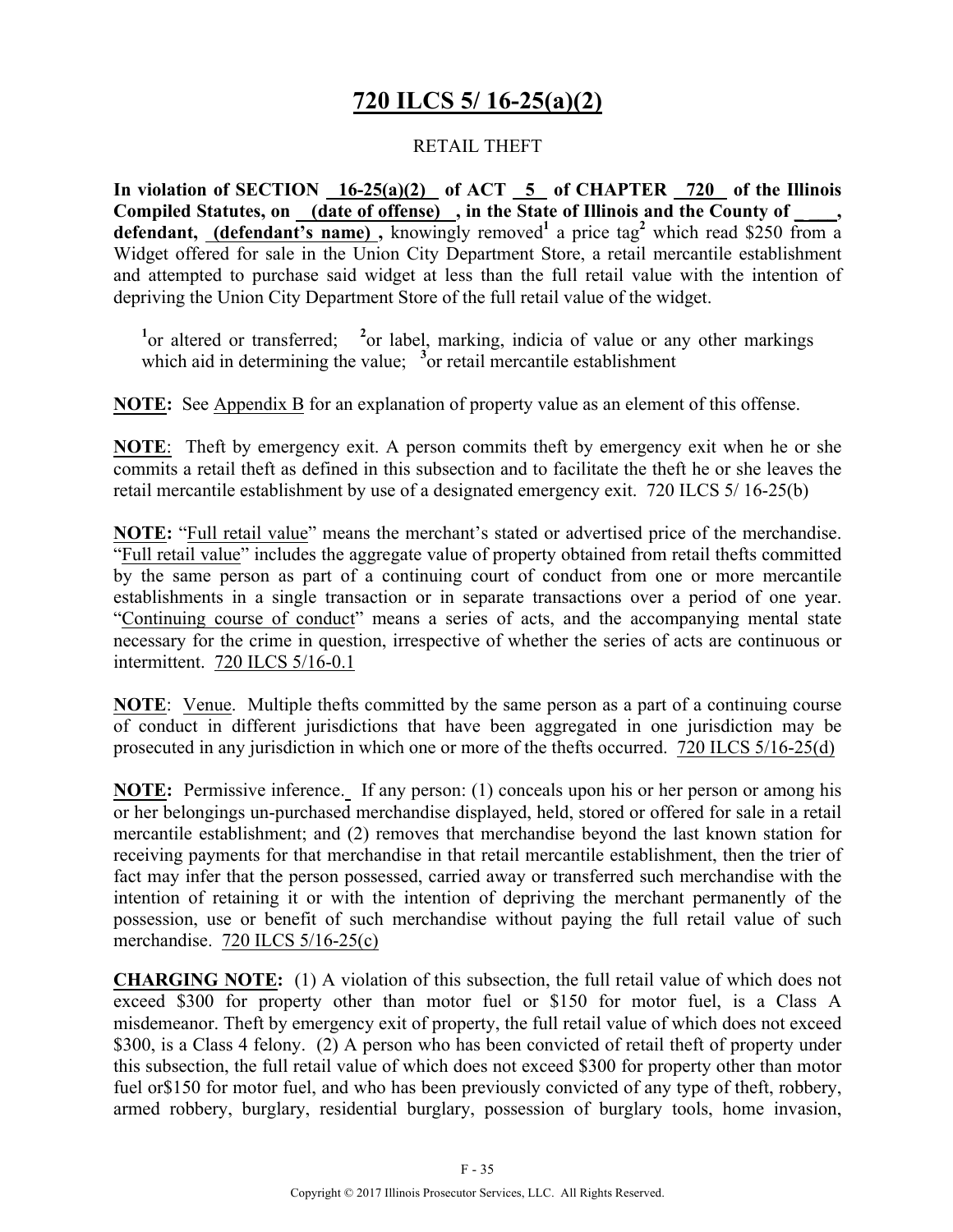# 720 ILCS 5/ 16-25(a)(2)

RETAIL THEFT

**In violation of SECTION 16-25(a)(2) of ACT 5 of CHAPTER 720 of the Illinois Compiled Statutes, on (date of offense) , in the State of Illinois and the County of ____, defendant, (defendant's name) ,** knowingly removed[1] a price tag[2] which read $250 from a Widget offered for sale in the Union City Department Store, a retail mercantile establishment and attempted to purchase said widget at less than the full retail value with the intention of depriving the Union City Department Store of the full retail value of the widget.

[1]or altered or transferred; [2]or label, marking, indicia of value or any other markings which aid in determining the value; [3]or retail mercantile establishment

**NOTE:** See Appendix B for an explanation of property value as an element of this offense.

**NOTE**: Theft by emergency exit. A person commits theft by emergency exit when he or she commits a retail theft as defined in this subsection and to facilitate the theft he or she leaves the retail mercantile establishment by use of a designated emergency exit. 720 ILCS 5/ 16-25(b)

**NOTE:** "Full retail value" means the merchant's stated or advertised price of the merchandise. "Full retail value" includes the aggregate value of property obtained from retail thefts committed by the same person as part of a continuing court of conduct from one or more mercantile establishments in a single transaction or in separate transactions over a period of one year. "Continuing course of conduct" means a series of acts, and the accompanying mental state necessary for the crime in question, irrespective of whether the series of acts are continuous or intermittent. 720 ILCS 5/16-0.1

**NOTE**: Venue. Multiple thefts committed by the same person as a part of a continuing course of conduct in different jurisdictions that have been aggregated in one jurisdiction may be prosecuted in any jurisdiction in which one or more of the thefts occurred. 720 ILCS 5/16-25(d)

**NOTE:** Permissive inference. If any person: (1) conceals upon his or her person or among his or her belongings un-purchased merchandise displayed, held, stored or offered for sale in a retail mercantile establishment; and (2) removes that merchandise beyond the last known station for receiving payments for that merchandise in that retail mercantile establishment, then the trier of fact may infer that the person possessed, carried away or transferred such merchandise with the intention of retaining it or with the intention of depriving the merchant permanently of the possession, use or benefit of such merchandise without paying the full retail value of such merchandise. 720 ILCS 5/16-25(c)

**CHARGING NOTE:** (1) A violation of this subsection, the full retail value of which does not exceed $300 for property other than motor fuel or $150 for motor fuel, is a Class A misdemeanor. Theft by emergency exit of property, the full retail value of which does not exceed $300, is a Class 4 felony. (2) A person who has been convicted of retail theft of property under this subsection, the full retail value of which does not exceed $300 for property other than motor fuel or$150 for motor fuel, and who has been previously convicted of any type of theft, robbery, armed robbery, burglary, residential burglary, possession of burglary tools, home invasion,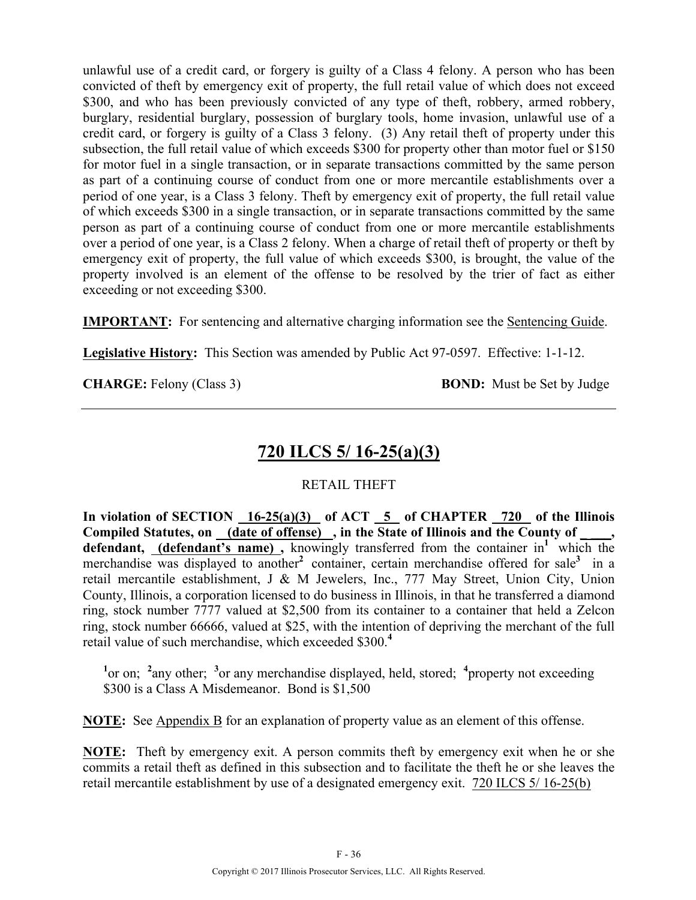unlawful use of a credit card, or forgery is guilty of a Class 4 felony. A person who has been convicted of theft by emergency exit of property, the full retail value of which does not exceed $300, and who has been previously convicted of any type of theft, robbery, armed robbery, burglary, residential burglary, possession of burglary tools, home invasion, unlawful use of a credit card, or forgery is guilty of a Class 3 felony. (3) Any retail theft of property under this subsection, the full retail value of which exceeds $300 for property other than motor fuel or $150 for motor fuel in a single transaction, or in separate transactions committed by the same person as part of a continuing course of conduct from one or more mercantile establishments over a period of one year, is a Class 3 felony. Theft by emergency exit of property, the full retail value of which exceeds $300 in a single transaction, or in separate transactions committed by the same person as part of a continuing course of conduct from one or more mercantile establishments over a period of one year, is a Class 2 felony. When a charge of retail theft of property or theft by emergency exit of property, the full value of which exceeds $300, is brought, the value of the property involved is an element of the offense to be resolved by the trier of fact as either exceeding or not exceeding $300.

**IMPORTANT:** For sentencing and alternative charging information see the Sentencing Guide.

**Legislative History:** This Section was amended by Public Act 97-0597. Effective: 1-1-12.

**CHARGE:** Felony (Class 3) **BOND:** Must be Set by Judge

---

## 720 ILCS 5/ 16-25(a)(3)

RETAIL THEFT

**In violation of SECTION 16-25(a)(3) of ACT 5 of CHAPTER 720 of the Illinois Compiled Statutes, on (date of offense) , in the State of Illinois and the County of \_\_\_\_, defendant, (defendant's name) ,** knowingly transferred from the container in[1] which the merchandise was displayed to another[2] container, certain merchandise offered for sale[3] in a retail mercantile establishment, J & M Jewelers, Inc., 777 May Street, Union City, Union County, Illinois, a corporation licensed to do business in Illinois, in that he transferred a diamond ring, stock number 7777 valued at $2,500 from its container to a container that held a Zelcon ring, stock number 66666, valued at $25, with the intention of depriving the merchant of the full retail value of such merchandise, which exceeded $300.[4]

[1]or on; [2]any other; [3]or any merchandise displayed, held, stored; [4]property not exceeding $300 is a Class A Misdemeanor. Bond is $1,500

**NOTE:** See Appendix B for an explanation of property value as an element of this offense.

**NOTE:** Theft by emergency exit. A person commits theft by emergency exit when he or she commits a retail theft as defined in this subsection and to facilitate the theft he or she leaves the retail mercantile establishment by use of a designated emergency exit. 720 ILCS 5/ 16-25(b)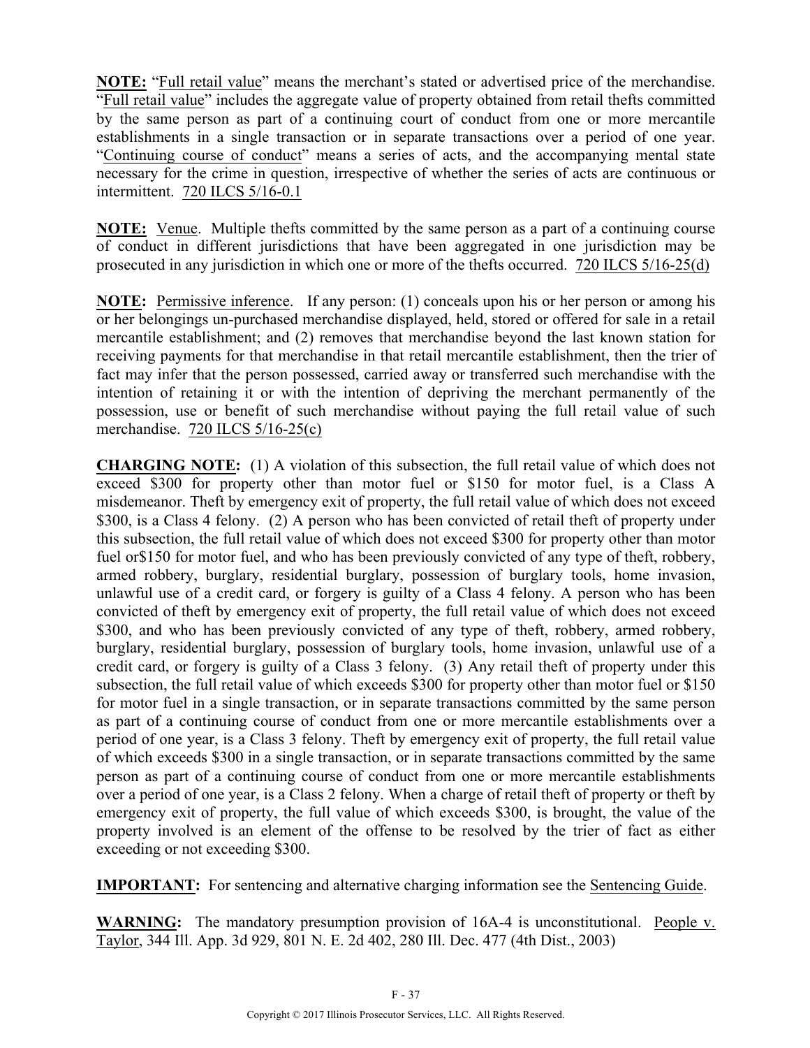**NOTE:** "<u>Full retail value</u>" means the merchant's stated or advertised price of the merchandise. "<u>Full retail value</u>" includes the aggregate value of property obtained from retail thefts committed by the same person as part of a continuing court of conduct from one or more mercantile establishments in a single transaction or in separate transactions over a period of one year. "<u>Continuing course of conduct</u>" means a series of acts, and the accompanying mental state necessary for the crime in question, irrespective of whether the series of acts are continuous or intermittent. <u>720 ILCS 5/16-0.1</u>

**NOTE:** <u>Venue</u>. Multiple thefts committed by the same person as a part of a continuing course of conduct in different jurisdictions that have been aggregated in one jurisdiction may be prosecuted in any jurisdiction in which one or more of the thefts occurred. <u>720 ILCS 5/16-25(d)</u>

**NOTE:** <u>Permissive inference</u>. If any person: (1) conceals upon his or her person or among his or her belongings un-purchased merchandise displayed, held, stored or offered for sale in a retail mercantile establishment; and (2) removes that merchandise beyond the last known station for receiving payments for that merchandise in that retail mercantile establishment, then the trier of fact may infer that the person possessed, carried away or transferred such merchandise with the intention of retaining it or with the intention of depriving the merchant permanently of the possession, use or benefit of such merchandise without paying the full retail value of such merchandise. <u>720 ILCS 5/16-25(c)</u>

**CHARGING NOTE:** (1) A violation of this subsection, the full retail value of which does not exceed $300 for property other than motor fuel or $150 for motor fuel, is a Class A misdemeanor. Theft by emergency exit of property, the full retail value of which does not exceed $300, is a Class 4 felony. (2) A person who has been convicted of retail theft of property under this subsection, the full retail value of which does not exceed $300 for property other than motor fuel or$150 for motor fuel, and who has been previously convicted of any type of theft, robbery, armed robbery, burglary, residential burglary, possession of burglary tools, home invasion, unlawful use of a credit card, or forgery is guilty of a Class 4 felony. A person who has been convicted of theft by emergency exit of property, the full retail value of which does not exceed $300, and who has been previously convicted of any type of theft, robbery, armed robbery, burglary, residential burglary, possession of burglary tools, home invasion, unlawful use of a credit card, or forgery is guilty of a Class 3 felony. (3) Any retail theft of property under this subsection, the full retail value of which exceeds $300 for property other than motor fuel or $150 for motor fuel in a single transaction, or in separate transactions committed by the same person as part of a continuing course of conduct from one or more mercantile establishments over a period of one year, is a Class 3 felony. Theft by emergency exit of property, the full retail value of which exceeds $300 in a single transaction, or in separate transactions committed by the same person as part of a continuing course of conduct from one or more mercantile establishments over a period of one year, is a Class 2 felony. When a charge of retail theft of property or theft by emergency exit of property, the full value of which exceeds $300, is brought, the value of the property involved is an element of the offense to be resolved by the trier of fact as either exceeding or not exceeding $300.

**IMPORTANT:** For sentencing and alternative charging information see the <u>Sentencing Guide</u>.

**WARNING:** The mandatory presumption provision of 16A-4 is unconstitutional. <u>People v. Taylor</u>, 344 Ill. App. 3d 929, 801 N. E. 2d 402, 280 Ill. Dec. 477 (4th Dist., 2003)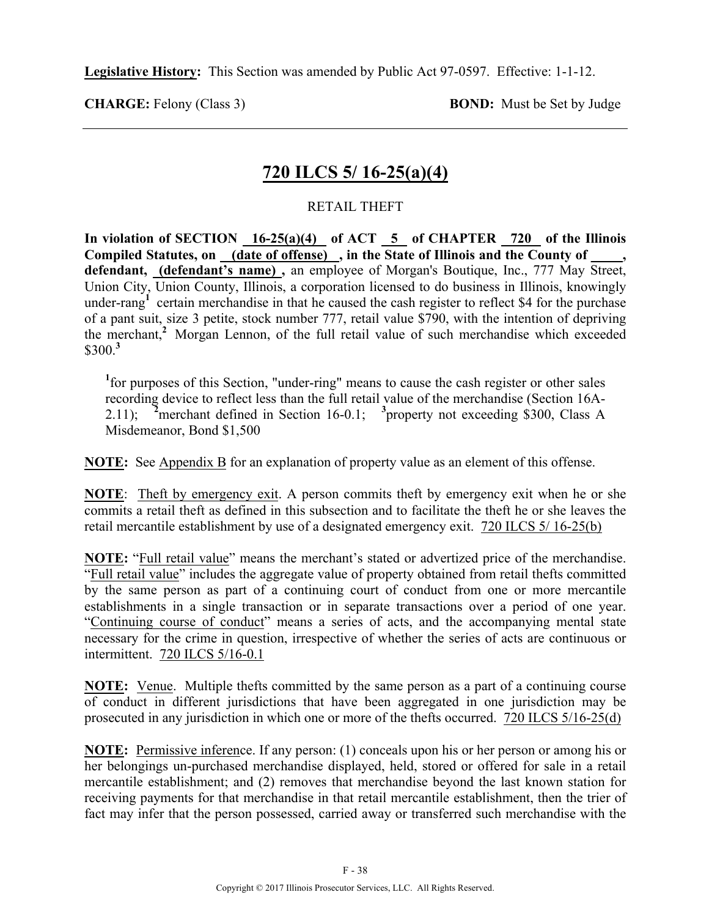**Legislative History:** This Section was amended by Public Act 97-0597. Effective: 1-1-12.

**CHARGE:** Felony (Class 3) **BOND:** Must be Set by Judge

---

## 720 ILCS 5/ 16-25(a)(4)

RETAIL THEFT

**In violation of SECTION 16-25(a)(4) of ACT 5 of CHAPTER 720 of the Illinois Compiled Statutes, on (date of offense) , in the State of Illinois and the County of \_\_\_\_, defendant, (defendant's name) ,** an employee of Morgan's Boutique, Inc., 777 May Street, Union City, Union County, Illinois, a corporation licensed to do business in Illinois, knowingly under-rang[1] certain merchandise in that he caused the cash register to reflect $4 for the purchase of a pant suit, size 3 petite, stock number 777, retail value $790, with the intention of depriving the merchant,[2] Morgan Lennon, of the full retail value of such merchandise which exceeded $300.[3]

[1]for purposes of this Section, "under-ring" means to cause the cash register or other sales recording device to reflect less than the full retail value of the merchandise (Section 16A-2.11); [2]merchant defined in Section 16-0.1; [3]property not exceeding $300, Class A Misdemeanor, Bond $1,500

**NOTE:** See Appendix B for an explanation of property value as an element of this offense.

**NOTE**: Theft by emergency exit. A person commits theft by emergency exit when he or she commits a retail theft as defined in this subsection and to facilitate the theft he or she leaves the retail mercantile establishment by use of a designated emergency exit. 720 ILCS 5/ 16-25(b)

**NOTE:** "Full retail value" means the merchant's stated or advertized price of the merchandise. "Full retail value" includes the aggregate value of property obtained from retail thefts committed by the same person as part of a continuing court of conduct from one or more mercantile establishments in a single transaction or in separate transactions over a period of one year. "Continuing course of conduct" means a series of acts, and the accompanying mental state necessary for the crime in question, irrespective of whether the series of acts are continuous or intermittent. 720 ILCS 5/16-0.1

**NOTE:** Venue. Multiple thefts committed by the same person as a part of a continuing course of conduct in different jurisdictions that have been aggregated in one jurisdiction may be prosecuted in any jurisdiction in which one or more of the thefts occurred. 720 ILCS 5/16-25(d)

**NOTE:** Permissive inference. If any person: (1) conceals upon his or her person or among his or her belongings un-purchased merchandise displayed, held, stored or offered for sale in a retail mercantile establishment; and (2) removes that merchandise beyond the last known station for receiving payments for that merchandise in that retail mercantile establishment, then the trier of fact may infer that the person possessed, carried away or transferred such merchandise with the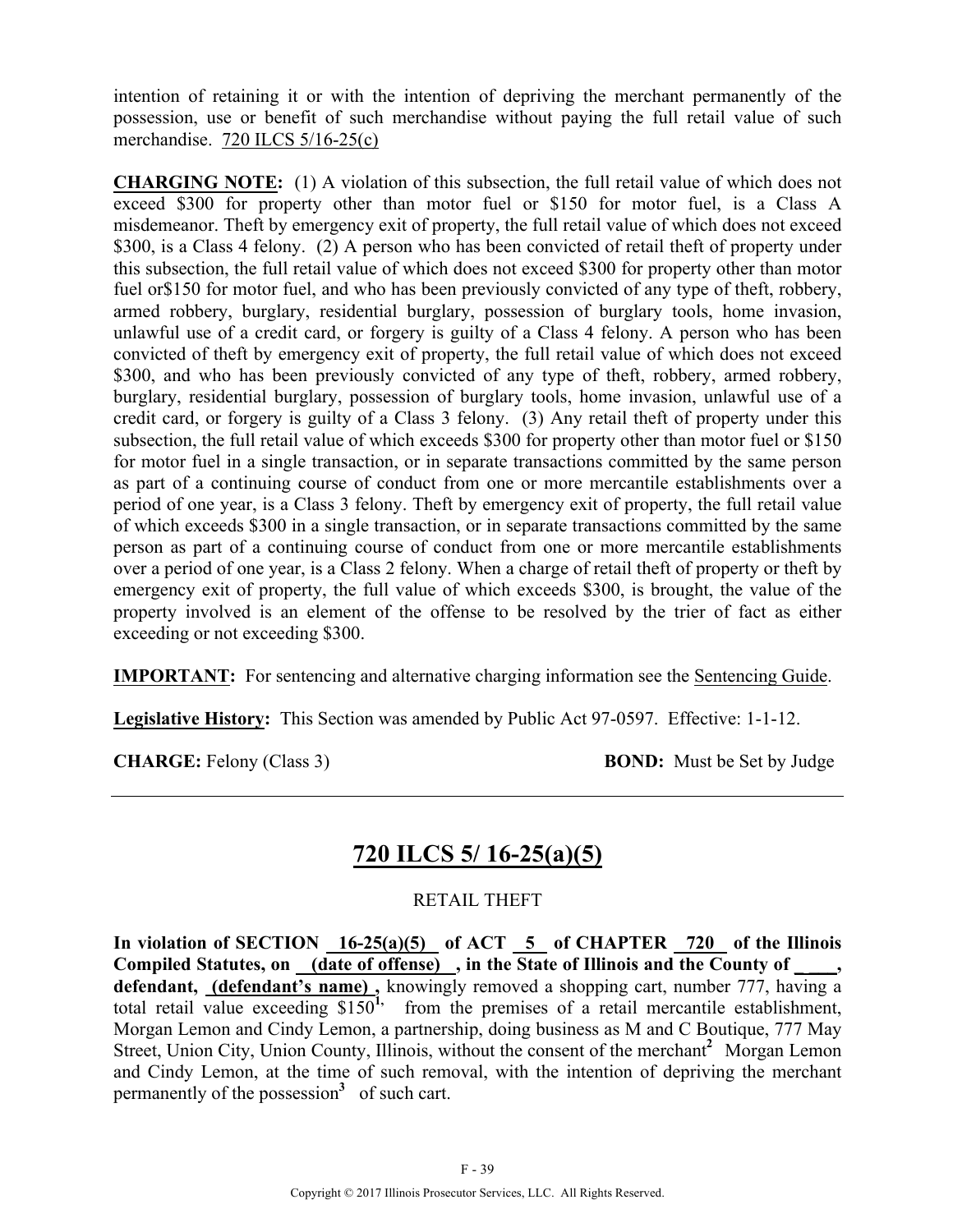intention of retaining it or with the intention of depriving the merchant permanently of the possession, use or benefit of such merchandise without paying the full retail value of such merchandise. 720 ILCS 5/16-25(c)

**CHARGING NOTE:** (1) A violation of this subsection, the full retail value of which does not exceed $300 for property other than motor fuel or $150 for motor fuel, is a Class A misdemeanor. Theft by emergency exit of property, the full retail value of which does not exceed $300, is a Class 4 felony. (2) A person who has been convicted of retail theft of property under this subsection, the full retail value of which does not exceed $300 for property other than motor fuel or$150 for motor fuel, and who has been previously convicted of any type of theft, robbery, armed robbery, burglary, residential burglary, possession of burglary tools, home invasion, unlawful use of a credit card, or forgery is guilty of a Class 4 felony. A person who has been convicted of theft by emergency exit of property, the full retail value of which does not exceed $300, and who has been previously convicted of any type of theft, robbery, armed robbery, burglary, residential burglary, possession of burglary tools, home invasion, unlawful use of a credit card, or forgery is guilty of a Class 3 felony. (3) Any retail theft of property under this subsection, the full retail value of which exceeds $300 for property other than motor fuel or $150 for motor fuel in a single transaction, or in separate transactions committed by the same person as part of a continuing course of conduct from one or more mercantile establishments over a period of one year, is a Class 3 felony. Theft by emergency exit of property, the full retail value of which exceeds $300 in a single transaction, or in separate transactions committed by the same person as part of a continuing course of conduct from one or more mercantile establishments over a period of one year, is a Class 2 felony. When a charge of retail theft of property or theft by emergency exit of property, the full value of which exceeds $300, is brought, the value of the property involved is an element of the offense to be resolved by the trier of fact as either exceeding or not exceeding $300.

**IMPORTANT:** For sentencing and alternative charging information see the Sentencing Guide.

**Legislative History:** This Section was amended by Public Act 97-0597. Effective: 1-1-12.

**CHARGE:** Felony (Class 3) **BOND:** Must be Set by Judge

---

## 720 ILCS 5/ 16-25(a)(5)

RETAIL THEFT

**In violation of SECTION 16-25(a)(5) of ACT 5 of CHAPTER 720 of the Illinois Compiled Statutes, on (date of offense) , in the State of Illinois and the County of \_\_\_\_, defendant, (defendant's name) ,** knowingly removed a shopping cart, number 777, having a total retail value exceeding $150[1], from the premises of a retail mercantile establishment, Morgan Lemon and Cindy Lemon, a partnership, doing business as M and C Boutique, 777 May Street, Union City, Union County, Illinois, without the consent of the merchant[2] Morgan Lemon and Cindy Lemon, at the time of such removal, with the intention of depriving the merchant permanently of the possession[3] of such cart.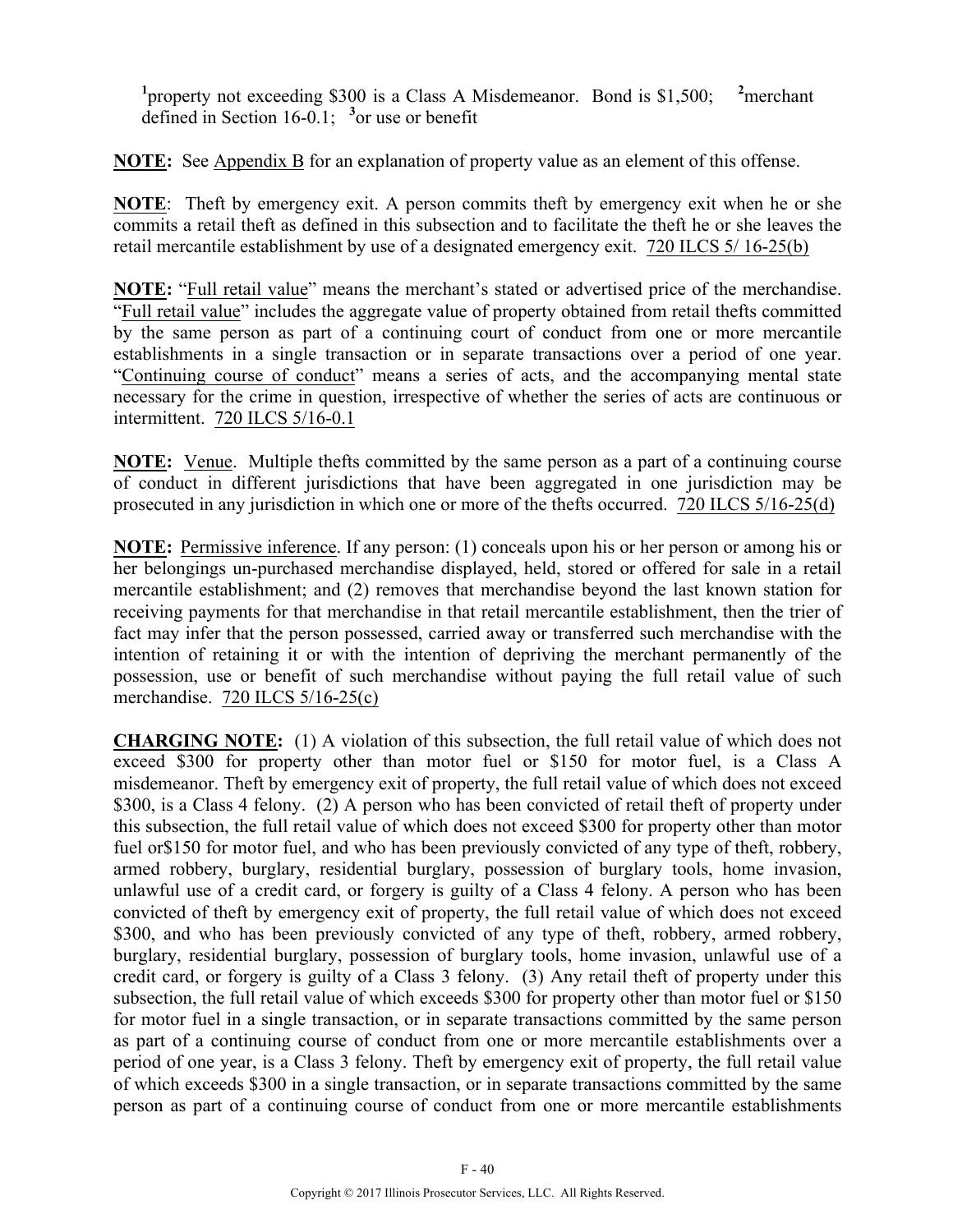[1]property not exceeding $300 is a Class A Misdemeanor. Bond is $1,500; [2]merchant defined in Section 16-0.1; [3]or use or benefit

**NOTE:** See Appendix B for an explanation of property value as an element of this offense.

**NOTE**: Theft by emergency exit. A person commits theft by emergency exit when he or she commits a retail theft as defined in this subsection and to facilitate the theft he or she leaves the retail mercantile establishment by use of a designated emergency exit. 720 ILCS 5/ 16-25(b)

**NOTE:** "Full retail value" means the merchant's stated or advertised price of the merchandise. "Full retail value" includes the aggregate value of property obtained from retail thefts committed by the same person as part of a continuing court of conduct from one or more mercantile establishments in a single transaction or in separate transactions over a period of one year. "Continuing course of conduct" means a series of acts, and the accompanying mental state necessary for the crime in question, irrespective of whether the series of acts are continuous or intermittent. 720 ILCS 5/16-0.1

**NOTE:** Venue. Multiple thefts committed by the same person as a part of a continuing course of conduct in different jurisdictions that have been aggregated in one jurisdiction may be prosecuted in any jurisdiction in which one or more of the thefts occurred. 720 ILCS 5/16-25(d)

**NOTE:** Permissive inference. If any person: (1) conceals upon his or her person or among his or her belongings un-purchased merchandise displayed, held, stored or offered for sale in a retail mercantile establishment; and (2) removes that merchandise beyond the last known station for receiving payments for that merchandise in that retail mercantile establishment, then the trier of fact may infer that the person possessed, carried away or transferred such merchandise with the intention of retaining it or with the intention of depriving the merchant permanently of the possession, use or benefit of such merchandise without paying the full retail value of such merchandise. 720 ILCS 5/16-25(c)

**CHARGING NOTE:** (1) A violation of this subsection, the full retail value of which does not exceed $300 for property other than motor fuel or $150 for motor fuel, is a Class A misdemeanor. Theft by emergency exit of property, the full retail value of which does not exceed $300, is a Class 4 felony. (2) A person who has been convicted of retail theft of property under this subsection, the full retail value of which does not exceed $300 for property other than motor fuel or$150 for motor fuel, and who has been previously convicted of any type of theft, robbery, armed robbery, burglary, residential burglary, possession of burglary tools, home invasion, unlawful use of a credit card, or forgery is guilty of a Class 4 felony. A person who has been convicted of theft by emergency exit of property, the full retail value of which does not exceed $300, and who has been previously convicted of any type of theft, robbery, armed robbery, burglary, residential burglary, possession of burglary tools, home invasion, unlawful use of a credit card, or forgery is guilty of a Class 3 felony. (3) Any retail theft of property under this subsection, the full retail value of which exceeds $300 for property other than motor fuel or $150 for motor fuel in a single transaction, or in separate transactions committed by the same person as part of a continuing course of conduct from one or more mercantile establishments over a period of one year, is a Class 3 felony. Theft by emergency exit of property, the full retail value of which exceeds $300 in a single transaction, or in separate transactions committed by the same person as part of a continuing course of conduct from one or more mercantile establishments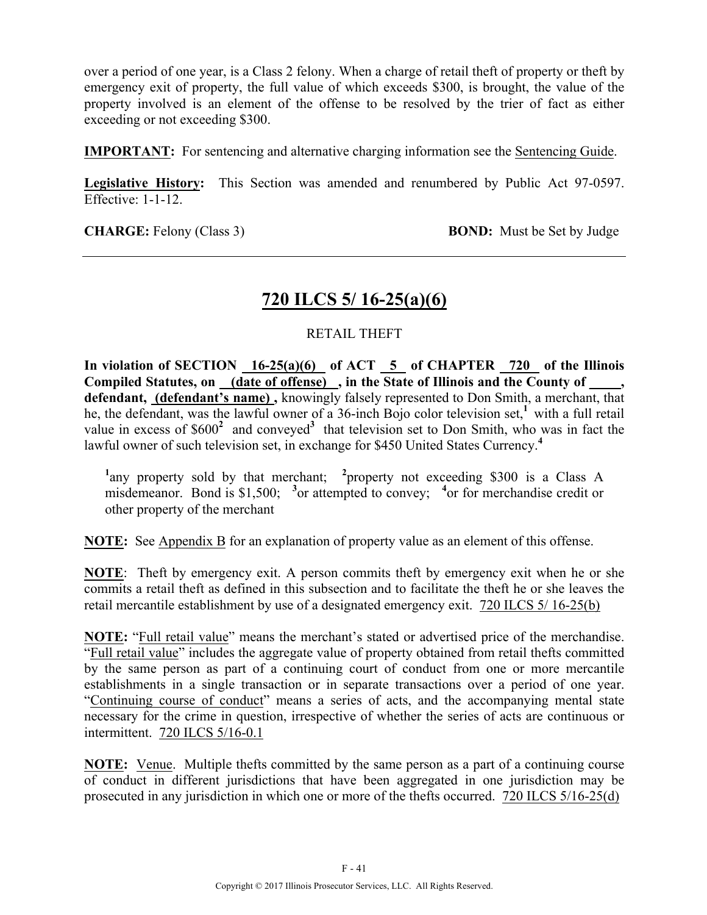over a period of one year, is a Class 2 felony. When a charge of retail theft of property or theft by emergency exit of property, the full value of which exceeds $300, is brought, the value of the property involved is an element of the offense to be resolved by the trier of fact as either exceeding or not exceeding $300.

**IMPORTANT:** For sentencing and alternative charging information see the Sentencing Guide.

**Legislative History:** This Section was amended and renumbered by Public Act 97-0597. Effective: 1-1-12.

**CHARGE:** Felony (Class 3) **BOND:** Must be Set by Judge

---

## 720 ILCS 5/ 16-25(a)(6)

RETAIL THEFT

**In violation of SECTION 16-25(a)(6) of ACT 5 of CHAPTER 720 of the Illinois Compiled Statutes, on (date of offense) , in the State of Illinois and the County of \_\_\_\_, defendant, (defendant's name) ,** knowingly falsely represented to Don Smith, a merchant, that he, the defendant, was the lawful owner of a 36-inch Bojo color television set,[1] with a full retail value in excess of $600[2] and conveyed[3] that television set to Don Smith, who was in fact the lawful owner of such television set, in exchange for $450 United States Currency.[4]

[1]any property sold by that merchant; [2]property not exceeding $300 is a Class A misdemeanor. Bond is $1,500; [3]or attempted to convey; [4]or for merchandise credit or other property of the merchant

**NOTE:** See Appendix B for an explanation of property value as an element of this offense.

**NOTE**: Theft by emergency exit. A person commits theft by emergency exit when he or she commits a retail theft as defined in this subsection and to facilitate the theft he or she leaves the retail mercantile establishment by use of a designated emergency exit. 720 ILCS 5/ 16-25(b)

**NOTE:** "Full retail value" means the merchant's stated or advertised price of the merchandise. "Full retail value" includes the aggregate value of property obtained from retail thefts committed by the same person as part of a continuing court of conduct from one or more mercantile establishments in a single transaction or in separate transactions over a period of one year. "Continuing course of conduct" means a series of acts, and the accompanying mental state necessary for the crime in question, irrespective of whether the series of acts are continuous or intermittent. 720 ILCS 5/16-0.1

**NOTE:** Venue. Multiple thefts committed by the same person as a part of a continuing course of conduct in different jurisdictions that have been aggregated in one jurisdiction may be prosecuted in any jurisdiction in which one or more of the thefts occurred. 720 ILCS 5/16-25(d)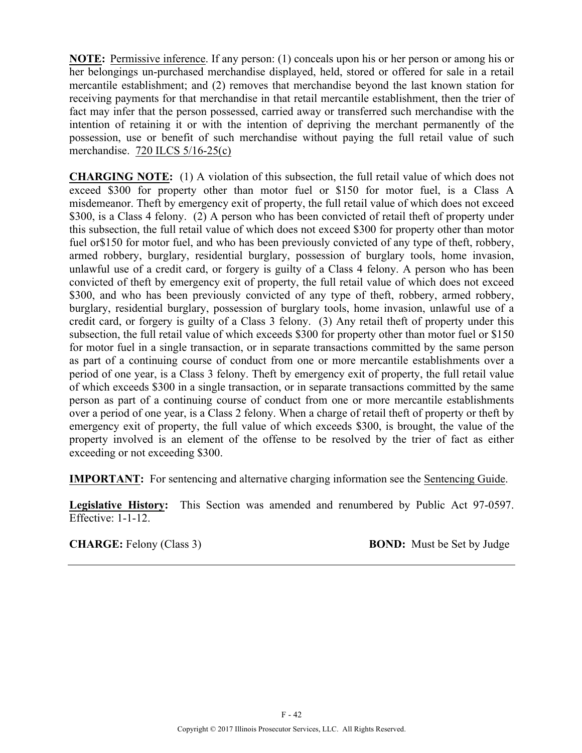**NOTE:** <u>Permissive inference</u>. If any person: (1) conceals upon his or her person or among his or her belongings un-purchased merchandise displayed, held, stored or offered for sale in a retail mercantile establishment; and (2) removes that merchandise beyond the last known station for receiving payments for that merchandise in that retail mercantile establishment, then the trier of fact may infer that the person possessed, carried away or transferred such merchandise with the intention of retaining it or with the intention of depriving the merchant permanently of the possession, use or benefit of such merchandise without paying the full retail value of such merchandise. <u>720 ILCS 5/16-25(c)</u>

**CHARGING NOTE:** (1) A violation of this subsection, the full retail value of which does not exceed $300 for property other than motor fuel or $150 for motor fuel, is a Class A misdemeanor. Theft by emergency exit of property, the full retail value of which does not exceed $300, is a Class 4 felony. (2) A person who has been convicted of retail theft of property under this subsection, the full retail value of which does not exceed $300 for property other than motor fuel or$150 for motor fuel, and who has been previously convicted of any type of theft, robbery, armed robbery, burglary, residential burglary, possession of burglary tools, home invasion, unlawful use of a credit card, or forgery is guilty of a Class 4 felony. A person who has been convicted of theft by emergency exit of property, the full retail value of which does not exceed $300, and who has been previously convicted of any type of theft, robbery, armed robbery, burglary, residential burglary, possession of burglary tools, home invasion, unlawful use of a credit card, or forgery is guilty of a Class 3 felony. (3) Any retail theft of property under this subsection, the full retail value of which exceeds $300 for property other than motor fuel or $150 for motor fuel in a single transaction, or in separate transactions committed by the same person as part of a continuing course of conduct from one or more mercantile establishments over a period of one year, is a Class 3 felony. Theft by emergency exit of property, the full retail value of which exceeds $300 in a single transaction, or in separate transactions committed by the same person as part of a continuing course of conduct from one or more mercantile establishments over a period of one year, is a Class 2 felony. When a charge of retail theft of property or theft by emergency exit of property, the full value of which exceeds $300, is brought, the value of the property involved is an element of the offense to be resolved by the trier of fact as either exceeding or not exceeding $300.

**IMPORTANT:** For sentencing and alternative charging information see the <u>Sentencing Guide</u>.

**Legislative History:** This Section was amended and renumbered by Public Act 97-0597. Effective: 1-1-12.

**CHARGE:** Felony (Class 3) **BOND:** Must be Set by Judge

---

Copyright © 2017 Illinois Prosecutor Services, LLC. All Rights Reserved.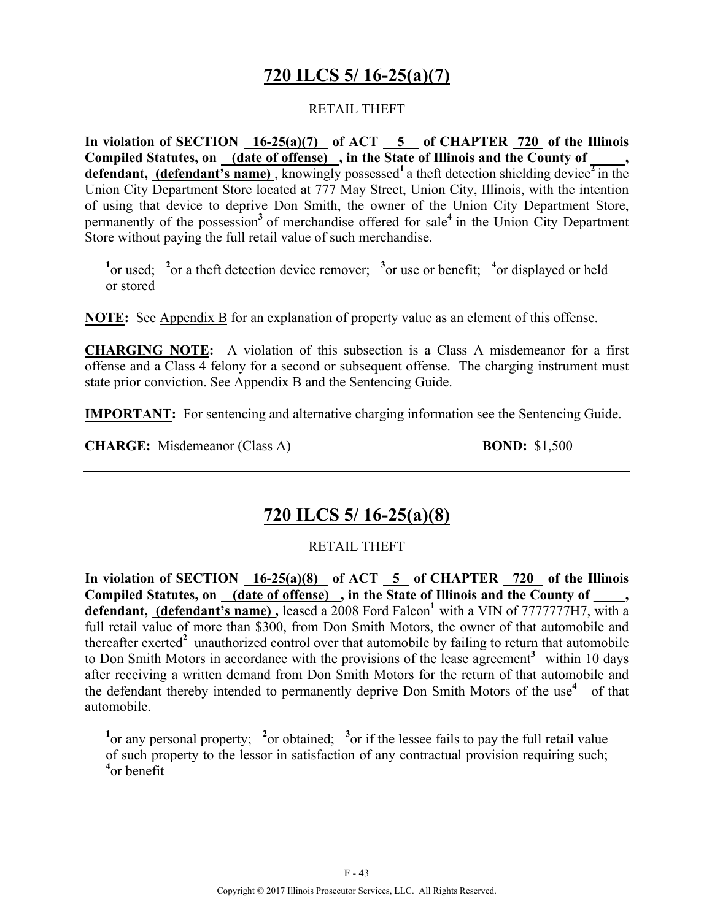# 720 ILCS 5/ 16-25(a)(7)

RETAIL THEFT

**In violation of SECTION 16-25(a)(7) of ACT 5 of CHAPTER 720 of the Illinois Compiled Statutes, on (date of offense) , in the State of Illinois and the County of \_\_\_\_\_, defendant, (defendant's name)** , knowingly possessed[1] a theft detection shielding device[2] in the Union City Department Store located at 777 May Street, Union City, Illinois, with the intention of using that device to deprive Don Smith, the owner of the Union City Department Store, permanently of the possession[3] of merchandise offered for sale[4] in the Union City Department Store without paying the full retail value of such merchandise.

[1]or used; [2]or a theft detection device remover; [3]or use or benefit; [4]or displayed or held or stored

**NOTE:** See Appendix B for an explanation of property value as an element of this offense.

**CHARGING NOTE:** A violation of this subsection is a Class A misdemeanor for a first offense and a Class 4 felony for a second or subsequent offense. The charging instrument must state prior conviction. See Appendix B and the Sentencing Guide.

**IMPORTANT:** For sentencing and alternative charging information see the Sentencing Guide.

**CHARGE:** Misdemeanor (Class A) **BOND:** $1,500

---

# 720 ILCS 5/ 16-25(a)(8)

RETAIL THEFT

**In violation of SECTION 16-25(a)(8) of ACT 5 of CHAPTER 720 of the Illinois Compiled Statutes, on (date of offense) , in the State of Illinois and the County of \_\_\_\_\_, defendant, (defendant's name) ,** leased a 2008 Ford Falcon[1] with a VIN of 7777777H7, with a full retail value of more than $300, from Don Smith Motors, the owner of that automobile and thereafter exerted[2] unauthorized control over that automobile by failing to return that automobile to Don Smith Motors in accordance with the provisions of the lease agreement[3] within 10 days after receiving a written demand from Don Smith Motors for the return of that automobile and the defendant thereby intended to permanently deprive Don Smith Motors of the use[4] of that automobile.

[1]or any personal property; [2]or obtained; [3]or if the lessee fails to pay the full retail value of such property to the lessor in satisfaction of any contractual provision requiring such; [4]or benefit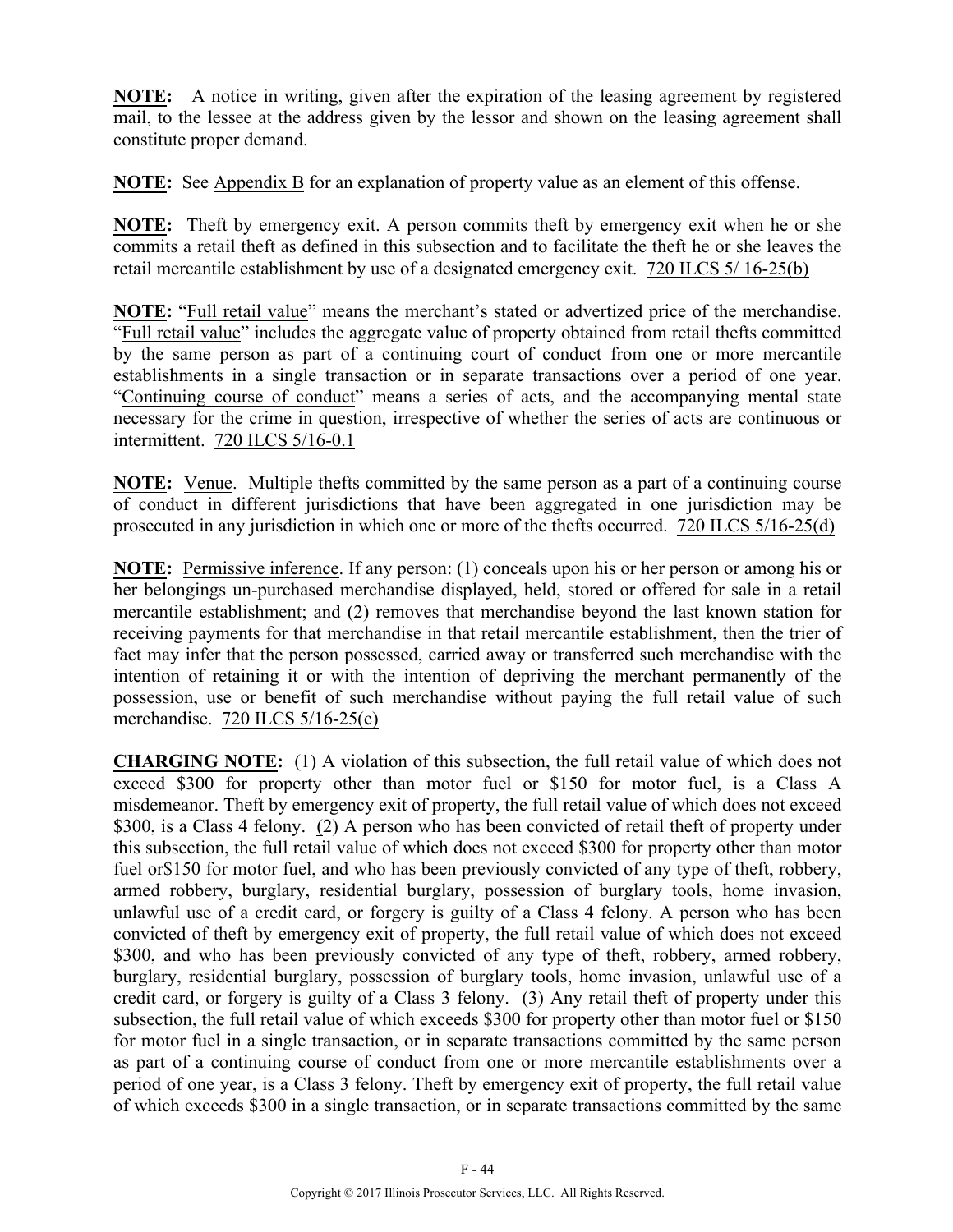**NOTE:** A notice in writing, given after the expiration of the leasing agreement by registered mail, to the lessee at the address given by the lessor and shown on the leasing agreement shall constitute proper demand.

**NOTE:** See Appendix B for an explanation of property value as an element of this offense.

**NOTE:** Theft by emergency exit. A person commits theft by emergency exit when he or she commits a retail theft as defined in this subsection and to facilitate the theft he or she leaves the retail mercantile establishment by use of a designated emergency exit. 720 ILCS 5/ 16-25(b)

**NOTE:** "Full retail value" means the merchant's stated or advertized price of the merchandise. "Full retail value" includes the aggregate value of property obtained from retail thefts committed by the same person as part of a continuing court of conduct from one or more mercantile establishments in a single transaction or in separate transactions over a period of one year. "Continuing course of conduct" means a series of acts, and the accompanying mental state necessary for the crime in question, irrespective of whether the series of acts are continuous or intermittent. 720 ILCS 5/16-0.1

**NOTE:** Venue. Multiple thefts committed by the same person as a part of a continuing course of conduct in different jurisdictions that have been aggregated in one jurisdiction may be prosecuted in any jurisdiction in which one or more of the thefts occurred. 720 ILCS 5/16-25(d)

**NOTE:** Permissive inference. If any person: (1) conceals upon his or her person or among his or her belongings un-purchased merchandise displayed, held, stored or offered for sale in a retail mercantile establishment; and (2) removes that merchandise beyond the last known station for receiving payments for that merchandise in that retail mercantile establishment, then the trier of fact may infer that the person possessed, carried away or transferred such merchandise with the intention of retaining it or with the intention of depriving the merchant permanently of the possession, use or benefit of such merchandise without paying the full retail value of such merchandise. 720 ILCS 5/16-25(c)

**CHARGING NOTE:** (1) A violation of this subsection, the full retail value of which does not exceed \$300 for property other than motor fuel or \$150 for motor fuel, is a Class A misdemeanor. Theft by emergency exit of property, the full retail value of which does not exceed \$300, is a Class 4 felony. (2) A person who has been convicted of retail theft of property under this subsection, the full retail value of which does not exceed \$300 for property other than motor fuel or\$150 for motor fuel, and who has been previously convicted of any type of theft, robbery, armed robbery, burglary, residential burglary, possession of burglary tools, home invasion, unlawful use of a credit card, or forgery is guilty of a Class 4 felony. A person who has been convicted of theft by emergency exit of property, the full retail value of which does not exceed \$300, and who has been previously convicted of any type of theft, robbery, armed robbery, burglary, residential burglary, possession of burglary tools, home invasion, unlawful use of a credit card, or forgery is guilty of a Class 3 felony. (3) Any retail theft of property under this subsection, the full retail value of which exceeds \$300 for property other than motor fuel or \$150 for motor fuel in a single transaction, or in separate transactions committed by the same person as part of a continuing course of conduct from one or more mercantile establishments over a period of one year, is a Class 3 felony. Theft by emergency exit of property, the full retail value of which exceeds \$300 in a single transaction, or in separate transactions committed by the same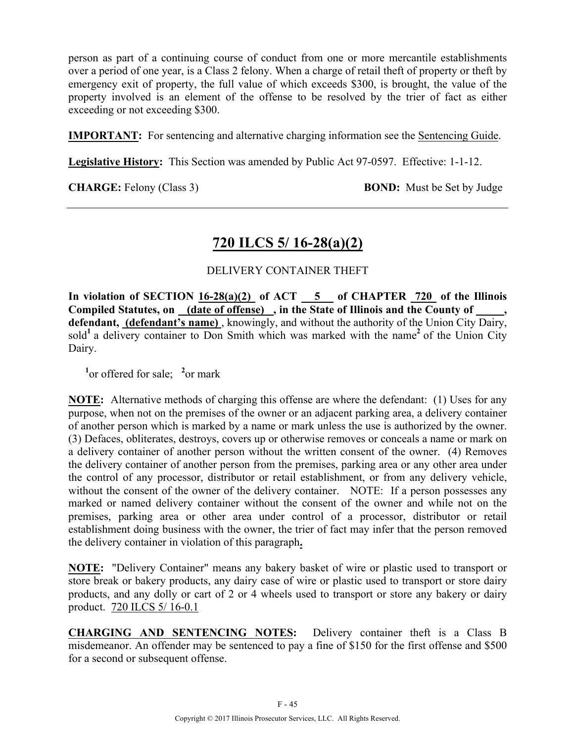person as part of a continuing course of conduct from one or more mercantile establishments over a period of one year, is a Class 2 felony. When a charge of retail theft of property or theft by emergency exit of property, the full value of which exceeds $300, is brought, the value of the property involved is an element of the offense to be resolved by the trier of fact as either exceeding or not exceeding $300.

**IMPORTANT:** For sentencing and alternative charging information see the Sentencing Guide.

**Legislative History:** This Section was amended by Public Act 97-0597. Effective: 1-1-12.

**CHARGE:** Felony (Class 3) **BOND:** Must be Set by Judge

---

## 720 ILCS 5/ 16-28(a)(2)

DELIVERY CONTAINER THEFT

**In violation of SECTION 16-28(a)(2) of ACT 5 of CHAPTER 720 of the Illinois Compiled Statutes, on (date of offense) , in the State of Illinois and the County of \_\_\_\_\_, defendant, (defendant's name)** , knowingly, and without the authority of the Union City Dairy, sold[1] a delivery container to Don Smith which was marked with the name[2] of the Union City Dairy.

[1]or offered for sale; [2]or mark

**NOTE:** Alternative methods of charging this offense are where the defendant: (1) Uses for any purpose, when not on the premises of the owner or an adjacent parking area, a delivery container of another person which is marked by a name or mark unless the use is authorized by the owner. (3) Defaces, obliterates, destroys, covers up or otherwise removes or conceals a name or mark on a delivery container of another person without the written consent of the owner. (4) Removes the delivery container of another person from the premises, parking area or any other area under the control of any processor, distributor or retail establishment, or from any delivery vehicle, without the consent of the owner of the delivery container. NOTE: If a person possesses any marked or named delivery container without the consent of the owner and while not on the premises, parking area or other area under control of a processor, distributor or retail establishment doing business with the owner, the trier of fact may infer that the person removed the delivery container in violation of this paragraph**.**

**NOTE:** "Delivery Container" means any bakery basket of wire or plastic used to transport or store break or bakery products, any dairy case of wire or plastic used to transport or store dairy products, and any dolly or cart of 2 or 4 wheels used to transport or store any bakery or dairy product. 720 ILCS 5/ 16-0.1

**CHARGING AND SENTENCING NOTES:** Delivery container theft is a Class B misdemeanor. An offender may be sentenced to pay a fine of $150 for the first offense and $500 for a second or subsequent offense.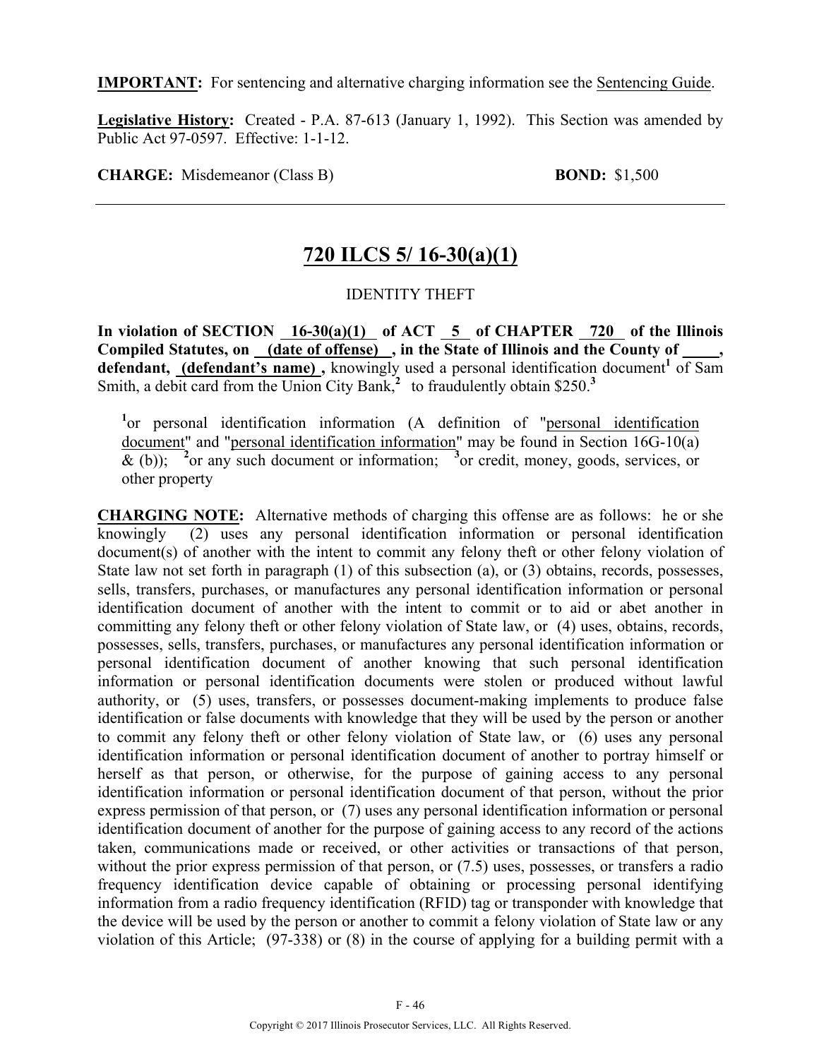**IMPORTANT:** For sentencing and alternative charging information see the Sentencing Guide.

**Legislative History:** Created - P.A. 87-613 (January 1, 1992). This Section was amended by Public Act 97-0597. Effective: 1-1-12.

**CHARGE:** Misdemeanor (Class B) **BOND:** $1,500

---

## 720 ILCS 5/ 16-30(a)(1)

IDENTITY THEFT

**In violation of SECTION 16-30(a)(1) of ACT 5 of CHAPTER 720 of the Illinois Compiled Statutes, on (date of offense), in the State of Illinois and the County of \_\_\_\_, defendant, (defendant's name),** knowingly used a personal identification document[1] of Sam Smith, a debit card from the Union City Bank,[2] to fraudulently obtain $250.[3]

[1]or personal identification information (A definition of "personal identification document" and "personal identification information" may be found in Section 16G-10(a) & (b)); [2]or any such document or information; [3]or credit, money, goods, services, or other property

**CHARGING NOTE:** Alternative methods of charging this offense are as follows: he or she knowingly (2) uses any personal identification information or personal identification document(s) of another with the intent to commit any felony theft or other felony violation of State law not set forth in paragraph (1) of this subsection (a), or (3) obtains, records, possesses, sells, transfers, purchases, or manufactures any personal identification information or personal identification document of another with the intent to commit or to aid or abet another in committing any felony theft or other felony violation of State law, or (4) uses, obtains, records, possesses, sells, transfers, purchases, or manufactures any personal identification information or personal identification document of another knowing that such personal identification information or personal identification documents were stolen or produced without lawful authority, or (5) uses, transfers, or possesses document-making implements to produce false identification or false documents with knowledge that they will be used by the person or another to commit any felony theft or other felony violation of State law, or (6) uses any personal identification information or personal identification document of another to portray himself or herself as that person, or otherwise, for the purpose of gaining access to any personal identification information or personal identification document of that person, without the prior express permission of that person, or (7) uses any personal identification information or personal identification document of another for the purpose of gaining access to any record of the actions taken, communications made or received, or other activities or transactions of that person, without the prior express permission of that person, or (7.5) uses, possesses, or transfers a radio frequency identification device capable of obtaining or processing personal identifying information from a radio frequency identification (RFID) tag or transponder with knowledge that the device will be used by the person or another to commit a felony violation of State law or any violation of this Article; (97-338) or (8) in the course of applying for a building permit with a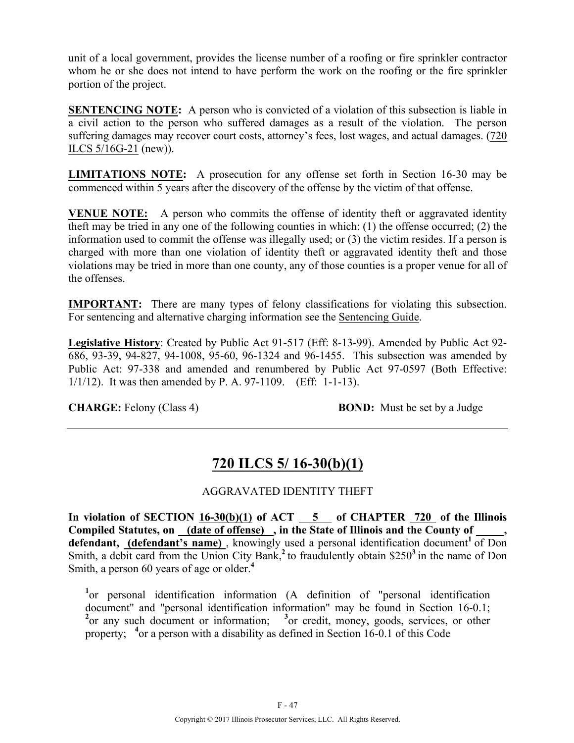unit of a local government, provides the license number of a roofing or fire sprinkler contractor whom he or she does not intend to have perform the work on the roofing or the fire sprinkler portion of the project.

**SENTENCING NOTE:** A person who is convicted of a violation of this subsection is liable in a civil action to the person who suffered damages as a result of the violation. The person suffering damages may recover court costs, attorney's fees, lost wages, and actual damages. (720 ILCS 5/16G-21 (new)).

**LIMITATIONS NOTE:** A prosecution for any offense set forth in Section 16-30 may be commenced within 5 years after the discovery of the offense by the victim of that offense.

**VENUE NOTE:** A person who commits the offense of identity theft or aggravated identity theft may be tried in any one of the following counties in which: (1) the offense occurred; (2) the information used to commit the offense was illegally used; or (3) the victim resides. If a person is charged with more than one violation of identity theft or aggravated identity theft and those violations may be tried in more than one county, any of those counties is a proper venue for all of the offenses.

**IMPORTANT:** There are many types of felony classifications for violating this subsection. For sentencing and alternative charging information see the Sentencing Guide.

**Legislative History**: Created by Public Act 91-517 (Eff: 8-13-99). Amended by Public Act 92-686, 93-39, 94-827, 94-1008, 95-60, 96-1324 and 96-1455. This subsection was amended by Public Act: 97-338 and amended and renumbered by Public Act 97-0597 (Both Effective: 1/1/12). It was then amended by P. A. 97-1109. (Eff: 1-1-13).

**CHARGE:** Felony (Class 4) **BOND:** Must be set by a Judge

---

## 720 ILCS 5/ 16-30(b)(1)

AGGRAVATED IDENTITY THEFT

**In violation of SECTION 16-30(b)(1) of ACT 5 of CHAPTER 720 of the Illinois Compiled Statutes, on (date of offense) , in the State of Illinois and the County of \_\_\_\_\_, defendant, (defendant's name)** , knowingly used a personal identification document[1] of Don Smith, a debit card from the Union City Bank,[2] to fraudulently obtain $250[3] in the name of Don Smith, a person 60 years of age or older.[4]

[1]or personal identification information (A definition of "personal identification document" and "personal identification information" may be found in Section 16-0.1; [2]or any such document or information; [3]or credit, money, goods, services, or other property; [4]or a person with a disability as defined in Section 16-0.1 of this Code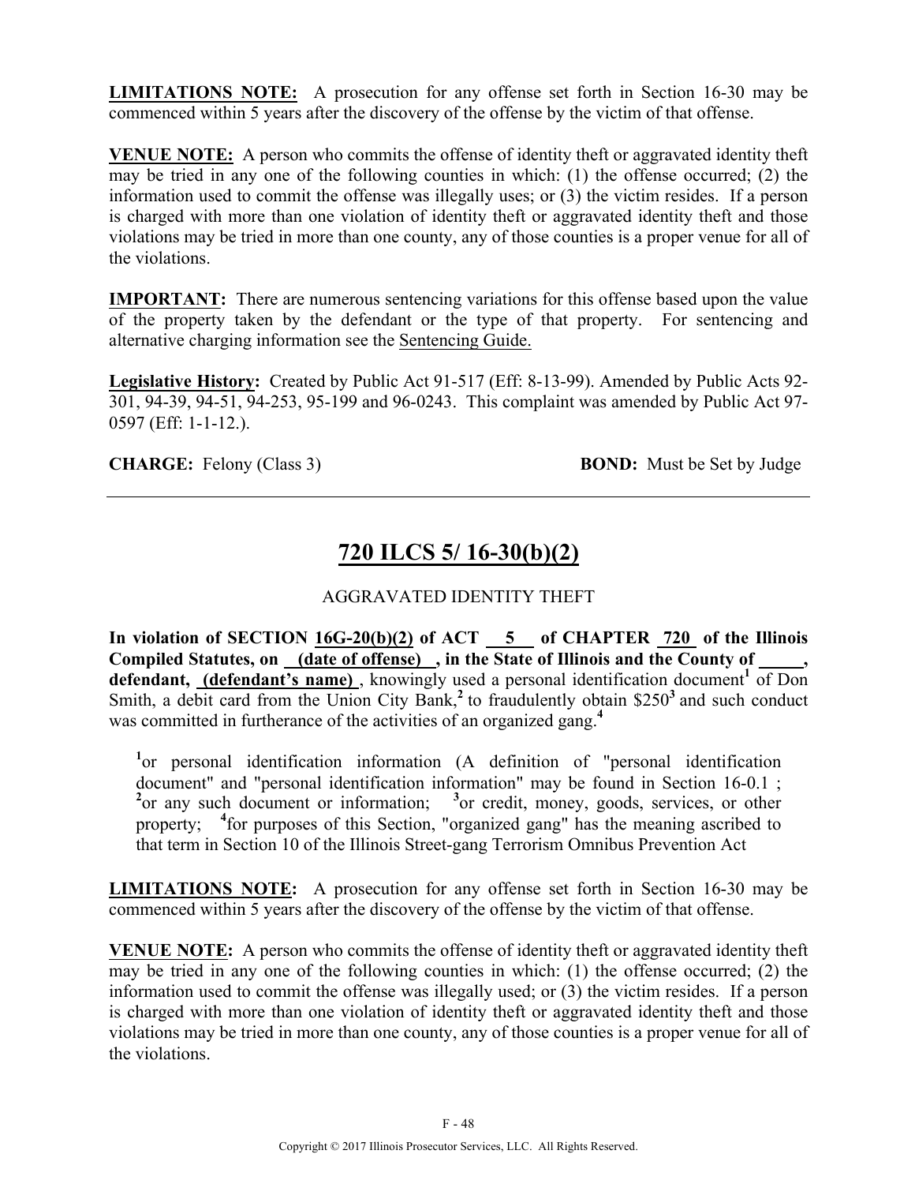**LIMITATIONS NOTE:** A prosecution for any offense set forth in Section 16-30 may be commenced within 5 years after the discovery of the offense by the victim of that offense.

**VENUE NOTE:** A person who commits the offense of identity theft or aggravated identity theft may be tried in any one of the following counties in which: (1) the offense occurred; (2) the information used to commit the offense was illegally uses; or (3) the victim resides. If a person is charged with more than one violation of identity theft or aggravated identity theft and those violations may be tried in more than one county, any of those counties is a proper venue for all of the violations.

**IMPORTANT:** There are numerous sentencing variations for this offense based upon the value of the property taken by the defendant or the type of that property. For sentencing and alternative charging information see the Sentencing Guide.

**Legislative History:** Created by Public Act 91-517 (Eff: 8-13-99). Amended by Public Acts 92-301, 94-39, 94-51, 94-253, 95-199 and 96-0243. This complaint was amended by Public Act 97-0597 (Eff: 1-1-12.).

**CHARGE:** Felony (Class 3) **BOND:** Must be Set by Judge

---

## 720 ILCS 5/ 16-30(b)(2)

AGGRAVATED IDENTITY THEFT

**In violation of SECTION 16G-20(b)(2) of ACT 5 of CHAPTER 720 of the Illinois Compiled Statutes, on (date of offense) , in the State of Illinois and the County of \_\_\_\_\_, defendant, (defendant's name)** , knowingly used a personal identification document[1] of Don Smith, a debit card from the Union City Bank,[2] to fraudulently obtain $250[3] and such conduct was committed in furtherance of the activities of an organized gang.[4]

[1]or personal identification information (A definition of "personal identification document" and "personal identification information" may be found in Section 16-0.1 ; [2]or any such document or information; [3]or credit, money, goods, services, or other property; [4]for purposes of this Section, "organized gang" has the meaning ascribed to that term in Section 10 of the Illinois Street-gang Terrorism Omnibus Prevention Act

**LIMITATIONS NOTE:** A prosecution for any offense set forth in Section 16-30 may be commenced within 5 years after the discovery of the offense by the victim of that offense.

**VENUE NOTE:** A person who commits the offense of identity theft or aggravated identity theft may be tried in any one of the following counties in which: (1) the offense occurred; (2) the information used to commit the offense was illegally used; or (3) the victim resides. If a person is charged with more than one violation of identity theft or aggravated identity theft and those violations may be tried in more than one county, any of those counties is a proper venue for all of the violations.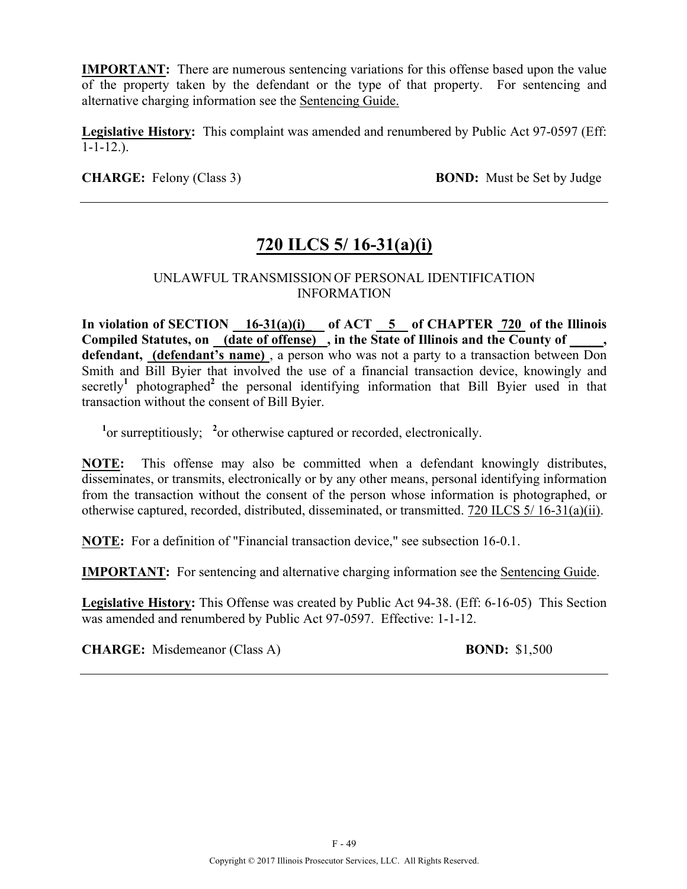**IMPORTANT:** There are numerous sentencing variations for this offense based upon the value of the property taken by the defendant or the type of that property. For sentencing and alternative charging information see the Sentencing Guide.

**Legislative History:** This complaint was amended and renumbered by Public Act 97-0597 (Eff: 1-1-12.).

**CHARGE:** Felony (Class 3) **BOND:** Must be Set by Judge

---

## 720 ILCS 5/ 16-31(a)(i)

UNLAWFUL TRANSMISSION OF PERSONAL IDENTIFICATION INFORMATION

**In violation of SECTION 16-31(a)(i) of ACT 5 of CHAPTER 720 of the Illinois Compiled Statutes, on (date of offense) , in the State of Illinois and the County of _____, defendant, (defendant's name)** , a person who was not a party to a transaction between Don Smith and Bill Byier that involved the use of a financial transaction device, knowingly and secretly[1] photographed[2] the personal identifying information that Bill Byier used in that transaction without the consent of Bill Byier.

[1]or surreptitiously; [2]or otherwise captured or recorded, electronically.

**NOTE:** This offense may also be committed when a defendant knowingly distributes, disseminates, or transmits, electronically or by any other means, personal identifying information from the transaction without the consent of the person whose information is photographed, or otherwise captured, recorded, distributed, disseminated, or transmitted. 720 ILCS 5/ 16-31(a)(ii).

**NOTE:** For a definition of "Financial transaction device," see subsection 16-0.1.

**IMPORTANT:** For sentencing and alternative charging information see the Sentencing Guide.

**Legislative History:** This Offense was created by Public Act 94-38. (Eff: 6-16-05) This Section was amended and renumbered by Public Act 97-0597. Effective: 1-1-12.

**CHARGE:** Misdemeanor (Class A) **BOND:** $1,500

---

Copyright © 2017 Illinois Prosecutor Services, LLC. All Rights Reserved.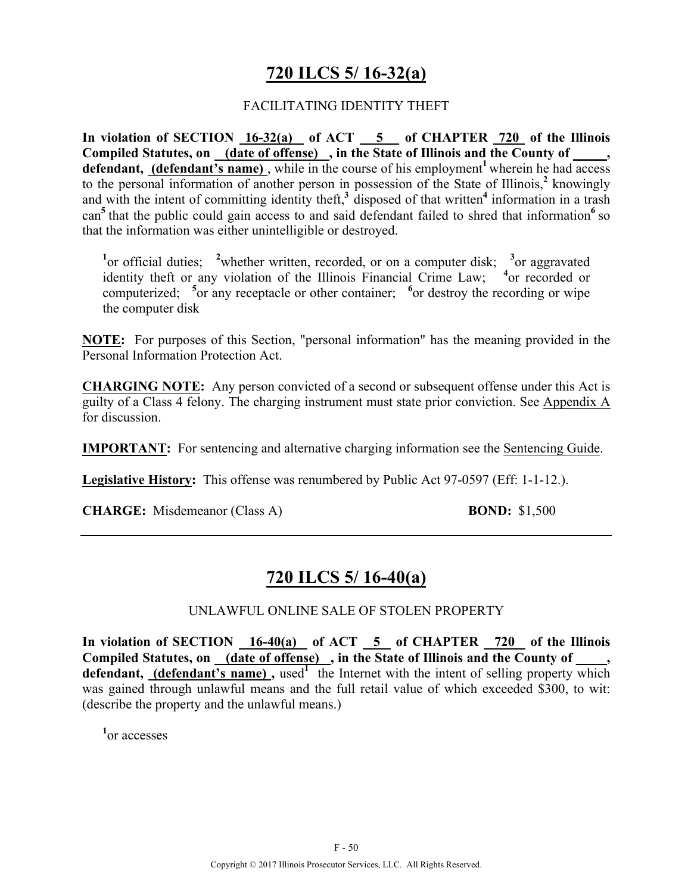# 720 ILCS 5/ 16-32(a)

FACILITATING IDENTITY THEFT

**In violation of SECTION 16-32(a) of ACT 5 of CHAPTER 720 of the Illinois Compiled Statutes, on (date of offense) , in the State of Illinois and the County of \_\_\_\_\_, defendant, (defendant's name)** , while in the course of his employment[1] wherein he had access to the personal information of another person in possession of the State of Illinois,[2] knowingly and with the intent of committing identity theft,[3] disposed of that written[4] information in a trash can[5] that the public could gain access to and said defendant failed to shred that information[6] so that the information was either unintelligible or destroyed.

[1]or official duties; [2]whether written, recorded, or on a computer disk; [3]or aggravated identity theft or any violation of the Illinois Financial Crime Law; [4]or recorded or computerized; [5]or any receptacle or other container; [6]or destroy the recording or wipe the computer disk

**NOTE:** For purposes of this Section, "personal information" has the meaning provided in the Personal Information Protection Act.

**CHARGING NOTE:** Any person convicted of a second or subsequent offense under this Act is guilty of a Class 4 felony. The charging instrument must state prior conviction. See Appendix A for discussion.

**IMPORTANT:** For sentencing and alternative charging information see the Sentencing Guide.

**Legislative History:** This offense was renumbered by Public Act 97-0597 (Eff: 1-1-12.).

**CHARGE:** Misdemeanor (Class A) **BOND:** $1,500

---

# 720 ILCS 5/ 16-40(a)

UNLAWFUL ONLINE SALE OF STOLEN PROPERTY

**In violation of SECTION 16-40(a) of ACT 5 of CHAPTER 720 of the Illinois Compiled Statutes, on (date of offense) , in the State of Illinois and the County of \_\_\_\_\_, defendant, (defendant's name) ,** used[1] the Internet with the intent of selling property which was gained through unlawful means and the full retail value of which exceeded $300, to wit: (describe the property and the unlawful means.)

[1]or accesses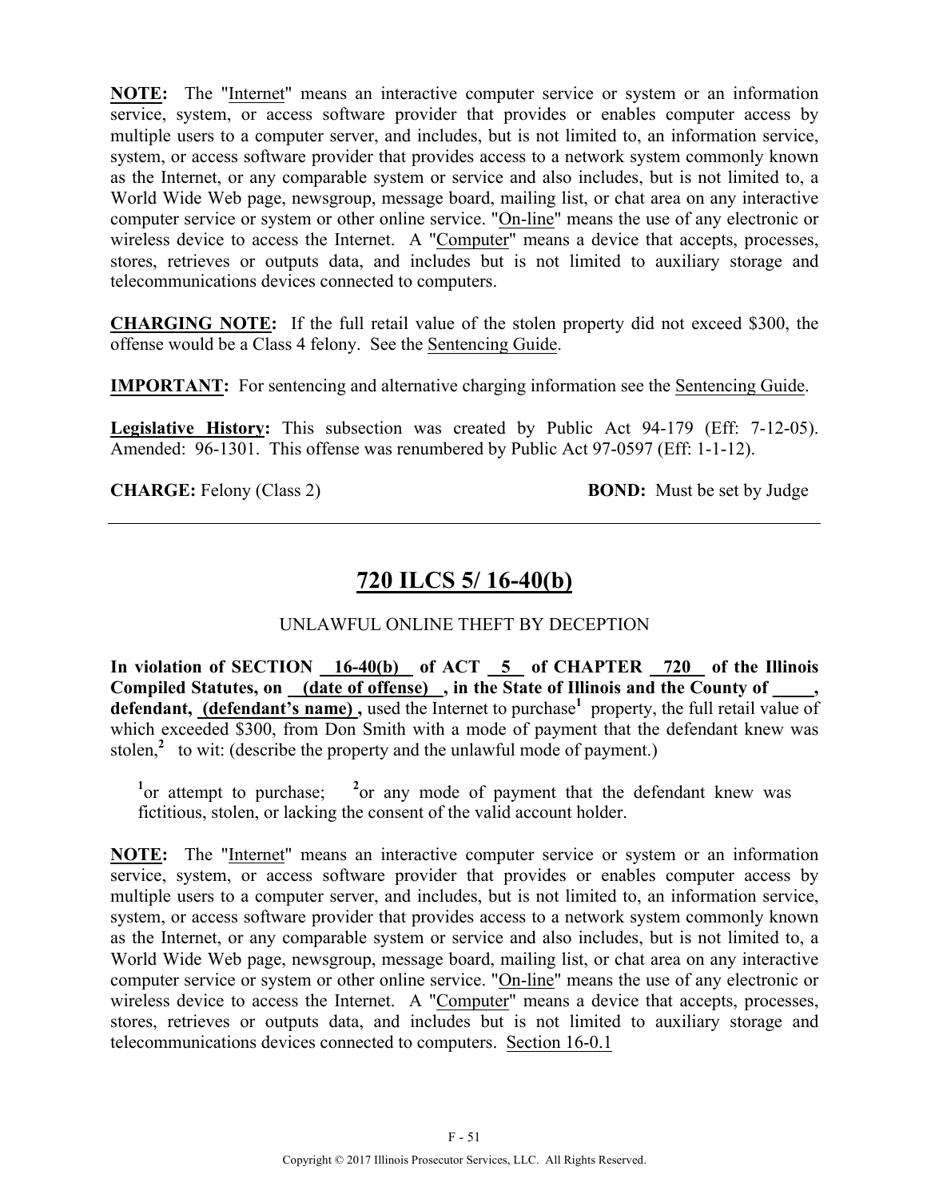**NOTE:** The "Internet" means an interactive computer service or system or an information service, system, or access software provider that provides or enables computer access by multiple users to a computer server, and includes, but is not limited to, an information service, system, or access software provider that provides access to a network system commonly known as the Internet, or any comparable system or service and also includes, but is not limited to, a World Wide Web page, newsgroup, message board, mailing list, or chat area on any interactive computer service or system or other online service. "On-line" means the use of any electronic or wireless device to access the Internet. A "Computer" means a device that accepts, processes, stores, retrieves or outputs data, and includes but is not limited to auxiliary storage and telecommunications devices connected to computers.

**CHARGING NOTE:** If the full retail value of the stolen property did not exceed $300, the offense would be a Class 4 felony. See the Sentencing Guide.

**IMPORTANT:** For sentencing and alternative charging information see the Sentencing Guide.

**Legislative History:** This subsection was created by Public Act 94-179 (Eff: 7-12-05). Amended: 96-1301. This offense was renumbered by Public Act 97-0597 (Eff: 1-1-12).

**CHARGE:** Felony (Class 2) **BOND:** Must be set by Judge

---

# 720 ILCS 5/ 16-40(b)

UNLAWFUL ONLINE THEFT BY DECEPTION

**In violation of SECTION 16-40(b) of ACT 5 of CHAPTER 720 of the Illinois Compiled Statutes, on (date of offense) , in the State of Illinois and the County of \_\_\_\_, defendant, (defendant's name) ,** used the Internet to purchase[1] property, the full retail value of which exceeded $300, from Don Smith with a mode of payment that the defendant knew was stolen,[2] to wit: (describe the property and the unlawful mode of payment.)

[1]or attempt to purchase; [2]or any mode of payment that the defendant knew was fictitious, stolen, or lacking the consent of the valid account holder.

**NOTE:** The "Internet" means an interactive computer service or system or an information service, system, or access software provider that provides or enables computer access by multiple users to a computer server, and includes, but is not limited to, an information service, system, or access software provider that provides access to a network system commonly known as the Internet, or any comparable system or service and also includes, but is not limited to, a World Wide Web page, newsgroup, message board, mailing list, or chat area on any interactive computer service or system or other online service. "On-line" means the use of any electronic or wireless device to access the Internet. A "Computer" means a device that accepts, processes, stores, retrieves or outputs data, and includes but is not limited to auxiliary storage and telecommunications devices connected to computers. Section 16-0.1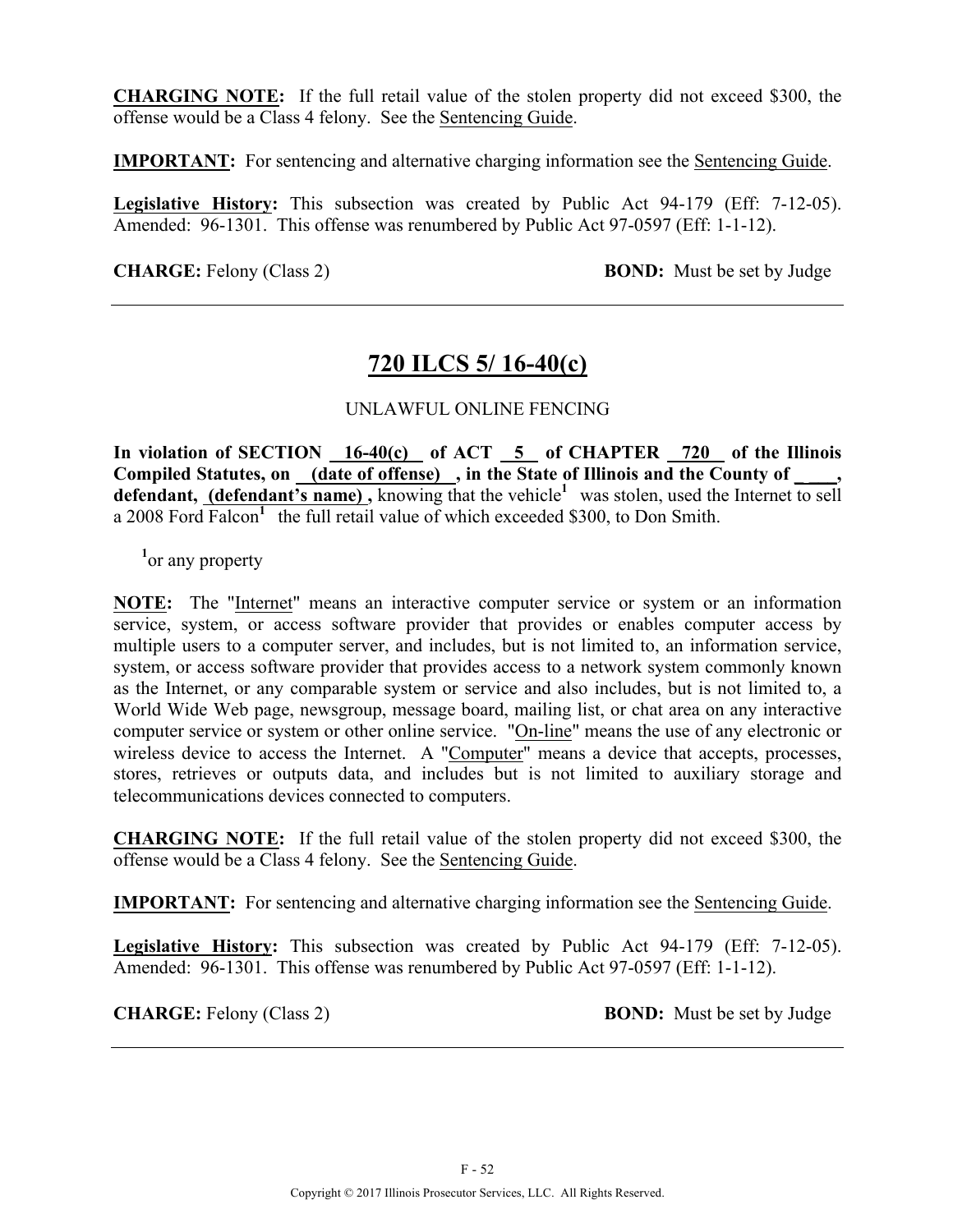**CHARGING NOTE:** If the full retail value of the stolen property did not exceed $300, the offense would be a Class 4 felony. See the Sentencing Guide.

**IMPORTANT:** For sentencing and alternative charging information see the Sentencing Guide.

**Legislative History:** This subsection was created by Public Act 94-179 (Eff: 7-12-05). Amended: 96-1301. This offense was renumbered by Public Act 97-0597 (Eff: 1-1-12).

**CHARGE:** Felony (Class 2) **BOND:** Must be set by Judge

---

## 720 ILCS 5/ 16-40(c)

UNLAWFUL ONLINE FENCING

**In violation of SECTION 16-40(c) of ACT 5 of CHAPTER 720 of the Illinois Compiled Statutes, on (date of offense) , in the State of Illinois and the County of \_\_\_\_, defendant, (defendant's name) ,** knowing that the vehicle[1] was stolen, used the Internet to sell a 2008 Ford Falcon[1] the full retail value of which exceeded $300, to Don Smith.

[1]or any property

**NOTE:** The "Internet" means an interactive computer service or system or an information service, system, or access software provider that provides or enables computer access by multiple users to a computer server, and includes, but is not limited to, an information service, system, or access software provider that provides access to a network system commonly known as the Internet, or any comparable system or service and also includes, but is not limited to, a World Wide Web page, newsgroup, message board, mailing list, or chat area on any interactive computer service or system or other online service. "On-line" means the use of any electronic or wireless device to access the Internet. A "Computer" means a device that accepts, processes, stores, retrieves or outputs data, and includes but is not limited to auxiliary storage and telecommunications devices connected to computers.

**CHARGING NOTE:** If the full retail value of the stolen property did not exceed $300, the offense would be a Class 4 felony. See the Sentencing Guide.

**IMPORTANT:** For sentencing and alternative charging information see the Sentencing Guide.

**Legislative History:** This subsection was created by Public Act 94-179 (Eff: 7-12-05). Amended: 96-1301. This offense was renumbered by Public Act 97-0597 (Eff: 1-1-12).

**CHARGE:** Felony (Class 2) **BOND:** Must be set by Judge

---

Copyright © 2017 Illinois Prosecutor Services, LLC. All Rights Reserved.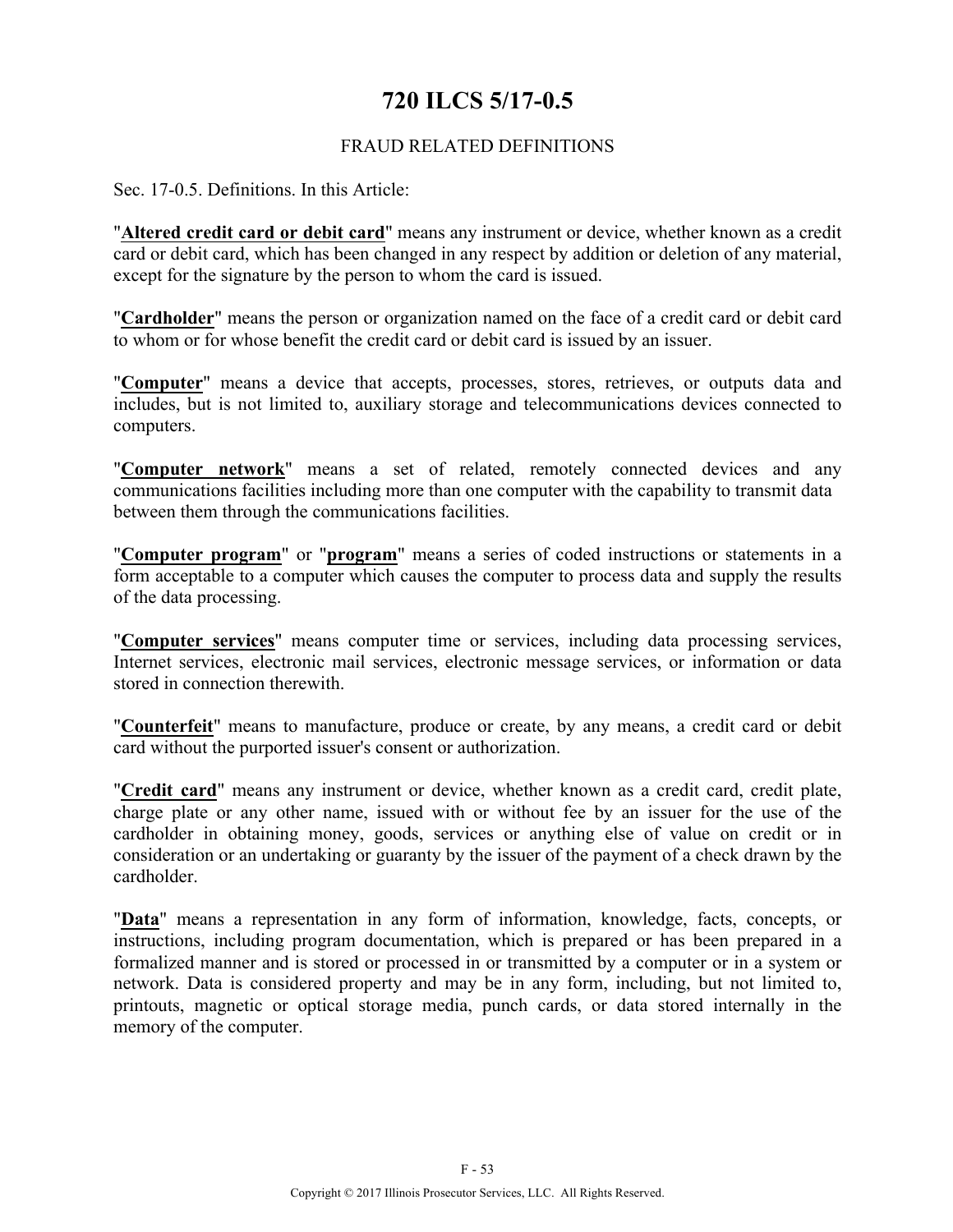# 720 ILCS 5/17-0.5

## FRAUD RELATED DEFINITIONS

Sec. 17-0.5. Definitions. In this Article:

"**Altered credit card or debit card**" means any instrument or device, whether known as a credit card or debit card, which has been changed in any respect by addition or deletion of any material, except for the signature by the person to whom the card is issued.

"**Cardholder**" means the person or organization named on the face of a credit card or debit card to whom or for whose benefit the credit card or debit card is issued by an issuer.

"**Computer**" means a device that accepts, processes, stores, retrieves, or outputs data and includes, but is not limited to, auxiliary storage and telecommunications devices connected to computers.

"**Computer network**" means a set of related, remotely connected devices and any communications facilities including more than one computer with the capability to transmit data between them through the communications facilities.

"**Computer program**" or "**program**" means a series of coded instructions or statements in a form acceptable to a computer which causes the computer to process data and supply the results of the data processing.

"**Computer services**" means computer time or services, including data processing services, Internet services, electronic mail services, electronic message services, or information or data stored in connection therewith.

"**Counterfeit**" means to manufacture, produce or create, by any means, a credit card or debit card without the purported issuer's consent or authorization.

"**Credit card**" means any instrument or device, whether known as a credit card, credit plate, charge plate or any other name, issued with or without fee by an issuer for the use of the cardholder in obtaining money, goods, services or anything else of value on credit or in consideration or an undertaking or guaranty by the issuer of the payment of a check drawn by the cardholder.

"**Data**" means a representation in any form of information, knowledge, facts, concepts, or instructions, including program documentation, which is prepared or has been prepared in a formalized manner and is stored or processed in or transmitted by a computer or in a system or network. Data is considered property and may be in any form, including, but not limited to, printouts, magnetic or optical storage media, punch cards, or data stored internally in the memory of the computer.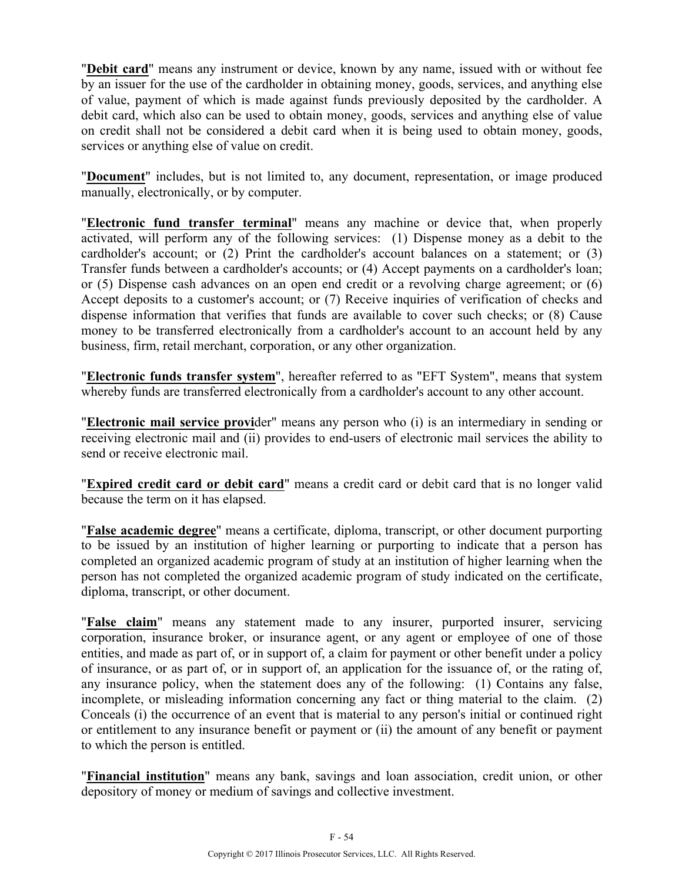"**Debit card**" means any instrument or device, known by any name, issued with or without fee by an issuer for the use of the cardholder in obtaining money, goods, services, and anything else of value, payment of which is made against funds previously deposited by the cardholder. A debit card, which also can be used to obtain money, goods, services and anything else of value on credit shall not be considered a debit card when it is being used to obtain money, goods, services or anything else of value on credit.

"**Document**" includes, but is not limited to, any document, representation, or image produced manually, electronically, or by computer.

"**Electronic fund transfer terminal**" means any machine or device that, when properly activated, will perform any of the following services: (1) Dispense money as a debit to the cardholder's account; or (2) Print the cardholder's account balances on a statement; or (3) Transfer funds between a cardholder's accounts; or (4) Accept payments on a cardholder's loan; or (5) Dispense cash advances on an open end credit or a revolving charge agreement; or (6) Accept deposits to a customer's account; or (7) Receive inquiries of verification of checks and dispense information that verifies that funds are available to cover such checks; or (8) Cause money to be transferred electronically from a cardholder's account to an account held by any business, firm, retail merchant, corporation, or any other organization.

"**Electronic funds transfer system**", hereafter referred to as "EFT System", means that system whereby funds are transferred electronically from a cardholder's account to any other account.

"**Electronic mail service provi**der" means any person who (i) is an intermediary in sending or receiving electronic mail and (ii) provides to end-users of electronic mail services the ability to send or receive electronic mail.

"**Expired credit card or debit card**" means a credit card or debit card that is no longer valid because the term on it has elapsed.

"**False academic degree**" means a certificate, diploma, transcript, or other document purporting to be issued by an institution of higher learning or purporting to indicate that a person has completed an organized academic program of study at an institution of higher learning when the person has not completed the organized academic program of study indicated on the certificate, diploma, transcript, or other document.

"**False claim**" means any statement made to any insurer, purported insurer, servicing corporation, insurance broker, or insurance agent, or any agent or employee of one of those entities, and made as part of, or in support of, a claim for payment or other benefit under a policy of insurance, or as part of, or in support of, an application for the issuance of, or the rating of, any insurance policy, when the statement does any of the following: (1) Contains any false, incomplete, or misleading information concerning any fact or thing material to the claim. (2) Conceals (i) the occurrence of an event that is material to any person's initial or continued right or entitlement to any insurance benefit or payment or (ii) the amount of any benefit or payment to which the person is entitled.

"**Financial institution**" means any bank, savings and loan association, credit union, or other depository of money or medium of savings and collective investment.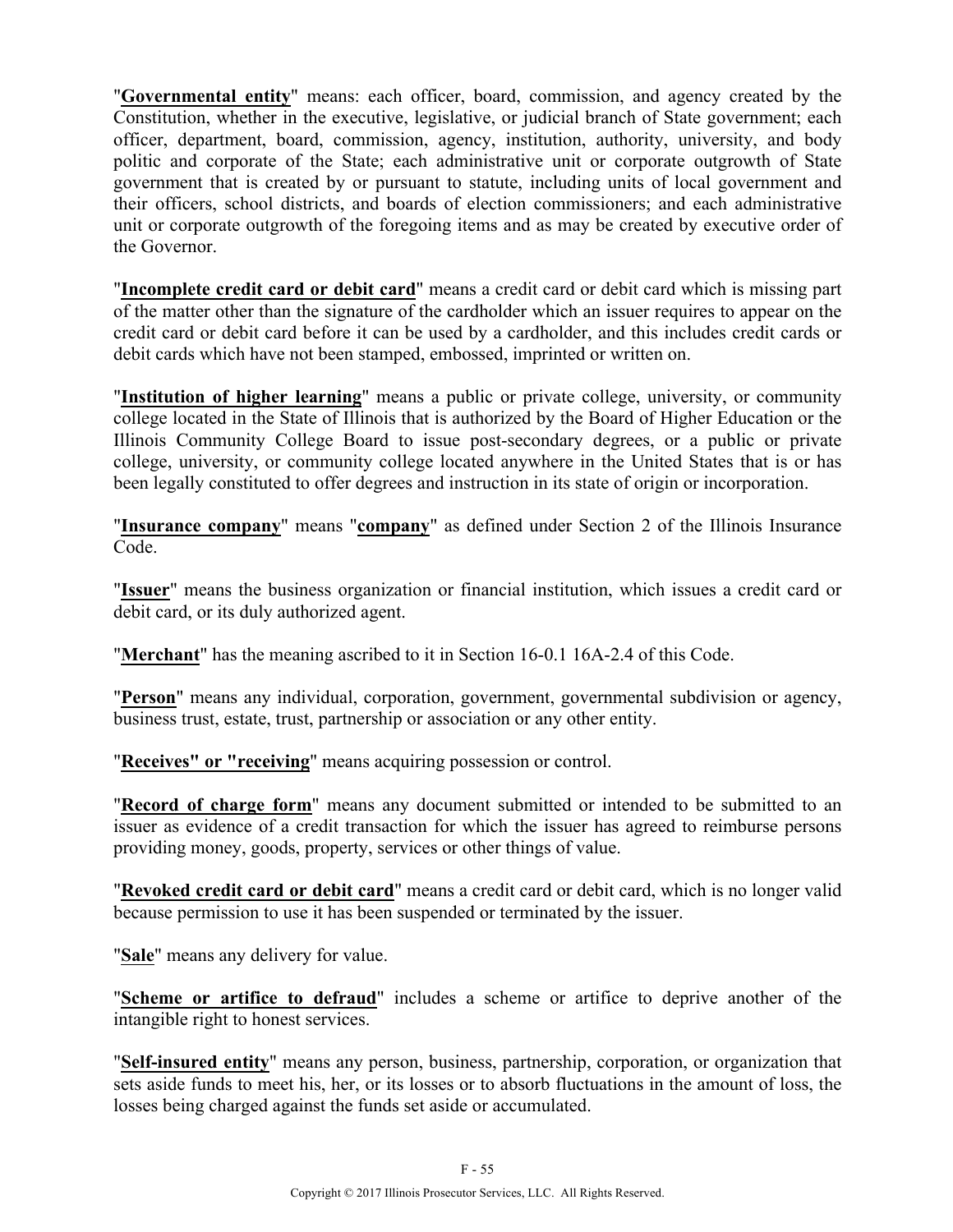"**Governmental entity**" means: each officer, board, commission, and agency created by the Constitution, whether in the executive, legislative, or judicial branch of State government; each officer, department, board, commission, agency, institution, authority, university, and body politic and corporate of the State; each administrative unit or corporate outgrowth of State government that is created by or pursuant to statute, including units of local government and their officers, school districts, and boards of election commissioners; and each administrative unit or corporate outgrowth of the foregoing items and as may be created by executive order of the Governor.

"**Incomplete credit card or debit card**" means a credit card or debit card which is missing part of the matter other than the signature of the cardholder which an issuer requires to appear on the credit card or debit card before it can be used by a cardholder, and this includes credit cards or debit cards which have not been stamped, embossed, imprinted or written on.

"**Institution of higher learning**" means a public or private college, university, or community college located in the State of Illinois that is authorized by the Board of Higher Education or the Illinois Community College Board to issue post-secondary degrees, or a public or private college, university, or community college located anywhere in the United States that is or has been legally constituted to offer degrees and instruction in its state of origin or incorporation.

"**Insurance company**" means "**company**" as defined under Section 2 of the Illinois Insurance Code.

"**Issuer**" means the business organization or financial institution, which issues a credit card or debit card, or its duly authorized agent.

"**Merchant**" has the meaning ascribed to it in Section 16-0.1 16A-2.4 of this Code.

"**Person**" means any individual, corporation, government, governmental subdivision or agency, business trust, estate, trust, partnership or association or any other entity.

"**Receives" or "receiving**" means acquiring possession or control.

"**Record of charge form**" means any document submitted or intended to be submitted to an issuer as evidence of a credit transaction for which the issuer has agreed to reimburse persons providing money, goods, property, services or other things of value.

"**Revoked credit card or debit card**" means a credit card or debit card, which is no longer valid because permission to use it has been suspended or terminated by the issuer.

"**Sale**" means any delivery for value.

"**Scheme or artifice to defraud**" includes a scheme or artifice to deprive another of the intangible right to honest services.

"**Self-insured entity**" means any person, business, partnership, corporation, or organization that sets aside funds to meet his, her, or its losses or to absorb fluctuations in the amount of loss, the losses being charged against the funds set aside or accumulated.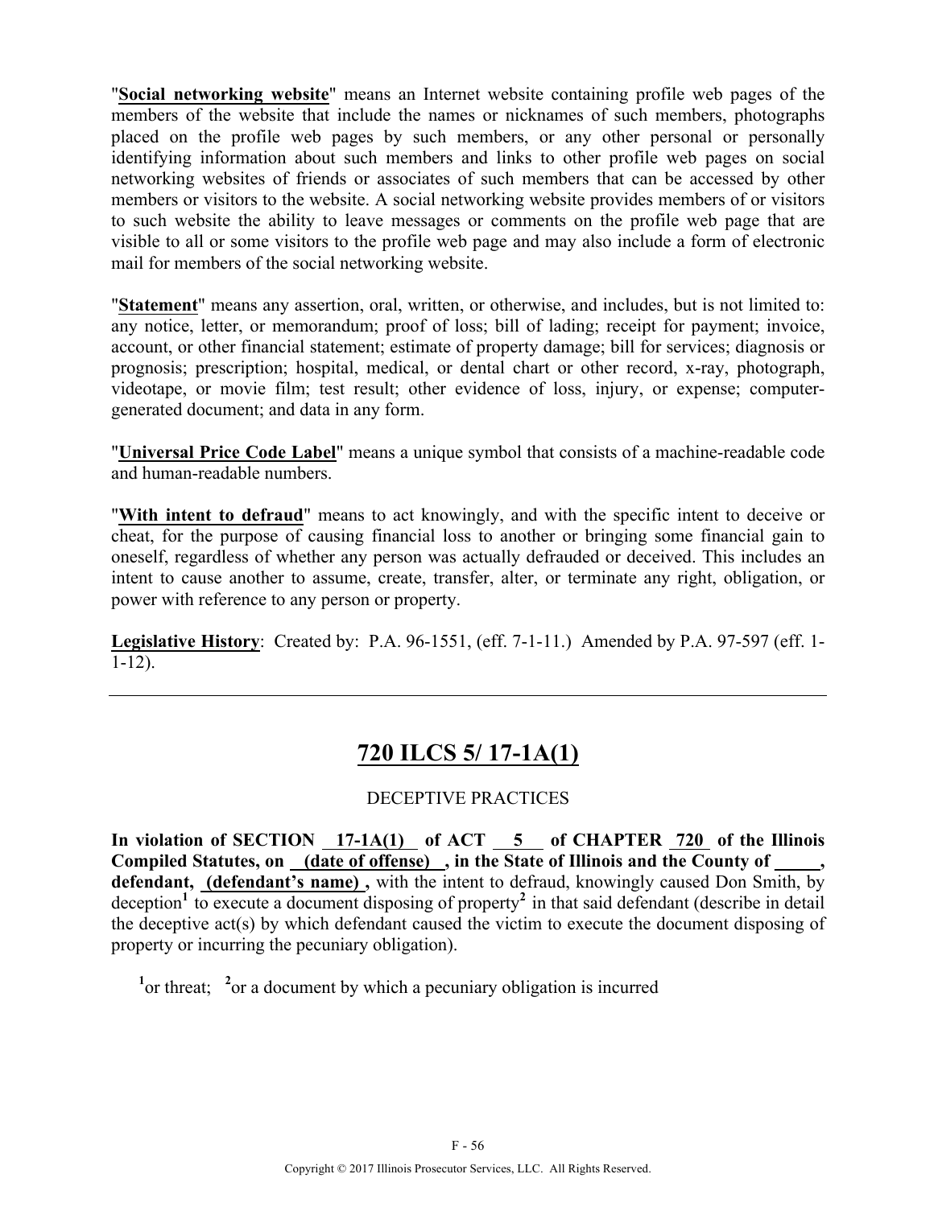"**Social networking website**" means an Internet website containing profile web pages of the members of the website that include the names or nicknames of such members, photographs placed on the profile web pages by such members, or any other personal or personally identifying information about such members and links to other profile web pages on social networking websites of friends or associates of such members that can be accessed by other members or visitors to the website. A social networking website provides members of or visitors to such website the ability to leave messages or comments on the profile web page that are visible to all or some visitors to the profile web page and may also include a form of electronic mail for members of the social networking website.

"**Statement**" means any assertion, oral, written, or otherwise, and includes, but is not limited to: any notice, letter, or memorandum; proof of loss; bill of lading; receipt for payment; invoice, account, or other financial statement; estimate of property damage; bill for services; diagnosis or prognosis; prescription; hospital, medical, or dental chart or other record, x-ray, photograph, videotape, or movie film; test result; other evidence of loss, injury, or expense; computer-generated document; and data in any form.

"**Universal Price Code Label**" means a unique symbol that consists of a machine-readable code and human-readable numbers.

"**With intent to defraud**" means to act knowingly, and with the specific intent to deceive or cheat, for the purpose of causing financial loss to another or bringing some financial gain to oneself, regardless of whether any person was actually defrauded or deceived. This includes an intent to cause another to assume, create, transfer, alter, or terminate any right, obligation, or power with reference to any person or property.

**Legislative History**: Created by: P.A. 96-1551, (eff. 7-1-11.) Amended by P.A. 97-597 (eff. 1-1-12).

---

## 720 ILCS 5/ 17-1A(1)

DECEPTIVE PRACTICES

**In violation of SECTION 17-1A(1) of ACT 5 of CHAPTER 720 of the Illinois Compiled Statutes, on (date of offense) , in the State of Illinois and the County of \_\_\_\_\_, defendant, (defendant's name) ,** with the intent to defraud, knowingly caused Don Smith, by deception[1] to execute a document disposing of property[2] in that said defendant (describe in detail the deceptive act(s) by which defendant caused the victim to execute the document disposing of property or incurring the pecuniary obligation).

[1]or threat; [2]or a document by which a pecuniary obligation is incurred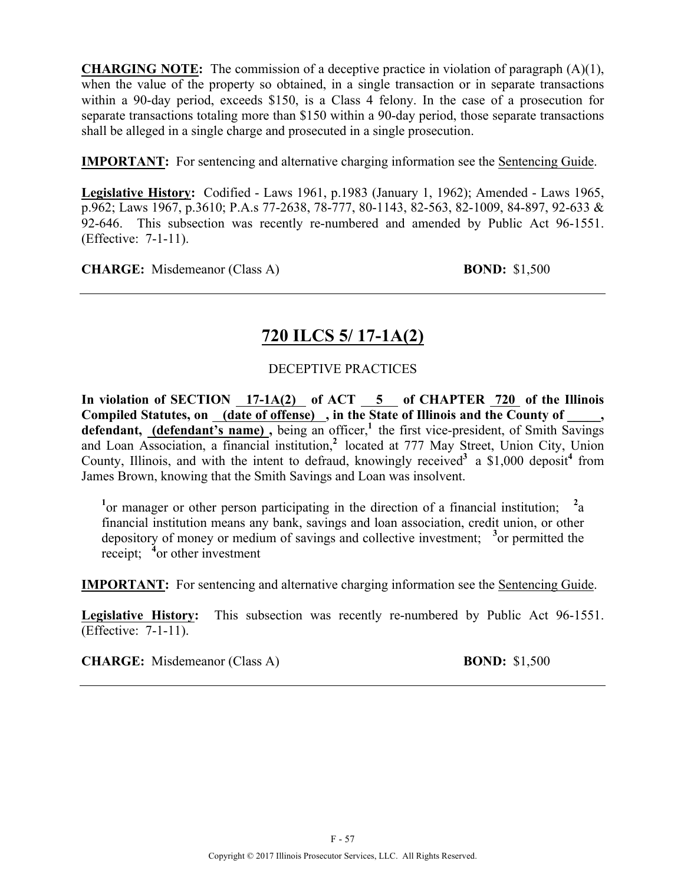**CHARGING NOTE:** The commission of a deceptive practice in violation of paragraph (A)(1), when the value of the property so obtained, in a single transaction or in separate transactions within a 90-day period, exceeds $150, is a Class 4 felony. In the case of a prosecution for separate transactions totaling more than $150 within a 90-day period, those separate transactions shall be alleged in a single charge and prosecuted in a single prosecution.

**IMPORTANT:** For sentencing and alternative charging information see the Sentencing Guide.

**Legislative History:** Codified - Laws 1961, p.1983 (January 1, 1962); Amended - Laws 1965, p.962; Laws 1967, p.3610; P.A.s 77-2638, 78-777, 80-1143, 82-563, 82-1009, 84-897, 92-633 & 92-646. This subsection was recently re-numbered and amended by Public Act 96-1551. (Effective: 7-1-11).

**CHARGE:** Misdemeanor (Class A) **BOND:** $1,500

---

## 720 ILCS 5/ 17-1A(2)

DECEPTIVE PRACTICES

**In violation of SECTION 17-1A(2) of ACT 5 of CHAPTER 720 of the Illinois Compiled Statutes, on (date of offense) , in the State of Illinois and the County of \_\_\_\_\_, defendant, (defendant's name) ,** being an officer,[1] the first vice-president, of Smith Savings and Loan Association, a financial institution,[2] located at 777 May Street, Union City, Union County, Illinois, and with the intent to defraud, knowingly received[3] a $1,000 deposit[4] from James Brown, knowing that the Smith Savings and Loan was insolvent.

[1]or manager or other person participating in the direction of a financial institution; [2]a financial institution means any bank, savings and loan association, credit union, or other depository of money or medium of savings and collective investment; [3]or permitted the receipt; [4]or other investment

**IMPORTANT:** For sentencing and alternative charging information see the Sentencing Guide.

**Legislative History:** This subsection was recently re-numbered by Public Act 96-1551. (Effective: 7-1-11).

**CHARGE:** Misdemeanor (Class A) **BOND:** $1,500

---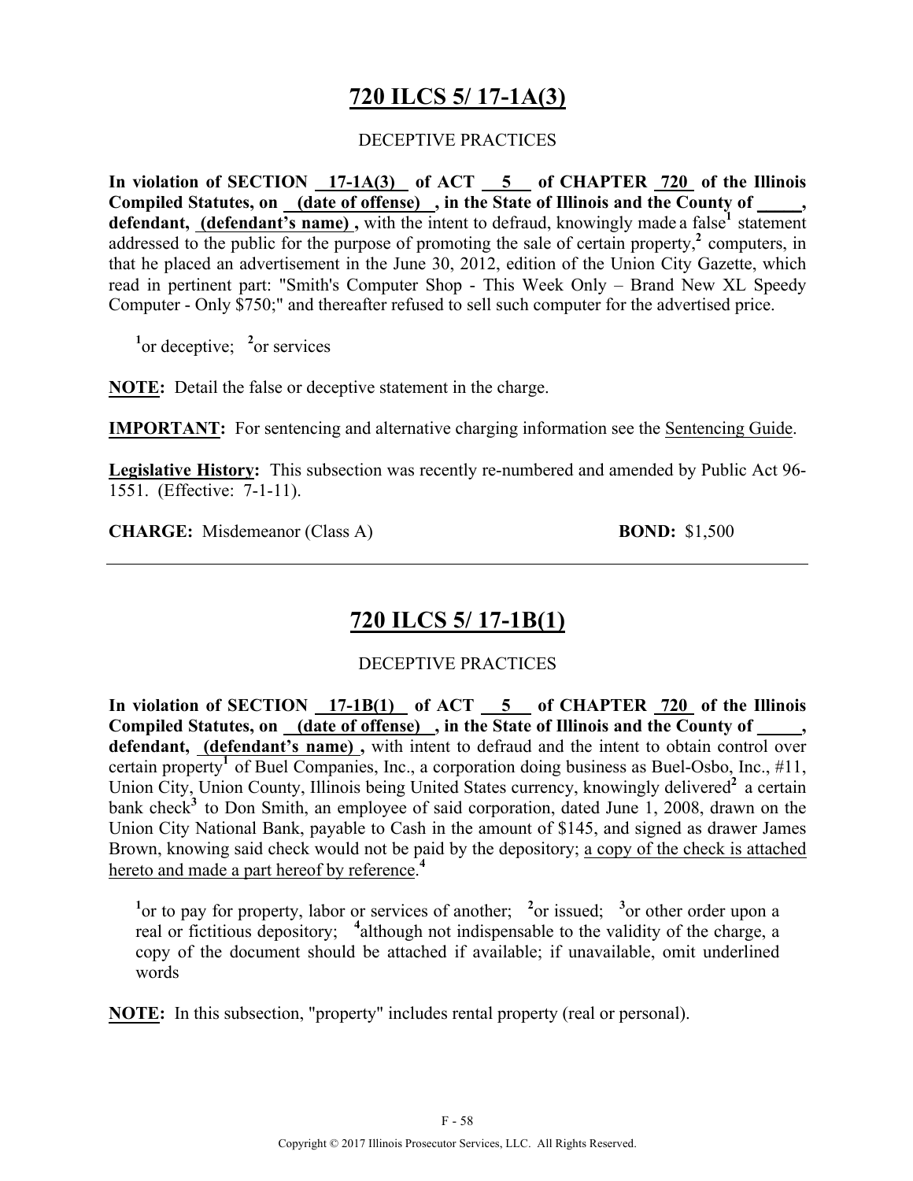## 720 ILCS 5/ 17-1A(3)

DECEPTIVE PRACTICES

**In violation of SECTION 17-1A(3) of ACT 5 of CHAPTER 720 of the Illinois Compiled Statutes, on (date of offense), in the State of Illinois and the County of _____, defendant, (defendant's name),** with the intent to defraud, knowingly made a false[1] statement addressed to the public for the purpose of promoting the sale of certain property,[2] computers, in that he placed an advertisement in the June 30, 2012, edition of the Union City Gazette, which read in pertinent part: "Smith's Computer Shop - This Week Only – Brand New XL Speedy Computer - Only $750;" and thereafter refused to sell such computer for the advertised price.

[1]or deceptive; [2]or services

**NOTE:** Detail the false or deceptive statement in the charge.

**IMPORTANT:** For sentencing and alternative charging information see the Sentencing Guide.

**Legislative History:** This subsection was recently re-numbered and amended by Public Act 96-1551. (Effective: 7-1-11).

**CHARGE:** Misdemeanor (Class A) **BOND:** $1,500

---

## 720 ILCS 5/ 17-1B(1)

DECEPTIVE PRACTICES

**In violation of SECTION 17-1B(1) of ACT 5 of CHAPTER 720 of the Illinois Compiled Statutes, on (date of offense), in the State of Illinois and the County of _____, defendant, (defendant's name),** with intent to defraud and the intent to obtain control over certain property[1] of Buel Companies, Inc., a corporation doing business as Buel-Osbo, Inc., #11, Union City, Union County, Illinois being United States currency, knowingly delivered[2] a certain bank check[3] to Don Smith, an employee of said corporation, dated June 1, 2008, drawn on the Union City National Bank, payable to Cash in the amount of $145, and signed as drawer James Brown, knowing said check would not be paid by the depository; a copy of the check is attached hereto and made a part hereof by reference.[4]

[1]or to pay for property, labor or services of another; [2]or issued; [3]or other order upon a real or fictitious depository; [4]although not indispensable to the validity of the charge, a copy of the document should be attached if available; if unavailable, omit underlined words

**NOTE:** In this subsection, "property" includes rental property (real or personal).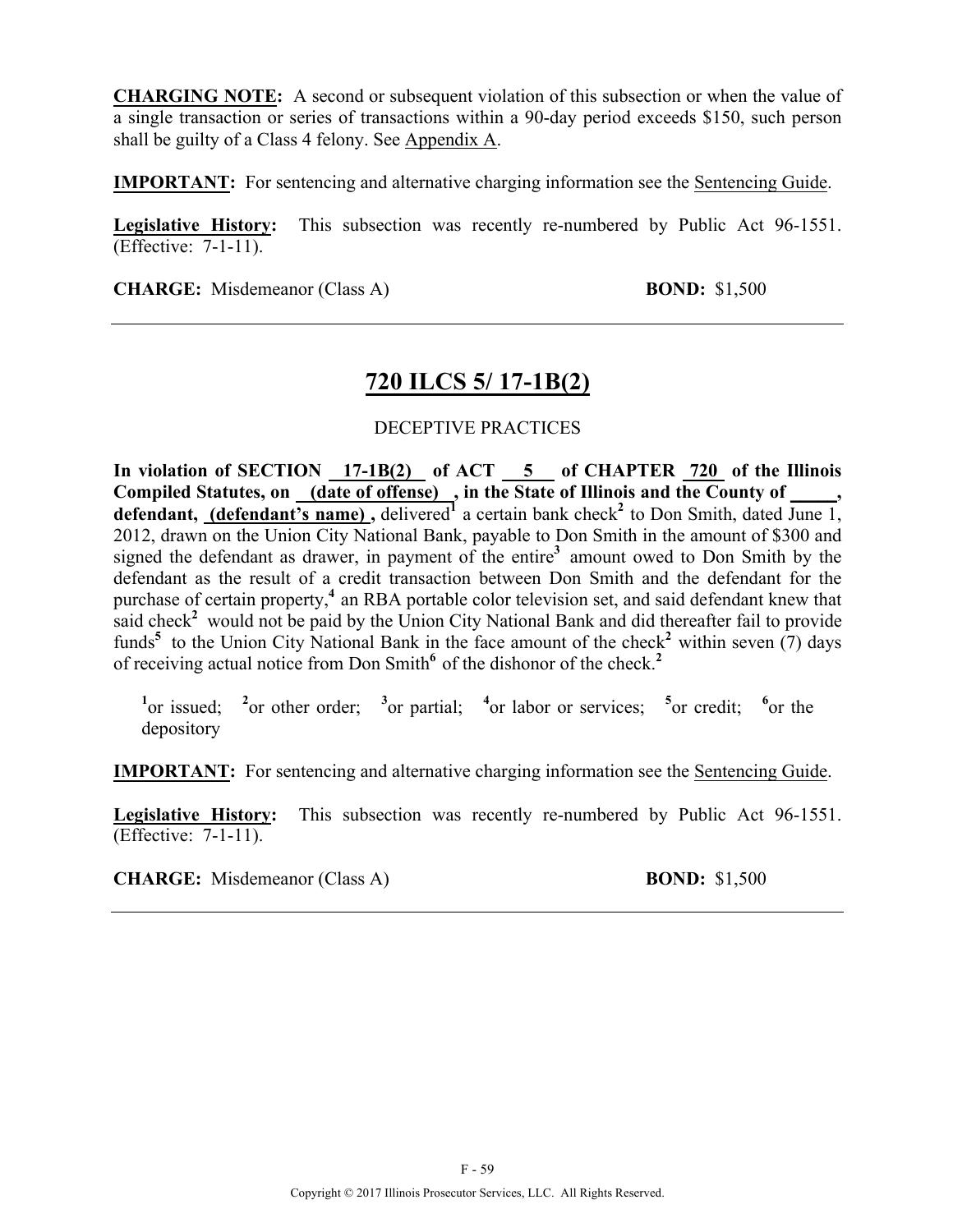**CHARGING NOTE:** A second or subsequent violation of this subsection or when the value of a single transaction or series of transactions within a 90-day period exceeds $150, such person shall be guilty of a Class 4 felony. See Appendix A.

**IMPORTANT:** For sentencing and alternative charging information see the Sentencing Guide.

**Legislative History:** This subsection was recently re-numbered by Public Act 96-1551. (Effective: 7-1-11).

**CHARGE:** Misdemeanor (Class A) **BOND:** $1,500

---

## 720 ILCS 5/ 17-1B(2)

DECEPTIVE PRACTICES

**In violation of SECTION 17-1B(2) of ACT 5 of CHAPTER 720 of the Illinois Compiled Statutes, on (date of offense) , in the State of Illinois and the County of _____, defendant, (defendant's name) ,** delivered[1] a certain bank check[2] to Don Smith, dated June 1, 2012, drawn on the Union City National Bank, payable to Don Smith in the amount of $300 and signed the defendant as drawer, in payment of the entire[3] amount owed to Don Smith by the defendant as the result of a credit transaction between Don Smith and the defendant for the purchase of certain property,[4] an RBA portable color television set, and said defendant knew that said check[2] would not be paid by the Union City National Bank and did thereafter fail to provide funds[5] to the Union City National Bank in the face amount of the check[2] within seven (7) days of receiving actual notice from Don Smith[6] of the dishonor of the check.[2]

[1]or issued; [2]or other order; [3]or partial; [4]or labor or services; [5]or credit; [6]or the depository

**IMPORTANT:** For sentencing and alternative charging information see the Sentencing Guide.

**Legislative History:** This subsection was recently re-numbered by Public Act 96-1551. (Effective: 7-1-11).

**CHARGE:** Misdemeanor (Class A) **BOND:** $1,500

---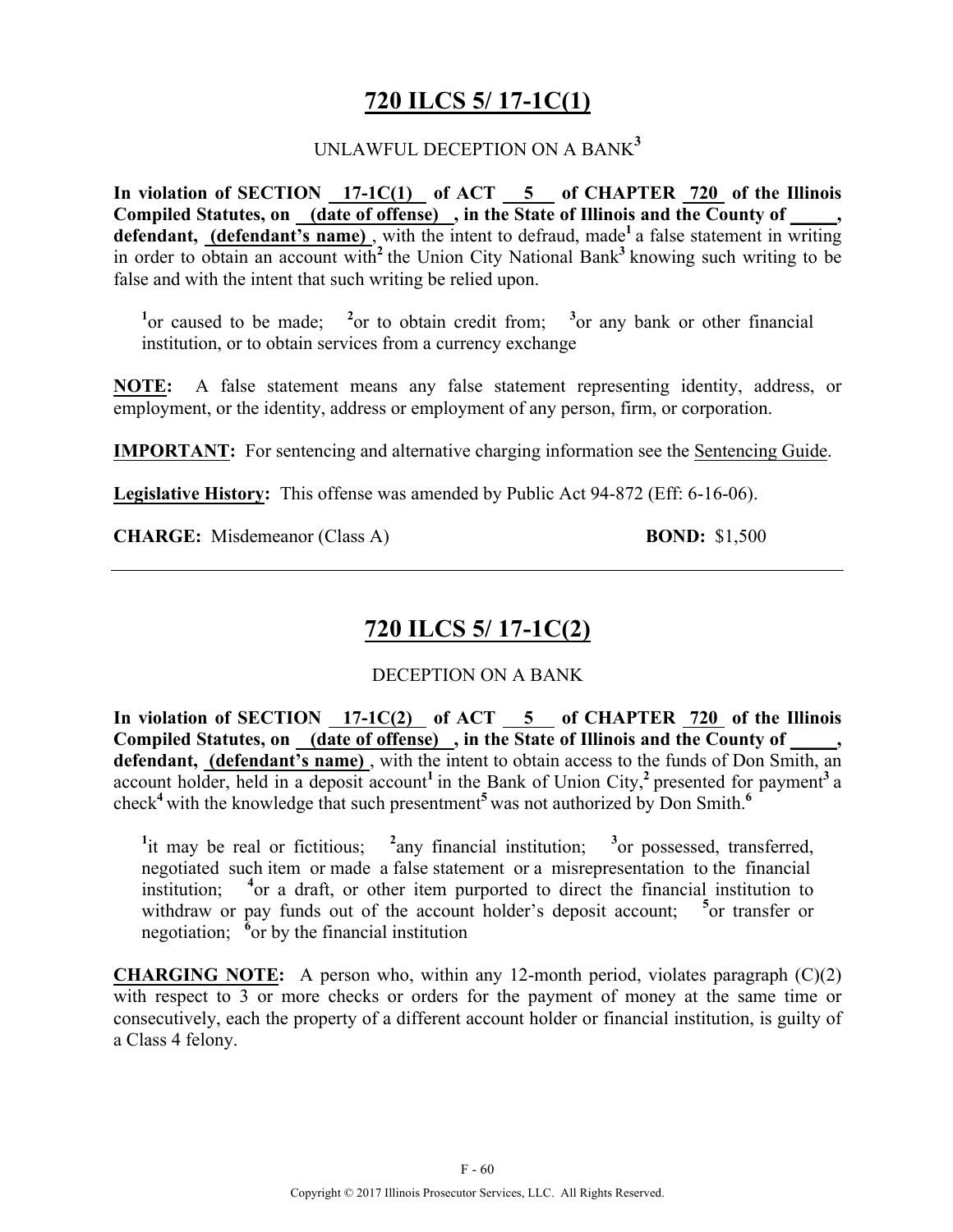## 720 ILCS 5/ 17-1C(1)

UNLAWFUL DECEPTION ON A BANK[3]

**In violation of SECTION 17-1C(1) of ACT 5 of CHAPTER 720 of the Illinois Compiled Statutes, on (date of offense), in the State of Illinois and the County of _____, defendant, (defendant's name)**, with the intent to defraud, made[1] a false statement in writing in order to obtain an account with[2] the Union City National Bank[3] knowing such writing to be false and with the intent that such writing be relied upon.

[1]or caused to be made; [2]or to obtain credit from; [3]or any bank or other financial institution, or to obtain services from a currency exchange

**NOTE:** A false statement means any false statement representing identity, address, or employment, or the identity, address or employment of any person, firm, or corporation.

**IMPORTANT:** For sentencing and alternative charging information see the Sentencing Guide.

**Legislative History:** This offense was amended by Public Act 94-872 (Eff: 6-16-06).

**CHARGE:** Misdemeanor (Class A) **BOND:** $1,500

---

## 720 ILCS 5/ 17-1C(2)

DECEPTION ON A BANK

**In violation of SECTION 17-1C(2) of ACT 5 of CHAPTER 720 of the Illinois Compiled Statutes, on (date of offense), in the State of Illinois and the County of _____, defendant, (defendant's name)**, with the intent to obtain access to the funds of Don Smith, an account holder, held in a deposit account[1] in the Bank of Union City,[2] presented for payment[3] a check[4] with the knowledge that such presentment[5] was not authorized by Don Smith.[6]

[1]it may be real or fictitious; [2]any financial institution; [3]or possessed, transferred, negotiated such item or made a false statement or a misrepresentation to the financial institution; [4]or a draft, or other item purported to direct the financial institution to withdraw or pay funds out of the account holder's deposit account; [5]or transfer or negotiation; [6]or by the financial institution

**CHARGING NOTE:** A person who, within any 12-month period, violates paragraph (C)(2) with respect to 3 or more checks or orders for the payment of money at the same time or consecutively, each the property of a different account holder or financial institution, is guilty of a Class 4 felony.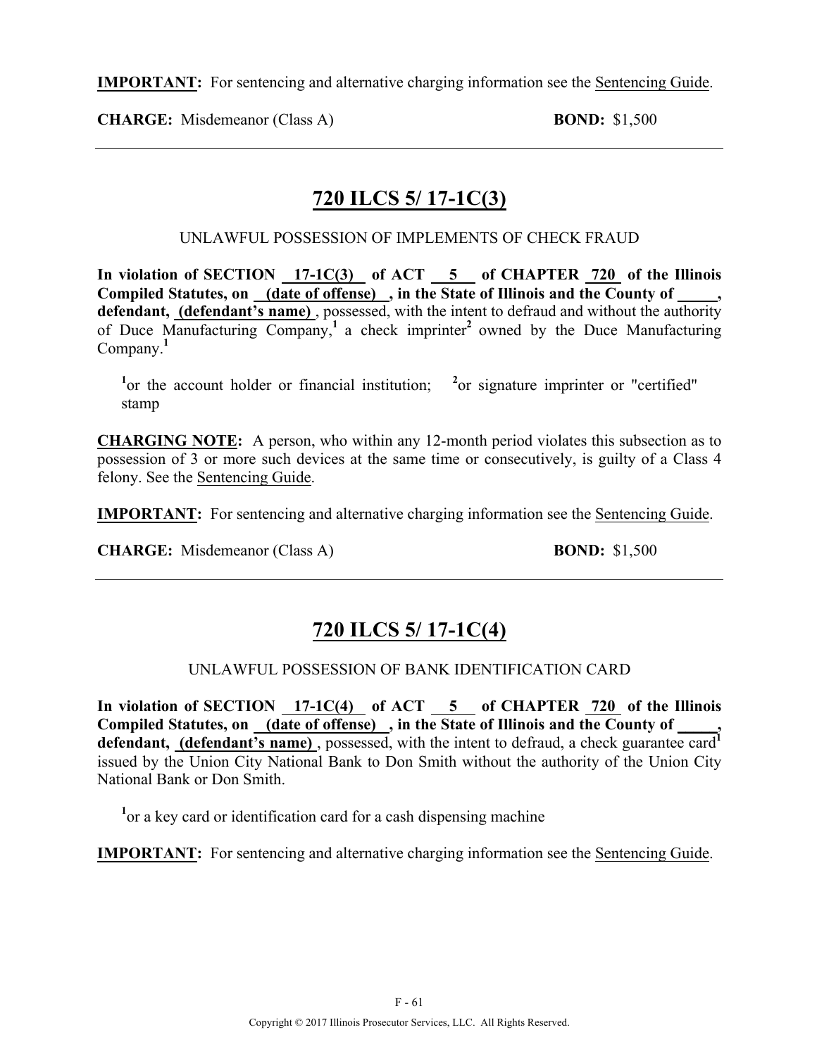**IMPORTANT:** For sentencing and alternative charging information see the Sentencing Guide.

**CHARGE:** Misdemeanor (Class A) **BOND:** $1,500

---

## 720 ILCS 5/ 17-1C(3)

UNLAWFUL POSSESSION OF IMPLEMENTS OF CHECK FRAUD

**In violation of SECTION 17-1C(3) of ACT 5 of CHAPTER 720 of the Illinois Compiled Statutes, on (date of offense) , in the State of Illinois and the County of \_\_\_\_\_, defendant, (defendant's name)** , possessed, with the intent to defraud and without the authority of Duce Manufacturing Company,[1] a check imprinter[2] owned by the Duce Manufacturing Company.[1]

[1]or the account holder or financial institution; [2]or signature imprinter or "certified" stamp

**CHARGING NOTE:** A person, who within any 12-month period violates this subsection as to possession of 3 or more such devices at the same time or consecutively, is guilty of a Class 4 felony. See the Sentencing Guide.

**IMPORTANT:** For sentencing and alternative charging information see the Sentencing Guide.

**CHARGE:** Misdemeanor (Class A) **BOND:** $1,500

---

## 720 ILCS 5/ 17-1C(4)

UNLAWFUL POSSESSION OF BANK IDENTIFICATION CARD

**In violation of SECTION 17-1C(4) of ACT 5 of CHAPTER 720 of the Illinois Compiled Statutes, on (date of offense) , in the State of Illinois and the County of \_\_\_\_\_, defendant, (defendant's name)** , possessed, with the intent to defraud, a check guarantee card[1] issued by the Union City National Bank to Don Smith without the authority of the Union City National Bank or Don Smith.

[1]or a key card or identification card for a cash dispensing machine

**IMPORTANT:** For sentencing and alternative charging information see the Sentencing Guide.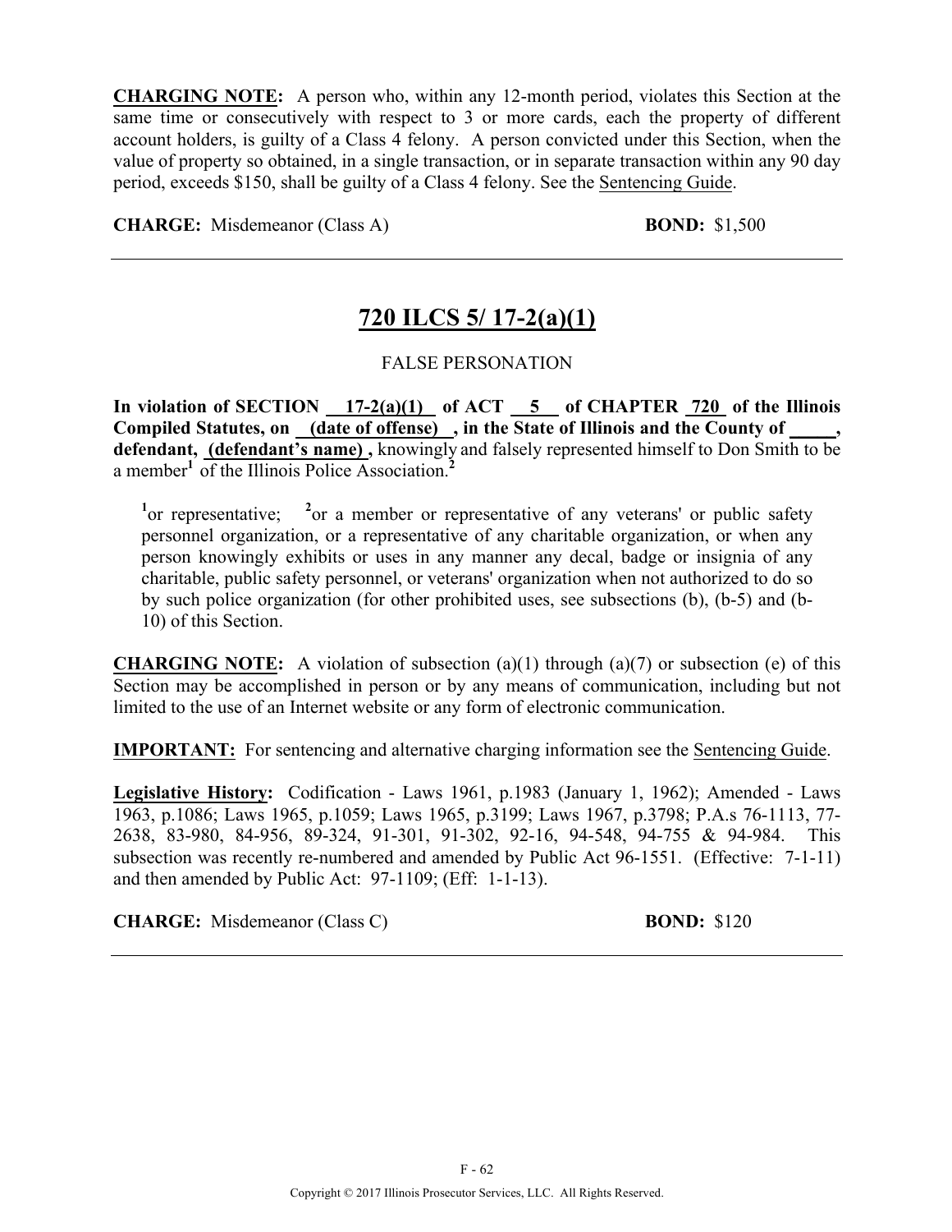**CHARGING NOTE:** A person who, within any 12-month period, violates this Section at the same time or consecutively with respect to 3 or more cards, each the property of different account holders, is guilty of a Class 4 felony. A person convicted under this Section, when the value of property so obtained, in a single transaction, or in separate transaction within any 90 day period, exceeds $150, shall be guilty of a Class 4 felony. See the Sentencing Guide.

**CHARGE:** Misdemeanor (Class A) **BOND:** $1,500

---

## 720 ILCS 5/ 17-2(a)(1)

FALSE PERSONATION

**In violation of SECTION 17-2(a)(1) of ACT 5 of CHAPTER 720 of the Illinois Compiled Statutes, on (date of offense) , in the State of Illinois and the County of _____, defendant, (defendant's name) ,** knowingly and falsely represented himself to Don Smith to be a member[1] of the Illinois Police Association.[2]

[1]or representative; [2]or a member or representative of any veterans' or public safety personnel organization, or a representative of any charitable organization, or when any person knowingly exhibits or uses in any manner any decal, badge or insignia of any charitable, public safety personnel, or veterans' organization when not authorized to do so by such police organization (for other prohibited uses, see subsections (b), (b-5) and (b-10) of this Section.

**CHARGING NOTE:** A violation of subsection (a)(1) through (a)(7) or subsection (e) of this Section may be accomplished in person or by any means of communication, including but not limited to the use of an Internet website or any form of electronic communication.

**IMPORTANT:** For sentencing and alternative charging information see the Sentencing Guide.

**Legislative History:** Codification - Laws 1961, p.1983 (January 1, 1962); Amended - Laws 1963, p.1086; Laws 1965, p.1059; Laws 1965, p.3199; Laws 1967, p.3798; P.A.s 76-1113, 77-2638, 83-980, 84-956, 89-324, 91-301, 91-302, 92-16, 94-548, 94-755 & 94-984. This subsection was recently re-numbered and amended by Public Act 96-1551. (Effective: 7-1-11) and then amended by Public Act: 97-1109; (Eff: 1-1-13).

**CHARGE:** Misdemeanor (Class C) **BOND:** $120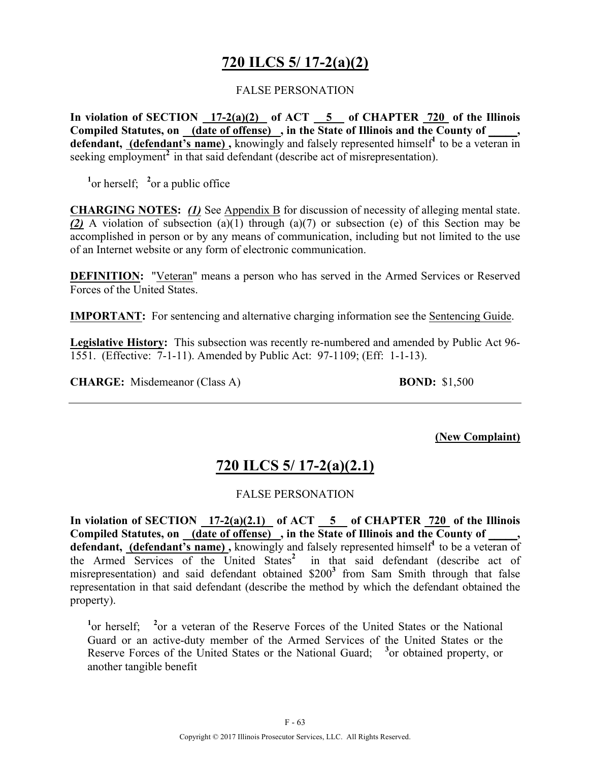# 720 ILCS 5/ 17-2(a)(2)

FALSE PERSONATION

**In violation of SECTION 17-2(a)(2) of ACT 5 of CHAPTER 720 of the Illinois Compiled Statutes, on (date of offense), in the State of Illinois and the County of _____, defendant, (defendant's name),** knowingly and falsely represented himself[1] to be a veteran in seeking employment[2] in that said defendant (describe act of misrepresentation).

[1]or herself; [2]or a public office

**CHARGING NOTES:** ***(1)*** See Appendix B for discussion of necessity of alleging mental state. ***(2)*** A violation of subsection (a)(1) through (a)(7) or subsection (e) of this Section may be accomplished in person or by any means of communication, including but not limited to the use of an Internet website or any form of electronic communication.

**DEFINITION:** "Veteran" means a person who has served in the Armed Services or Reserved Forces of the United States.

**IMPORTANT:** For sentencing and alternative charging information see the Sentencing Guide.

**Legislative History:** This subsection was recently re-numbered and amended by Public Act 96-1551. (Effective: 7-1-11). Amended by Public Act: 97-1109; (Eff: 1-1-13).

**CHARGE:** Misdemeanor (Class A) **BOND:** $1,500

---

**(New Complaint)**

# 720 ILCS 5/ 17-2(a)(2.1)

FALSE PERSONATION

**In violation of SECTION 17-2(a)(2.1) of ACT 5 of CHAPTER 720 of the Illinois Compiled Statutes, on (date of offense), in the State of Illinois and the County of _____, defendant, (defendant's name),** knowingly and falsely represented himself[1] to be a veteran of the Armed Services of the United States[2] in that said defendant (describe act of misrepresentation) and said defendant obtained $200[3] from Sam Smith through that false representation in that said defendant (describe the method by which the defendant obtained the property).

[1]or herself; [2]or a veteran of the Reserve Forces of the United States or the National Guard or an active-duty member of the Armed Services of the United States or the Reserve Forces of the United States or the National Guard; [3]or obtained property, or another tangible benefit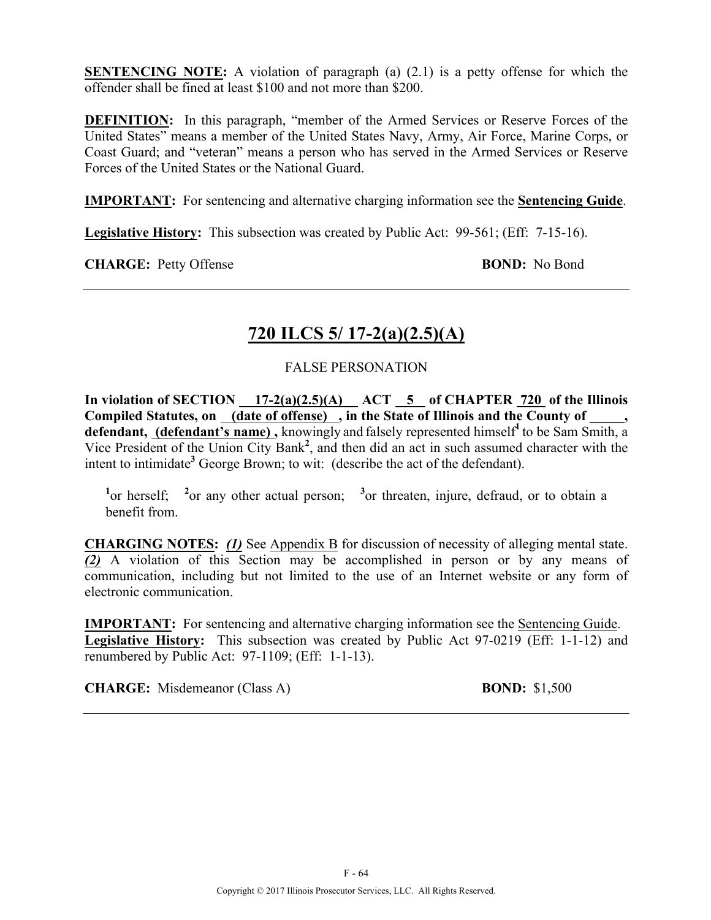**SENTENCING NOTE:** A violation of paragraph (a) (2.1) is a petty offense for which the offender shall be fined at least $100 and not more than $200.

**DEFINITION:** In this paragraph, "member of the Armed Services or Reserve Forces of the United States" means a member of the United States Navy, Army, Air Force, Marine Corps, or Coast Guard; and "veteran" means a person who has served in the Armed Services or Reserve Forces of the United States or the National Guard.

**IMPORTANT:** For sentencing and alternative charging information see the **Sentencing Guide**.

**Legislative History:** This subsection was created by Public Act: 99-561; (Eff: 7-15-16).

**CHARGE:** Petty Offense **BOND:** No Bond

---

## 720 ILCS 5/ 17-2(a)(2.5)(A)

FALSE PERSONATION

**In violation of SECTION 17-2(a)(2.5)(A) ACT 5 of CHAPTER 720 of the Illinois Compiled Statutes, on (date of offense) , in the State of Illinois and the County of _____, defendant, (defendant's name) ,** knowingly and falsely represented himself[1] to be Sam Smith, a Vice President of the Union City Bank[2], and then did an act in such assumed character with the intent to intimidate[3] George Brown; to wit: (describe the act of the defendant).

[1]or herself; [2]or any other actual person; [3]or threaten, injure, defraud, or to obtain a benefit from.

**CHARGING NOTES:** ***(1)*** See Appendix B for discussion of necessity of alleging mental state. ***(2)*** A violation of this Section may be accomplished in person or by any means of communication, including but not limited to the use of an Internet website or any form of electronic communication.

**IMPORTANT:** For sentencing and alternative charging information see the Sentencing Guide.
**Legislative History:** This subsection was created by Public Act 97-0219 (Eff: 1-1-12) and renumbered by Public Act: 97-1109; (Eff: 1-1-13).

**CHARGE:** Misdemeanor (Class A) **BOND:** $1,500

---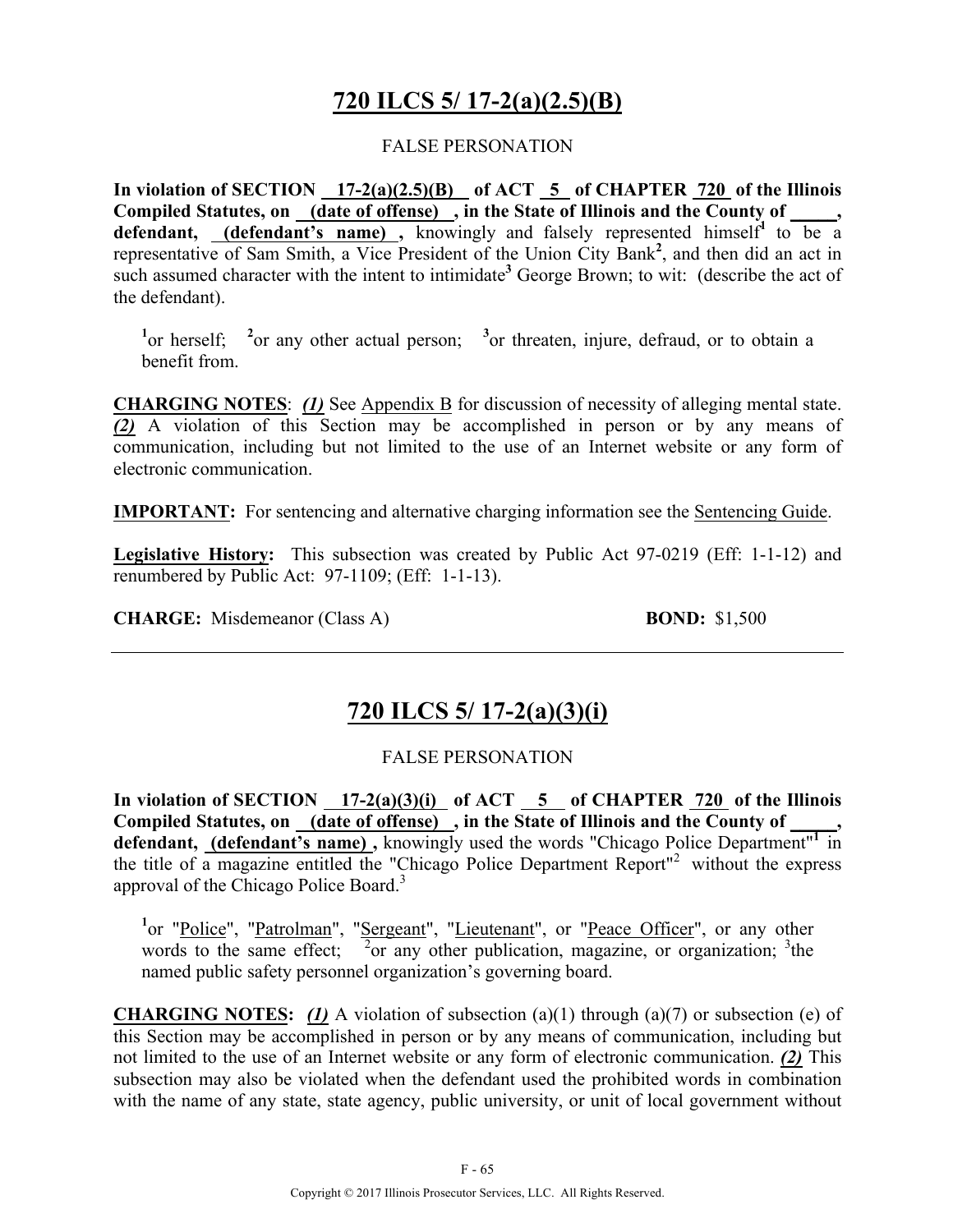## 720 ILCS 5/ 17-2(a)(2.5)(B)

FALSE PERSONATION

**In violation of SECTION 17-2(a)(2.5)(B) of ACT 5 of CHAPTER 720 of the Illinois Compiled Statutes, on (date of offense), in the State of Illinois and the County of _____, defendant, (defendant's name),** knowingly and falsely represented himself[1] to be a representative of Sam Smith, a Vice President of the Union City Bank[2], and then did an act in such assumed character with the intent to intimidate[3] George Brown; to wit: (describe the act of the defendant).

[1]or herself; [2]or any other actual person; [3]or threaten, injure, defraud, or to obtain a benefit from.

**CHARGING NOTES**: ***(1)*** See Appendix B for discussion of necessity of alleging mental state. ***(2)*** A violation of this Section may be accomplished in person or by any means of communication, including but not limited to the use of an Internet website or any form of electronic communication.

**IMPORTANT:** For sentencing and alternative charging information see the Sentencing Guide.

**Legislative History**: This subsection was created by Public Act 97-0219 (Eff: 1-1-12) and renumbered by Public Act: 97-1109; (Eff: 1-1-13).

**CHARGE:** Misdemeanor (Class A) **BOND:** $1,500

---

## 720 ILCS 5/ 17-2(a)(3)(i)

FALSE PERSONATION

**In violation of SECTION 17-2(a)(3)(i) of ACT 5 of CHAPTER 720 of the Illinois Compiled Statutes, on (date of offense), in the State of Illinois and the County of _____, defendant, (defendant's name),** knowingly used the words "Chicago Police Department"[1] in the title of a magazine entitled the "Chicago Police Department Report"[2] without the express approval of the Chicago Police Board.[3]

[1]or "Police", "Patrolman", "Sergeant", "Lieutenant", or "Peace Officer", or any other words to the same effect; [2]or any other publication, magazine, or organization; [3]the named public safety personnel organization's governing board.

**CHARGING NOTES:** ***(1)*** A violation of subsection (a)(1) through (a)(7) or subsection (e) of this Section may be accomplished in person or by any means of communication, including but not limited to the use of an Internet website or any form of electronic communication. ***(2)*** This subsection may also be violated when the defendant used the prohibited words in combination with the name of any state, state agency, public university, or unit of local government without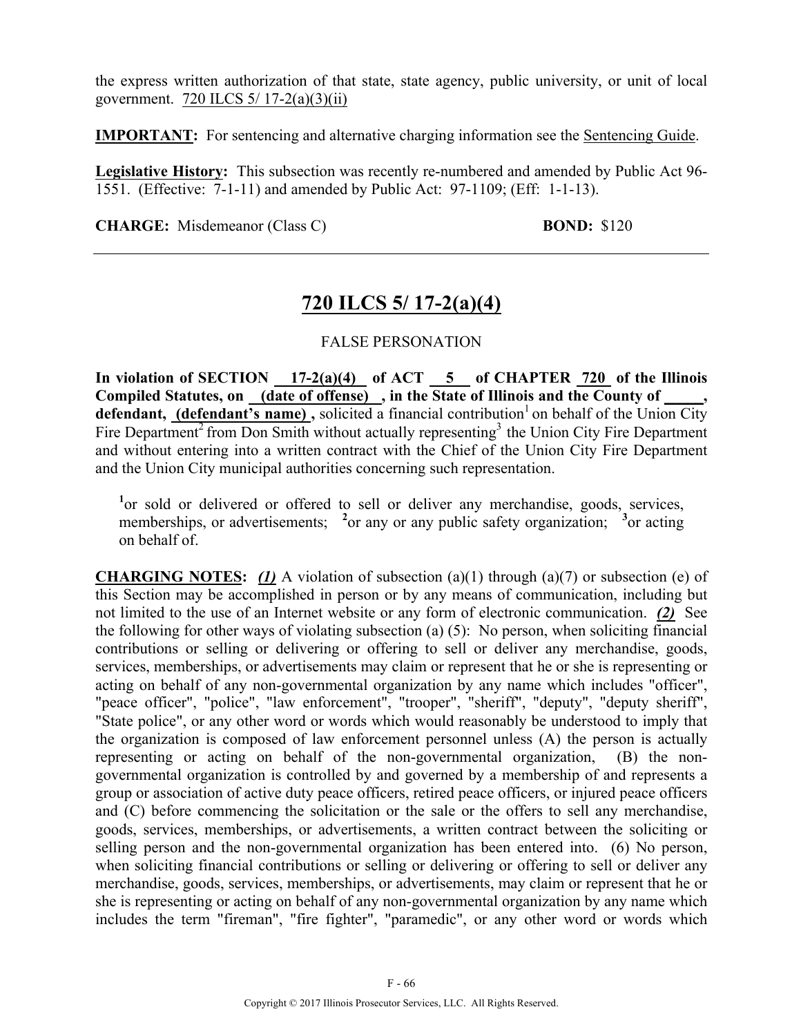the express written authorization of that state, state agency, public university, or unit of local government. 720 ILCS 5/ 17-2(a)(3)(ii)

**IMPORTANT:** For sentencing and alternative charging information see the Sentencing Guide.

**Legislative History:** This subsection was recently re-numbered and amended by Public Act 96-1551. (Effective: 7-1-11) and amended by Public Act: 97-1109; (Eff: 1-1-13).

**CHARGE:** Misdemeanor (Class C) **BOND:** $120

---

## 720 ILCS 5/ 17-2(a)(4)

FALSE PERSONATION

**In violation of SECTION 17-2(a)(4) of ACT 5 of CHAPTER 720 of the Illinois Compiled Statutes, on (date of offense) , in the State of Illinois and the County of \_\_\_\_\_, defendant, (defendant's name) ,** solicited a financial contribution[1] on behalf of the Union City Fire Department[2] from Don Smith without actually representing[3] the Union City Fire Department and without entering into a written contract with the Chief of the Union City Fire Department and the Union City municipal authorities concerning such representation.

[1]or sold or delivered or offered to sell or deliver any merchandise, goods, services, memberships, or advertisements; [2]or any or any public safety organization; [3]or acting on behalf of.

**CHARGING NOTES:** ***(1)*** A violation of subsection (a)(1) through (a)(7) or subsection (e) of this Section may be accomplished in person or by any means of communication, including but not limited to the use of an Internet website or any form of electronic communication. ***(2)*** See the following for other ways of violating subsection (a) (5): No person, when soliciting financial contributions or selling or delivering or offering to sell or deliver any merchandise, goods, services, memberships, or advertisements may claim or represent that he or she is representing or acting on behalf of any non-governmental organization by any name which includes "officer", "peace officer", "police", "law enforcement", "trooper", "sheriff", "deputy", "deputy sheriff", "State police", or any other word or words which would reasonably be understood to imply that the organization is composed of law enforcement personnel unless (A) the person is actually representing or acting on behalf of the non-governmental organization, (B) the non-governmental organization is controlled by and governed by a membership of and represents a group or association of active duty peace officers, retired peace officers, or injured peace officers and (C) before commencing the solicitation or the sale or the offers to sell any merchandise, goods, services, memberships, or advertisements, a written contract between the soliciting or selling person and the non-governmental organization has been entered into. (6) No person, when soliciting financial contributions or selling or delivering or offering to sell or deliver any merchandise, goods, services, memberships, or advertisements, may claim or represent that he or she is representing or acting on behalf of any non-governmental organization by any name which includes the term "fireman", "fire fighter", "paramedic", or any other word or words which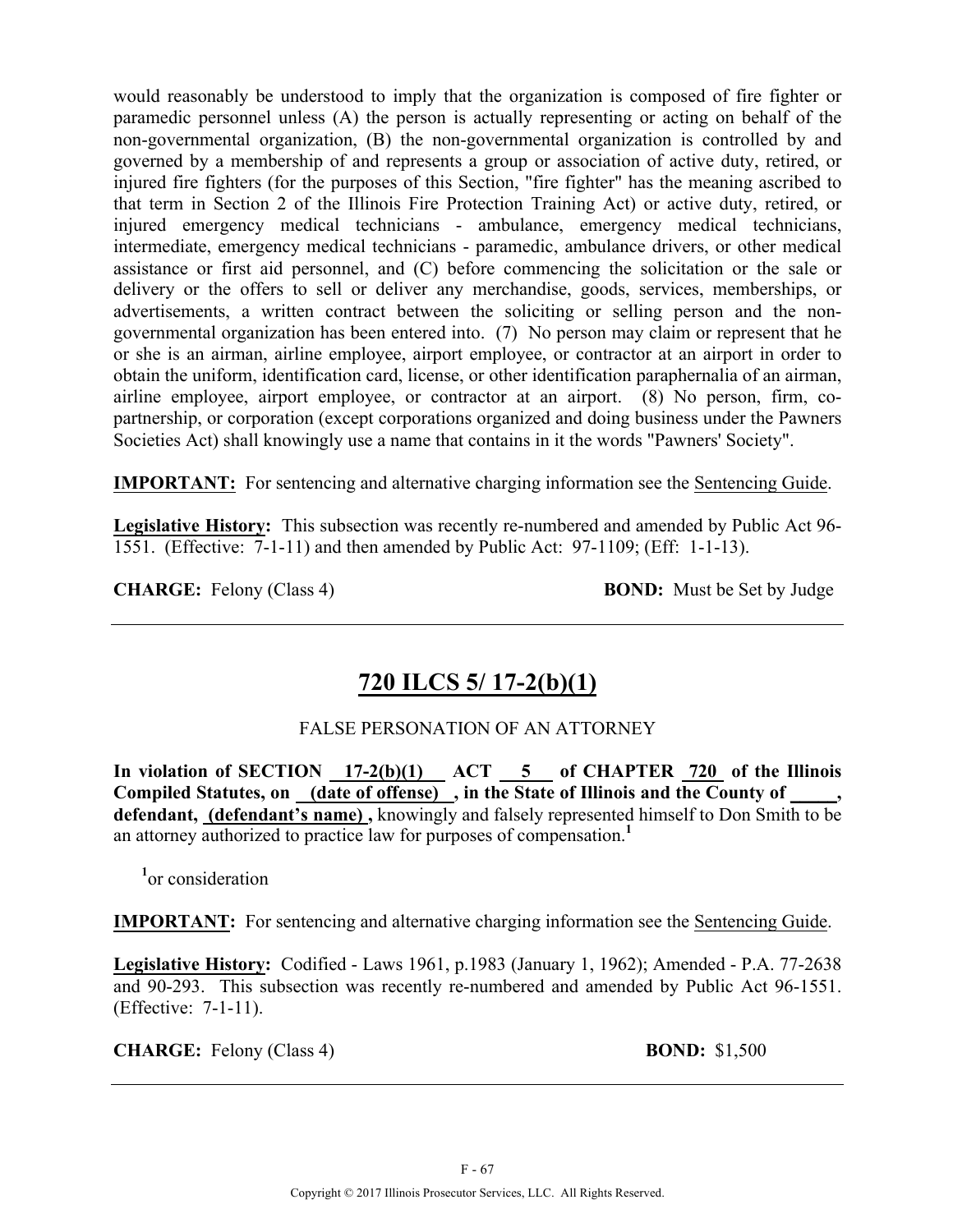would reasonably be understood to imply that the organization is composed of fire fighter or paramedic personnel unless (A) the person is actually representing or acting on behalf of the non-governmental organization, (B) the non-governmental organization is controlled by and governed by a membership of and represents a group or association of active duty, retired, or injured fire fighters (for the purposes of this Section, "fire fighter" has the meaning ascribed to that term in Section 2 of the Illinois Fire Protection Training Act) or active duty, retired, or injured emergency medical technicians - ambulance, emergency medical technicians, intermediate, emergency medical technicians - paramedic, ambulance drivers, or other medical assistance or first aid personnel, and (C) before commencing the solicitation or the sale or delivery or the offers to sell or deliver any merchandise, goods, services, memberships, or advertisements, a written contract between the soliciting or selling person and the non-governmental organization has been entered into. (7) No person may claim or represent that he or she is an airman, airline employee, airport employee, or contractor at an airport in order to obtain the uniform, identification card, license, or other identification paraphernalia of an airman, airline employee, airport employee, or contractor at an airport. (8) No person, firm, co-partnership, or corporation (except corporations organized and doing business under the Pawners Societies Act) shall knowingly use a name that contains in it the words "Pawners' Society".

**IMPORTANT:** For sentencing and alternative charging information see the Sentencing Guide.

**Legislative History:** This subsection was recently re-numbered and amended by Public Act 96-1551. (Effective: 7-1-11) and then amended by Public Act: 97-1109; (Eff: 1-1-13).

**CHARGE:** Felony (Class 4) **BOND:** Must be Set by Judge

---

## 720 ILCS 5/ 17-2(b)(1)

FALSE PERSONATION OF AN ATTORNEY

**In violation of SECTION 17-2(b)(1) ACT 5 of CHAPTER 720 of the Illinois Compiled Statutes, on (date of offense) , in the State of Illinois and the County of \_\_\_\_\_, defendant, (defendant's name) ,** knowingly and falsely represented himself to Don Smith to be an attorney authorized to practice law for purposes of compensation.[1]

[1]or consideration

**IMPORTANT:** For sentencing and alternative charging information see the Sentencing Guide.

**Legislative History:** Codified - Laws 1961, p.1983 (January 1, 1962); Amended - P.A. 77-2638 and 90-293. This subsection was recently re-numbered and amended by Public Act 96-1551. (Effective: 7-1-11).

**CHARGE:** Felony (Class 4) **BOND:** $1,500

---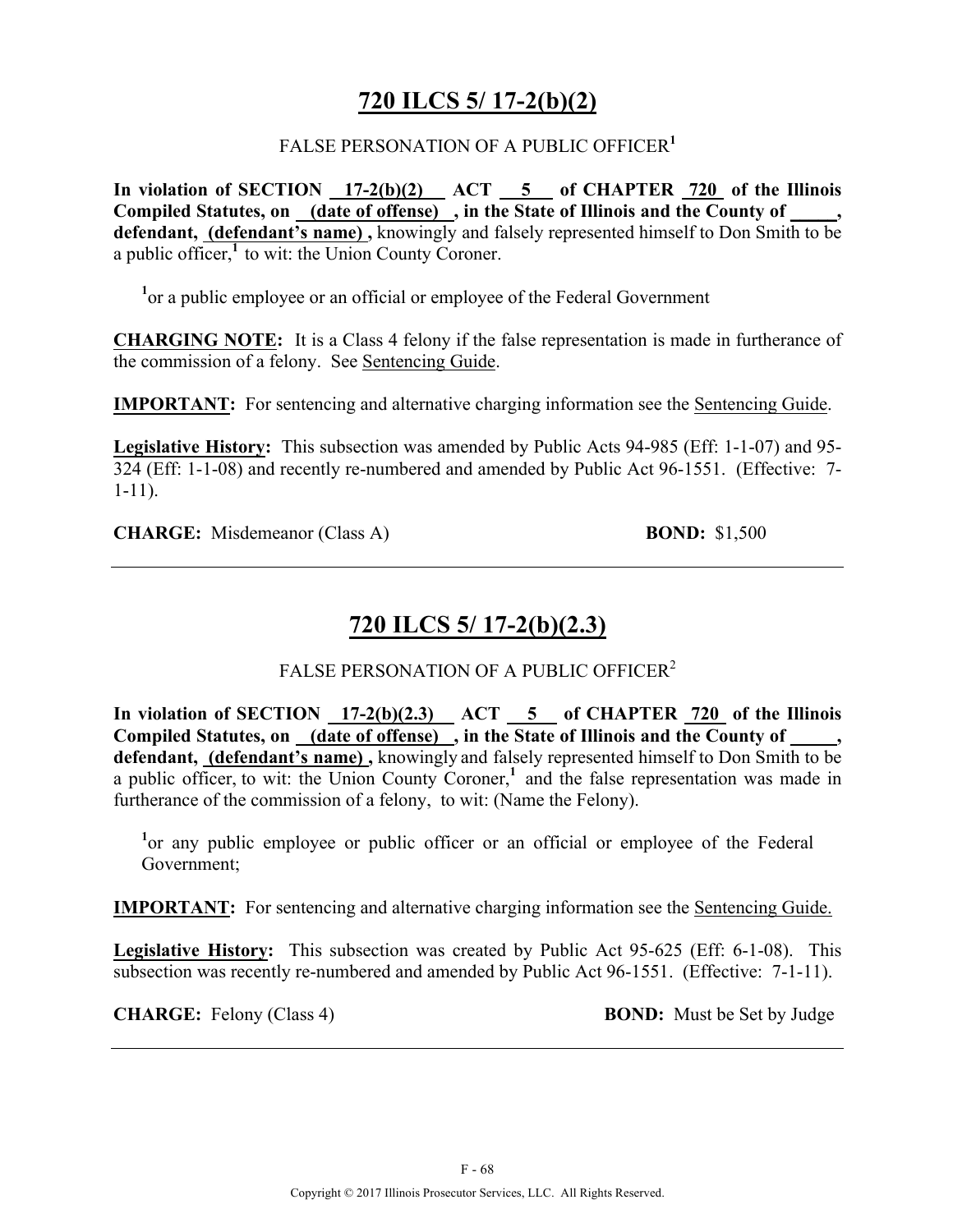## 720 ILCS 5/ 17-2(b)(2)

FALSE PERSONATION OF A PUBLIC OFFICER[1]

**In violation of SECTION 17-2(b)(2) ACT 5 of CHAPTER 720 of the Illinois Compiled Statutes, on (date of offense) , in the State of Illinois and the County of \_\_\_\_\_, defendant, (defendant's name) ,** knowingly and falsely represented himself to Don Smith to be a public officer,[1] to wit: the Union County Coroner.

[1]or a public employee or an official or employee of the Federal Government

**CHARGING NOTE:** It is a Class 4 felony if the false representation is made in furtherance of the commission of a felony. See Sentencing Guide.

**IMPORTANT:** For sentencing and alternative charging information see the Sentencing Guide.

**Legislative History:** This subsection was amended by Public Acts 94-985 (Eff: 1-1-07) and 95-324 (Eff: 1-1-08) and recently re-numbered and amended by Public Act 96-1551. (Effective: 7-1-11).

**CHARGE:** Misdemeanor (Class A) **BOND:** $1,500

---

## 720 ILCS 5/ 17-2(b)(2.3)

FALSE PERSONATION OF A PUBLIC OFFICER[2]

**In violation of SECTION 17-2(b)(2.3) ACT 5 of CHAPTER 720 of the Illinois Compiled Statutes, on (date of offense) , in the State of Illinois and the County of \_\_\_\_\_, defendant, (defendant's name) ,** knowingly and falsely represented himself to Don Smith to be a public officer, to wit: the Union County Coroner,[1] and the false representation was made in furtherance of the commission of a felony, to wit: (Name the Felony).

[1]or any public employee or public officer or an official or employee of the Federal Government;

**IMPORTANT:** For sentencing and alternative charging information see the Sentencing Guide.

**Legislative History:** This subsection was created by Public Act 95-625 (Eff: 6-1-08). This subsection was recently re-numbered and amended by Public Act 96-1551. (Effective: 7-1-11).

**CHARGE:** Felony (Class 4) **BOND:** Must be Set by Judge

---

Copyright © 2017 Illinois Prosecutor Services, LLC. All Rights Reserved.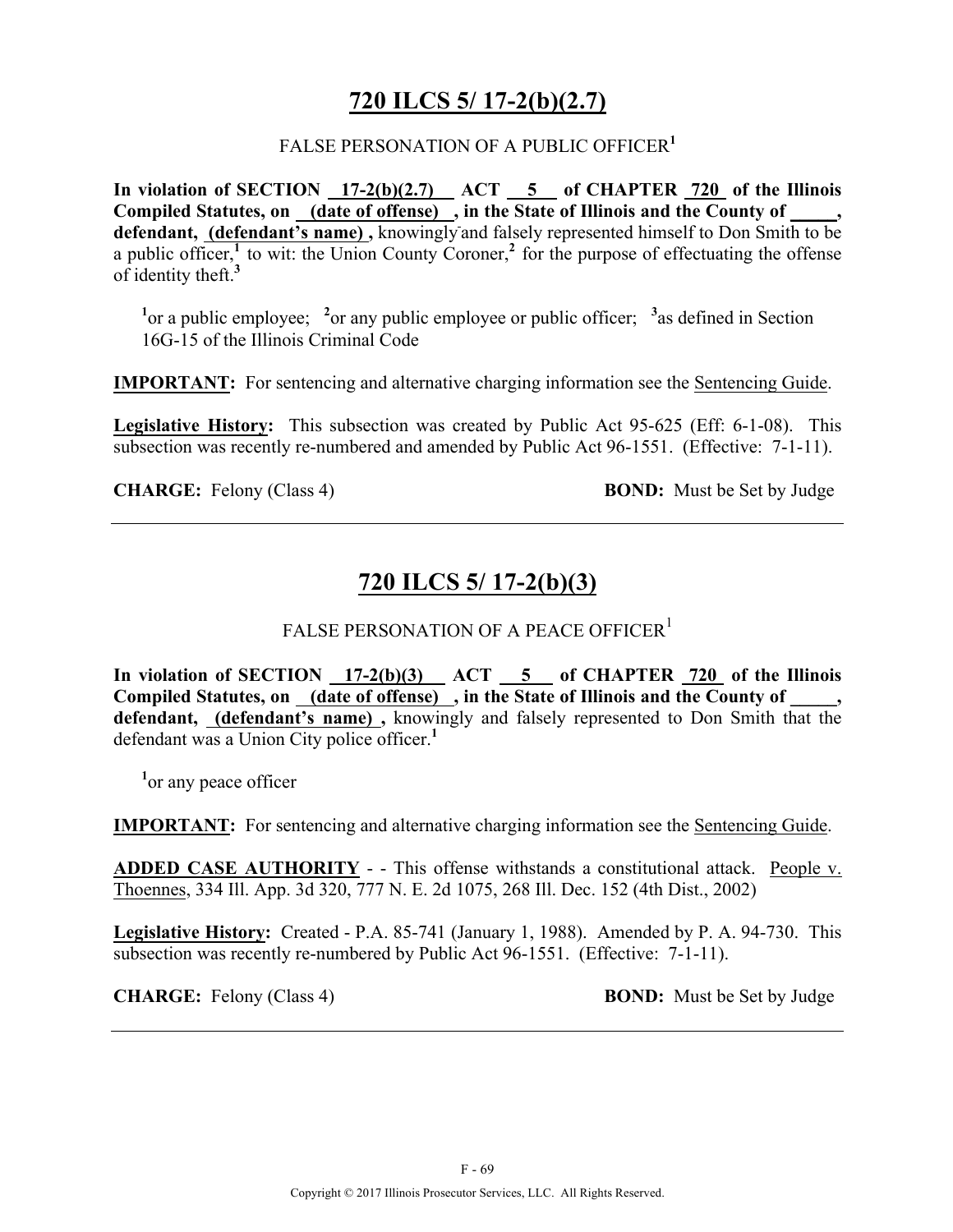## 720 ILCS 5/ 17-2(b)(2.7)

FALSE PERSONATION OF A PUBLIC OFFICER[1]

**In violation of SECTION 17-2(b)(2.7) ACT 5 of CHAPTER 720 of the Illinois Compiled Statutes, on (date of offense) , in the State of Illinois and the County of _____, defendant, (defendant's name) ,** knowingly and falsely represented himself to Don Smith to be a public officer,[1] to wit: the Union County Coroner,[2] for the purpose of effectuating the offense of identity theft.[3]

[1]or a public employee; [2]or any public employee or public officer; [3]as defined in Section 16G-15 of the Illinois Criminal Code

**IMPORTANT:** For sentencing and alternative charging information see the Sentencing Guide.

**Legislative History:** This subsection was created by Public Act 95-625 (Eff: 6-1-08). This subsection was recently re-numbered and amended by Public Act 96-1551. (Effective: 7-1-11).

**CHARGE:** Felony (Class 4) **BOND:** Must be Set by Judge

---

## 720 ILCS 5/ 17-2(b)(3)

FALSE PERSONATION OF A PEACE OFFICER[1]

**In violation of SECTION 17-2(b)(3) ACT 5 of CHAPTER 720 of the Illinois Compiled Statutes, on (date of offense) , in the State of Illinois and the County of _____, defendant, (defendant's name) ,** knowingly and falsely represented to Don Smith that the defendant was a Union City police officer.[1]

[1]or any peace officer

**IMPORTANT:** For sentencing and alternative charging information see the Sentencing Guide.

**ADDED CASE AUTHORITY** - - This offense withstands a constitutional attack. People v. Thoennes, 334 Ill. App. 3d 320, 777 N. E. 2d 1075, 268 Ill. Dec. 152 (4th Dist., 2002)

**Legislative History:** Created - P.A. 85-741 (January 1, 1988). Amended by P. A. 94-730. This subsection was recently re-numbered by Public Act 96-1551. (Effective: 7-1-11).

**CHARGE:** Felony (Class 4) **BOND:** Must be Set by Judge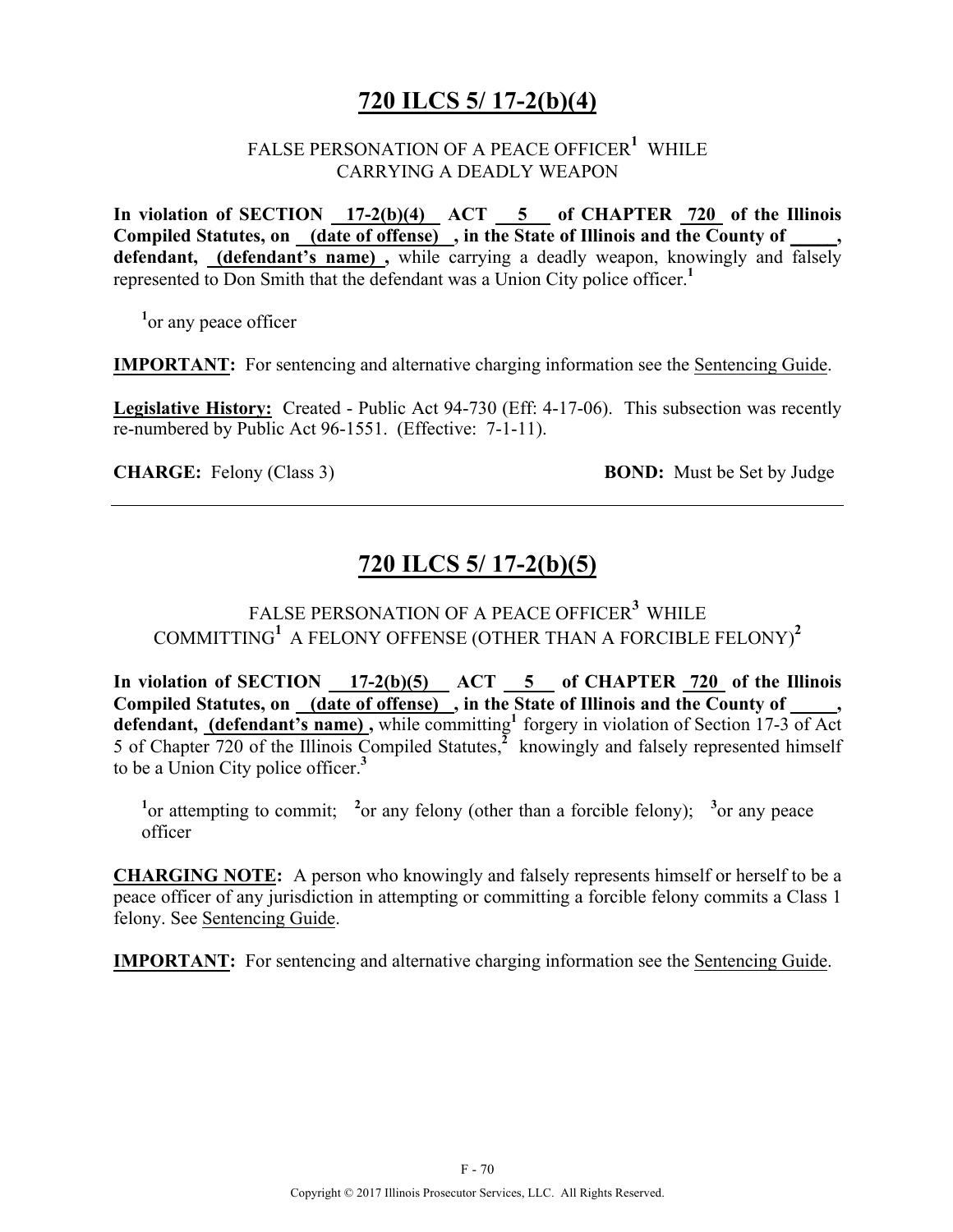## 720 ILCS 5/ 17-2(b)(4)

FALSE PERSONATION OF A PEACE OFFICER[1] WHILE CARRYING A DEADLY WEAPON

**In violation of SECTION 17-2(b)(4) ACT 5 of CHAPTER 720 of the Illinois Compiled Statutes, on (date of offense) , in the State of Illinois and the County of \_\_\_\_\_, defendant, (defendant's name) ,** while carrying a deadly weapon, knowingly and falsely represented to Don Smith that the defendant was a Union City police officer.[1]

[1]or any peace officer

**IMPORTANT:** For sentencing and alternative charging information see the Sentencing Guide.

**Legislative History:** Created - Public Act 94-730 (Eff: 4-17-06). This subsection was recently re-numbered by Public Act 96-1551. (Effective: 7-1-11).

**CHARGE:** Felony (Class 3) **BOND:** Must be Set by Judge

---

## 720 ILCS 5/ 17-2(b)(5)

FALSE PERSONATION OF A PEACE OFFICER[3] WHILE COMMITTING[1] A FELONY OFFENSE (OTHER THAN A FORCIBLE FELONY)[2]

**In violation of SECTION 17-2(b)(5) ACT 5 of CHAPTER 720 of the Illinois Compiled Statutes, on (date of offense) , in the State of Illinois and the County of \_\_\_\_\_, defendant, (defendant's name) ,** while committing[1] forgery in violation of Section 17-3 of Act 5 of Chapter 720 of the Illinois Compiled Statutes,[2] knowingly and falsely represented himself to be a Union City police officer.[3]

[1]or attempting to commit; [2]or any felony (other than a forcible felony); [3]or any peace officer

**CHARGING NOTE:** A person who knowingly and falsely represents himself or herself to be a peace officer of any jurisdiction in attempting or committing a forcible felony commits a Class 1 felony. See Sentencing Guide.

**IMPORTANT:** For sentencing and alternative charging information see the Sentencing Guide.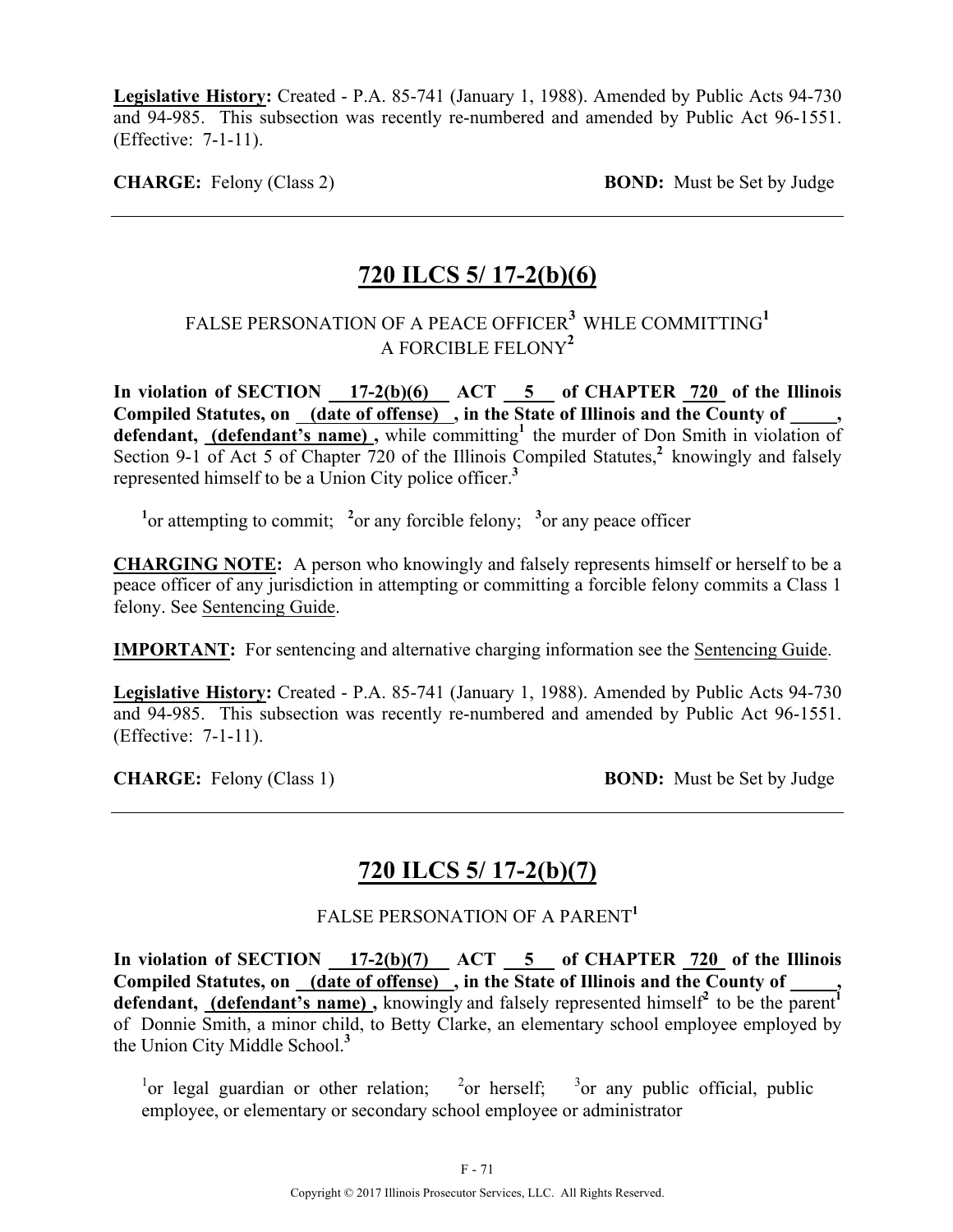**Legislative History:** Created - P.A. 85-741 (January 1, 1988). Amended by Public Acts 94-730 and 94-985. This subsection was recently re-numbered and amended by Public Act 96-1551. (Effective: 7-1-11).

**CHARGE:** Felony (Class 2) **BOND:** Must be Set by Judge

---

## 720 ILCS 5/ 17-2(b)(6)

### FALSE PERSONATION OF A PEACE OFFICER[3] WHLE COMMITTING[1] A FORCIBLE FELONY[2]

**In violation of SECTION 17-2(b)(6) ACT 5 of CHAPTER 720 of the Illinois Compiled Statutes, on (date of offense) , in the State of Illinois and the County of _____, defendant, (defendant's name) ,** while committing[1] the murder of Don Smith in violation of Section 9-1 of Act 5 of Chapter 720 of the Illinois Compiled Statutes,[2] knowingly and falsely represented himself to be a Union City police officer.[3]

[1]or attempting to commit; [2]or any forcible felony; [3]or any peace officer

**CHARGING NOTE:** A person who knowingly and falsely represents himself or herself to be a peace officer of any jurisdiction in attempting or committing a forcible felony commits a Class 1 felony. See Sentencing Guide.

**IMPORTANT:** For sentencing and alternative charging information see the Sentencing Guide.

**Legislative History:** Created - P.A. 85-741 (January 1, 1988). Amended by Public Acts 94-730 and 94-985. This subsection was recently re-numbered and amended by Public Act 96-1551. (Effective: 7-1-11).

**CHARGE:** Felony (Class 1) **BOND:** Must be Set by Judge

---

## 720 ILCS 5/ 17-2(b)(7)

### FALSE PERSONATION OF A PARENT[1]

**In violation of SECTION 17-2(b)(7) ACT 5 of CHAPTER 720 of the Illinois Compiled Statutes, on (date of offense) , in the State of Illinois and the County of _____, defendant, (defendant's name) ,** knowingly and falsely represented himself[2] to be the parent[1] of Donnie Smith, a minor child, to Betty Clarke, an elementary school employee employed by the Union City Middle School.[3]

[1]or legal guardian or other relation; [2]or herself; [3]or any public official, public employee, or elementary or secondary school employee or administrator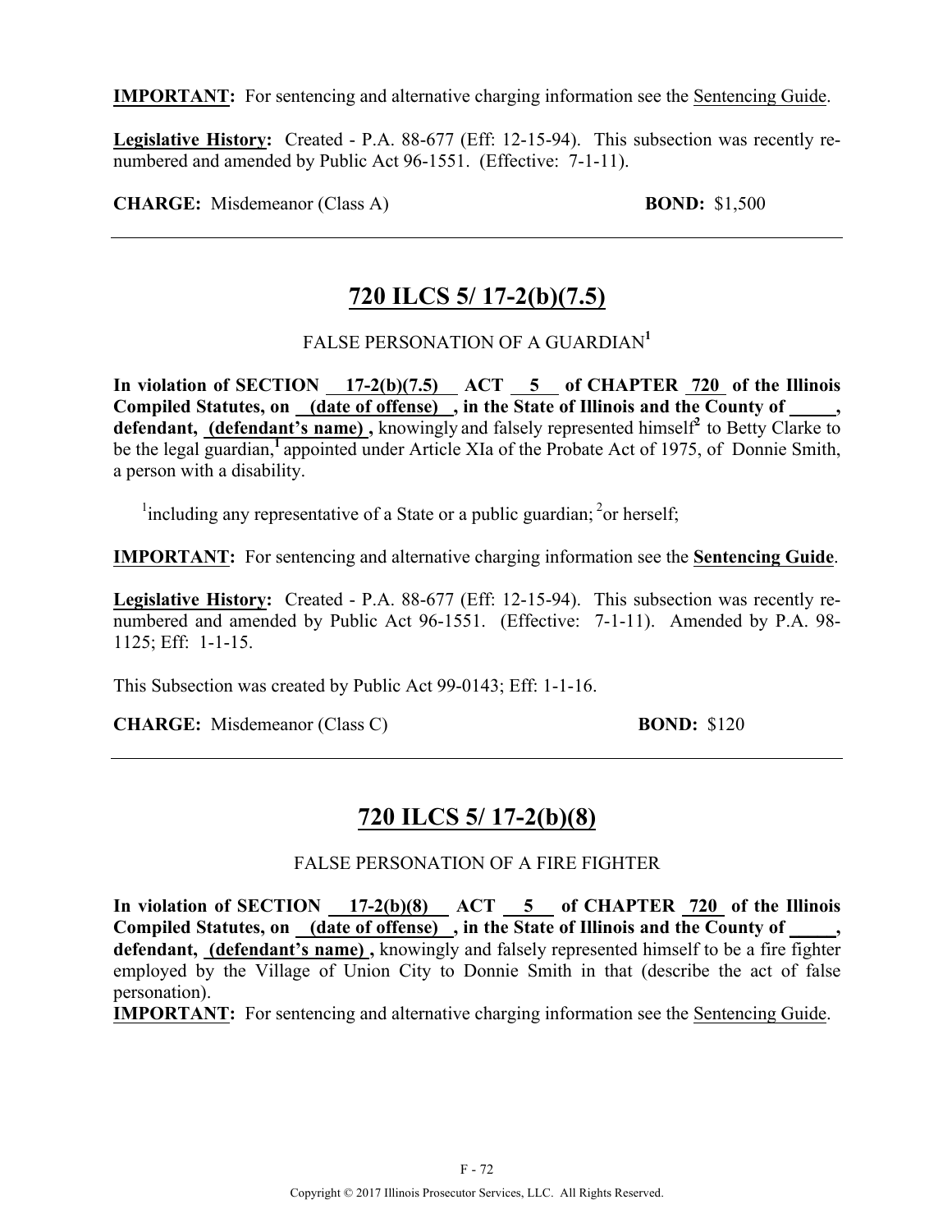**IMPORTANT:** For sentencing and alternative charging information see the Sentencing Guide.

**Legislative History:** Created - P.A. 88-677 (Eff: 12-15-94). This subsection was recently re-numbered and amended by Public Act 96-1551. (Effective: 7-1-11).

**CHARGE:** Misdemeanor (Class A) **BOND:** $1,500

---

## 720 ILCS 5/ 17-2(b)(7.5)

FALSE PERSONATION OF A GUARDIAN[1]

**In violation of SECTION 17-2(b)(7.5) ACT 5 of CHAPTER 720 of the Illinois Compiled Statutes, on (date of offense), in the State of Illinois and the County of \_\_\_\_\_, defendant, (defendant's name),** knowingly and falsely represented himself[2] to Betty Clarke to be the legal guardian,[1] appointed under Article XIa of the Probate Act of 1975, of Donnie Smith, a person with a disability.

[1]including any representative of a State or a public guardian; [2]or herself;

**IMPORTANT:** For sentencing and alternative charging information see the **Sentencing Guide**.

**Legislative History:** Created - P.A. 88-677 (Eff: 12-15-94). This subsection was recently re-numbered and amended by Public Act 96-1551. (Effective: 7-1-11). Amended by P.A. 98-1125; Eff: 1-1-15.

This Subsection was created by Public Act 99-0143; Eff: 1-1-16.

**CHARGE:** Misdemeanor (Class C) **BOND:** $120

---

## 720 ILCS 5/ 17-2(b)(8)

FALSE PERSONATION OF A FIRE FIGHTER

**In violation of SECTION 17-2(b)(8) ACT 5 of CHAPTER 720 of the Illinois Compiled Statutes, on (date of offense), in the State of Illinois and the County of \_\_\_\_\_, defendant, (defendant's name),** knowingly and falsely represented himself to be a fire fighter employed by the Village of Union City to Donnie Smith in that (describe the act of false personation).

**IMPORTANT:** For sentencing and alternative charging information see the Sentencing Guide.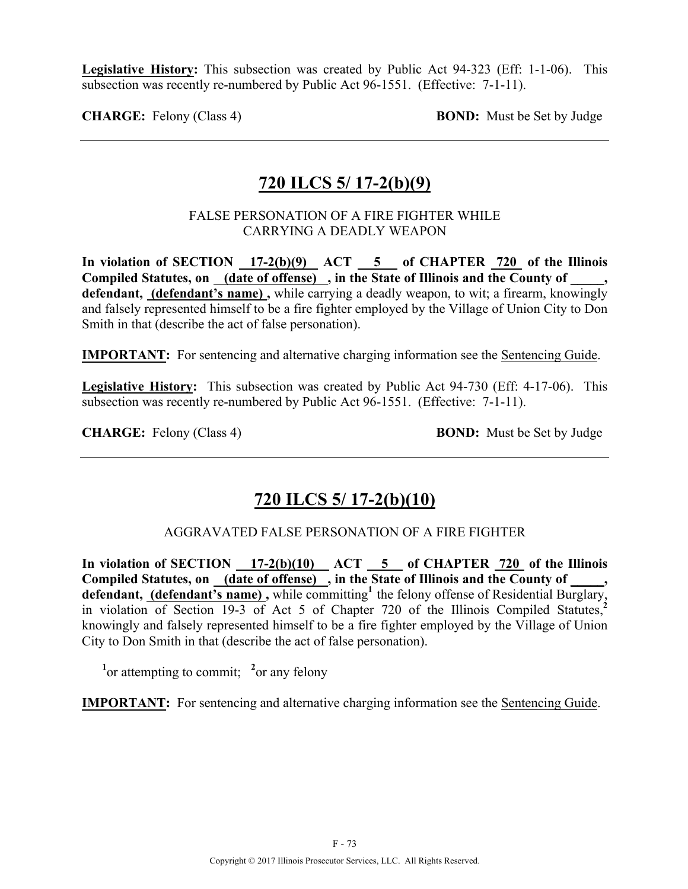**Legislative History:** This subsection was created by Public Act 94-323 (Eff: 1-1-06). This subsection was recently re-numbered by Public Act 96-1551. (Effective: 7-1-11).

**CHARGE:** Felony (Class 4) **BOND:** Must be Set by Judge

---

## 720 ILCS 5/ 17-2(b)(9)

FALSE PERSONATION OF A FIRE FIGHTER WHILE CARRYING A DEADLY WEAPON

**In violation of SECTION 17-2(b)(9) ACT 5 of CHAPTER 720 of the Illinois Compiled Statutes, on (date of offense) , in the State of Illinois and the County of \_\_\_\_\_, defendant, (defendant's name) ,** while carrying a deadly weapon, to wit; a firearm, knowingly and falsely represented himself to be a fire fighter employed by the Village of Union City to Don Smith in that (describe the act of false personation).

**IMPORTANT:** For sentencing and alternative charging information see the Sentencing Guide.

**Legislative History:** This subsection was created by Public Act 94-730 (Eff: 4-17-06). This subsection was recently re-numbered by Public Act 96-1551. (Effective: 7-1-11).

**CHARGE:** Felony (Class 4) **BOND:** Must be Set by Judge

---

## 720 ILCS 5/ 17-2(b)(10)

AGGRAVATED FALSE PERSONATION OF A FIRE FIGHTER

**In violation of SECTION 17-2(b)(10) ACT 5 of CHAPTER 720 of the Illinois Compiled Statutes, on (date of offense) , in the State of Illinois and the County of \_\_\_\_\_, defendant, (defendant's name) ,** while committing[1] the felony offense of Residential Burglary, in violation of Section 19-3 of Act 5 of Chapter 720 of the Illinois Compiled Statutes,[2] knowingly and falsely represented himself to be a fire fighter employed by the Village of Union City to Don Smith in that (describe the act of false personation).

[1]or attempting to commit; [2]or any felony

**IMPORTANT:** For sentencing and alternative charging information see the Sentencing Guide.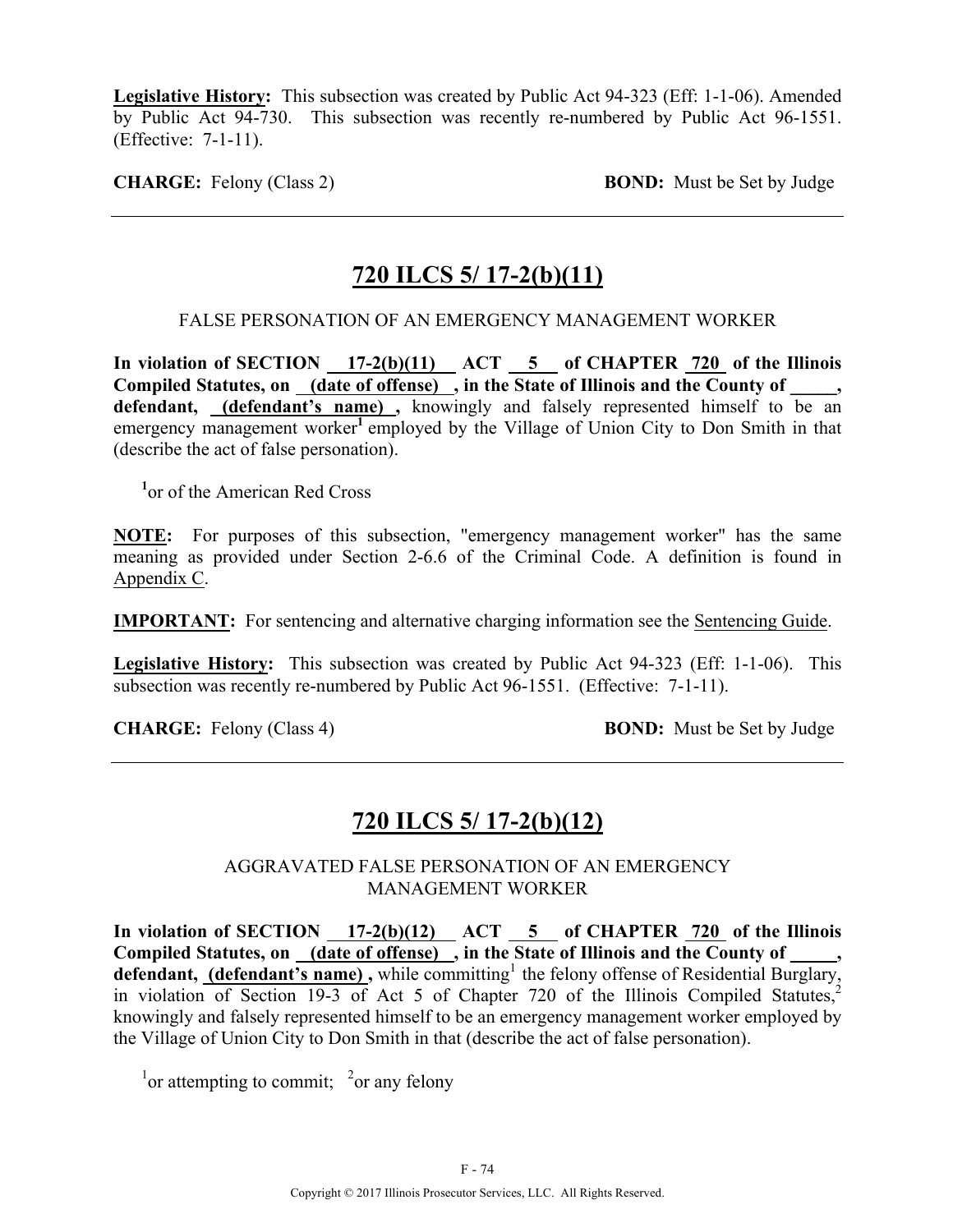**Legislative History:** This subsection was created by Public Act 94-323 (Eff: 1-1-06). Amended by Public Act 94-730. This subsection was recently re-numbered by Public Act 96-1551. (Effective: 7-1-11).

**CHARGE:** Felony (Class 2) **BOND:** Must be Set by Judge

---

## 720 ILCS 5/ 17-2(b)(11)

FALSE PERSONATION OF AN EMERGENCY MANAGEMENT WORKER

**In violation of SECTION 17-2(b)(11) ACT 5 of CHAPTER 720 of the Illinois Compiled Statutes, on (date of offense), in the State of Illinois and the County of \_\_\_\_\_, defendant, (defendant's name),** knowingly and falsely represented himself to be an emergency management worker[1] employed by the Village of Union City to Don Smith in that (describe the act of false personation).

[1]or of the American Red Cross

**NOTE:** For purposes of this subsection, "emergency management worker" has the same meaning as provided under Section 2-6.6 of the Criminal Code. A definition is found in Appendix C.

**IMPORTANT:** For sentencing and alternative charging information see the Sentencing Guide.

**Legislative History:** This subsection was created by Public Act 94-323 (Eff: 1-1-06). This subsection was recently re-numbered by Public Act 96-1551. (Effective: 7-1-11).

**CHARGE:** Felony (Class 4) **BOND:** Must be Set by Judge

---

## 720 ILCS 5/ 17-2(b)(12)

AGGRAVATED FALSE PERSONATION OF AN EMERGENCY MANAGEMENT WORKER

**In violation of SECTION 17-2(b)(12) ACT 5 of CHAPTER 720 of the Illinois Compiled Statutes, on (date of offense), in the State of Illinois and the County of \_\_\_\_\_, defendant, (defendant's name),** while committing[1] the felony offense of Residential Burglary, in violation of Section 19-3 of Act 5 of Chapter 720 of the Illinois Compiled Statutes,[2] knowingly and falsely represented himself to be an emergency management worker employed by the Village of Union City to Don Smith in that (describe the act of false personation).

[1]or attempting to commit; [2]or any felony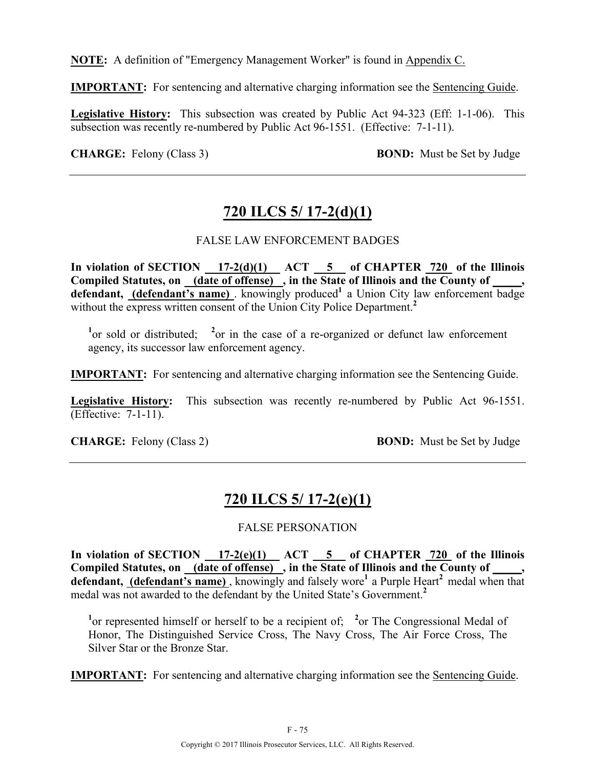**NOTE:** A definition of "Emergency Management Worker" is found in Appendix C.

**IMPORTANT:** For sentencing and alternative charging information see the Sentencing Guide.

**Legislative History:** This subsection was created by Public Act 94-323 (Eff: 1-1-06). This subsection was recently re-numbered by Public Act 96-1551. (Effective: 7-1-11).

**CHARGE:** Felony (Class 3) **BOND:** Must be Set by Judge

---

## 720 ILCS 5/ 17-2(d)(1)

FALSE LAW ENFORCEMENT BADGES

**In violation of SECTION 17-2(d)(1) ACT 5 of CHAPTER 720 of the Illinois Compiled Statutes, on (date of offense) , in the State of Illinois and the County of _____, defendant, (defendant's name)** . knowingly produced[1] a Union City law enforcement badge without the express written consent of the Union City Police Department.[2]

[1]or sold or distributed; [2]or in the case of a re-organized or defunct law enforcement agency, its successor law enforcement agency.

**IMPORTANT:** For sentencing and alternative charging information see the Sentencing Guide.

**Legislative History:** This subsection was recently re-numbered by Public Act 96-1551. (Effective: 7-1-11).

**CHARGE:** Felony (Class 2) **BOND:** Must be Set by Judge

---

## 720 ILCS 5/ 17-2(e)(1)

FALSE PERSONATION

**In violation of SECTION 17-2(e)(1) ACT 5 of CHAPTER 720 of the Illinois Compiled Statutes, on (date of offense) , in the State of Illinois and the County of _____, defendant, (defendant's name)** , knowingly and falsely wore[1] a Purple Heart[2] medal when that medal was not awarded to the defendant by the United State's Government.[2]

[1]or represented himself or herself to be a recipient of; [2]or The Congressional Medal of Honor, The Distinguished Service Cross, The Navy Cross, The Air Force Cross, The Silver Star or the Bronze Star.

**IMPORTANT:** For sentencing and alternative charging information see the Sentencing Guide.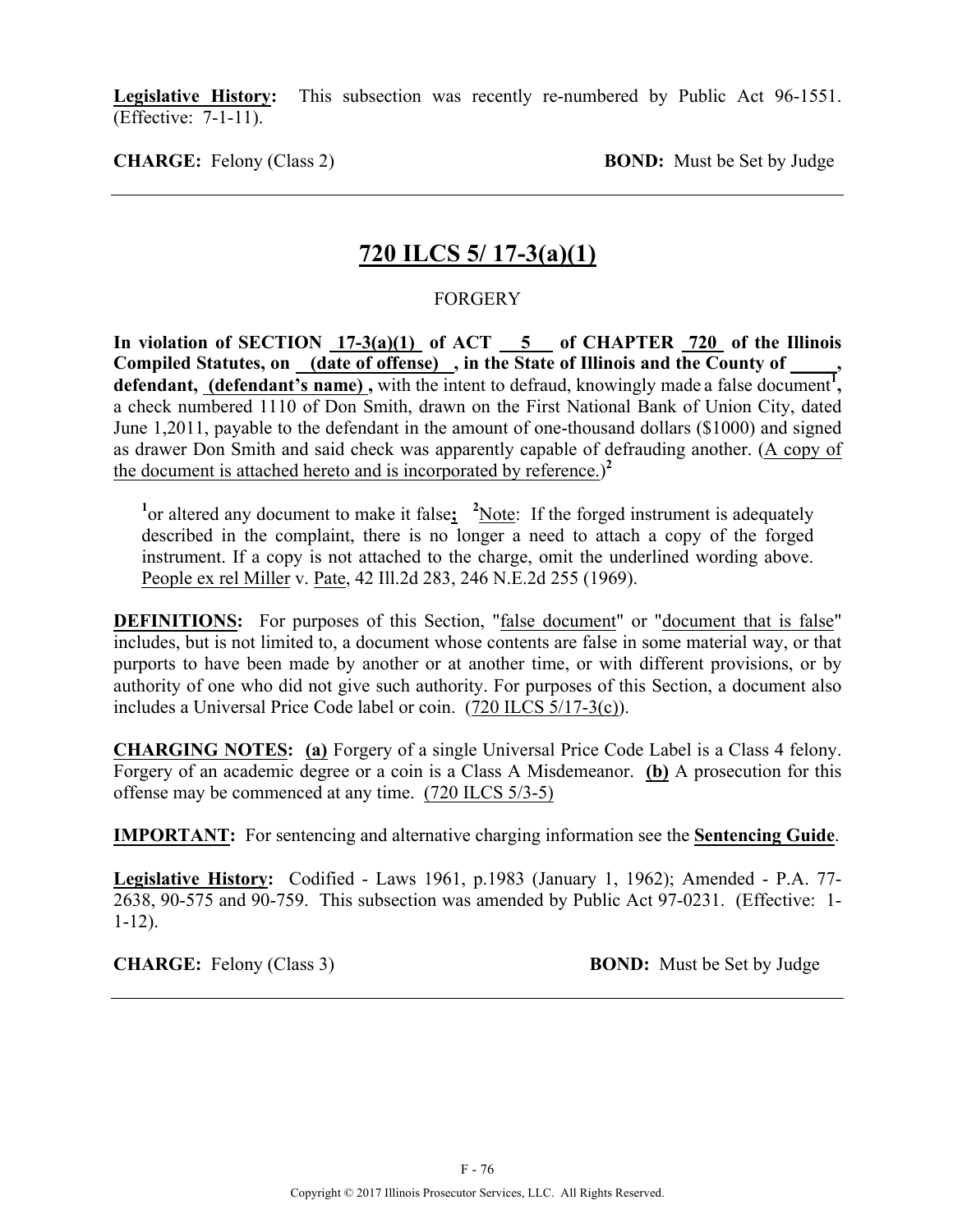**Legislative History:** This subsection was recently re-numbered by Public Act 96-1551. (Effective: 7-1-11).

**CHARGE:** Felony (Class 2) **BOND:** Must be Set by Judge

---

## 720 ILCS 5/ 17-3(a)(1)

FORGERY

**In violation of SECTION 17-3(a)(1) of ACT 5 of CHAPTER 720 of the Illinois Compiled Statutes, on (date of offense) , in the State of Illinois and the County of _____, defendant, (defendant's name) ,** with the intent to defraud, knowingly made a false document[1], a check numbered 1110 of Don Smith, drawn on the First National Bank of Union City, dated June 1,2011, payable to the defendant in the amount of one-thousand dollars ($1000) and signed as drawer Don Smith and said check was apparently capable of defrauding another. (A copy of the document is attached hereto and is incorporated by reference.)[2]

[1]or altered any document to make it false**;** [2]Note: If the forged instrument is adequately described in the complaint, there is no longer a need to attach a copy of the forged instrument. If a copy is not attached to the charge, omit the underlined wording above. People ex rel Miller v. Pate, 42 Ill.2d 283, 246 N.E.2d 255 (1969).

**DEFINITIONS:** For purposes of this Section, "false document" or "document that is false" includes, but is not limited to, a document whose contents are false in some material way, or that purports to have been made by another or at another time, or with different provisions, or by authority of one who did not give such authority. For purposes of this Section, a document also includes a Universal Price Code label or coin. (720 ILCS 5/17-3(c)).

**CHARGING NOTES:** **(a)** Forgery of a single Universal Price Code Label is a Class 4 felony. Forgery of an academic degree or a coin is a Class A Misdemeanor. **(b)** A prosecution for this offense may be commenced at any time. (720 ILCS 5/3-5)

**IMPORTANT:** For sentencing and alternative charging information see the **Sentencing Guide**.

**Legislative History:** Codified - Laws 1961, p.1983 (January 1, 1962); Amended - P.A. 77-2638, 90-575 and 90-759. This subsection was amended by Public Act 97-0231. (Effective: 1-1-12).

**CHARGE:** Felony (Class 3) **BOND:** Must be Set by Judge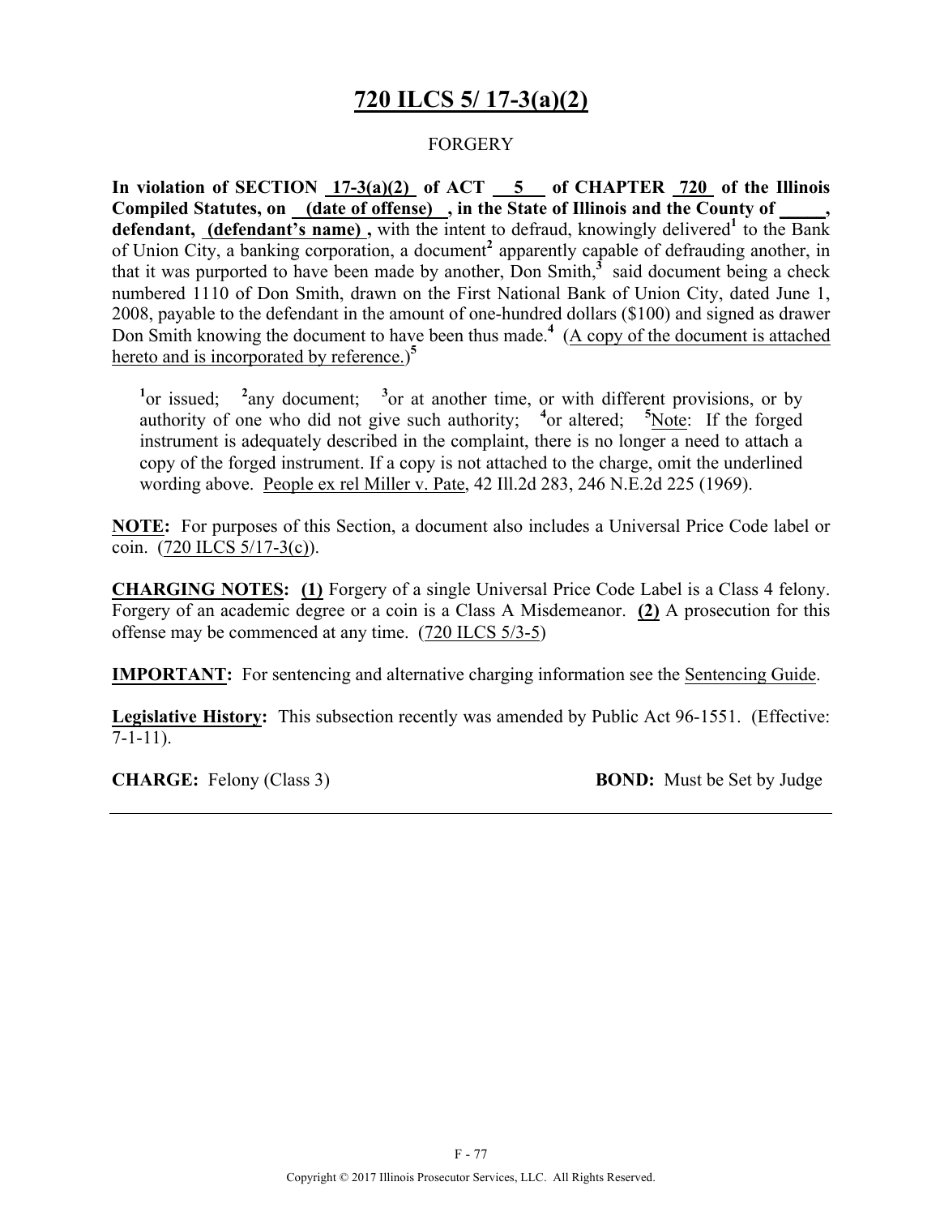# 720 ILCS 5/ 17-3(a)(2)

FORGERY

**In violation of SECTION 17-3(a)(2) of ACT 5 of CHAPTER 720 of the Illinois Compiled Statutes, on (date of offense) , in the State of Illinois and the County of _____, defendant, (defendant's name) ,** with the intent to defraud, knowingly delivered[1] to the Bank of Union City, a banking corporation, a document[2] apparently capable of defrauding another, in that it was purported to have been made by another, Don Smith,[3] said document being a check numbered 1110 of Don Smith, drawn on the First National Bank of Union City, dated June 1, 2008, payable to the defendant in the amount of one-hundred dollars ($100) and signed as drawer Don Smith knowing the document to have been thus made.[4] (A copy of the document is attached hereto and is incorporated by reference.)[5]

> [1]or issued; [2]any document; [3]or at another time, or with different provisions, or by authority of one who did not give such authority; [4]or altered; [5]Note: If the forged instrument is adequately described in the complaint, there is no longer a need to attach a copy of the forged instrument. If a copy is not attached to the charge, omit the underlined wording above. People ex rel Miller v. Pate, 42 Ill.2d 283, 246 N.E.2d 225 (1969).

**NOTE:** For purposes of this Section, a document also includes a Universal Price Code label or coin. (720 ILCS 5/17-3(c)).

**CHARGING NOTES: (1)** Forgery of a single Universal Price Code Label is a Class 4 felony. Forgery of an academic degree or a coin is a Class A Misdemeanor. **(2)** A prosecution for this offense may be commenced at any time. (720 ILCS 5/3-5)

**IMPORTANT:** For sentencing and alternative charging information see the Sentencing Guide.

**Legislative History:** This subsection recently was amended by Public Act 96-1551. (Effective: 7-1-11).

**CHARGE:** Felony (Class 3) **BOND:** Must be Set by Judge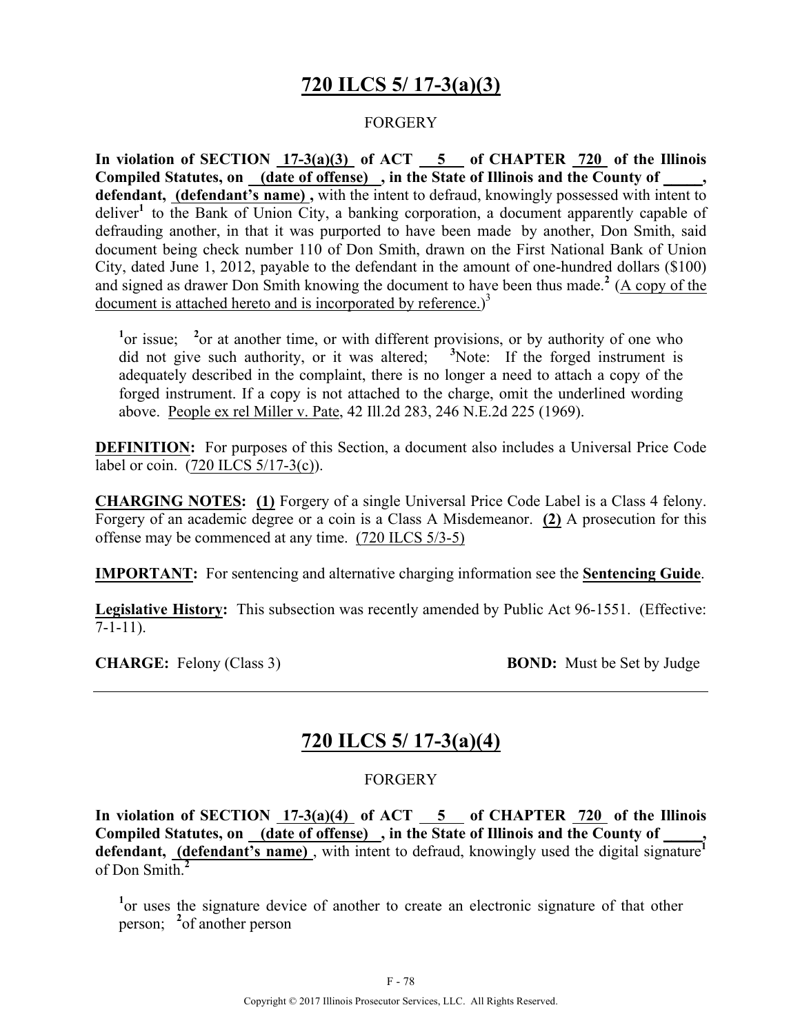# 720 ILCS 5/ 17-3(a)(3)

FORGERY

**In violation of SECTION 17-3(a)(3) of ACT 5 of CHAPTER 720 of the Illinois Compiled Statutes, on (date of offense) , in the State of Illinois and the County of _____, defendant, (defendant's name) ,** with the intent to defraud, knowingly possessed with intent to deliver[1] to the Bank of Union City, a banking corporation, a document apparently capable of defrauding another, in that it was purported to have been made by another, Don Smith, said document being check number 110 of Don Smith, drawn on the First National Bank of Union City, dated June 1, 2012, payable to the defendant in the amount of one-hundred dollars ($100) and signed as drawer Don Smith knowing the document to have been thus made.[2] (A copy of the document is attached hereto and is incorporated by reference.)[3]

[1]or issue; [2]or at another time, or with different provisions, or by authority of one who did not give such authority, or it was altered; [3]Note: If the forged instrument is adequately described in the complaint, there is no longer a need to attach a copy of the forged instrument. If a copy is not attached to the charge, omit the underlined wording above. People ex rel Miller v. Pate, 42 Ill.2d 283, 246 N.E.2d 225 (1969).

**DEFINITION:** For purposes of this Section, a document also includes a Universal Price Code label or coin. (720 ILCS 5/17-3(c)).

**CHARGING NOTES: (1)** Forgery of a single Universal Price Code Label is a Class 4 felony. Forgery of an academic degree or a coin is a Class A Misdemeanor. **(2)** A prosecution for this offense may be commenced at any time. (720 ILCS 5/3-5)

**IMPORTANT:** For sentencing and alternative charging information see the **Sentencing Guide**.

**Legislative History:** This subsection was recently amended by Public Act 96-1551. (Effective: 7-1-11).

**CHARGE:** Felony (Class 3) **BOND:** Must be Set by Judge

---

# 720 ILCS 5/ 17-3(a)(4)

FORGERY

**In violation of SECTION 17-3(a)(4) of ACT 5 of CHAPTER 720 of the Illinois Compiled Statutes, on (date of offense) , in the State of Illinois and the County of _____, defendant, (defendant's name)** , with intent to defraud, knowingly used the digital signature[1] of Don Smith.[2]

[1]or uses the signature device of another to create an electronic signature of that other person; [2]of another person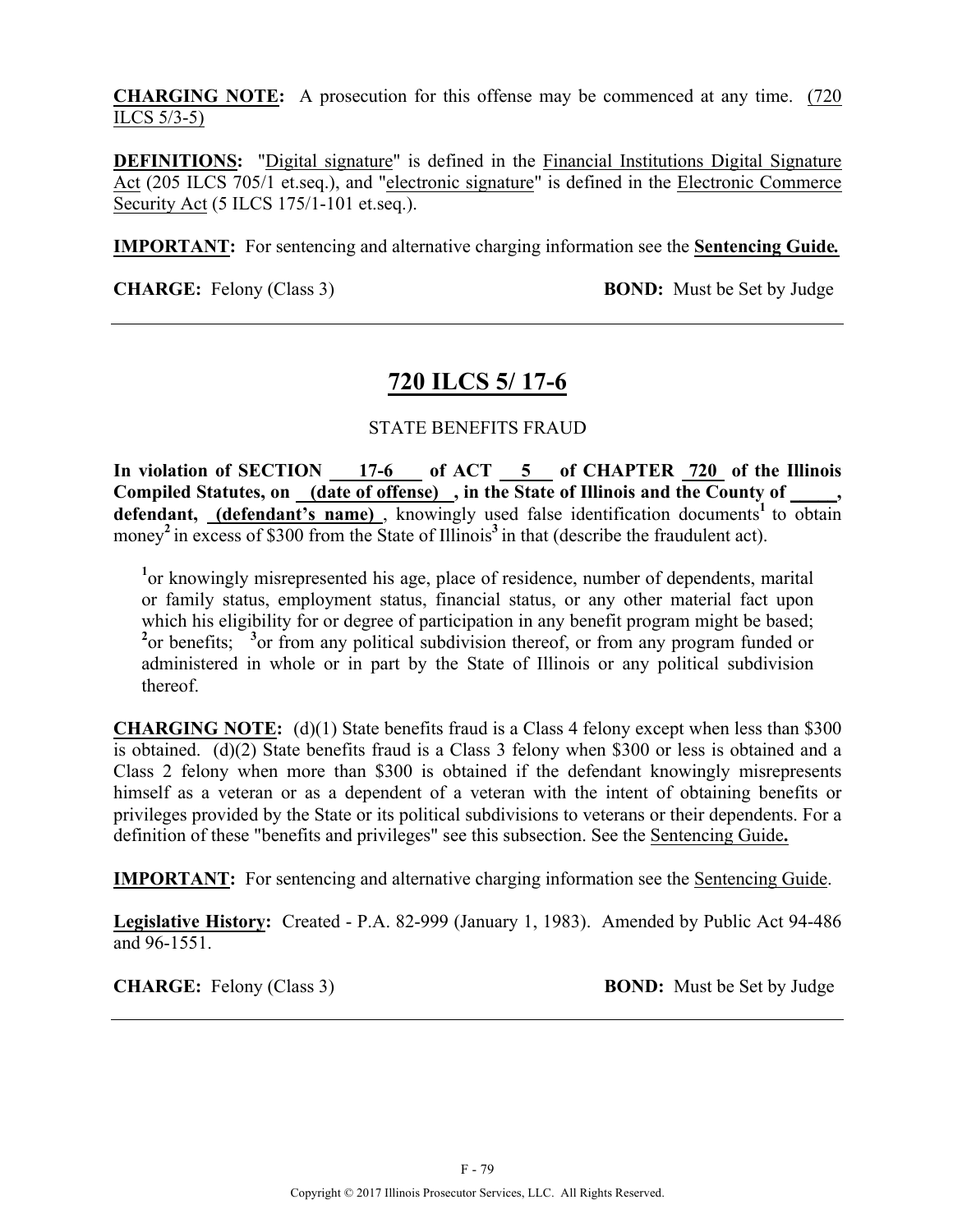**CHARGING NOTE:** A prosecution for this offense may be commenced at any time. (720 ILCS 5/3-5)

**DEFINITIONS:** "Digital signature" is defined in the Financial Institutions Digital Signature Act (205 ILCS 705/1 et.seq.), and "electronic signature" is defined in the Electronic Commerce Security Act (5 ILCS 175/1-101 et.seq.).

**IMPORTANT:** For sentencing and alternative charging information see the **Sentencing Guide.**

**CHARGE:** Felony (Class 3) **BOND:** Must be Set by Judge

---

# 720 ILCS 5/ 17-6

STATE BENEFITS FRAUD

**In violation of SECTION 17-6 of ACT 5 of CHAPTER 720 of the Illinois Compiled Statutes, on (date of offense) , in the State of Illinois and the County of \_\_\_\_\_, defendant, (defendant's name) ,** knowingly used false identification documents[1] to obtain money[2] in excess of $300 from the State of Illinois[3] in that (describe the fraudulent act).

[1]or knowingly misrepresented his age, place of residence, number of dependents, marital or family status, employment status, financial status, or any other material fact upon which his eligibility for or degree of participation in any benefit program might be based; [2]or benefits; [3]or from any political subdivision thereof, or from any program funded or administered in whole or in part by the State of Illinois or any political subdivision thereof.

**CHARGING NOTE:** (d)(1) State benefits fraud is a Class 4 felony except when less than $300 is obtained. (d)(2) State benefits fraud is a Class 3 felony when $300 or less is obtained and a Class 2 felony when more than $300 is obtained if the defendant knowingly misrepresents himself as a veteran or as a dependent of a veteran with the intent of obtaining benefits or privileges provided by the State or its political subdivisions to veterans or their dependents. For a definition of these "benefits and privileges" see this subsection. See the Sentencing Guide**.**

**IMPORTANT:** For sentencing and alternative charging information see the Sentencing Guide.

**Legislative History:** Created - P.A. 82-999 (January 1, 1983). Amended by Public Act 94-486 and 96-1551.

**CHARGE:** Felony (Class 3) **BOND:** Must be Set by Judge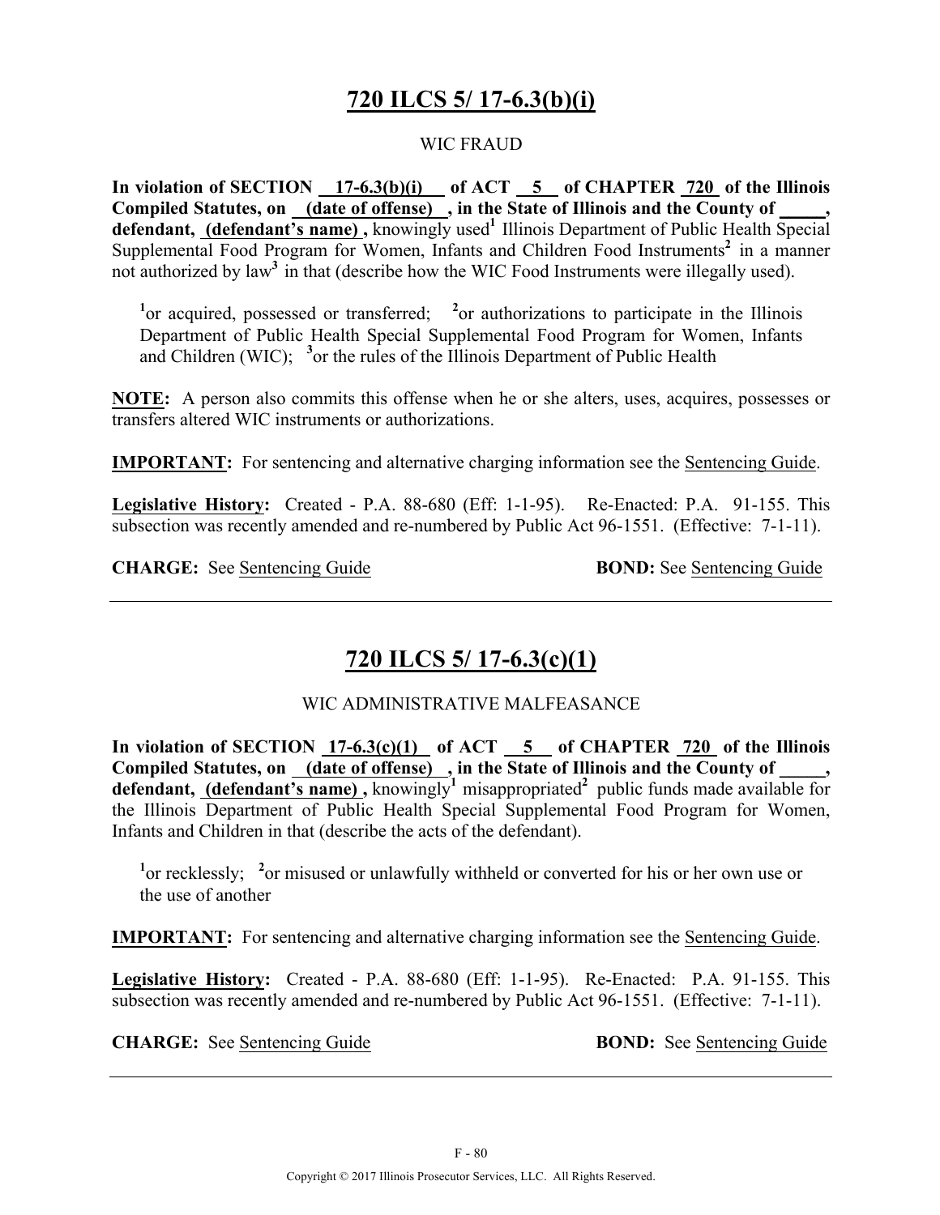# 720 ILCS 5/ 17-6.3(b)(i)

WIC FRAUD

**In violation of SECTION 17-6.3(b)(i) of ACT 5 of CHAPTER 720 of the Illinois Compiled Statutes, on (date of offense) , in the State of Illinois and the County of \_\_\_\_\_, defendant, (defendant's name) ,** knowingly used[1] Illinois Department of Public Health Special Supplemental Food Program for Women, Infants and Children Food Instruments[2] in a manner not authorized by law[3] in that (describe how the WIC Food Instruments were illegally used).

[1]or acquired, possessed or transferred; [2]or authorizations to participate in the Illinois Department of Public Health Special Supplemental Food Program for Women, Infants and Children (WIC); [3]or the rules of the Illinois Department of Public Health

**NOTE:** A person also commits this offense when he or she alters, uses, acquires, possesses or transfers altered WIC instruments or authorizations.

**IMPORTANT:** For sentencing and alternative charging information see the Sentencing Guide.

**Legislative History:** Created - P.A. 88-680 (Eff: 1-1-95). Re-Enacted: P.A. 91-155. This subsection was recently amended and re-numbered by Public Act 96-1551. (Effective: 7-1-11).

**CHARGE:** See Sentencing Guide **BOND:** See Sentencing Guide

---

# 720 ILCS 5/ 17-6.3(c)(1)

WIC ADMINISTRATIVE MALFEASANCE

**In violation of SECTION 17-6.3(c)(1) of ACT 5 of CHAPTER 720 of the Illinois Compiled Statutes, on (date of offense) , in the State of Illinois and the County of \_\_\_\_\_, defendant, (defendant's name) ,** knowingly[1] misappropriated[2] public funds made available for the Illinois Department of Public Health Special Supplemental Food Program for Women, Infants and Children in that (describe the acts of the defendant).

[1]or recklessly; [2]or misused or unlawfully withheld or converted for his or her own use or the use of another

**IMPORTANT:** For sentencing and alternative charging information see the Sentencing Guide.

**Legislative History:** Created - P.A. 88-680 (Eff: 1-1-95). Re-Enacted: P.A. 91-155. This subsection was recently amended and re-numbered by Public Act 96-1551. (Effective: 7-1-11).

**CHARGE:** See Sentencing Guide **BOND:** See Sentencing Guide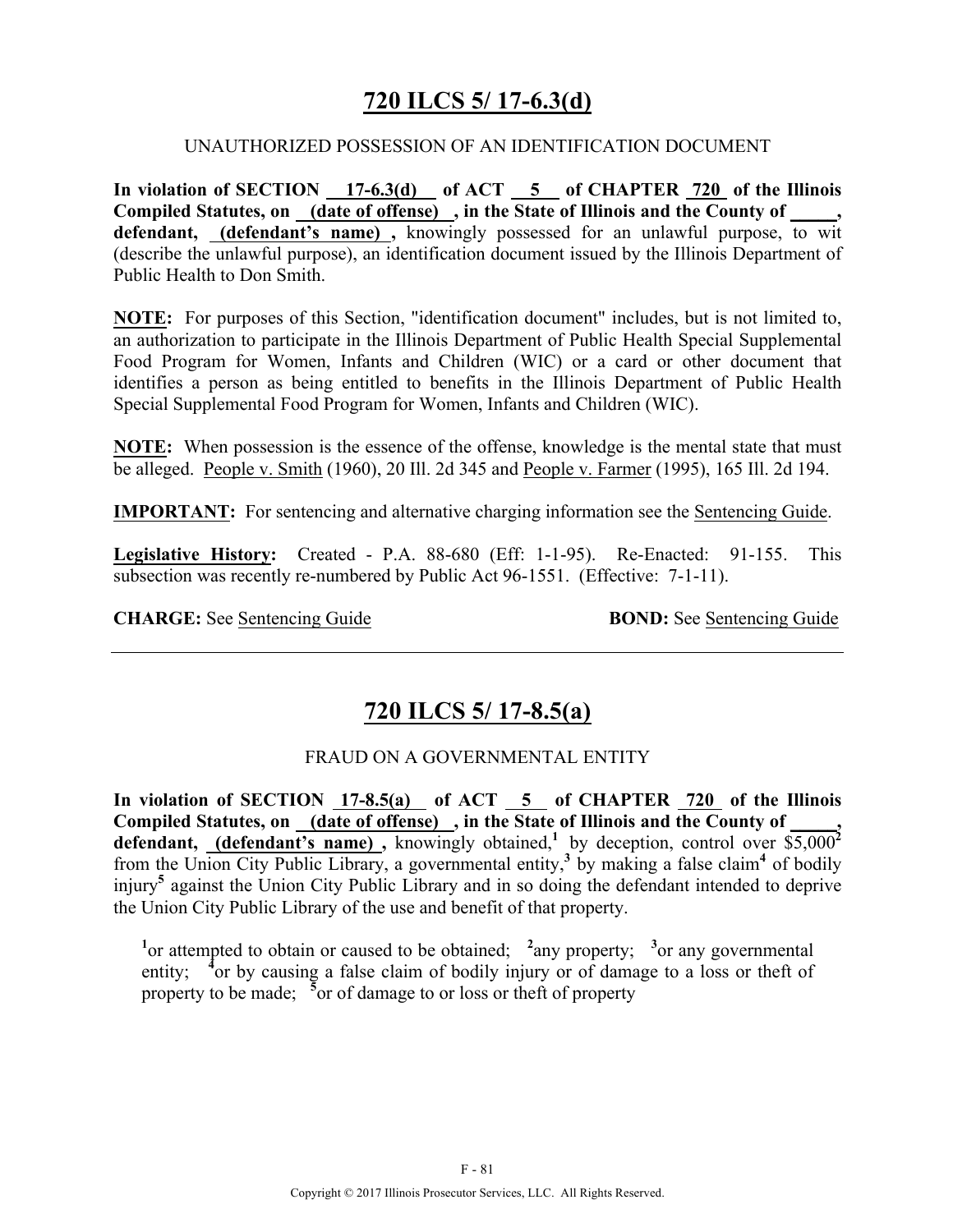## 720 ILCS 5/ 17-6.3(d)

UNAUTHORIZED POSSESSION OF AN IDENTIFICATION DOCUMENT

**In violation of SECTION 17-6.3(d) of ACT 5 of CHAPTER 720 of the Illinois Compiled Statutes, on (date of offense) , in the State of Illinois and the County of \_\_\_\_\_, defendant, (defendant's name) ,** knowingly possessed for an unlawful purpose, to wit (describe the unlawful purpose), an identification document issued by the Illinois Department of Public Health to Don Smith.

**NOTE:** For purposes of this Section, "identification document" includes, but is not limited to, an authorization to participate in the Illinois Department of Public Health Special Supplemental Food Program for Women, Infants and Children (WIC) or a card or other document that identifies a person as being entitled to benefits in the Illinois Department of Public Health Special Supplemental Food Program for Women, Infants and Children (WIC).

**NOTE:** When possession is the essence of the offense, knowledge is the mental state that must be alleged. People v. Smith (1960), 20 Ill. 2d 345 and People v. Farmer (1995), 165 Ill. 2d 194.

**IMPORTANT:** For sentencing and alternative charging information see the Sentencing Guide.

**Legislative History:** Created - P.A. 88-680 (Eff: 1-1-95). Re-Enacted: 91-155. This subsection was recently re-numbered by Public Act 96-1551. (Effective: 7-1-11).

**CHARGE:** See Sentencing Guide **BOND:** See Sentencing Guide

---

## 720 ILCS 5/ 17-8.5(a)

FRAUD ON A GOVERNMENTAL ENTITY

**In violation of SECTION 17-8.5(a) of ACT 5 of CHAPTER 720 of the Illinois Compiled Statutes, on (date of offense) , in the State of Illinois and the County of \_\_\_\_\_, defendant, (defendant's name) ,** knowingly obtained,[1] by deception, control over $5,000[2] from the Union City Public Library, a governmental entity,[3] by making a false claim[4] of bodily injury[5] against the Union City Public Library and in so doing the defendant intended to deprive the Union City Public Library of the use and benefit of that property.

[1]or attempted to obtain or caused to be obtained; [2]any property; [3]or any governmental entity; [4]or by causing a false claim of bodily injury or of damage to a loss or theft of property to be made; [5]or of damage to or loss or theft of property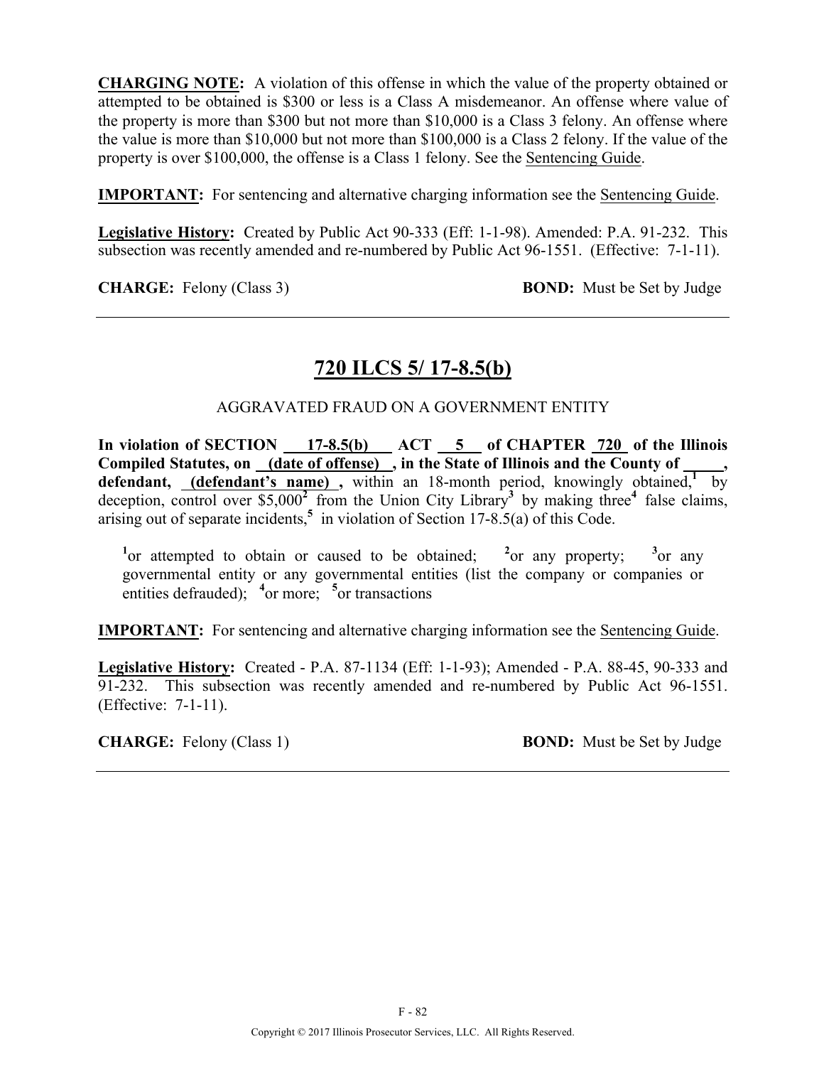**CHARGING NOTE:** A violation of this offense in which the value of the property obtained or attempted to be obtained is $300 or less is a Class A misdemeanor. An offense where value of the property is more than $300 but not more than $10,000 is a Class 3 felony. An offense where the value is more than $10,000 but not more than $100,000 is a Class 2 felony. If the value of the property is over $100,000, the offense is a Class 1 felony. See the Sentencing Guide.

**IMPORTANT:** For sentencing and alternative charging information see the Sentencing Guide.

**Legislative History:** Created by Public Act 90-333 (Eff: 1-1-98). Amended: P.A. 91-232. This subsection was recently amended and re-numbered by Public Act 96-1551. (Effective: 7-1-11).

**CHARGE:** Felony (Class 3) **BOND:** Must be Set by Judge

---

## 720 ILCS 5/ 17-8.5(b)

AGGRAVATED FRAUD ON A GOVERNMENT ENTITY

**In violation of SECTION 17-8.5(b) ACT 5 of CHAPTER 720 of the Illinois Compiled Statutes, on (date of offense) , in the State of Illinois and the County of \_\_\_\_\_, defendant, (defendant's name) ,** within an 18-month period, knowingly obtained,[1] by deception, control over $5,000[2] from the Union City Library[3] by making three[4] false claims, arising out of separate incidents,[5] in violation of Section 17-8.5(a) of this Code.

[1]or attempted to obtain or caused to be obtained; [2]or any property; [3]or any governmental entity or any governmental entities (list the company or companies or entities defrauded); [4]or more; [5]or transactions

**IMPORTANT:** For sentencing and alternative charging information see the Sentencing Guide.

**Legislative History:** Created - P.A. 87-1134 (Eff: 1-1-93); Amended - P.A. 88-45, 90-333 and 91-232. This subsection was recently amended and re-numbered by Public Act 96-1551. (Effective: 7-1-11).

**CHARGE:** Felony (Class 1) **BOND:** Must be Set by Judge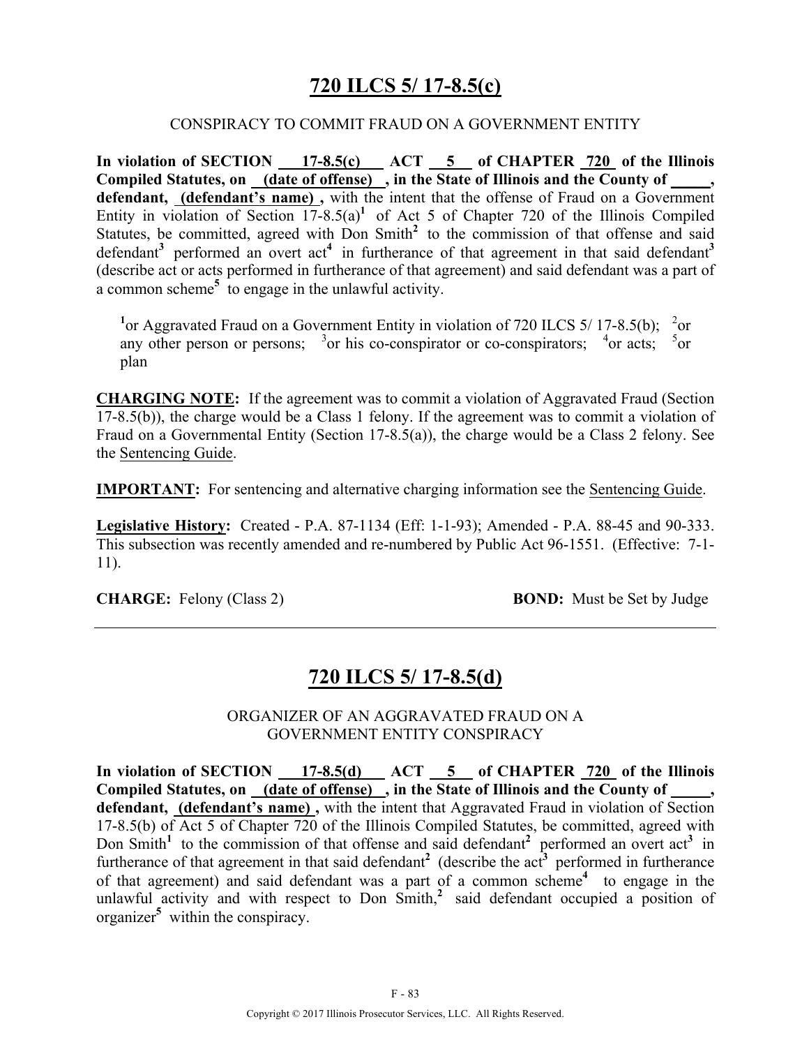# 720 ILCS 5/ 17-8.5(c)

CONSPIRACY TO COMMIT FRAUD ON A GOVERNMENT ENTITY

**In violation of SECTION 17-8.5(c) ACT 5 of CHAPTER 720 of the Illinois Compiled Statutes, on (date of offense) , in the State of Illinois and the County of \_\_\_\_\_, defendant, (defendant's name) ,** with the intent that the offense of Fraud on a Government Entity in violation of Section 17-8.5(a)[1] of Act 5 of Chapter 720 of the Illinois Compiled Statutes, be committed, agreed with Don Smith[2] to the commission of that offense and said defendant[3] performed an overt act[4] in furtherance of that agreement in that said defendant[3] (describe act or acts performed in furtherance of that agreement) and said defendant was a part of a common scheme[5] to engage in the unlawful activity.

[1]or Aggravated Fraud on a Government Entity in violation of 720 ILCS 5/ 17-8.5(b); [2]or any other person or persons; [3]or his co-conspirator or co-conspirators; [4]or acts; [5]or plan

**CHARGING NOTE:** If the agreement was to commit a violation of Aggravated Fraud (Section 17-8.5(b)), the charge would be a Class 1 felony. If the agreement was to commit a violation of Fraud on a Governmental Entity (Section 17-8.5(a)), the charge would be a Class 2 felony. See the Sentencing Guide.

**IMPORTANT:** For sentencing and alternative charging information see the Sentencing Guide.

**Legislative History:** Created - P.A. 87-1134 (Eff: 1-1-93); Amended - P.A. 88-45 and 90-333. This subsection was recently amended and re-numbered by Public Act 96-1551. (Effective: 7-1-11).

**CHARGE:** Felony (Class 2) **BOND:** Must be Set by Judge

---

# 720 ILCS 5/ 17-8.5(d)

ORGANIZER OF AN AGGRAVATED FRAUD ON A GOVERNMENT ENTITY CONSPIRACY

**In violation of SECTION 17-8.5(d) ACT 5 of CHAPTER 720 of the Illinois Compiled Statutes, on (date of offense) , in the State of Illinois and the County of \_\_\_\_\_, defendant, (defendant's name) ,** with the intent that Aggravated Fraud in violation of Section 17-8.5(b) of Act 5 of Chapter 720 of the Illinois Compiled Statutes, be committed, agreed with Don Smith[1] to the commission of that offense and said defendant[2] performed an overt act[3] in furtherance of that agreement in that said defendant[2] (describe the act[3] performed in furtherance of that agreement) and said defendant was a part of a common scheme[4] to engage in the unlawful activity and with respect to Don Smith,[2] said defendant occupied a position of organizer[5] within the conspiracy.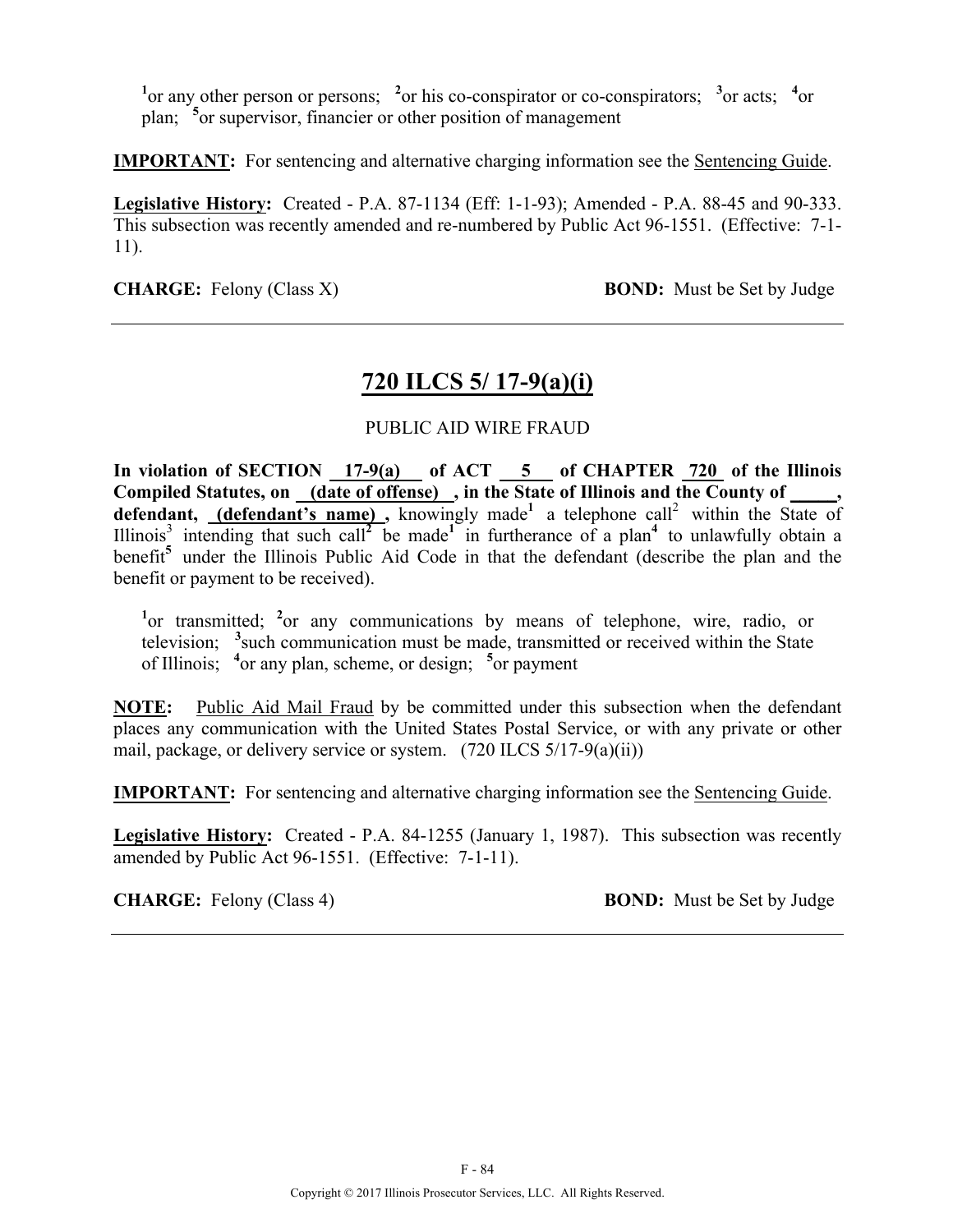[1]or any other person or persons; [2]or his co-conspirator or co-conspirators; [3]or acts; [4]or plan; [5]or supervisor, financier or other position of management

**IMPORTANT:** For sentencing and alternative charging information see the Sentencing Guide.

**Legislative History:** Created - P.A. 87-1134 (Eff: 1-1-93); Amended - P.A. 88-45 and 90-333. This subsection was recently amended and re-numbered by Public Act 96-1551. (Effective: 7-1-11).

**CHARGE:** Felony (Class X) **BOND:** Must be Set by Judge

---

## 720 ILCS 5/ 17-9(a)(i)

PUBLIC AID WIRE FRAUD

**In violation of SECTION 17-9(a) of ACT 5 of CHAPTER 720 of the Illinois Compiled Statutes, on (date of offense) , in the State of Illinois and the County of \_\_\_\_\_, defendant, (defendant's name) ,** knowingly made[1] a telephone call[2] within the State of Illinois[3] intending that such call[2] be made[1] in furtherance of a plan[4] to unlawfully obtain a benefit[5] under the Illinois Public Aid Code in that the defendant (describe the plan and the benefit or payment to be received).

[1]or transmitted; [2]or any communications by means of telephone, wire, radio, or television; [3]such communication must be made, transmitted or received within the State of Illinois; [4]or any plan, scheme, or design; [5]or payment

**NOTE:** Public Aid Mail Fraud by be committed under this subsection when the defendant places any communication with the United States Postal Service, or with any private or other mail, package, or delivery service or system. (720 ILCS 5/17-9(a)(ii))

**IMPORTANT:** For sentencing and alternative charging information see the Sentencing Guide.

**Legislative History:** Created - P.A. 84-1255 (January 1, 1987). This subsection was recently amended by Public Act 96-1551. (Effective: 7-1-11).

**CHARGE:** Felony (Class 4) **BOND:** Must be Set by Judge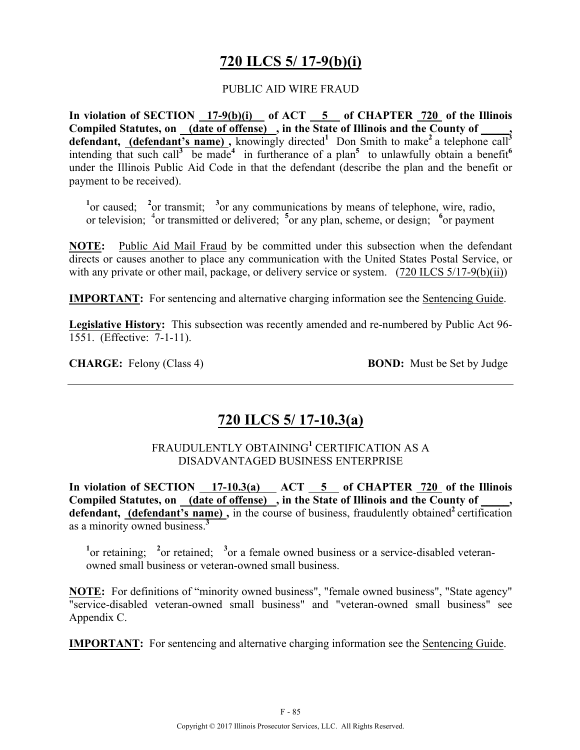# 720 ILCS 5/ 17-9(b)(i)

PUBLIC AID WIRE FRAUD

**In violation of SECTION 17-9(b)(i) of ACT 5 of CHAPTER 720 of the Illinois Compiled Statutes, on (date of offense) , in the State of Illinois and the County of \_\_\_\_\_, defendant, (defendant's name) ,** knowingly directed[1] Don Smith to make[2] a telephone call[3] intending that such call[3] be made[4] in furtherance of a plan[5] to unlawfully obtain a benefit[6] under the Illinois Public Aid Code in that the defendant (describe the plan and the benefit or payment to be received).

[1]or caused; [2]or transmit; [3]or any communications by means of telephone, wire, radio, or television; [4]or transmitted or delivered; [5]or any plan, scheme, or design; [6]or payment

**NOTE:** Public Aid Mail Fraud by be committed under this subsection when the defendant directs or causes another to place any communication with the United States Postal Service, or with any private or other mail, package, or delivery service or system. (720 ILCS 5/17-9(b)(ii))

**IMPORTANT:** For sentencing and alternative charging information see the Sentencing Guide.

**Legislative History:** This subsection was recently amended and re-numbered by Public Act 96-1551. (Effective: 7-1-11).

**CHARGE:** Felony (Class 4) **BOND:** Must be Set by Judge

---

# 720 ILCS 5/ 17-10.3(a)

FRAUDULENTLY OBTAINING[1] CERTIFICATION AS A DISADVANTAGED BUSINESS ENTERPRISE

**In violation of SECTION 17-10.3(a) ACT 5 of CHAPTER 720 of the Illinois Compiled Statutes, on (date of offense) , in the State of Illinois and the County of \_\_\_\_\_, defendant, (defendant's name) ,** in the course of business, fraudulently obtained[2] certification as a minority owned business.[3]

[1]or retaining; [2]or retained; [3]or a female owned business or a service-disabled veteran-owned small business or veteran-owned small business.

**NOTE:** For definitions of "minority owned business", "female owned business", "State agency" "service-disabled veteran-owned small business" and "veteran-owned small business" see Appendix C.

**IMPORTANT:** For sentencing and alternative charging information see the Sentencing Guide.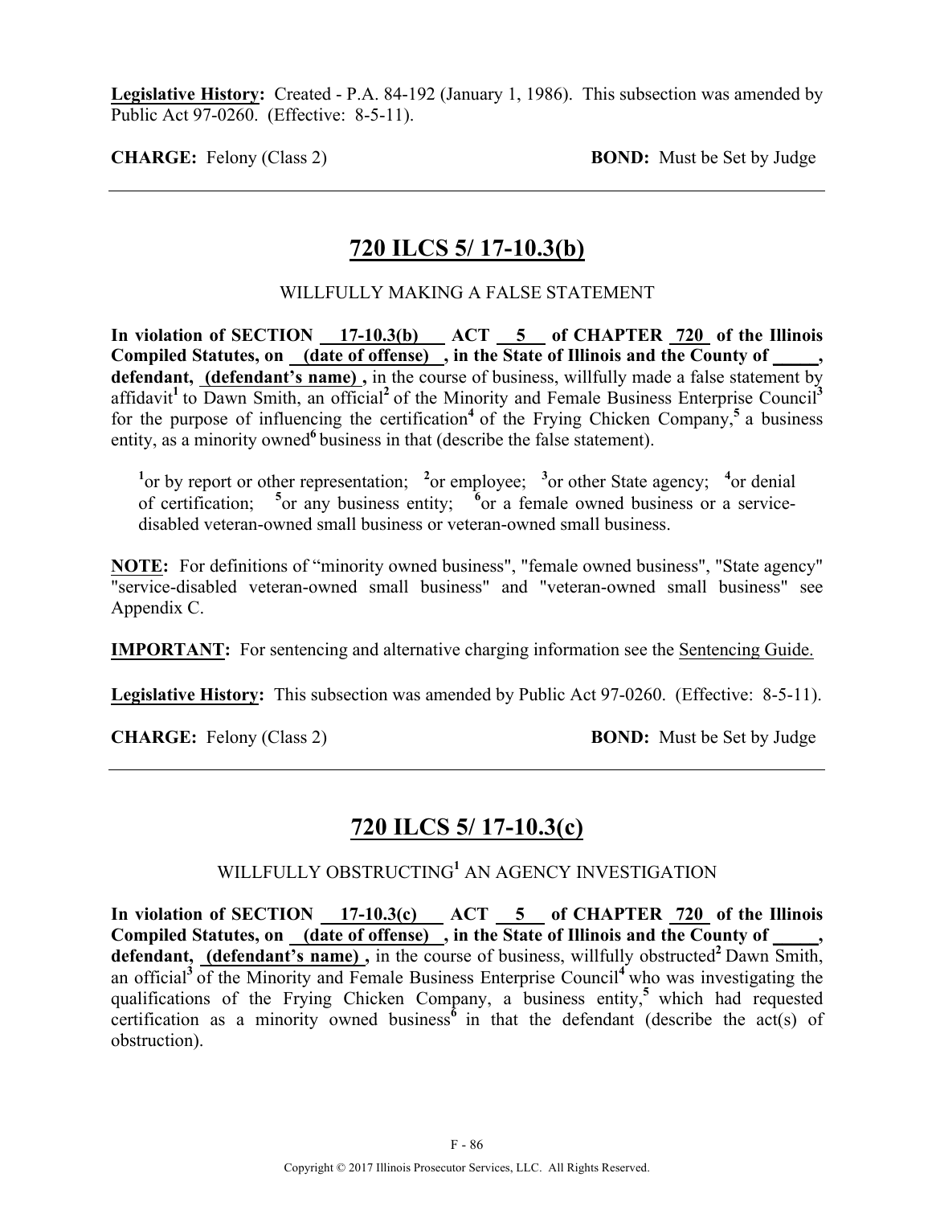**Legislative History:** Created - P.A. 84-192 (January 1, 1986). This subsection was amended by Public Act 97-0260. (Effective: 8-5-11).

**CHARGE:** Felony (Class 2) **BOND:** Must be Set by Judge

---

## 720 ILCS 5/ 17-10.3(b)

WILLFULLY MAKING A FALSE STATEMENT

**In violation of SECTION 17-10.3(b) ACT 5 of CHAPTER 720 of the Illinois Compiled Statutes, on (date of offense) , in the State of Illinois and the County of _____, defendant, (defendant's name) ,** in the course of business, willfully made a false statement by affidavit[1] to Dawn Smith, an official[2] of the Minority and Female Business Enterprise Council[3] for the purpose of influencing the certification[4] of the Frying Chicken Company,[5] a business entity, as a minority owned[6] business in that (describe the false statement).

[1]or by report or other representation; [2]or employee; [3]or other State agency; [4]or denial of certification; [5]or any business entity; [6]or a female owned business or a service-disabled veteran-owned small business or veteran-owned small business.

**NOTE:** For definitions of "minority owned business", "female owned business", "State agency" "service-disabled veteran-owned small business" and "veteran-owned small business" see Appendix C.

**IMPORTANT:** For sentencing and alternative charging information see the Sentencing Guide.

**Legislative History:** This subsection was amended by Public Act 97-0260. (Effective: 8-5-11).

**CHARGE:** Felony (Class 2) **BOND:** Must be Set by Judge

---

## 720 ILCS 5/ 17-10.3(c)

WILLFULLY OBSTRUCTING[1] AN AGENCY INVESTIGATION

**In violation of SECTION 17-10.3(c) ACT 5 of CHAPTER 720 of the Illinois Compiled Statutes, on (date of offense) , in the State of Illinois and the County of _____, defendant, (defendant's name) ,** in the course of business, willfully obstructed[2] Dawn Smith, an official[3] of the Minority and Female Business Enterprise Council[4] who was investigating the qualifications of the Frying Chicken Company, a business entity,[5] which had requested certification as a minority owned business[6] in that the defendant (describe the act(s) of obstruction).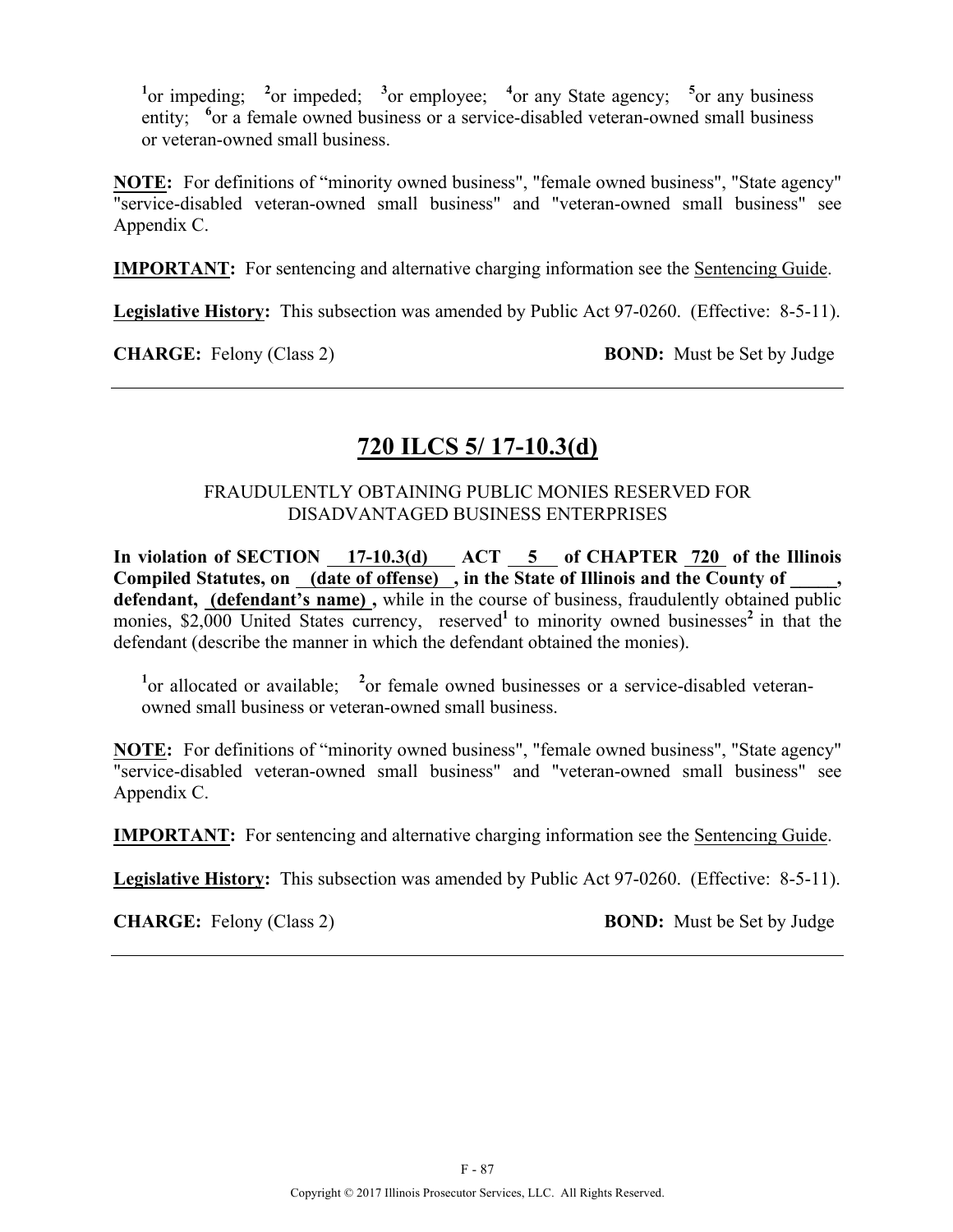[1]or impeding; [2]or impeded; [3]or employee; [4]or any State agency; [5]or any business entity; [6]or a female owned business or a service-disabled veteran-owned small business or veteran-owned small business.

**NOTE:** For definitions of "minority owned business", "female owned business", "State agency" "service-disabled veteran-owned small business" and "veteran-owned small business" see Appendix C.

**IMPORTANT:** For sentencing and alternative charging information see the Sentencing Guide.

**Legislative History:** This subsection was amended by Public Act 97-0260. (Effective: 8-5-11).

**CHARGE:** Felony (Class 2) **BOND:** Must be Set by Judge

---

## 720 ILCS 5/ 17-10.3(d)

FRAUDULENTLY OBTAINING PUBLIC MONIES RESERVED FOR DISADVANTAGED BUSINESS ENTERPRISES

**In violation of SECTION 17-10.3(d) ACT 5 of CHAPTER 720 of the Illinois Compiled Statutes, on (date of offense), in the State of Illinois and the County of _____, defendant, (defendant's name),** while in the course of business, fraudulently obtained public monies, $2,000 United States currency, reserved[1] to minority owned businesses[2] in that the defendant (describe the manner in which the defendant obtained the monies).

[1]or allocated or available; [2]or female owned businesses or a service-disabled veteran-owned small business or veteran-owned small business.

**NOTE:** For definitions of "minority owned business", "female owned business", "State agency" "service-disabled veteran-owned small business" and "veteran-owned small business" see Appendix C.

**IMPORTANT:** For sentencing and alternative charging information see the Sentencing Guide.

**Legislative History:** This subsection was amended by Public Act 97-0260. (Effective: 8-5-11).

**CHARGE:** Felony (Class 2) **BOND:** Must be Set by Judge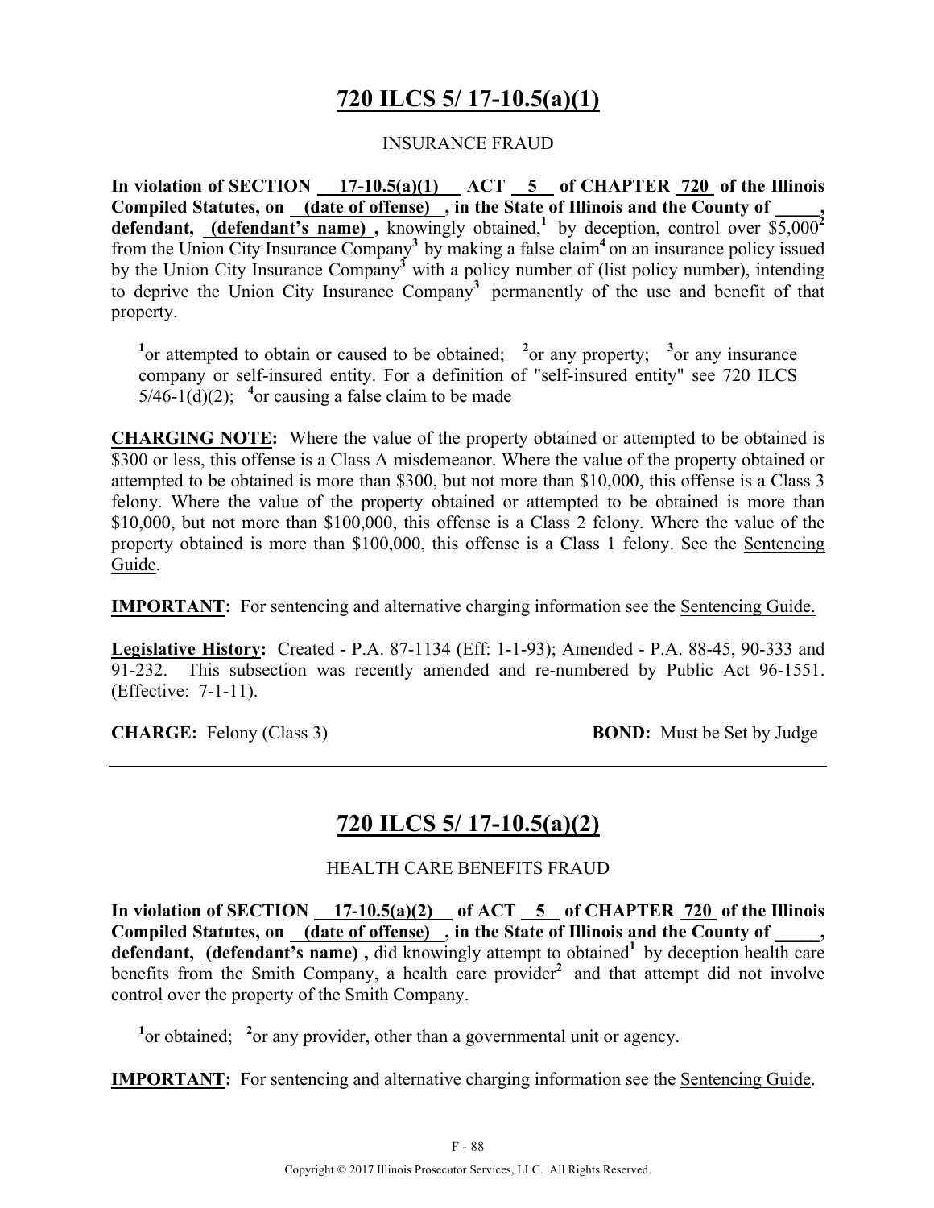# 720 ILCS 5/ 17-10.5(a)(1)

INSURANCE FRAUD

**In violation of SECTION 17-10.5(a)(1) ACT 5 of CHAPTER 720 of the Illinois Compiled Statutes, on (date of offense) , in the State of Illinois and the County of \_\_\_\_\_, defendant, (defendant's name) ,** knowingly obtained,[1] by deception, control over $5,000[2] from the Union City Insurance Company[3] by making a false claim[4] on an insurance policy issued by the Union City Insurance Company[3] with a policy number of (list policy number), intending to deprive the Union City Insurance Company[3] permanently of the use and benefit of that property.

[1]or attempted to obtain or caused to be obtained; [2]or any property; [3]or any insurance company or self-insured entity. For a definition of "self-insured entity" see 720 ILCS 5/46-1(d)(2); [4]or causing a false claim to be made

**CHARGING NOTE:** Where the value of the property obtained or attempted to be obtained is $300 or less, this offense is a Class A misdemeanor. Where the value of the property obtained or attempted to be obtained is more than $300, but not more than $10,000, this offense is a Class 3 felony. Where the value of the property obtained or attempted to be obtained is more than $10,000, but not more than $100,000, this offense is a Class 2 felony. Where the value of the property obtained is more than $100,000, this offense is a Class 1 felony. See the Sentencing Guide.

**IMPORTANT:** For sentencing and alternative charging information see the Sentencing Guide.

**Legislative History:** Created - P.A. 87-1134 (Eff: 1-1-93); Amended - P.A. 88-45, 90-333 and 91-232. This subsection was recently amended and re-numbered by Public Act 96-1551. (Effective: 7-1-11).

**CHARGE:** Felony (Class 3) **BOND:** Must be Set by Judge

---

# 720 ILCS 5/ 17-10.5(a)(2)

HEALTH CARE BENEFITS FRAUD

**In violation of SECTION 17-10.5(a)(2) of ACT 5 of CHAPTER 720 of the Illinois Compiled Statutes, on (date of offense) , in the State of Illinois and the County of \_\_\_\_\_, defendant, (defendant's name) ,** did knowingly attempt to obtained[1] by deception health care benefits from the Smith Company, a health care provider[2] and that attempt did not involve control over the property of the Smith Company.

[1]or obtained; [2]or any provider, other than a governmental unit or agency.

**IMPORTANT:** For sentencing and alternative charging information see the Sentencing Guide.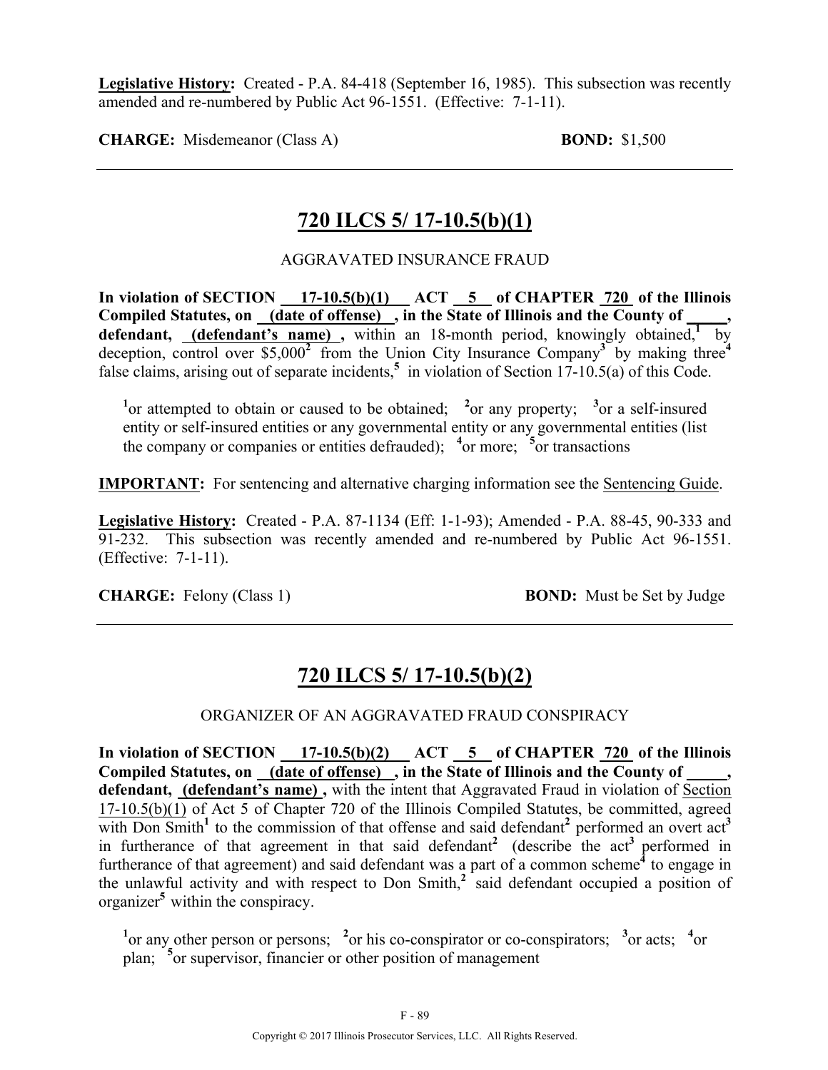**Legislative History:** Created - P.A. 84-418 (September 16, 1985). This subsection was recently amended and re-numbered by Public Act 96-1551. (Effective: 7-1-11).

**CHARGE:** Misdemeanor (Class A) **BOND:** $1,500

---

## 720 ILCS 5/ 17-10.5(b)(1)

AGGRAVATED INSURANCE FRAUD

**In violation of SECTION 17-10.5(b)(1) ACT 5 of CHAPTER 720 of the Illinois Compiled Statutes, on (date of offense) , in the State of Illinois and the County of \_\_\_\_\_, defendant, (defendant's name) ,** within an 18-month period, knowingly obtained,[1] by deception, control over $5,000[2] from the Union City Insurance Company[3] by making three[4] false claims, arising out of separate incidents,[5] in violation of Section 17-10.5(a) of this Code.

[1]or attempted to obtain or caused to be obtained; [2]or any property; [3]or a self-insured entity or self-insured entities or any governmental entity or any governmental entities (list the company or companies or entities defrauded); [4]or more; [5]or transactions

**IMPORTANT:** For sentencing and alternative charging information see the Sentencing Guide.

**Legislative History:** Created - P.A. 87-1134 (Eff: 1-1-93); Amended - P.A. 88-45, 90-333 and 91-232. This subsection was recently amended and re-numbered by Public Act 96-1551. (Effective: 7-1-11).

**CHARGE:** Felony (Class 1) **BOND:** Must be Set by Judge

---

## 720 ILCS 5/ 17-10.5(b)(2)

ORGANIZER OF AN AGGRAVATED FRAUD CONSPIRACY

**In violation of SECTION 17-10.5(b)(2) ACT 5 of CHAPTER 720 of the Illinois Compiled Statutes, on (date of offense) , in the State of Illinois and the County of \_\_\_\_\_, defendant, (defendant's name) ,** with the intent that Aggravated Fraud in violation of Section 17-10.5(b)(1) of Act 5 of Chapter 720 of the Illinois Compiled Statutes, be committed, agreed with Don Smith[1] to the commission of that offense and said defendant[2] performed an overt act[3] in furtherance of that agreement in that said defendant[2] (describe the act[3] performed in furtherance of that agreement) and said defendant was a part of a common scheme[4] to engage in the unlawful activity and with respect to Don Smith,[2] said defendant occupied a position of organizer[5] within the conspiracy.

[1]or any other person or persons; [2]or his co-conspirator or co-conspirators; [3]or acts; [4]or plan; [5]or supervisor, financier or other position of management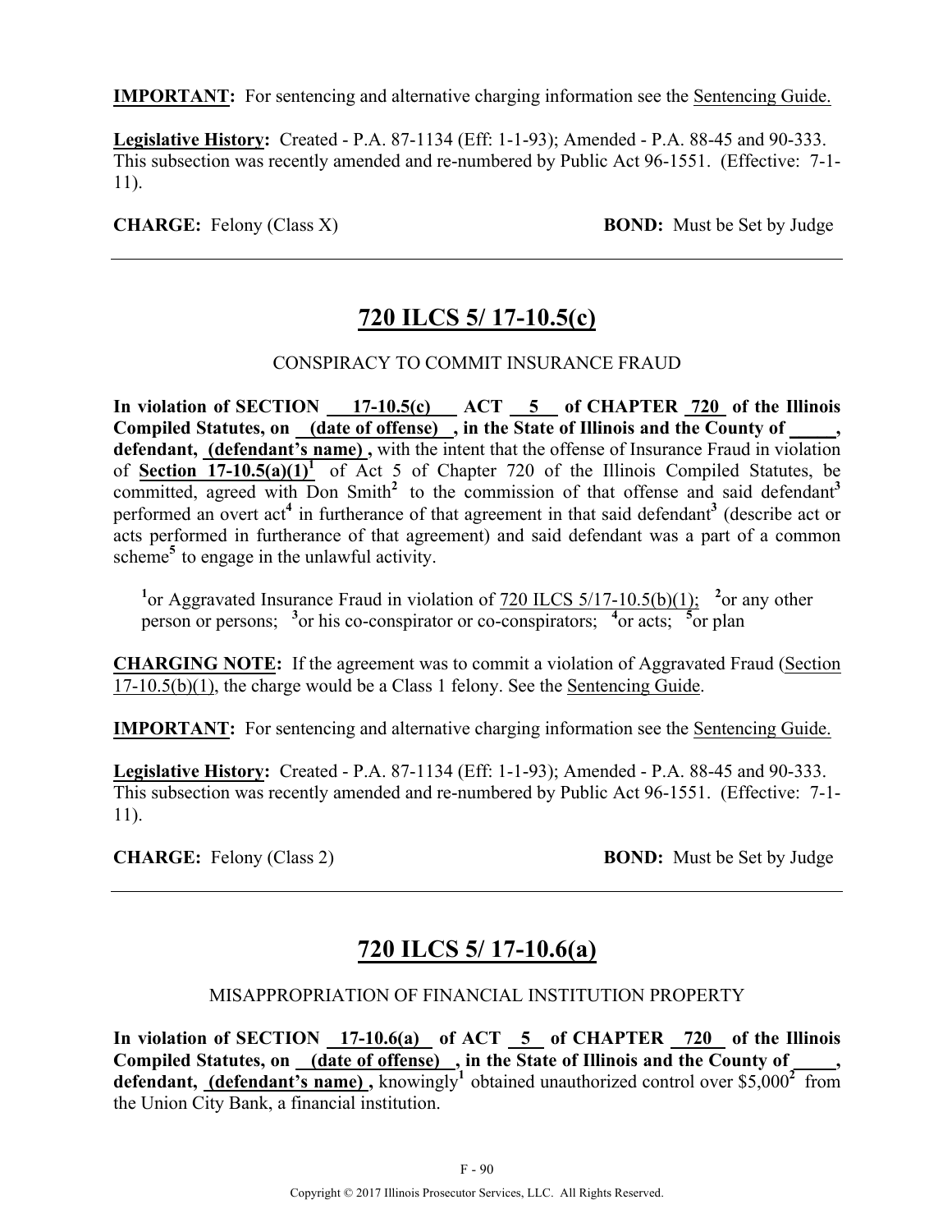**IMPORTANT:** For sentencing and alternative charging information see the Sentencing Guide.

**Legislative History:** Created - P.A. 87-1134 (Eff: 1-1-93); Amended - P.A. 88-45 and 90-333. This subsection was recently amended and re-numbered by Public Act 96-1551. (Effective: 7-1-11).

**CHARGE:** Felony (Class X) **BOND:** Must be Set by Judge

---

## 720 ILCS 5/ 17-10.5(c)

CONSPIRACY TO COMMIT INSURANCE FRAUD

**In violation of SECTION 17-10.5(c) ACT 5 of CHAPTER 720 of the Illinois Compiled Statutes, on (date of offense) , in the State of Illinois and the County of \_\_\_\_\_, defendant, (defendant's name) ,** with the intent that the offense of Insurance Fraud in violation of **Section 17-10.5(a)(1)**[1] of Act 5 of Chapter 720 of the Illinois Compiled Statutes, be committed, agreed with Don Smith[2] to the commission of that offense and said defendant[3] performed an overt act[4] in furtherance of that agreement in that said defendant[3] (describe act or acts performed in furtherance of that agreement) and said defendant was a part of a common scheme[5] to engage in the unlawful activity.

[1]or Aggravated Insurance Fraud in violation of 720 ILCS 5/17-10.5(b)(1); [2]or any other person or persons; [3]or his co-conspirator or co-conspirators; [4]or acts; [5]or plan

**CHARGING NOTE:** If the agreement was to commit a violation of Aggravated Fraud (Section 17-10.5(b)(1), the charge would be a Class 1 felony. See the Sentencing Guide.

**IMPORTANT:** For sentencing and alternative charging information see the Sentencing Guide.

**Legislative History:** Created - P.A. 87-1134 (Eff: 1-1-93); Amended - P.A. 88-45 and 90-333. This subsection was recently amended and re-numbered by Public Act 96-1551. (Effective: 7-1-11).

**CHARGE:** Felony (Class 2) **BOND:** Must be Set by Judge

---

## 720 ILCS 5/ 17-10.6(a)

MISAPPROPRIATION OF FINANCIAL INSTITUTION PROPERTY

**In violation of SECTION 17-10.6(a) of ACT 5 of CHAPTER 720 of the Illinois Compiled Statutes, on (date of offense) , in the State of Illinois and the County of \_\_\_\_\_, defendant, (defendant's name) ,** knowingly[1] obtained unauthorized control over \$5,000[2] from the Union City Bank, a financial institution.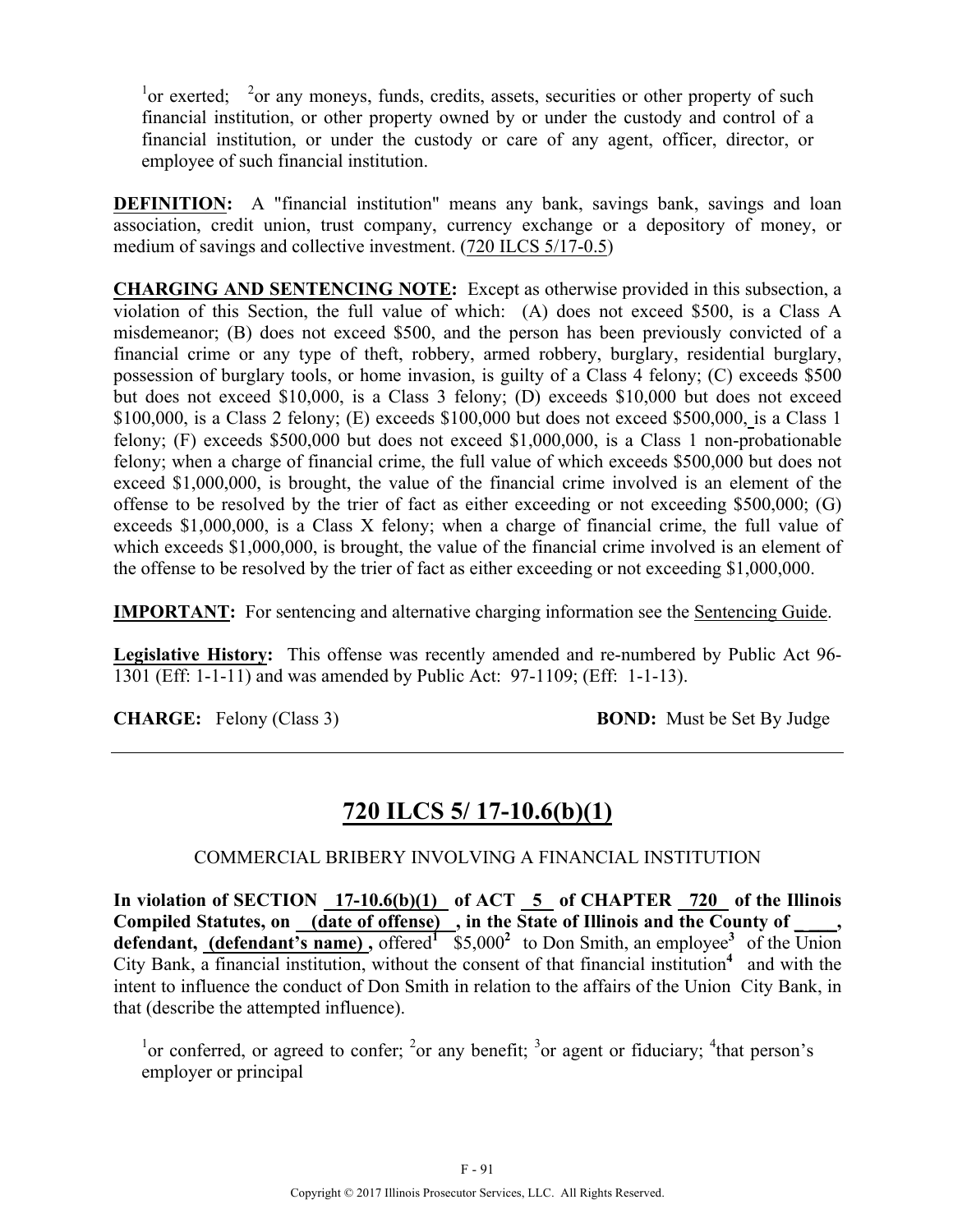[1]or exerted; [2]or any moneys, funds, credits, assets, securities or other property of such financial institution, or other property owned by or under the custody and control of a financial institution, or under the custody or care of any agent, officer, director, or employee of such financial institution.

**DEFINITION:** A "financial institution" means any bank, savings bank, savings and loan association, credit union, trust company, currency exchange or a depository of money, or medium of savings and collective investment. (720 ILCS 5/17-0.5)

**CHARGING AND SENTENCING NOTE:** Except as otherwise provided in this subsection, a violation of this Section, the full value of which: (A) does not exceed $500, is a Class A misdemeanor; (B) does not exceed $500, and the person has been previously convicted of a financial crime or any type of theft, robbery, armed robbery, burglary, residential burglary, possession of burglary tools, or home invasion, is guilty of a Class 4 felony; (C) exceeds $500 but does not exceed $10,000, is a Class 3 felony; (D) exceeds $10,000 but does not exceed $100,000, is a Class 2 felony; (E) exceeds $100,000 but does not exceed $500,000, is a Class 1 felony; (F) exceeds $500,000 but does not exceed $1,000,000, is a Class 1 non-probationable felony; when a charge of financial crime, the full value of which exceeds $500,000 but does not exceed $1,000,000, is brought, the value of the financial crime involved is an element of the offense to be resolved by the trier of fact as either exceeding or not exceeding $500,000; (G) exceeds $1,000,000, is a Class X felony; when a charge of financial crime, the full value of which exceeds $1,000,000, is brought, the value of the financial crime involved is an element of the offense to be resolved by the trier of fact as either exceeding or not exceeding $1,000,000.

**IMPORTANT:** For sentencing and alternative charging information see the Sentencing Guide.

**Legislative History:** This offense was recently amended and re-numbered by Public Act 96-1301 (Eff: 1-1-11) and was amended by Public Act: 97-1109; (Eff: 1-1-13).

**CHARGE:** Felony (Class 3) **BOND:** Must be Set By Judge

---

## 720 ILCS 5/ 17-10.6(b)(1)

COMMERCIAL BRIBERY INVOLVING A FINANCIAL INSTITUTION

**In violation of SECTION 17-10.6(b)(1) of ACT 5 of CHAPTER 720 of the Illinois Compiled Statutes, on (date of offense) , in the State of Illinois and the County of \_\_\_\_, defendant, (defendant's name) ,** offered[1] $5,000[2] to Don Smith, an employee[3] of the Union City Bank, a financial institution, without the consent of that financial institution[4] and with the intent to influence the conduct of Don Smith in relation to the affairs of the Union City Bank, in that (describe the attempted influence).

[1]or conferred, or agreed to confer; [2]or any benefit; [3]or agent or fiduciary; [4]that person's employer or principal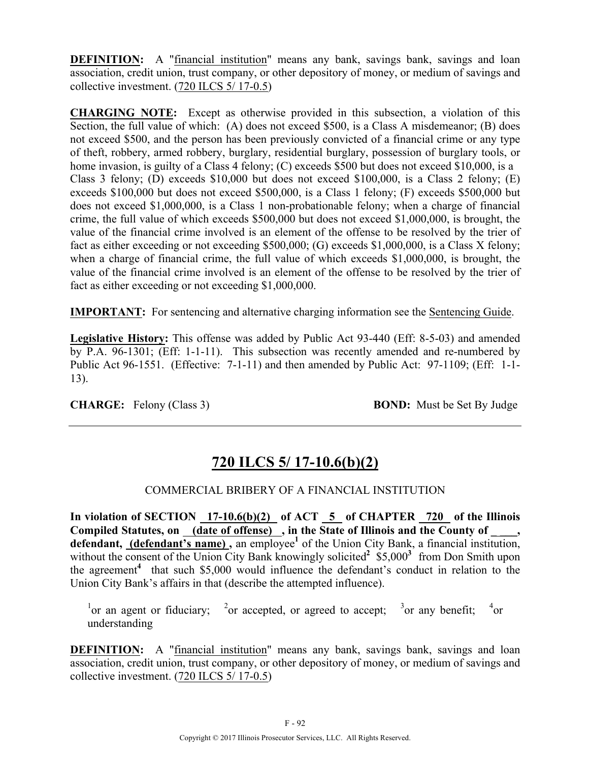**DEFINITION:** A "financial institution" means any bank, savings bank, savings and loan association, credit union, trust company, or other depository of money, or medium of savings and collective investment. (720 ILCS 5/ 17-0.5)

**CHARGING NOTE:** Except as otherwise provided in this subsection, a violation of this Section, the full value of which: (A) does not exceed $500, is a Class A misdemeanor; (B) does not exceed $500, and the person has been previously convicted of a financial crime or any type of theft, robbery, armed robbery, burglary, residential burglary, possession of burglary tools, or home invasion, is guilty of a Class 4 felony; (C) exceeds $500 but does not exceed $10,000, is a Class 3 felony; (D) exceeds $10,000 but does not exceed $100,000, is a Class 2 felony; (E) exceeds $100,000 but does not exceed $500,000, is a Class 1 felony; (F) exceeds $500,000 but does not exceed $1,000,000, is a Class 1 non-probationable felony; when a charge of financial crime, the full value of which exceeds $500,000 but does not exceed $1,000,000, is brought, the value of the financial crime involved is an element of the offense to be resolved by the trier of fact as either exceeding or not exceeding $500,000; (G) exceeds $1,000,000, is a Class X felony; when a charge of financial crime, the full value of which exceeds $1,000,000, is brought, the value of the financial crime involved is an element of the offense to be resolved by the trier of fact as either exceeding or not exceeding $1,000,000.

**IMPORTANT:** For sentencing and alternative charging information see the Sentencing Guide.

**Legislative History:** This offense was added by Public Act 93-440 (Eff: 8-5-03) and amended by P.A. 96-1301; (Eff: 1-1-11). This subsection was recently amended and re-numbered by Public Act 96-1551. (Effective: 7-1-11) and then amended by Public Act: 97-1109; (Eff: 1-1-13).

**CHARGE:** Felony (Class 3) **BOND:** Must be Set By Judge

---

## 720 ILCS 5/ 17-10.6(b)(2)

COMMERCIAL BRIBERY OF A FINANCIAL INSTITUTION

**In violation of SECTION 17-10.6(b)(2) of ACT 5 of CHAPTER 720 of the Illinois Compiled Statutes, on (date of offense) , in the State of Illinois and the County of \_\_\_\_, defendant, (defendant's name) ,** an employee[1] of the Union City Bank, a financial institution, without the consent of the Union City Bank knowingly solicited[2] $5,000[3] from Don Smith upon the agreement[4] that such $5,000 would influence the defendant's conduct in relation to the Union City Bank's affairs in that (describe the attempted influence).

[1]or an agent or fiduciary; [2]or accepted, or agreed to accept; [3]or any benefit; [4]or understanding

**DEFINITION:** A "financial institution" means any bank, savings bank, savings and loan association, credit union, trust company, or other depository of money, or medium of savings and collective investment. (720 ILCS 5/ 17-0.5)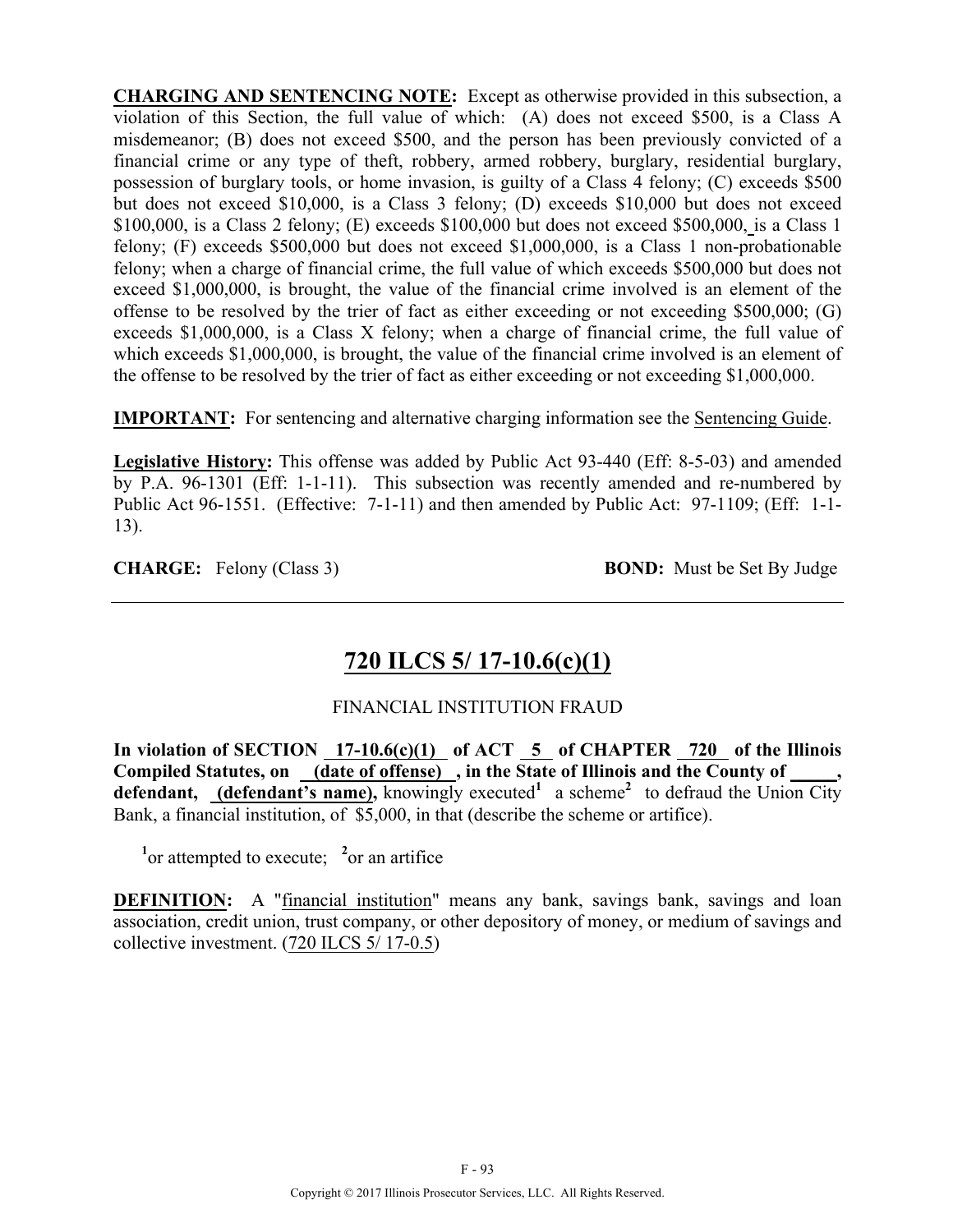**CHARGING AND SENTENCING NOTE:** Except as otherwise provided in this subsection, a violation of this Section, the full value of which: (A) does not exceed $500, is a Class A misdemeanor; (B) does not exceed $500, and the person has been previously convicted of a financial crime or any type of theft, robbery, armed robbery, burglary, residential burglary, possession of burglary tools, or home invasion, is guilty of a Class 4 felony; (C) exceeds $500 but does not exceed $10,000, is a Class 3 felony; (D) exceeds $10,000 but does not exceed $100,000, is a Class 2 felony; (E) exceeds $100,000 but does not exceed $500,000, is a Class 1 felony; (F) exceeds $500,000 but does not exceed $1,000,000, is a Class 1 non-probationable felony; when a charge of financial crime, the full value of which exceeds $500,000 but does not exceed $1,000,000, is brought, the value of the financial crime involved is an element of the offense to be resolved by the trier of fact as either exceeding or not exceeding $500,000; (G) exceeds $1,000,000, is a Class X felony; when a charge of financial crime, the full value of which exceeds $1,000,000, is brought, the value of the financial crime involved is an element of the offense to be resolved by the trier of fact as either exceeding or not exceeding $1,000,000.

**IMPORTANT:** For sentencing and alternative charging information see the Sentencing Guide.

**Legislative History:** This offense was added by Public Act 93-440 (Eff: 8-5-03) and amended by P.A. 96-1301 (Eff: 1-1-11). This subsection was recently amended and re-numbered by Public Act 96-1551. (Effective: 7-1-11) and then amended by Public Act: 97-1109; (Eff: 1-1-13).

**CHARGE:** Felony (Class 3) **BOND:** Must be Set By Judge

---

## 720 ILCS 5/ 17-10.6(c)(1)

FINANCIAL INSTITUTION FRAUD

**In violation of SECTION 17-10.6(c)(1) of ACT 5 of CHAPTER 720 of the Illinois Compiled Statutes, on (date of offense), in the State of Illinois and the County of _____, defendant, (defendant's name),** knowingly executed[1] a scheme[2] to defraud the Union City Bank, a financial institution, of $5,000, in that (describe the scheme or artifice).

[1]or attempted to execute; [2]or an artifice

**DEFINITION:** A "financial institution" means any bank, savings bank, savings and loan association, credit union, trust company, or other depository of money, or medium of savings and collective investment. (720 ILCS 5/ 17-0.5)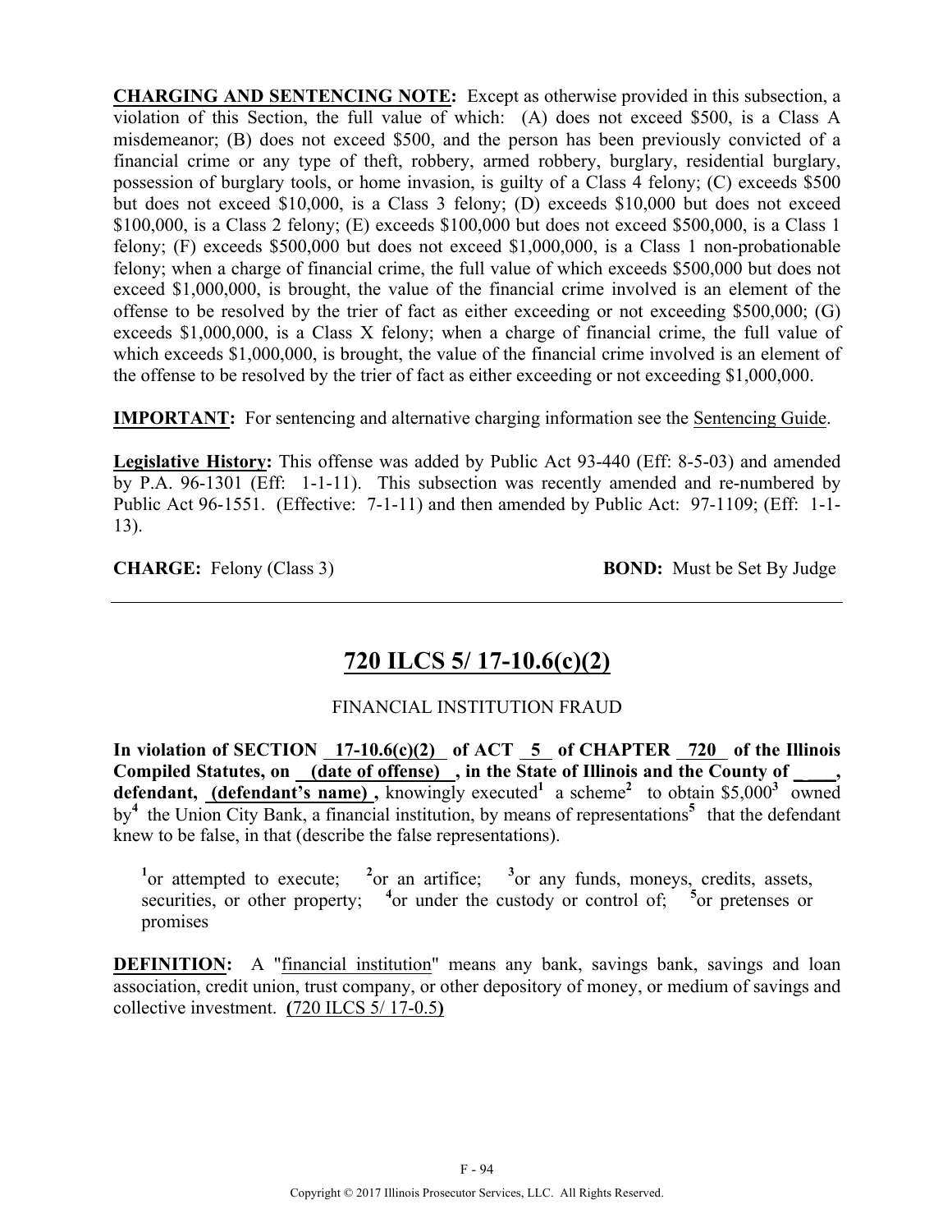**CHARGING AND SENTENCING NOTE:** Except as otherwise provided in this subsection, a violation of this Section, the full value of which: (A) does not exceed $500, is a Class A misdemeanor; (B) does not exceed $500, and the person has been previously convicted of a financial crime or any type of theft, robbery, armed robbery, burglary, residential burglary, possession of burglary tools, or home invasion, is guilty of a Class 4 felony; (C) exceeds $500 but does not exceed $10,000, is a Class 3 felony; (D) exceeds $10,000 but does not exceed $100,000, is a Class 2 felony; (E) exceeds $100,000 but does not exceed $500,000, is a Class 1 felony; (F) exceeds $500,000 but does not exceed $1,000,000, is a Class 1 non-probationable felony; when a charge of financial crime, the full value of which exceeds $500,000 but does not exceed $1,000,000, is brought, the value of the financial crime involved is an element of the offense to be resolved by the trier of fact as either exceeding or not exceeding $500,000; (G) exceeds $1,000,000, is a Class X felony; when a charge of financial crime, the full value of which exceeds $1,000,000, is brought, the value of the financial crime involved is an element of the offense to be resolved by the trier of fact as either exceeding or not exceeding $1,000,000.

**IMPORTANT:** For sentencing and alternative charging information see the Sentencing Guide.

**Legislative History:** This offense was added by Public Act 93-440 (Eff: 8-5-03) and amended by P.A. 96-1301 (Eff: 1-1-11). This subsection was recently amended and re-numbered by Public Act 96-1551. (Effective: 7-1-11) and then amended by Public Act: 97-1109; (Eff: 1-1-13).

**CHARGE:** Felony (Class 3) **BOND:** Must be Set By Judge

---

## 720 ILCS 5/ 17-10.6(c)(2)

FINANCIAL INSTITUTION FRAUD

**In violation of SECTION 17-10.6(c)(2) of ACT 5 of CHAPTER 720 of the Illinois Compiled Statutes, on (date of offense) , in the State of Illinois and the County of \_\_\_\_, defendant, (defendant's name) ,** knowingly executed[1] a scheme[2] to obtain $5,000[3] owned by[4] the Union City Bank, a financial institution, by means of representations[5] that the defendant knew to be false, in that (describe the false representations).

[1]or attempted to execute; [2]or an artifice; [3]or any funds, moneys, credits, assets, securities, or other property; [4]or under the custody or control of; [5]or pretenses or promises

**DEFINITION:** A "financial institution" means any bank, savings bank, savings and loan association, credit union, trust company, or other depository of money, or medium of savings and collective investment. **(**720 ILCS 5/ 17-0.5**)**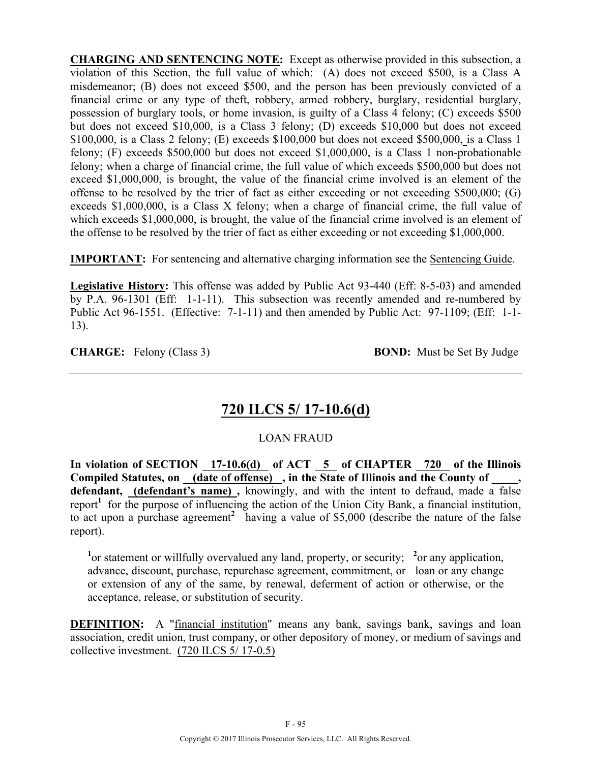**CHARGING AND SENTENCING NOTE:** Except as otherwise provided in this subsection, a violation of this Section, the full value of which: (A) does not exceed $500, is a Class A misdemeanor; (B) does not exceed $500, and the person has been previously convicted of a financial crime or any type of theft, robbery, armed robbery, burglary, residential burglary, possession of burglary tools, or home invasion, is guilty of a Class 4 felony; (C) exceeds $500 but does not exceed $10,000, is a Class 3 felony; (D) exceeds $10,000 but does not exceed $100,000, is a Class 2 felony; (E) exceeds $100,000 but does not exceed $500,000, is a Class 1 felony; (F) exceeds $500,000 but does not exceed $1,000,000, is a Class 1 non-probationable felony; when a charge of financial crime, the full value of which exceeds $500,000 but does not exceed $1,000,000, is brought, the value of the financial crime involved is an element of the offense to be resolved by the trier of fact as either exceeding or not exceeding $500,000; (G) exceeds $1,000,000, is a Class X felony; when a charge of financial crime, the full value of which exceeds $1,000,000, is brought, the value of the financial crime involved is an element of the offense to be resolved by the trier of fact as either exceeding or not exceeding $1,000,000.

**IMPORTANT:** For sentencing and alternative charging information see the Sentencing Guide.

**Legislative History:** This offense was added by Public Act 93-440 (Eff: 8-5-03) and amended by P.A. 96-1301 (Eff: 1-1-11). This subsection was recently amended and re-numbered by Public Act 96-1551. (Effective: 7-1-11) and then amended by Public Act: 97-1109; (Eff: 1-1-13).

**CHARGE:** Felony (Class 3) **BOND:** Must be Set By Judge

---

## 720 ILCS 5/ 17-10.6(d)

LOAN FRAUD

**In violation of SECTION 17-10.6(d) of ACT 5 of CHAPTER 720 of the Illinois Compiled Statutes, on (date of offense) , in the State of Illinois and the County of \_\_\_\_, defendant, (defendant's name) ,** knowingly, and with the intent to defraud, made a false report[1] for the purpose of influencing the action of the Union City Bank, a financial institution, to act upon a purchase agreement[2] having a value of $5,000 (describe the nature of the false report).

[1]or statement or willfully overvalued any land, property, or security; [2]or any application, advance, discount, purchase, repurchase agreement, commitment, or loan or any change or extension of any of the same, by renewal, deferment of action or otherwise, or the acceptance, release, or substitution of security.

**DEFINITION:** A "financial institution" means any bank, savings bank, savings and loan association, credit union, trust company, or other depository of money, or medium of savings and collective investment. (720 ILCS 5/ 17-0.5)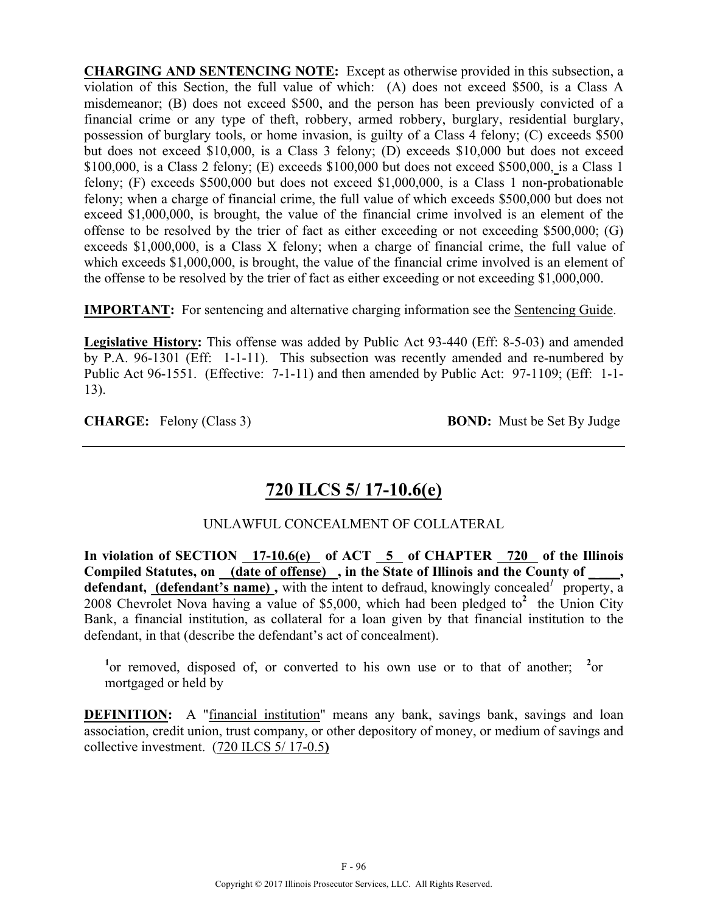**CHARGING AND SENTENCING NOTE:** Except as otherwise provided in this subsection, a violation of this Section, the full value of which: (A) does not exceed $500, is a Class A misdemeanor; (B) does not exceed $500, and the person has been previously convicted of a financial crime or any type of theft, robbery, armed robbery, burglary, residential burglary, possession of burglary tools, or home invasion, is guilty of a Class 4 felony; (C) exceeds $500 but does not exceed $10,000, is a Class 3 felony; (D) exceeds $10,000 but does not exceed $100,000, is a Class 2 felony; (E) exceeds $100,000 but does not exceed $500,000, is a Class 1 felony; (F) exceeds $500,000 but does not exceed $1,000,000, is a Class 1 non-probationable felony; when a charge of financial crime, the full value of which exceeds $500,000 but does not exceed $1,000,000, is brought, the value of the financial crime involved is an element of the offense to be resolved by the trier of fact as either exceeding or not exceeding $500,000; (G) exceeds $1,000,000, is a Class X felony; when a charge of financial crime, the full value of which exceeds $1,000,000, is brought, the value of the financial crime involved is an element of the offense to be resolved by the trier of fact as either exceeding or not exceeding $1,000,000.

**IMPORTANT:** For sentencing and alternative charging information see the Sentencing Guide.

**Legislative History:** This offense was added by Public Act 93-440 (Eff: 8-5-03) and amended by P.A. 96-1301 (Eff: 1-1-11). This subsection was recently amended and re-numbered by Public Act 96-1551. (Effective: 7-1-11) and then amended by Public Act: 97-1109; (Eff: 1-1-13).

**CHARGE:** Felony (Class 3) **BOND:** Must be Set By Judge

---

## 720 ILCS 5/ 17-10.6(e)

UNLAWFUL CONCEALMENT OF COLLATERAL

**In violation of SECTION 17-10.6(e) of ACT 5 of CHAPTER 720 of the Illinois Compiled Statutes, on (date of offense) , in the State of Illinois and the County of ____, defendant, (defendant's name) ,** with the intent to defraud, knowingly concealed[1] property, a 2008 Chevrolet Nova having a value of $5,000, which had been pledged to[2] the Union City Bank, a financial institution, as collateral for a loan given by that financial institution to the defendant, in that (describe the defendant's act of concealment).

[1]or removed, disposed of, or converted to his own use or to that of another; [2]or mortgaged or held by

**DEFINITION:** A "financial institution" means any bank, savings bank, savings and loan association, credit union, trust company, or other depository of money, or medium of savings and collective investment. (720 ILCS 5/ 17-0.5)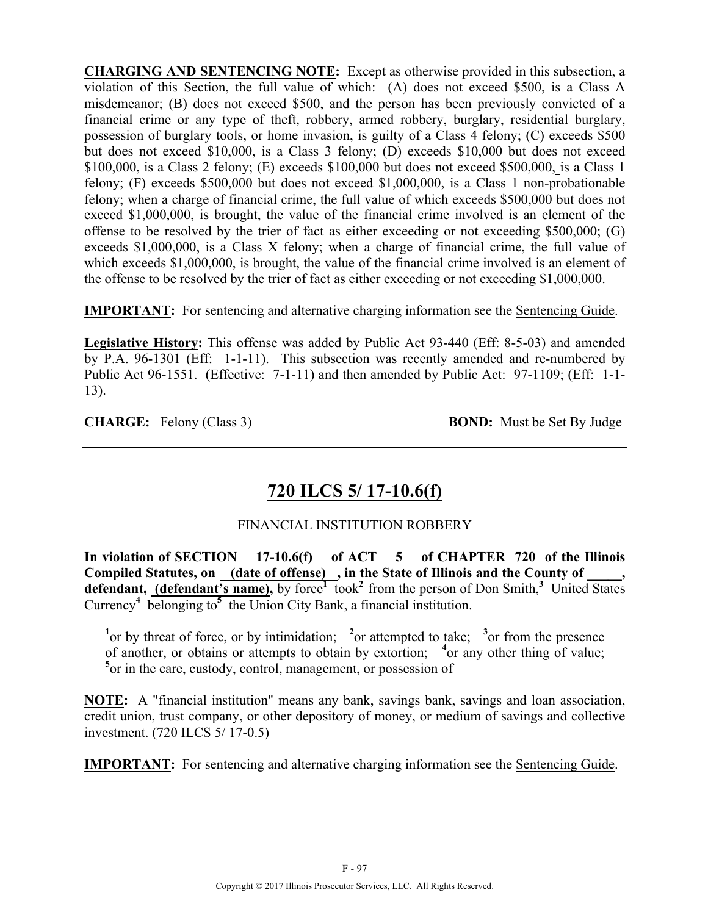**CHARGING AND SENTENCING NOTE:** Except as otherwise provided in this subsection, a violation of this Section, the full value of which: (A) does not exceed $500, is a Class A misdemeanor; (B) does not exceed $500, and the person has been previously convicted of a financial crime or any type of theft, robbery, armed robbery, burglary, residential burglary, possession of burglary tools, or home invasion, is guilty of a Class 4 felony; (C) exceeds $500 but does not exceed $10,000, is a Class 3 felony; (D) exceeds $10,000 but does not exceed $100,000, is a Class 2 felony; (E) exceeds $100,000 but does not exceed $500,000, is a Class 1 felony; (F) exceeds $500,000 but does not exceed $1,000,000, is a Class 1 non-probationable felony; when a charge of financial crime, the full value of which exceeds $500,000 but does not exceed $1,000,000, is brought, the value of the financial crime involved is an element of the offense to be resolved by the trier of fact as either exceeding or not exceeding $500,000; (G) exceeds $1,000,000, is a Class X felony; when a charge of financial crime, the full value of which exceeds $1,000,000, is brought, the value of the financial crime involved is an element of the offense to be resolved by the trier of fact as either exceeding or not exceeding $1,000,000.

**IMPORTANT:** For sentencing and alternative charging information see the Sentencing Guide.

**Legislative History:** This offense was added by Public Act 93-440 (Eff: 8-5-03) and amended by P.A. 96-1301 (Eff: 1-1-11). This subsection was recently amended and re-numbered by Public Act 96-1551. (Effective: 7-1-11) and then amended by Public Act: 97-1109; (Eff: 1-1-13).

**CHARGE:** Felony (Class 3) **BOND:** Must be Set By Judge

---

## 720 ILCS 5/ 17-10.6(f)

FINANCIAL INSTITUTION ROBBERY

**In violation of SECTION 17-10.6(f) of ACT 5 of CHAPTER 720 of the Illinois Compiled Statutes, on (date of offense) , in the State of Illinois and the County of _____, defendant, (defendant's name),** by force[1] took[2] from the person of Don Smith,[3] United States Currency[4] belonging to[5] the Union City Bank, a financial institution.

[1]or by threat of force, or by intimidation; [2]or attempted to take; [3]or from the presence of another, or obtains or attempts to obtain by extortion; [4]or any other thing of value; [5]or in the care, custody, control, management, or possession of

**NOTE:** A "financial institution" means any bank, savings bank, savings and loan association, credit union, trust company, or other depository of money, or medium of savings and collective investment. (720 ILCS 5/ 17-0.5)

**IMPORTANT:** For sentencing and alternative charging information see the Sentencing Guide.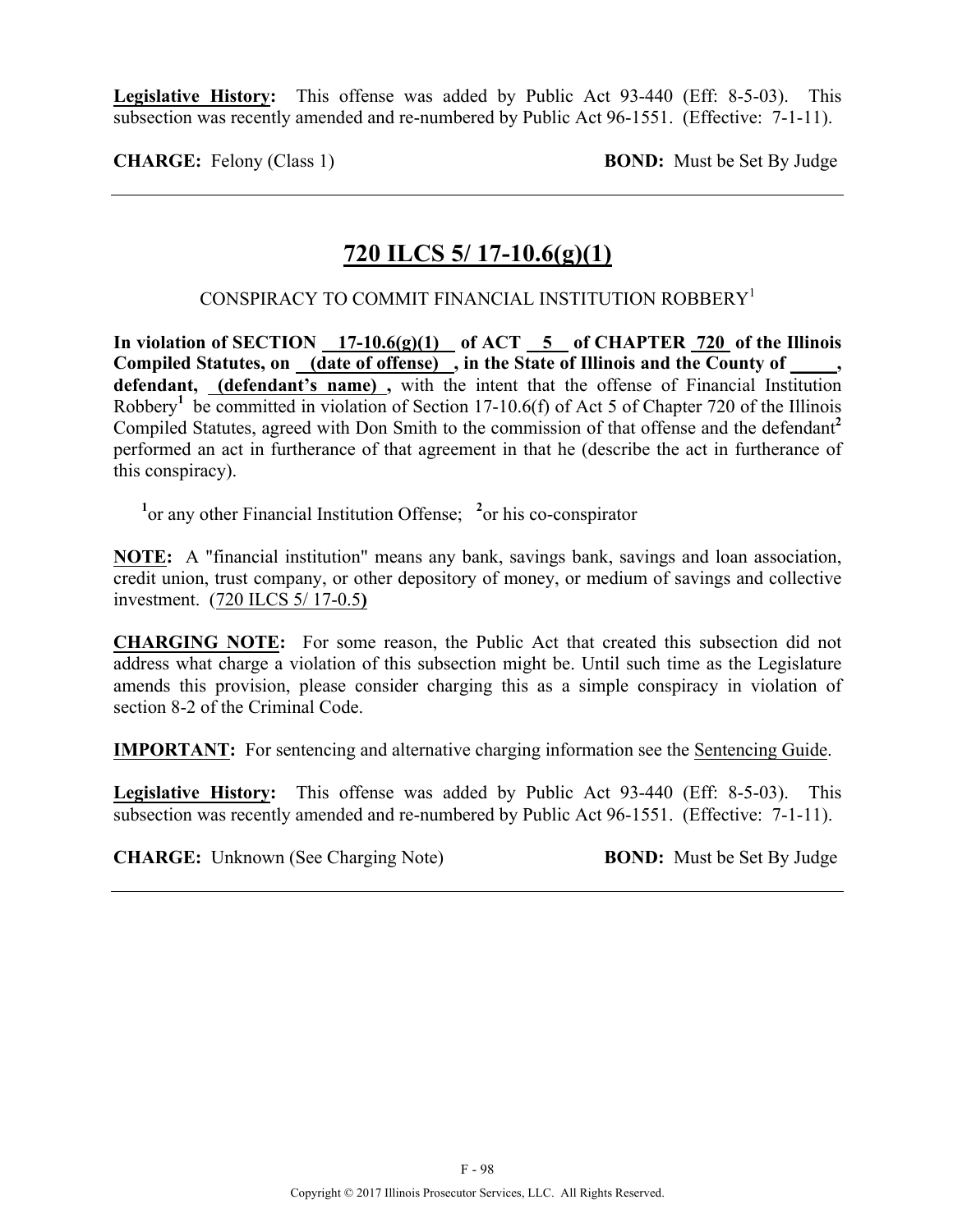**Legislative History**: This offense was added by Public Act 93-440 (Eff: 8-5-03). This subsection was recently amended and re-numbered by Public Act 96-1551. (Effective: 7-1-11).

**CHARGE:** Felony (Class 1) **BOND:** Must be Set By Judge

---

## 720 ILCS 5/ 17-10.6(g)(1)

CONSPIRACY TO COMMIT FINANCIAL INSTITUTION ROBBERY[1]

**In violation of SECTION 17-10.6(g)(1) of ACT 5 of CHAPTER 720 of the Illinois Compiled Statutes, on (date of offense) , in the State of Illinois and the County of _____, defendant, (defendant's name) ,** with the intent that the offense of Financial Institution Robbery[1] be committed in violation of Section 17-10.6(f) of Act 5 of Chapter 720 of the Illinois Compiled Statutes, agreed with Don Smith to the commission of that offense and the defendant[2] performed an act in furtherance of that agreement in that he (describe the act in furtherance of this conspiracy).

[1]or any other Financial Institution Offense; [2]or his co-conspirator

**NOTE:** A "financial institution" means any bank, savings bank, savings and loan association, credit union, trust company, or other depository of money, or medium of savings and collective investment. (720 ILCS 5/ 17-0.5**)**

**CHARGING NOTE:** For some reason, the Public Act that created this subsection did not address what charge a violation of this subsection might be. Until such time as the Legislature amends this provision, please consider charging this as a simple conspiracy in violation of section 8-2 of the Criminal Code.

**IMPORTANT:** For sentencing and alternative charging information see the Sentencing Guide.

**Legislative History**: This offense was added by Public Act 93-440 (Eff: 8-5-03). This subsection was recently amended and re-numbered by Public Act 96-1551. (Effective: 7-1-11).

**CHARGE:** Unknown (See Charging Note) **BOND:** Must be Set By Judge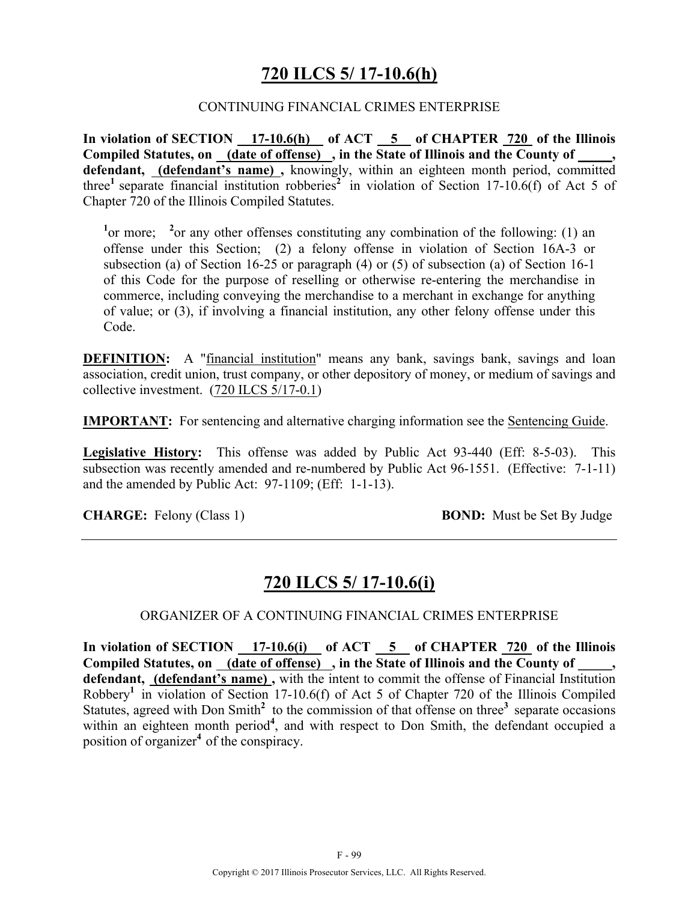# 720 ILCS 5/ 17-10.6(h)

CONTINUING FINANCIAL CRIMES ENTERPRISE

**In violation of SECTION 17-10.6(h) of ACT 5 of CHAPTER 720 of the Illinois Compiled Statutes, on (date of offense), in the State of Illinois and the County of \_\_\_\_\_, defendant, (defendant's name),** knowingly, within an eighteen month period, committed three[1] separate financial institution robberies[2] in violation of Section 17-10.6(f) of Act 5 of Chapter 720 of the Illinois Compiled Statutes.

[1]or more; [2]or any other offenses constituting any combination of the following: (1) an offense under this Section; (2) a felony offense in violation of Section 16A-3 or subsection (a) of Section 16-25 or paragraph (4) or (5) of subsection (a) of Section 16-1 of this Code for the purpose of reselling or otherwise re-entering the merchandise in commerce, including conveying the merchandise to a merchant in exchange for anything of value; or (3), if involving a financial institution, any other felony offense under this Code.

**DEFINITION:** A "financial institution" means any bank, savings bank, savings and loan association, credit union, trust company, or other depository of money, or medium of savings and collective investment. (720 ILCS 5/17-0.1)

**IMPORTANT:** For sentencing and alternative charging information see the Sentencing Guide.

**Legislative History:** This offense was added by Public Act 93-440 (Eff: 8-5-03). This subsection was recently amended and re-numbered by Public Act 96-1551. (Effective: 7-1-11) and the amended by Public Act: 97-1109; (Eff: 1-1-13).

**CHARGE:** Felony (Class 1) **BOND:** Must be Set By Judge

---

# 720 ILCS 5/ 17-10.6(i)

ORGANIZER OF A CONTINUING FINANCIAL CRIMES ENTERPRISE

**In violation of SECTION 17-10.6(i) of ACT 5 of CHAPTER 720 of the Illinois Compiled Statutes, on (date of offense), in the State of Illinois and the County of \_\_\_\_\_, defendant, (defendant's name),** with the intent to commit the offense of Financial Institution Robbery[1] in violation of Section 17-10.6(f) of Act 5 of Chapter 720 of the Illinois Compiled Statutes, agreed with Don Smith[2] to the commission of that offense on three[3] separate occasions within an eighteen month period[4], and with respect to Don Smith, the defendant occupied a position of organizer[4] of the conspiracy.

Copyright © 2017 Illinois Prosecutor Services, LLC. All Rights Reserved.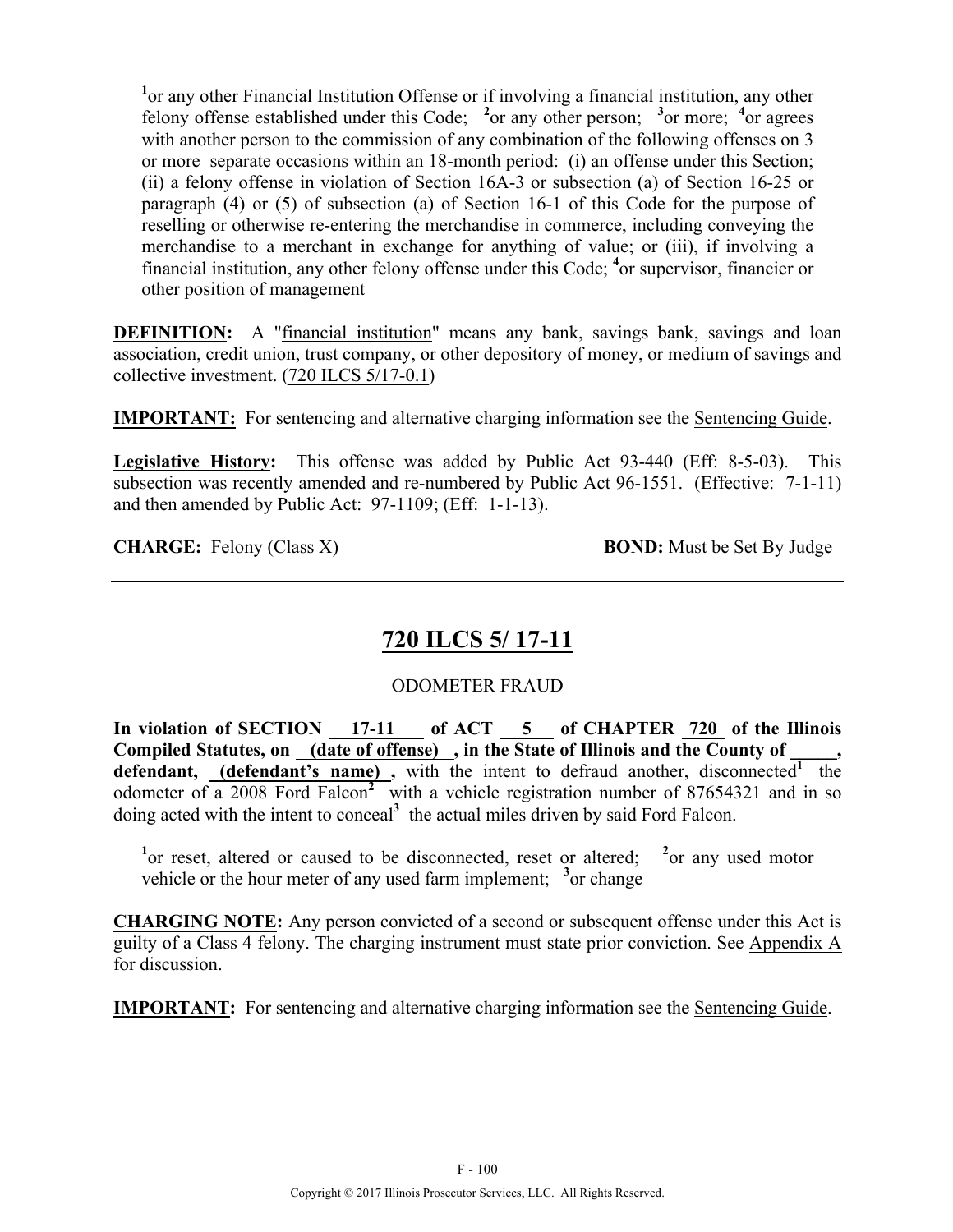[1]or any other Financial Institution Offense or if involving a financial institution, any other felony offense established under this Code; [2]or any other person; [3]or more; [4]or agrees with another person to the commission of any combination of the following offenses on 3 or more separate occasions within an 18-month period: (i) an offense under this Section; (ii) a felony offense in violation of Section 16A-3 or subsection (a) of Section 16-25 or paragraph (4) or (5) of subsection (a) of Section 16-1 of this Code for the purpose of reselling or otherwise re-entering the merchandise in commerce, including conveying the merchandise to a merchant in exchange for anything of value; or (iii), if involving a financial institution, any other felony offense under this Code; [4]or supervisor, financier or other position of management

**DEFINITION:** A "financial institution" means any bank, savings bank, savings and loan association, credit union, trust company, or other depository of money, or medium of savings and collective investment. (720 ILCS 5/17-0.1)

**IMPORTANT:** For sentencing and alternative charging information see the Sentencing Guide.

**Legislative History:** This offense was added by Public Act 93-440 (Eff: 8-5-03). This subsection was recently amended and re-numbered by Public Act 96-1551. (Effective: 7-1-11) and then amended by Public Act: 97-1109; (Eff: 1-1-13).

**CHARGE:** Felony (Class X) **BOND:** Must be Set By Judge

---

## 720 ILCS 5/ 17-11

ODOMETER FRAUD

**In violation of SECTION 17-11 of ACT 5 of CHAPTER 720 of the Illinois Compiled Statutes, on (date of offense) , in the State of Illinois and the County of \_\_\_\_\_, defendant, (defendant's name) ,** with the intent to defraud another, disconnected[1] the odometer of a 2008 Ford Falcon[2] with a vehicle registration number of 87654321 and in so doing acted with the intent to conceal[3] the actual miles driven by said Ford Falcon.

[1]or reset, altered or caused to be disconnected, reset or altered; [2]or any used motor vehicle or the hour meter of any used farm implement; [3]or change

**CHARGING NOTE:** Any person convicted of a second or subsequent offense under this Act is guilty of a Class 4 felony. The charging instrument must state prior conviction. See Appendix A for discussion.

**IMPORTANT:** For sentencing and alternative charging information see the Sentencing Guide.

Copyright © 2017 Illinois Prosecutor Services, LLC. All Rights Reserved.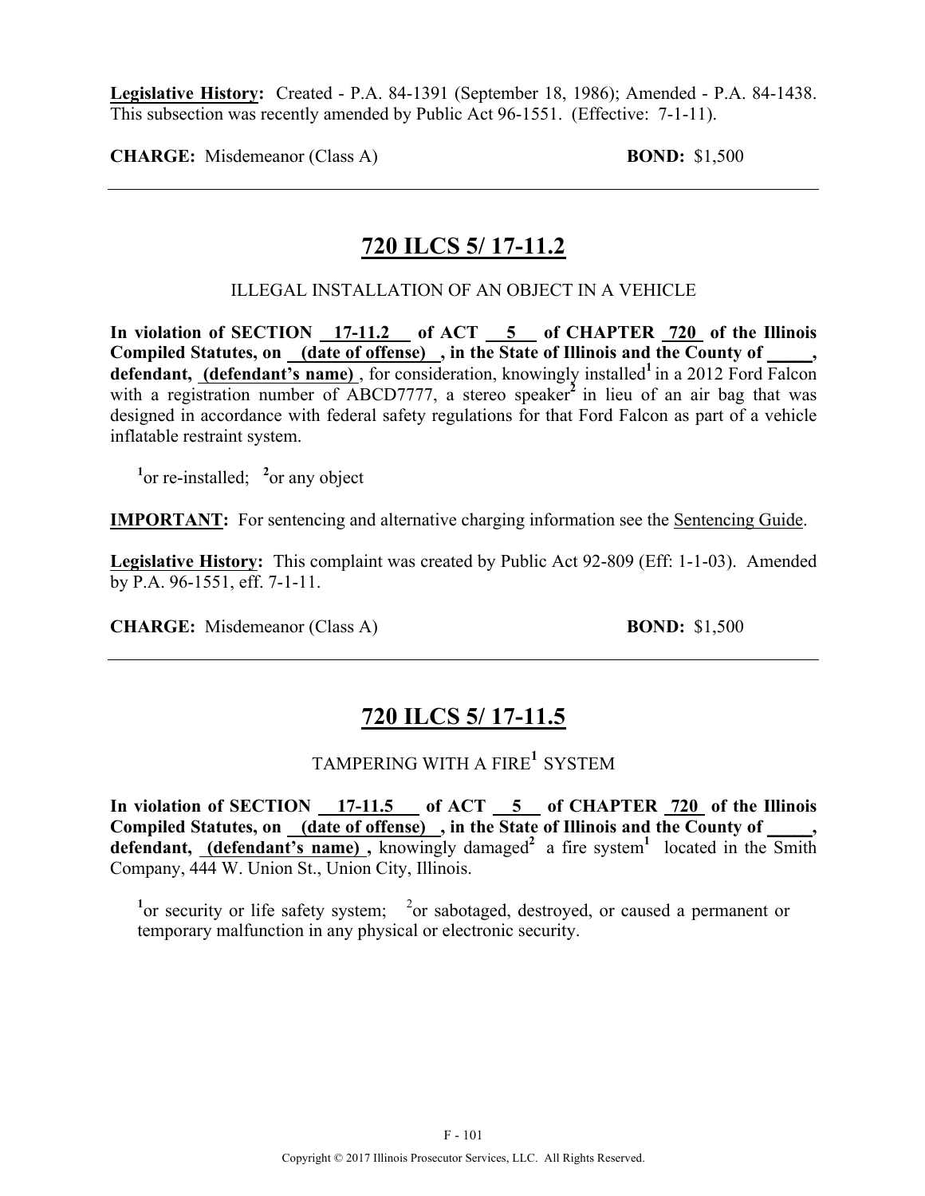**Legislative History:** Created - P.A. 84-1391 (September 18, 1986); Amended - P.A. 84-1438. This subsection was recently amended by Public Act 96-1551. (Effective: 7-1-11).

**CHARGE:** Misdemeanor (Class A) **BOND:** $1,500

---

## 720 ILCS 5/ 17-11.2

ILLEGAL INSTALLATION OF AN OBJECT IN A VEHICLE

**In violation of SECTION 17-11.2 of ACT 5 of CHAPTER 720 of the Illinois Compiled Statutes, on (date of offense) , in the State of Illinois and the County of _____, defendant, (defendant's name)** , for consideration, knowingly installed[1] in a 2012 Ford Falcon with a registration number of ABCD7777, a stereo speaker[2] in lieu of an air bag that was designed in accordance with federal safety regulations for that Ford Falcon as part of a vehicle inflatable restraint system.

[1]or re-installed; [2]or any object

**IMPORTANT:** For sentencing and alternative charging information see the Sentencing Guide.

**Legislative History:** This complaint was created by Public Act 92-809 (Eff: 1-1-03). Amended by P.A. 96-1551, eff. 7-1-11.

**CHARGE:** Misdemeanor (Class A) **BOND:** $1,500

---

## 720 ILCS 5/ 17-11.5

TAMPERING WITH A FIRE[1] SYSTEM

**In violation of SECTION 17-11.5 of ACT 5 of CHAPTER 720 of the Illinois Compiled Statutes, on (date of offense) , in the State of Illinois and the County of _____, defendant, (defendant's name) ,** knowingly damaged[2] a fire system[1] located in the Smith Company, 444 W. Union St., Union City, Illinois.

[1]or security or life safety system; [2]or sabotaged, destroyed, or caused a permanent or temporary malfunction in any physical or electronic security.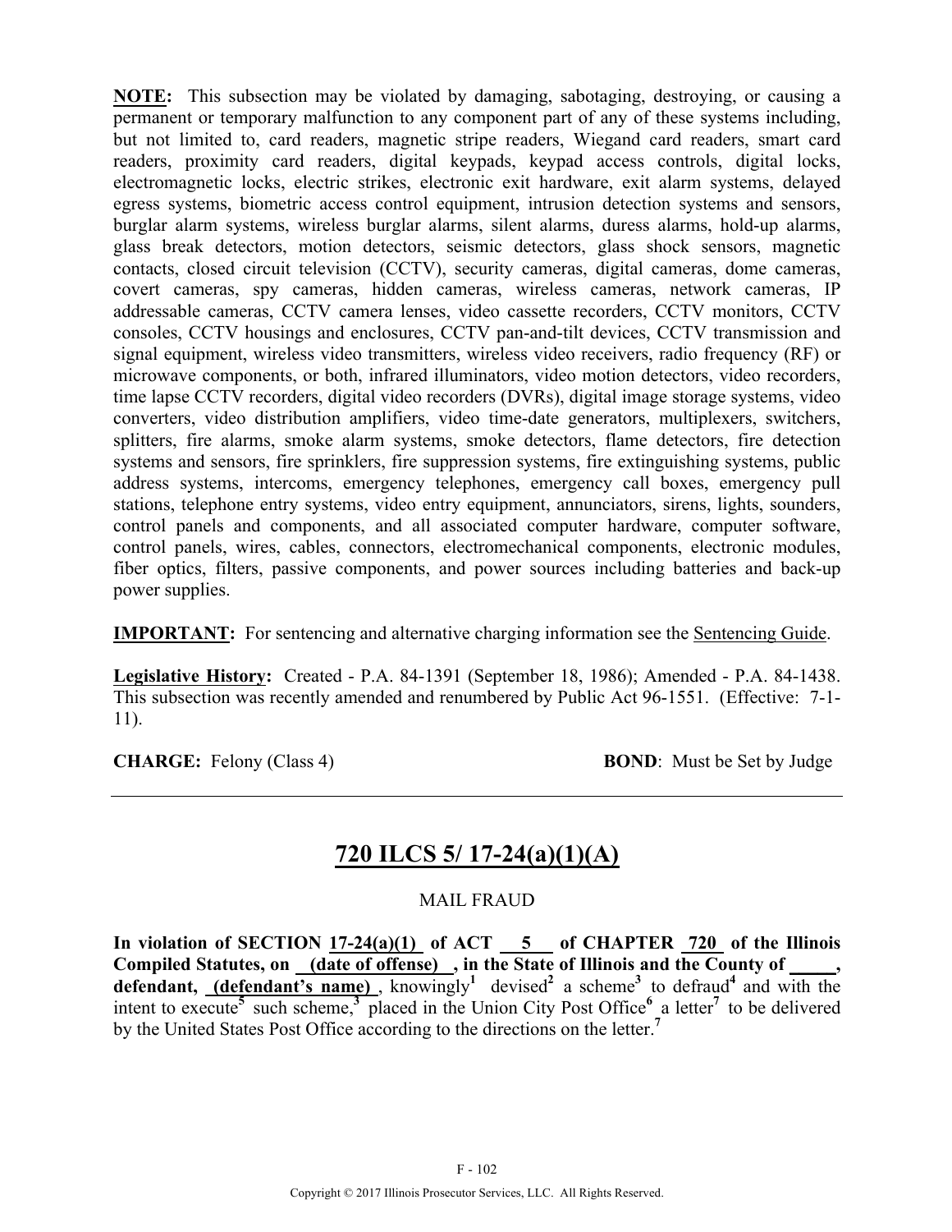**NOTE:** This subsection may be violated by damaging, sabotaging, destroying, or causing a permanent or temporary malfunction to any component part of any of these systems including, but not limited to, card readers, magnetic stripe readers, Wiegand card readers, smart card readers, proximity card readers, digital keypads, keypad access controls, digital locks, electromagnetic locks, electric strikes, electronic exit hardware, exit alarm systems, delayed egress systems, biometric access control equipment, intrusion detection systems and sensors, burglar alarm systems, wireless burglar alarms, silent alarms, duress alarms, hold-up alarms, glass break detectors, motion detectors, seismic detectors, glass shock sensors, magnetic contacts, closed circuit television (CCTV), security cameras, digital cameras, dome cameras, covert cameras, spy cameras, hidden cameras, wireless cameras, network cameras, IP addressable cameras, CCTV camera lenses, video cassette recorders, CCTV monitors, CCTV consoles, CCTV housings and enclosures, CCTV pan-and-tilt devices, CCTV transmission and signal equipment, wireless video transmitters, wireless video receivers, radio frequency (RF) or microwave components, or both, infrared illuminators, video motion detectors, video recorders, time lapse CCTV recorders, digital video recorders (DVRs), digital image storage systems, video converters, video distribution amplifiers, video time-date generators, multiplexers, switchers, splitters, fire alarms, smoke alarm systems, smoke detectors, flame detectors, fire detection systems and sensors, fire sprinklers, fire suppression systems, fire extinguishing systems, public address systems, intercoms, emergency telephones, emergency call boxes, emergency pull stations, telephone entry systems, video entry equipment, annunciators, sirens, lights, sounders, control panels and components, and all associated computer hardware, computer software, control panels, wires, cables, connectors, electromechanical components, electronic modules, fiber optics, filters, passive components, and power sources including batteries and back-up power supplies.

**IMPORTANT:** For sentencing and alternative charging information see the Sentencing Guide.

**Legislative History:** Created - P.A. 84-1391 (September 18, 1986); Amended - P.A. 84-1438. This subsection was recently amended and renumbered by Public Act 96-1551. (Effective: 7-1-11).

**CHARGE:** Felony (Class 4) **BOND**: Must be Set by Judge

---

## 720 ILCS 5/ 17-24(a)(1)(A)

MAIL FRAUD

**In violation of SECTION 17-24(a)(1) of ACT 5 of CHAPTER 720 of the Illinois Compiled Statutes, on (date of offense), in the State of Illinois and the County of _____, defendant, (defendant's name)**, knowingly[1] devised[2] a scheme[3] to defraud[4] and with the intent to execute[5] such scheme,[3] placed in the Union City Post Office[6] a letter[7] to be delivered by the United States Post Office according to the directions on the letter.[7]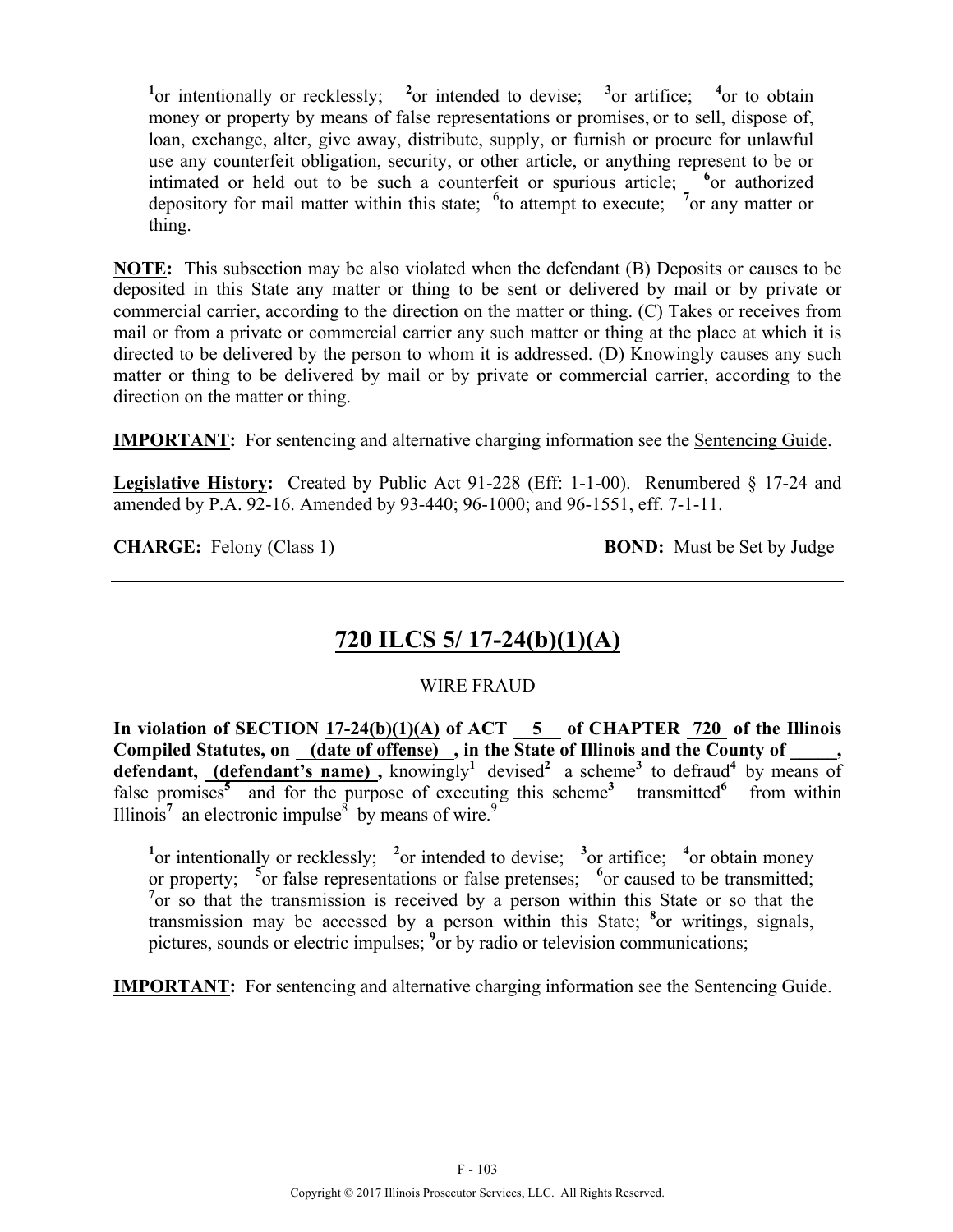[1]or intentionally or recklessly; [2]or intended to devise; [3]or artifice; [4]or to obtain money or property by means of false representations or promises, or to sell, dispose of, loan, exchange, alter, give away, distribute, supply, or furnish or procure for unlawful use any counterfeit obligation, security, or other article, or anything represent to be or intimated or held out to be such a counterfeit or spurious article; [6]or authorized depository for mail matter within this state; [6]to attempt to execute; [7]or any matter or thing.

**NOTE:** This subsection may be also violated when the defendant (B) Deposits or causes to be deposited in this State any matter or thing to be sent or delivered by mail or by private or commercial carrier, according to the direction on the matter or thing. (C) Takes or receives from mail or from a private or commercial carrier any such matter or thing at the place at which it is directed to be delivered by the person to whom it is addressed. (D) Knowingly causes any such matter or thing to be delivered by mail or by private or commercial carrier, according to the direction on the matter or thing.

**IMPORTANT:** For sentencing and alternative charging information see the Sentencing Guide.

**Legislative History:** Created by Public Act 91-228 (Eff: 1-1-00). Renumbered § 17-24 and amended by P.A. 92-16. Amended by 93-440; 96-1000; and 96-1551, eff. 7-1-11.

**CHARGE:** Felony (Class 1) **BOND:** Must be Set by Judge

---

## 720 ILCS 5/ 17-24(b)(1)(A)

WIRE FRAUD

**In violation of SECTION 17-24(b)(1)(A) of ACT 5 of CHAPTER 720 of the Illinois Compiled Statutes, on (date of offense), in the State of Illinois and the County of _____, defendant, (defendant's name),** knowingly[1] devised[2] a scheme[3] to defraud[4] by means of false promises[5] and for the purpose of executing this scheme[3] transmitted[6] from within Illinois[7] an electronic impulse[8] by means of wire.[9]

[1]or intentionally or recklessly; [2]or intended to devise; [3]or artifice; [4]or obtain money or property; [5]or false representations or false pretenses; [6]or caused to be transmitted; [7]or so that the transmission is received by a person within this State or so that the transmission may be accessed by a person within this State; [8]or writings, signals, pictures, sounds or electric impulses; [9]or by radio or television communications;

**IMPORTANT:** For sentencing and alternative charging information see the Sentencing Guide.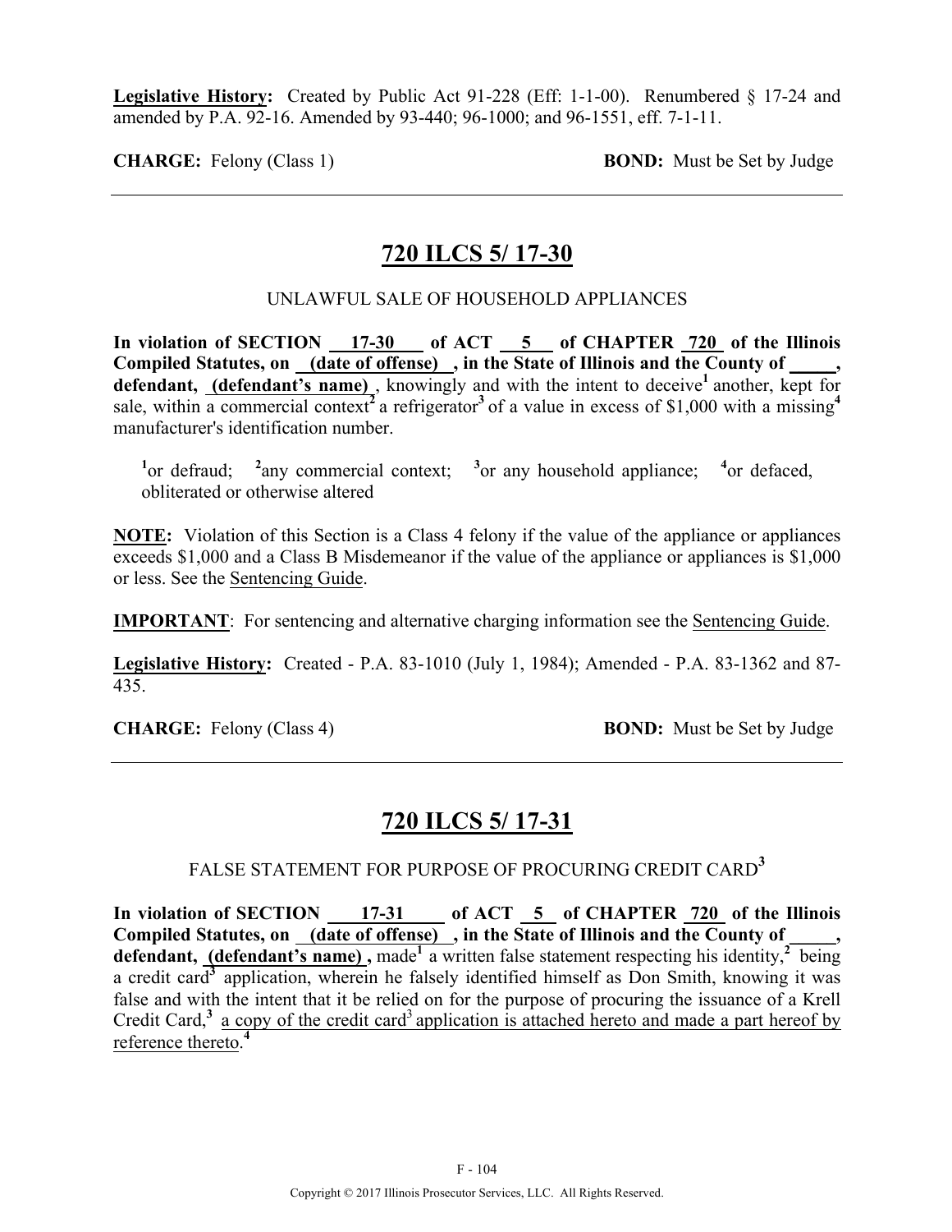**Legislative History:** Created by Public Act 91-228 (Eff: 1-1-00). Renumbered § 17-24 and amended by P.A. 92-16. Amended by 93-440; 96-1000; and 96-1551, eff. 7-1-11.

**CHARGE:** Felony (Class 1) **BOND:** Must be Set by Judge

---

## 720 ILCS 5/ 17-30

UNLAWFUL SALE OF HOUSEHOLD APPLIANCES

**In violation of SECTION 17-30 of ACT 5 of CHAPTER 720 of the Illinois Compiled Statutes, on (date of offense) , in the State of Illinois and the County of \_\_\_\_\_, defendant, (defendant's name)** , knowingly and with the intent to deceive[1] another, kept for sale, within a commercial context[2] a refrigerator[3] of a value in excess of $1,000 with a missing[4] manufacturer's identification number.

[1]or defraud; [2]any commercial context; [3]or any household appliance; [4]or defaced, obliterated or otherwise altered

**NOTE:** Violation of this Section is a Class 4 felony if the value of the appliance or appliances exceeds $1,000 and a Class B Misdemeanor if the value of the appliance or appliances is $1,000 or less. See the Sentencing Guide.

**IMPORTANT**: For sentencing and alternative charging information see the Sentencing Guide.

**Legislative History:** Created - P.A. 83-1010 (July 1, 1984); Amended - P.A. 83-1362 and 87-435.

**CHARGE:** Felony (Class 4) **BOND:** Must be Set by Judge

---

## 720 ILCS 5/ 17-31

FALSE STATEMENT FOR PURPOSE OF PROCURING CREDIT CARD[3]

**In violation of SECTION 17-31 of ACT 5 of CHAPTER 720 of the Illinois Compiled Statutes, on (date of offense) , in the State of Illinois and the County of \_\_\_\_\_, defendant, (defendant's name) ,** made[1] a written false statement respecting his identity,[2] being a credit card[3] application, wherein he falsely identified himself as Don Smith, knowing it was false and with the intent that it be relied on for the purpose of procuring the issuance of a Krell Credit Card,[3] a copy of the credit card[3] application is attached hereto and made a part hereof by reference thereto.[4]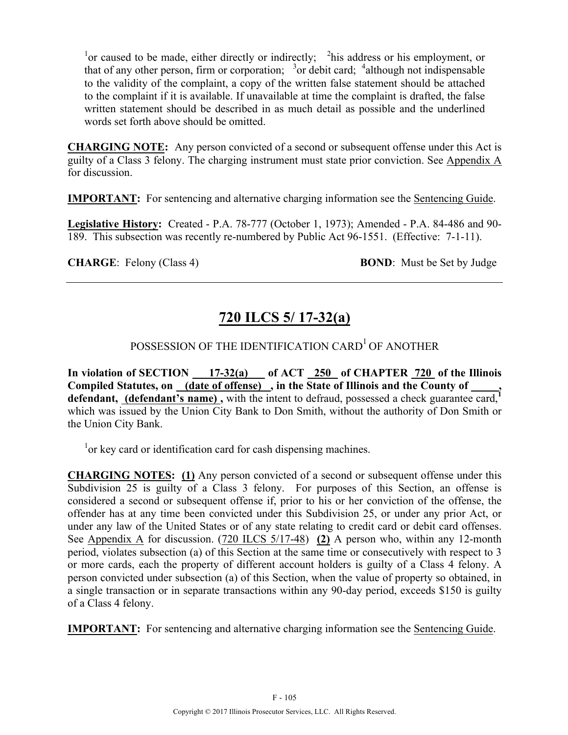[1]or caused to be made, either directly or indirectly; [2]his address or his employment, or that of any other person, firm or corporation; [3]or debit card; [4]although not indispensable to the validity of the complaint, a copy of the written false statement should be attached to the complaint if it is available. If unavailable at time the complaint is drafted, the false written statement should be described in as much detail as possible and the underlined words set forth above should be omitted.

**CHARGING NOTE:** Any person convicted of a second or subsequent offense under this Act is guilty of a Class 3 felony. The charging instrument must state prior conviction. See Appendix A for discussion.

**IMPORTANT:** For sentencing and alternative charging information see the Sentencing Guide.

**Legislative History:** Created - P.A. 78-777 (October 1, 1973); Amended - P.A. 84-486 and 90-189. This subsection was recently re-numbered by Public Act 96-1551. (Effective: 7-1-11).

**CHARGE**: Felony (Class 4) **BOND**: Must be Set by Judge

---

## 720 ILCS 5/ 17-32(a)

POSSESSION OF THE IDENTIFICATION CARD[1] OF ANOTHER

**In violation of SECTION 17-32(a) of ACT 250 of CHAPTER 720 of the Illinois Compiled Statutes, on (date of offense), in the State of Illinois and the County of \_\_\_\_\_, defendant, (defendant's name),** with the intent to defraud, possessed a check guarantee card,[1] which was issued by the Union City Bank to Don Smith, without the authority of Don Smith or the Union City Bank.

[1]or key card or identification card for cash dispensing machines.

**CHARGING NOTES: (1)** Any person convicted of a second or subsequent offense under this Subdivision 25 is guilty of a Class 3 felony. For purposes of this Section, an offense is considered a second or subsequent offense if, prior to his or her conviction of the offense, the offender has at any time been convicted under this Subdivision 25, or under any prior Act, or under any law of the United States or of any state relating to credit card or debit card offenses. See Appendix A for discussion. (720 ILCS 5/17-48) **(2)** A person who, within any 12-month period, violates subsection (a) of this Section at the same time or consecutively with respect to 3 or more cards, each the property of different account holders is guilty of a Class 4 felony. A person convicted under subsection (a) of this Section, when the value of property so obtained, in a single transaction or in separate transactions within any 90-day period, exceeds $150 is guilty of a Class 4 felony.

**IMPORTANT:** For sentencing and alternative charging information see the Sentencing Guide.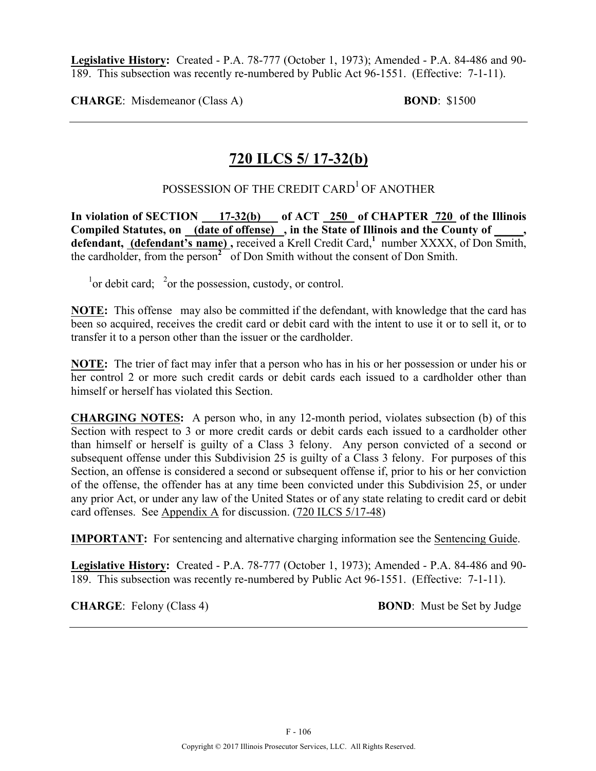**Legislative History:** Created - P.A. 78-777 (October 1, 1973); Amended - P.A. 84-486 and 90-189. This subsection was recently re-numbered by Public Act 96-1551. (Effective: 7-1-11).

**CHARGE**: Misdemeanor (Class A) **BOND**: $1500

---

## 720 ILCS 5/ 17-32(b)

### POSSESSION OF THE CREDIT CARD[1] OF ANOTHER

**In violation of SECTION 17-32(b) of ACT 250 of CHAPTER 720 of the Illinois Compiled Statutes, on (date of offense) , in the State of Illinois and the County of \_\_\_\_\_, defendant, (defendant's name) ,** received a Krell Credit Card,[1] number XXXX, of Don Smith, the cardholder, from the person[2] of Don Smith without the consent of Don Smith.

[1]or debit card; [2]or the possession, custody, or control.

**NOTE:** This offense may also be committed if the defendant, with knowledge that the card has been so acquired, receives the credit card or debit card with the intent to use it or to sell it, or to transfer it to a person other than the issuer or the cardholder.

**NOTE:** The trier of fact may infer that a person who has in his or her possession or under his or her control 2 or more such credit cards or debit cards each issued to a cardholder other than himself or herself has violated this Section.

**CHARGING NOTES:** A person who, in any 12-month period, violates subsection (b) of this Section with respect to 3 or more credit cards or debit cards each issued to a cardholder other than himself or herself is guilty of a Class 3 felony. Any person convicted of a second or subsequent offense under this Subdivision 25 is guilty of a Class 3 felony. For purposes of this Section, an offense is considered a second or subsequent offense if, prior to his or her conviction of the offense, the offender has at any time been convicted under this Subdivision 25, or under any prior Act, or under any law of the United States or of any state relating to credit card or debit card offenses. See Appendix A for discussion. (720 ILCS 5/17-48)

**IMPORTANT:** For sentencing and alternative charging information see the Sentencing Guide.

**Legislative History:** Created - P.A. 78-777 (October 1, 1973); Amended - P.A. 84-486 and 90-189. This subsection was recently re-numbered by Public Act 96-1551. (Effective: 7-1-11).

**CHARGE**: Felony (Class 4) **BOND**: Must be Set by Judge

---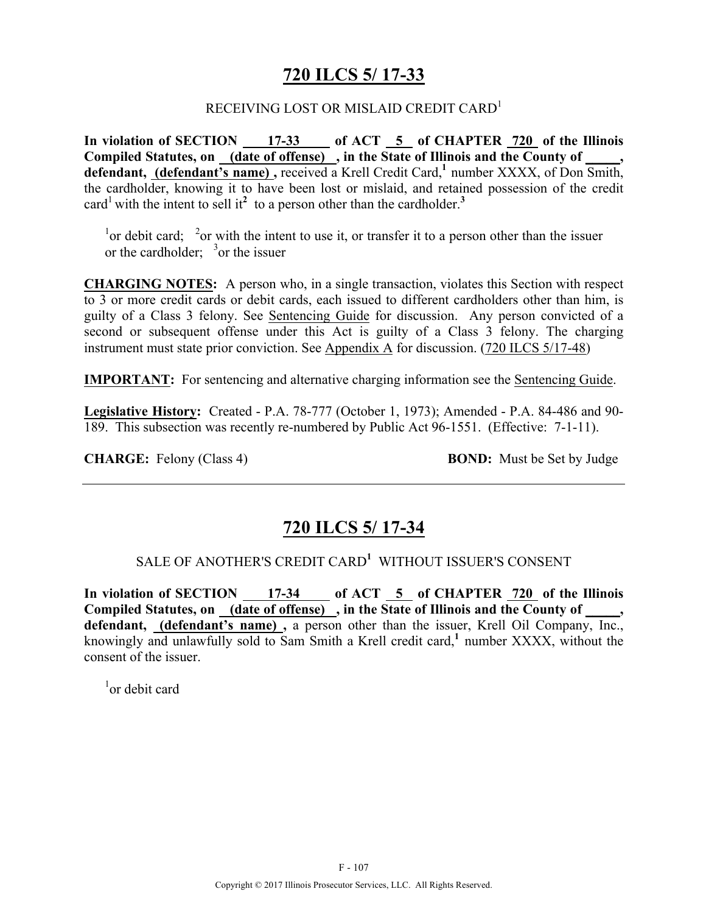# 720 ILCS 5/ 17-33

RECEIVING LOST OR MISLAID CREDIT CARD[1]

**In violation of SECTION 17-33 of ACT 5 of CHAPTER 720 of the Illinois Compiled Statutes, on (date of offense) , in the State of Illinois and the County of \_\_\_\_\_, defendant, (defendant's name) ,** received a Krell Credit Card,[1] number XXXX, of Don Smith, the cardholder, knowing it to have been lost or mislaid, and retained possession of the credit card[1] with the intent to sell it[2] to a person other than the cardholder.[3]

[1]or debit card; [2]or with the intent to use it, or transfer it to a person other than the issuer or the cardholder; [3]or the issuer

**CHARGING NOTES:** A person who, in a single transaction, violates this Section with respect to 3 or more credit cards or debit cards, each issued to different cardholders other than him, is guilty of a Class 3 felony. See Sentencing Guide for discussion. Any person convicted of a second or subsequent offense under this Act is guilty of a Class 3 felony. The charging instrument must state prior conviction. See Appendix A for discussion. (720 ILCS 5/17-48)

**IMPORTANT:** For sentencing and alternative charging information see the Sentencing Guide.

**Legislative History:** Created - P.A. 78-777 (October 1, 1973); Amended - P.A. 84-486 and 90-189. This subsection was recently re-numbered by Public Act 96-1551. (Effective: 7-1-11).

**CHARGE:** Felony (Class 4) **BOND:** Must be Set by Judge

---

# 720 ILCS 5/ 17-34

SALE OF ANOTHER'S CREDIT CARD[1] WITHOUT ISSUER'S CONSENT

**In violation of SECTION 17-34 of ACT 5 of CHAPTER 720 of the Illinois Compiled Statutes, on (date of offense) , in the State of Illinois and the County of \_\_\_\_\_, defendant, (defendant's name) ,** a person other than the issuer, Krell Oil Company, Inc., knowingly and unlawfully sold to Sam Smith a Krell credit card,[1] number XXXX, without the consent of the issuer.

[1]or debit card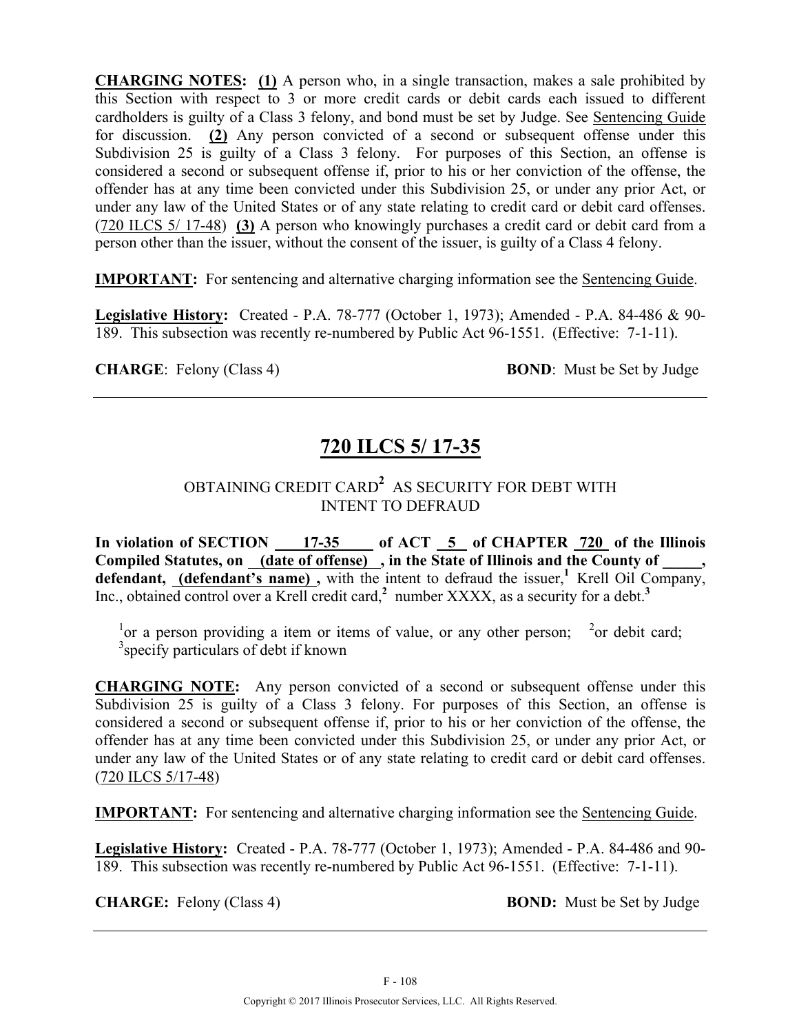**CHARGING NOTES: (1)** A person who, in a single transaction, makes a sale prohibited by this Section with respect to 3 or more credit cards or debit cards each issued to different cardholders is guilty of a Class 3 felony, and bond must be set by Judge. See Sentencing Guide for discussion. **(2)** Any person convicted of a second or subsequent offense under this Subdivision 25 is guilty of a Class 3 felony. For purposes of this Section, an offense is considered a second or subsequent offense if, prior to his or her conviction of the offense, the offender has at any time been convicted under this Subdivision 25, or under any prior Act, or under any law of the United States or of any state relating to credit card or debit card offenses. (720 ILCS 5/ 17-48) **(3)** A person who knowingly purchases a credit card or debit card from a person other than the issuer, without the consent of the issuer, is guilty of a Class 4 felony.

**IMPORTANT:** For sentencing and alternative charging information see the Sentencing Guide.

**Legislative History:** Created - P.A. 78-777 (October 1, 1973); Amended - P.A. 84-486 & 90-189. This subsection was recently re-numbered by Public Act 96-1551. (Effective: 7-1-11).

**CHARGE**: Felony (Class 4) **BOND**: Must be Set by Judge

---

## 720 ILCS 5/ 17-35

### OBTAINING CREDIT CARD[2] AS SECURITY FOR DEBT WITH INTENT TO DEFRAUD

**In violation of SECTION 17-35 of ACT 5 of CHAPTER 720 of the Illinois Compiled Statutes, on (date of offense) , in the State of Illinois and the County of _____, defendant, (defendant's name) ,** with the intent to defraud the issuer,[1] Krell Oil Company, Inc., obtained control over a Krell credit card,[2] number XXXX, as a security for a debt.[3]

[1]or a person providing a item or items of value, or any other person; [2]or debit card; [3]specify particulars of debt if known

**CHARGING NOTE:** Any person convicted of a second or subsequent offense under this Subdivision 25 is guilty of a Class 3 felony. For purposes of this Section, an offense is considered a second or subsequent offense if, prior to his or her conviction of the offense, the offender has at any time been convicted under this Subdivision 25, or under any prior Act, or under any law of the United States or of any state relating to credit card or debit card offenses. (720 ILCS 5/17-48)

**IMPORTANT:** For sentencing and alternative charging information see the Sentencing Guide.

**Legislative History:** Created - P.A. 78-777 (October 1, 1973); Amended - P.A. 84-486 and 90-189. This subsection was recently re-numbered by Public Act 96-1551. (Effective: 7-1-11).

**CHARGE:** Felony (Class 4) **BOND:** Must be Set by Judge

---

Copyright © 2017 Illinois Prosecutor Services, LLC. All Rights Reserved.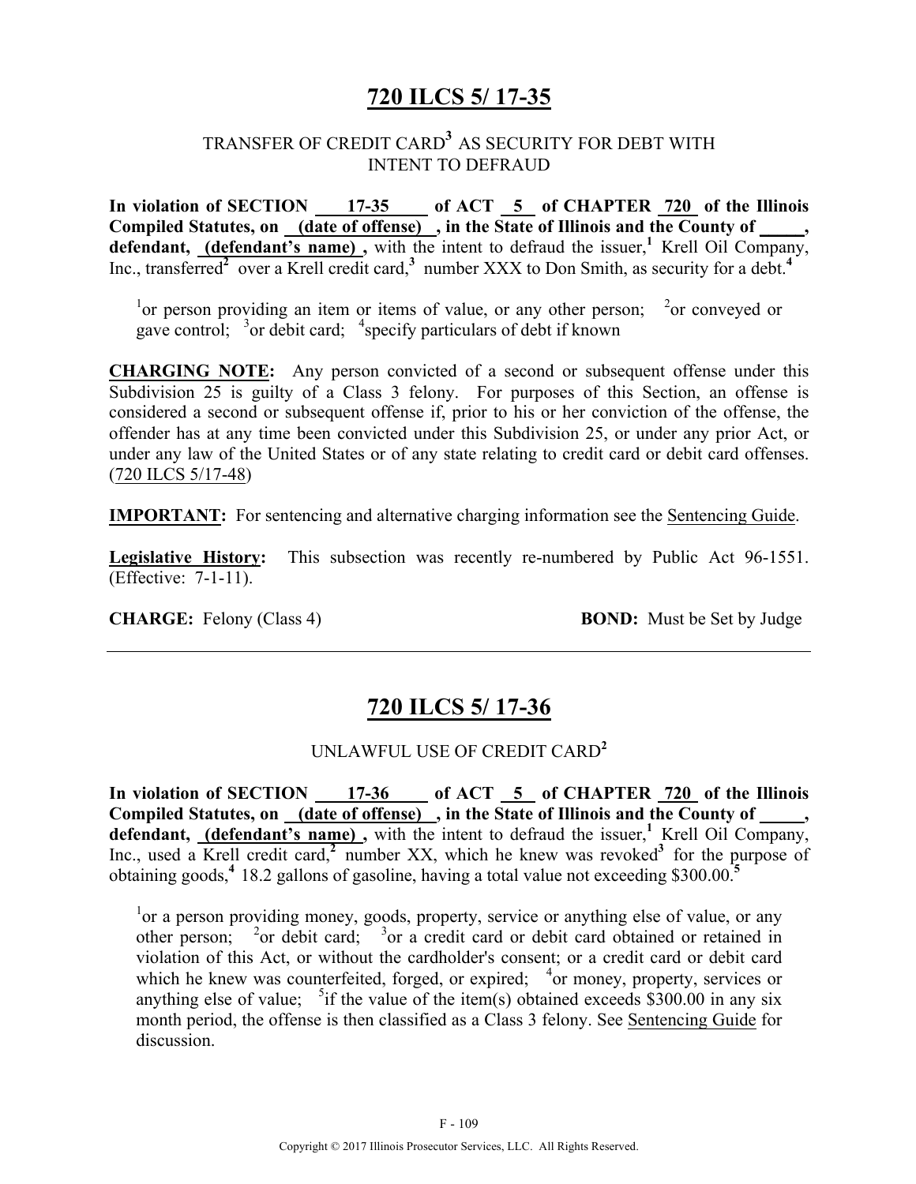# 720 ILCS 5/ 17-35

### TRANSFER OF CREDIT CARD[3] AS SECURITY FOR DEBT WITH INTENT TO DEFRAUD

**In violation of SECTION 17-35 of ACT 5 of CHAPTER 720 of the Illinois Compiled Statutes, on (date of offense), in the State of Illinois and the County of \_\_\_\_\_, defendant, (defendant's name),** with the intent to defraud the issuer,[1] Krell Oil Company, Inc., transferred[2] over a Krell credit card,[3] number XXX to Don Smith, as security for a debt.[4]

[1]or person providing an item or items of value, or any other person; [2]or conveyed or gave control; [3]or debit card; [4]specify particulars of debt if known

**CHARGING NOTE:** Any person convicted of a second or subsequent offense under this Subdivision 25 is guilty of a Class 3 felony. For purposes of this Section, an offense is considered a second or subsequent offense if, prior to his or her conviction of the offense, the offender has at any time been convicted under this Subdivision 25, or under any prior Act, or under any law of the United States or of any state relating to credit card or debit card offenses. (720 ILCS 5/17-48)

**IMPORTANT:** For sentencing and alternative charging information see the Sentencing Guide.

**Legislative History:** This subsection was recently re-numbered by Public Act 96-1551. (Effective: 7-1-11).

**CHARGE:** Felony (Class 4) **BOND:** Must be Set by Judge

---

# 720 ILCS 5/ 17-36

### UNLAWFUL USE OF CREDIT CARD[2]

**In violation of SECTION 17-36 of ACT 5 of CHAPTER 720 of the Illinois Compiled Statutes, on (date of offense), in the State of Illinois and the County of \_\_\_\_\_, defendant, (defendant's name),** with the intent to defraud the issuer,[1] Krell Oil Company, Inc., used a Krell credit card,[2] number XX, which he knew was revoked[3] for the purpose of obtaining goods,[4] 18.2 gallons of gasoline, having a total value not exceeding $300.00.[5]

[1]or a person providing money, goods, property, service or anything else of value, or any other person; [2]or debit card; [3]or a credit card or debit card obtained or retained in violation of this Act, or without the cardholder's consent; or a credit card or debit card which he knew was counterfeited, forged, or expired; [4]or money, property, services or anything else of value; [5]if the value of the item(s) obtained exceeds $300.00 in any six month period, the offense is then classified as a Class 3 felony. See Sentencing Guide for discussion.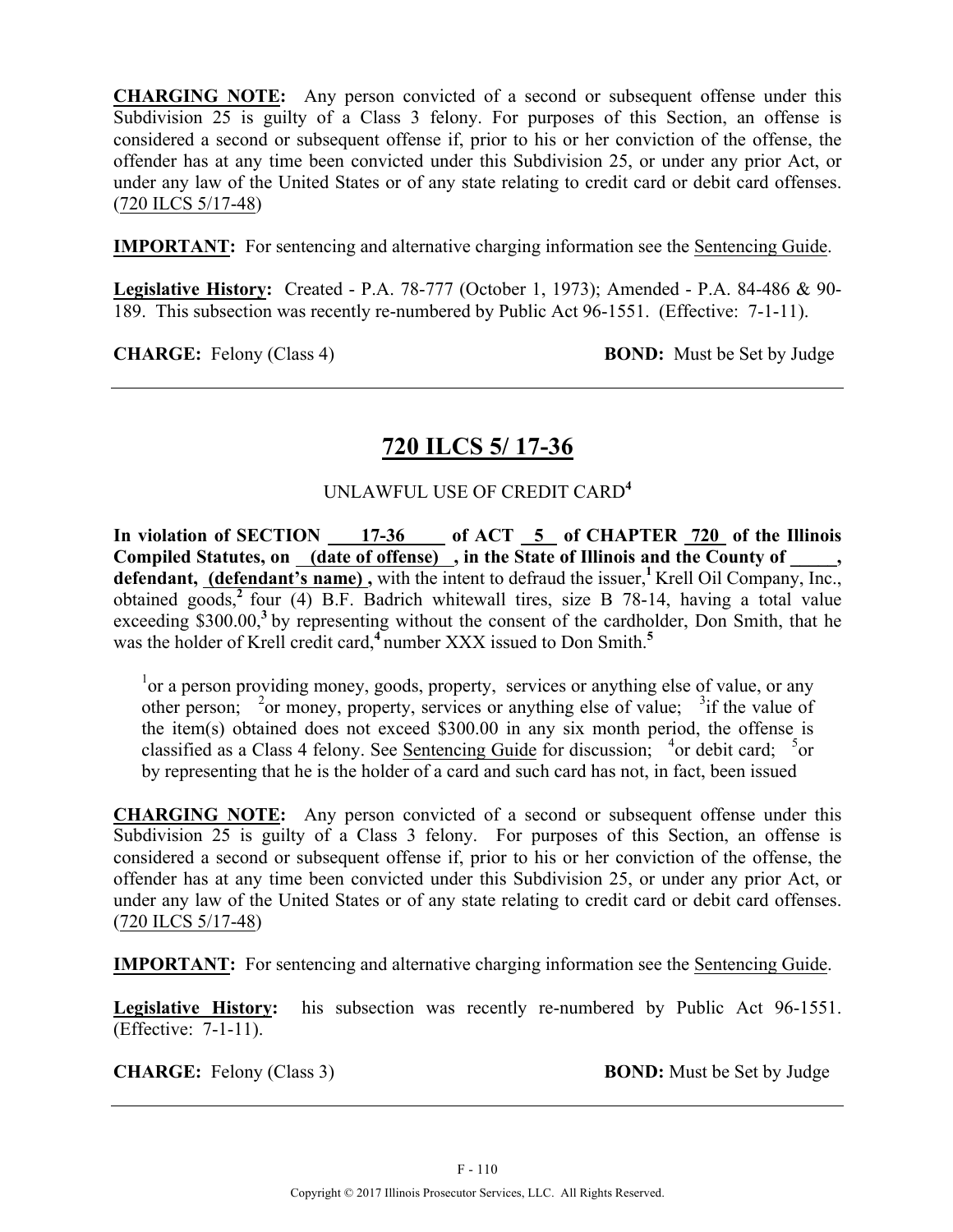**CHARGING NOTE:** Any person convicted of a second or subsequent offense under this Subdivision 25 is guilty of a Class 3 felony. For purposes of this Section, an offense is considered a second or subsequent offense if, prior to his or her conviction of the offense, the offender has at any time been convicted under this Subdivision 25, or under any prior Act, or under any law of the United States or of any state relating to credit card or debit card offenses. (720 ILCS 5/17-48)

**IMPORTANT:** For sentencing and alternative charging information see the Sentencing Guide.

**Legislative History:** Created - P.A. 78-777 (October 1, 1973); Amended - P.A. 84-486 & 90-189. This subsection was recently re-numbered by Public Act 96-1551. (Effective: 7-1-11).

**CHARGE:** Felony (Class 4) **BOND:** Must be Set by Judge

---

# 720 ILCS 5/ 17-36

UNLAWFUL USE OF CREDIT CARD[4]

**In violation of SECTION 17-36 of ACT 5 of CHAPTER 720 of the Illinois Compiled Statutes, on (date of offense) , in the State of Illinois and the County of _____, defendant, (defendant's name) ,** with the intent to defraud the issuer,[1] Krell Oil Company, Inc., obtained goods,[2] four (4) B.F. Badrich whitewall tires, size B 78-14, having a total value exceeding $300.00,[3] by representing without the consent of the cardholder, Don Smith, that he was the holder of Krell credit card,[4] number XXX issued to Don Smith.[5]

[1]or a person providing money, goods, property, services or anything else of value, or any other person; [2]or money, property, services or anything else of value; [3]if the value of the item(s) obtained does not exceed $300.00 in any six month period, the offense is classified as a Class 4 felony. See Sentencing Guide for discussion; [4]or debit card; [5]or by representing that he is the holder of a card and such card has not, in fact, been issued

**CHARGING NOTE:** Any person convicted of a second or subsequent offense under this Subdivision 25 is guilty of a Class 3 felony. For purposes of this Section, an offense is considered a second or subsequent offense if, prior to his or her conviction of the offense, the offender has at any time been convicted under this Subdivision 25, or under any prior Act, or under any law of the United States or of any state relating to credit card or debit card offenses. (720 ILCS 5/17-48)

**IMPORTANT:** For sentencing and alternative charging information see the Sentencing Guide.

**Legislative History:** his subsection was recently re-numbered by Public Act 96-1551. (Effective: 7-1-11).

**CHARGE:** Felony (Class 3) **BOND:** Must be Set by Judge

---

Copyright © 2017 Illinois Prosecutor Services, LLC. All Rights Reserved.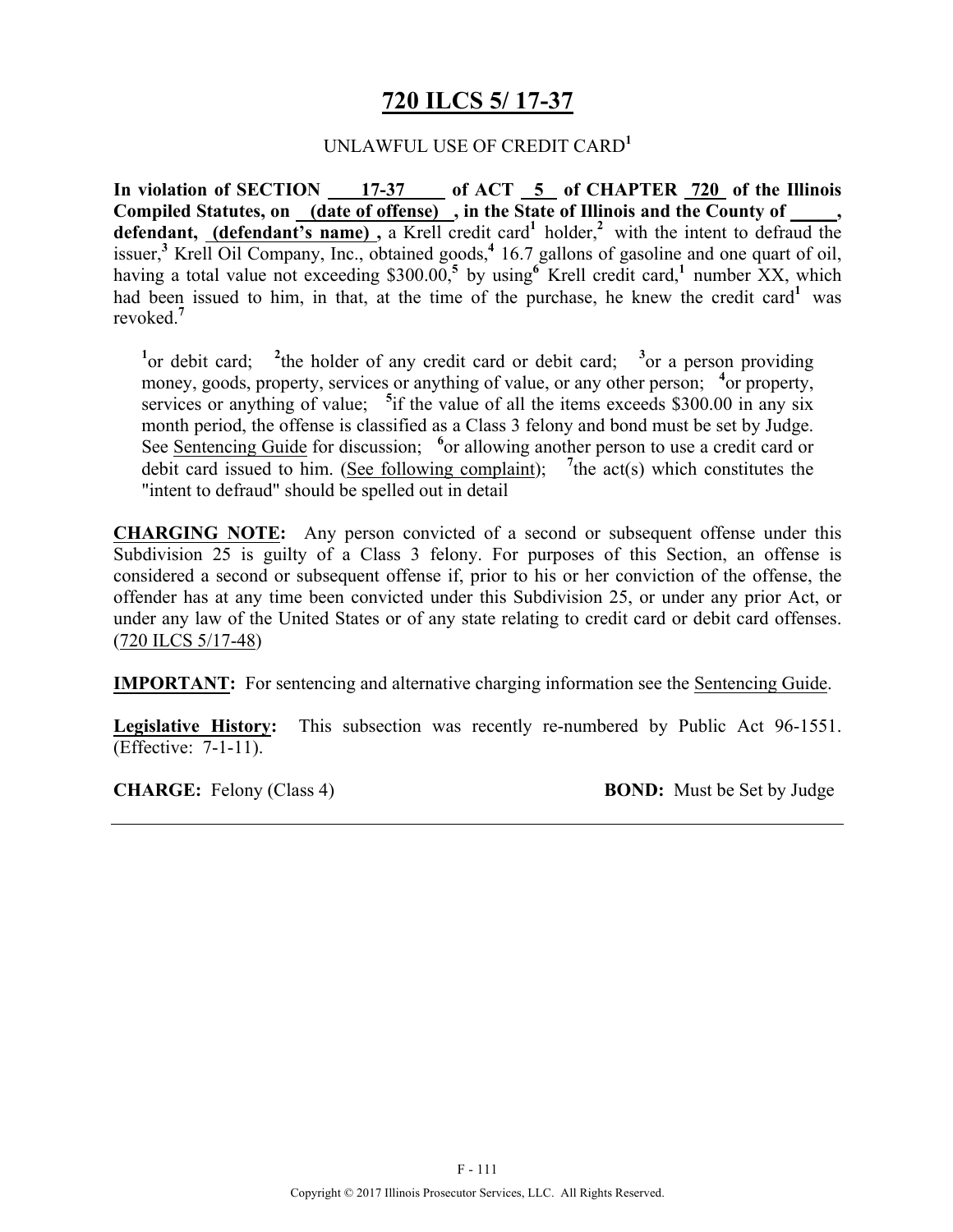# 720 ILCS 5/ 17-37

UNLAWFUL USE OF CREDIT CARD[1]

**In violation of SECTION 17-37 of ACT 5 of CHAPTER 720 of the Illinois Compiled Statutes, on (date of offense) , in the State of Illinois and the County of \_\_\_\_\_, defendant, (defendant's name) ,** a Krell credit card[1] holder,[2] with the intent to defraud the issuer,[3] Krell Oil Company, Inc., obtained goods,[4] 16.7 gallons of gasoline and one quart of oil, having a total value not exceeding $300.00,[5] by using[6] Krell credit card,[1] number XX, which had been issued to him, in that, at the time of the purchase, he knew the credit card[1] was revoked.[7]

[1]or debit card; [2]the holder of any credit card or debit card; [3]or a person providing money, goods, property, services or anything of value, or any other person; [4]or property, services or anything of value; [5]if the value of all the items exceeds $300.00 in any six month period, the offense is classified as a Class 3 felony and bond must be set by Judge. See Sentencing Guide for discussion; [6]or allowing another person to use a credit card or debit card issued to him. (See following complaint); [7]the act(s) which constitutes the "intent to defraud" should be spelled out in detail

**CHARGING NOTE:** Any person convicted of a second or subsequent offense under this Subdivision 25 is guilty of a Class 3 felony. For purposes of this Section, an offense is considered a second or subsequent offense if, prior to his or her conviction of the offense, the offender has at any time been convicted under this Subdivision 25, or under any prior Act, or under any law of the United States or of any state relating to credit card or debit card offenses. (720 ILCS 5/17-48)

**IMPORTANT:** For sentencing and alternative charging information see the Sentencing Guide.

**Legislative History:** This subsection was recently re-numbered by Public Act 96-1551. (Effective: 7-1-11).

**CHARGE:** Felony (Class 4) **BOND:** Must be Set by Judge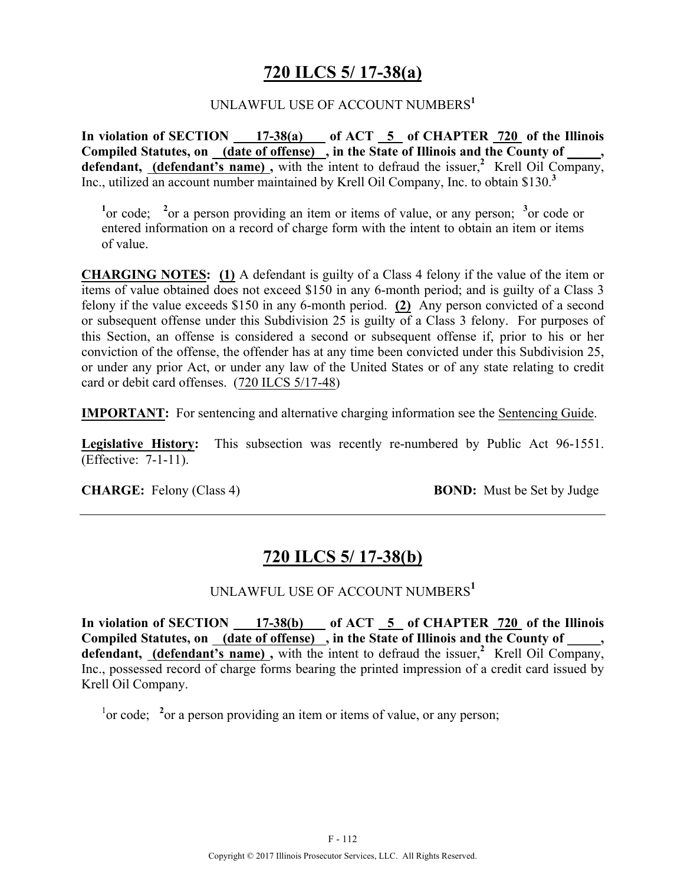# 720 ILCS 5/ 17-38(a)

UNLAWFUL USE OF ACCOUNT NUMBERS[1]

**In violation of SECTION 17-38(a) of ACT 5 of CHAPTER 720 of the Illinois Compiled Statutes, on (date of offense) , in the State of Illinois and the County of _____, defendant, (defendant's name) ,** with the intent to defraud the issuer,[2] Krell Oil Company, Inc., utilized an account number maintained by Krell Oil Company, Inc. to obtain $130.[3]

[1]or code; [2]or a person providing an item or items of value, or any person; [3]or code or entered information on a record of charge form with the intent to obtain an item or items of value.

**CHARGING NOTES: (1)** A defendant is guilty of a Class 4 felony if the value of the item or items of value obtained does not exceed $150 in any 6-month period; and is guilty of a Class 3 felony if the value exceeds $150 in any 6-month period. **(2)** Any person convicted of a second or subsequent offense under this Subdivision 25 is guilty of a Class 3 felony. For purposes of this Section, an offense is considered a second or subsequent offense if, prior to his or her conviction of the offense, the offender has at any time been convicted under this Subdivision 25, or under any prior Act, or under any law of the United States or of any state relating to credit card or debit card offenses. (720 ILCS 5/17-48)

**IMPORTANT:** For sentencing and alternative charging information see the Sentencing Guide.

**Legislative History:** This subsection was recently re-numbered by Public Act 96-1551. (Effective: 7-1-11).

**CHARGE:** Felony (Class 4) **BOND:** Must be Set by Judge

---

# 720 ILCS 5/ 17-38(b)

UNLAWFUL USE OF ACCOUNT NUMBERS[1]

**In violation of SECTION 17-38(b) of ACT 5 of CHAPTER 720 of the Illinois Compiled Statutes, on (date of offense) , in the State of Illinois and the County of _____, defendant, (defendant's name) ,** with the intent to defraud the issuer,[2] Krell Oil Company, Inc., possessed record of charge forms bearing the printed impression of a credit card issued by Krell Oil Company.

[1]or code; [2]or a person providing an item or items of value, or any person;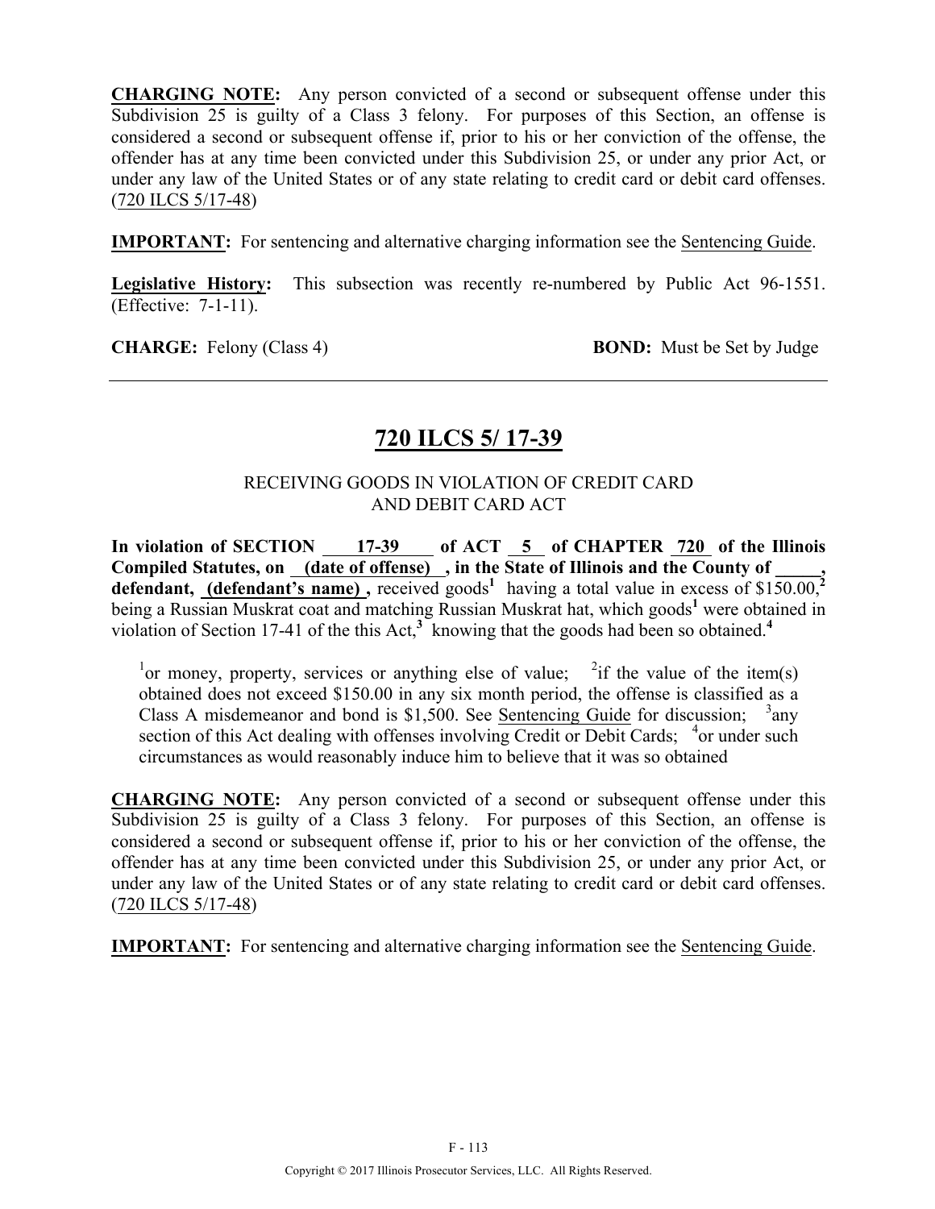**CHARGING NOTE:** Any person convicted of a second or subsequent offense under this Subdivision 25 is guilty of a Class 3 felony. For purposes of this Section, an offense is considered a second or subsequent offense if, prior to his or her conviction of the offense, the offender has at any time been convicted under this Subdivision 25, or under any prior Act, or under any law of the United States or of any state relating to credit card or debit card offenses. (720 ILCS 5/17-48)

**IMPORTANT:** For sentencing and alternative charging information see the Sentencing Guide.

**Legislative History:** This subsection was recently re-numbered by Public Act 96-1551. (Effective: 7-1-11).

**CHARGE:** Felony (Class 4) **BOND:** Must be Set by Judge

---

## 720 ILCS 5/ 17-39

RECEIVING GOODS IN VIOLATION OF CREDIT CARD AND DEBIT CARD ACT

**In violation of SECTION 17-39 of ACT 5 of CHAPTER 720 of the Illinois Compiled Statutes, on (date of offense) , in the State of Illinois and the County of _____, defendant, (defendant's name) ,** received goods[1] having a total value in excess of $150.00,[2] being a Russian Muskrat coat and matching Russian Muskrat hat, which goods[1] were obtained in violation of Section 17-41 of the this Act,[3] knowing that the goods had been so obtained.[4]

[1]or money, property, services or anything else of value; [2]if the value of the item(s) obtained does not exceed $150.00 in any six month period, the offense is classified as a Class A misdemeanor and bond is $1,500. See Sentencing Guide for discussion; [3]any section of this Act dealing with offenses involving Credit or Debit Cards; [4]or under such circumstances as would reasonably induce him to believe that it was so obtained

**CHARGING NOTE:** Any person convicted of a second or subsequent offense under this Subdivision 25 is guilty of a Class 3 felony. For purposes of this Section, an offense is considered a second or subsequent offense if, prior to his or her conviction of the offense, the offender has at any time been convicted under this Subdivision 25, or under any prior Act, or under any law of the United States or of any state relating to credit card or debit card offenses. (720 ILCS 5/17-48)

**IMPORTANT:** For sentencing and alternative charging information see the Sentencing Guide.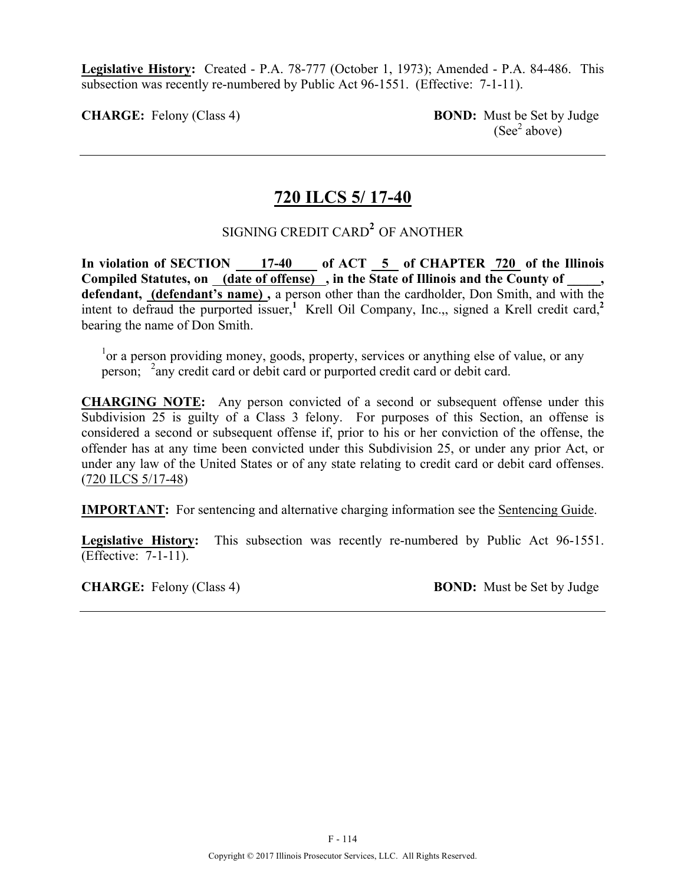**Legislative History:** Created - P.A. 78-777 (October 1, 1973); Amended - P.A. 84-486. This subsection was recently re-numbered by Public Act 96-1551. (Effective: 7-1-11).

**CHARGE:** Felony (Class 4) **BOND:** Must be Set by Judge (See[2] above)

---

## 720 ILCS 5/ 17-40

SIGNING CREDIT CARD[2] OF ANOTHER

**In violation of SECTION 17-40 of ACT 5 of CHAPTER 720 of the Illinois Compiled Statutes, on (date of offense) , in the State of Illinois and the County of \_\_\_\_\_, defendant, (defendant's name) ,** a person other than the cardholder, Don Smith, and with the intent to defraud the purported issuer,[1] Krell Oil Company, Inc.,, signed a Krell credit card,[2] bearing the name of Don Smith.

[1]or a person providing money, goods, property, services or anything else of value, or any person; [2]any credit card or debit card or purported credit card or debit card.

**CHARGING NOTE:** Any person convicted of a second or subsequent offense under this Subdivision 25 is guilty of a Class 3 felony. For purposes of this Section, an offense is considered a second or subsequent offense if, prior to his or her conviction of the offense, the offender has at any time been convicted under this Subdivision 25, or under any prior Act, or under any law of the United States or of any state relating to credit card or debit card offenses. (720 ILCS 5/17-48)

**IMPORTANT:** For sentencing and alternative charging information see the Sentencing Guide.

**Legislative History:** This subsection was recently re-numbered by Public Act 96-1551. (Effective: 7-1-11).

**CHARGE:** Felony (Class 4) **BOND:** Must be Set by Judge

Copyright © 2017 Illinois Prosecutor Services, LLC. All Rights Reserved.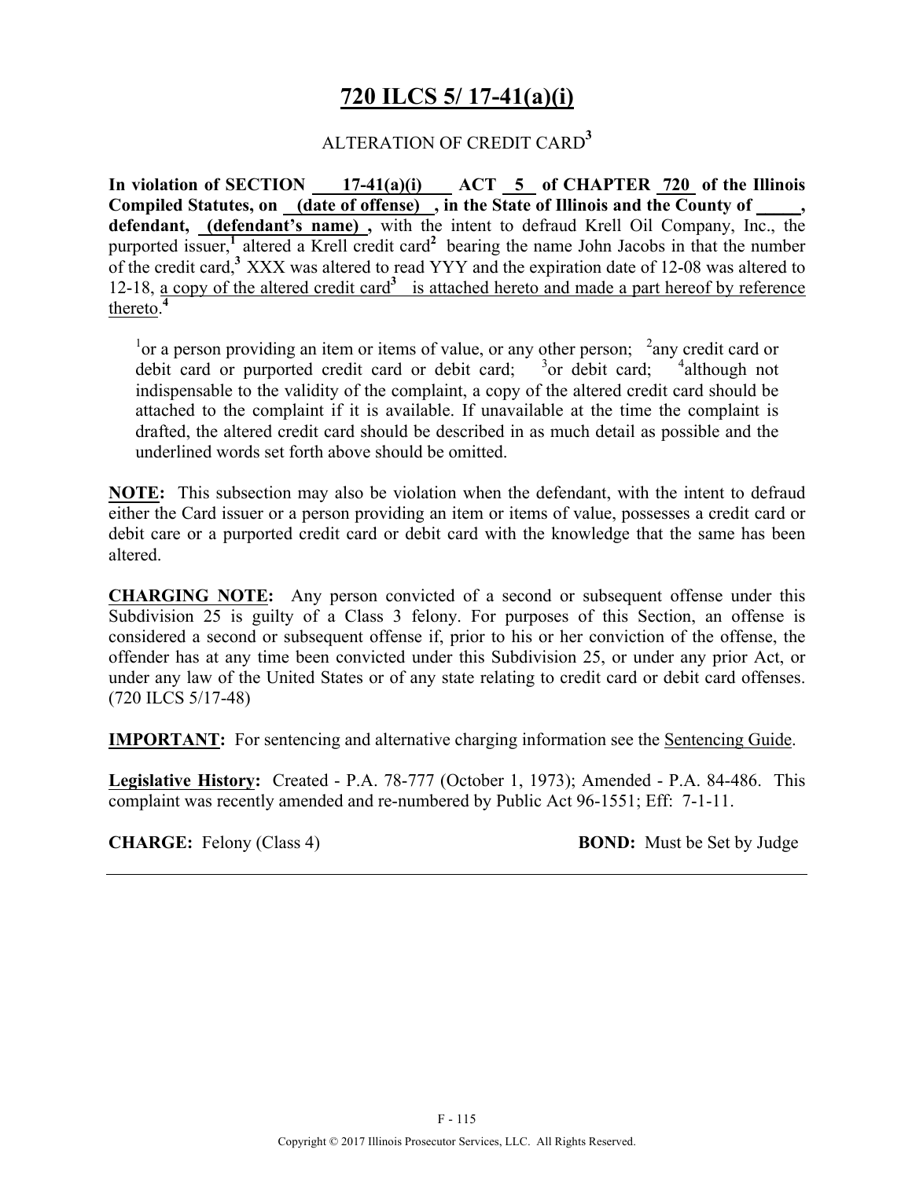# 720 ILCS 5/ 17-41(a)(i)

ALTERATION OF CREDIT CARD[3]

**In violation of SECTION 17-41(a)(i) ACT 5 of CHAPTER 720 of the Illinois Compiled Statutes, on (date of offense) , in the State of Illinois and the County of \_\_\_\_\_, defendant, (defendant's name) ,** with the intent to defraud Krell Oil Company, Inc., the purported issuer,[1] altered a Krell credit card[2] bearing the name John Jacobs in that the number of the credit card,[3] XXX was altered to read YYY and the expiration date of 12-08 was altered to 12-18, <u>a copy of the altered credit card[3] is attached hereto and made a part hereof by reference thereto</u>.[4]

> [1]or a person providing an item or items of value, or any other person; [2]any credit card or debit card or purported credit card or debit card; [3]or debit card; [4]although not indispensable to the validity of the complaint, a copy of the altered credit card should be attached to the complaint if it is available. If unavailable at the time the complaint is drafted, the altered credit card should be described in as much detail as possible and the underlined words set forth above should be omitted.

**NOTE:** This subsection may also be violation when the defendant, with the intent to defraud either the Card issuer or a person providing an item or items of value, possesses a credit card or debit care or a purported credit card or debit card with the knowledge that the same has been altered.

**CHARGING NOTE:** Any person convicted of a second or subsequent offense under this Subdivision 25 is guilty of a Class 3 felony. For purposes of this Section, an offense is considered a second or subsequent offense if, prior to his or her conviction of the offense, the offender has at any time been convicted under this Subdivision 25, or under any prior Act, or under any law of the United States or of any state relating to credit card or debit card offenses. (720 ILCS 5/17-48)

**IMPORTANT:** For sentencing and alternative charging information see the <u>Sentencing Guide</u>.

**Legislative History:** Created - P.A. 78-777 (October 1, 1973); Amended - P.A. 84-486. This complaint was recently amended and re-numbered by Public Act 96-1551; Eff: 7-1-11.

**CHARGE:** Felony (Class 4) **BOND:** Must be Set by Judge

Copyright © 2017 Illinois Prosecutor Services, LLC. All Rights Reserved.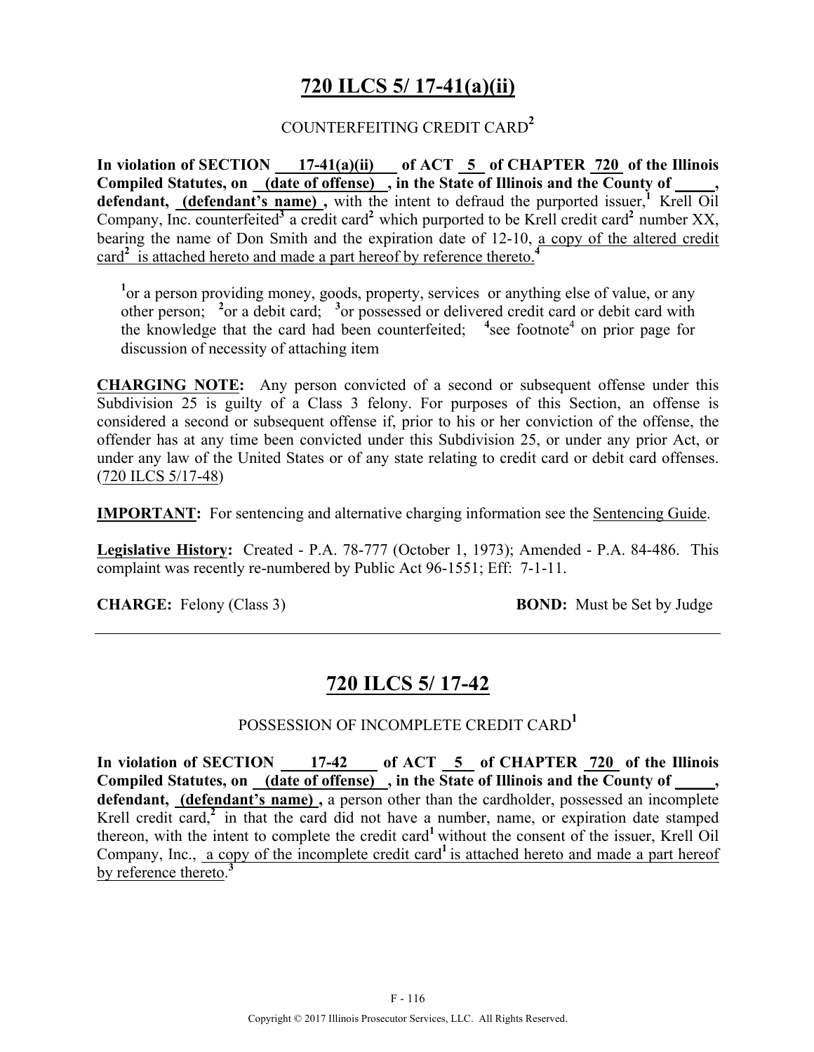# 720 ILCS 5/ 17-41(a)(ii)

## COUNTERFEITING CREDIT CARD[2]

**In violation of SECTION 17-41(a)(ii) of ACT 5 of CHAPTER 720 of the Illinois Compiled Statutes, on (date of offense) , in the State of Illinois and the County of _____, defendant, (defendant's name) ,** with the intent to defraud the purported issuer,[1] Krell Oil Company, Inc. counterfeited[3] a credit card[2] which purported to be Krell credit card[2] number XX, bearing the name of Don Smith and the expiration date of 12-10, a copy of the altered credit card[2] is attached hereto and made a part hereof by reference thereto.[4]

[1]or a person providing money, goods, property, services or anything else of value, or any other person; [2]or a debit card; [3]or possessed or delivered credit card or debit card with the knowledge that the card had been counterfeited; [4]see footnote[4] on prior page for discussion of necessity of attaching item

**CHARGING NOTE:** Any person convicted of a second or subsequent offense under this Subdivision 25 is guilty of a Class 3 felony. For purposes of this Section, an offense is considered a second or subsequent offense if, prior to his or her conviction of the offense, the offender has at any time been convicted under this Subdivision 25, or under any prior Act, or under any law of the United States or of any state relating to credit card or debit card offenses. (720 ILCS 5/17-48)

**IMPORTANT:** For sentencing and alternative charging information see the Sentencing Guide.

**Legislative History:** Created - P.A. 78-777 (October 1, 1973); Amended - P.A. 84-486. This complaint was recently re-numbered by Public Act 96-1551; Eff: 7-1-11.

**CHARGE:** Felony (Class 3) **BOND:** Must be Set by Judge

---

# 720 ILCS 5/ 17-42

## POSSESSION OF INCOMPLETE CREDIT CARD[1]

**In violation of SECTION 17-42 of ACT 5 of CHAPTER 720 of the Illinois Compiled Statutes, on (date of offense) , in the State of Illinois and the County of _____, defendant, (defendant's name) ,** a person other than the cardholder, possessed an incomplete Krell credit card,[2] in that the card did not have a number, name, or expiration date stamped thereon, with the intent to complete the credit card[1] without the consent of the issuer, Krell Oil Company, Inc., a copy of the incomplete credit card[1] is attached hereto and made a part hereof by reference thereto.[3]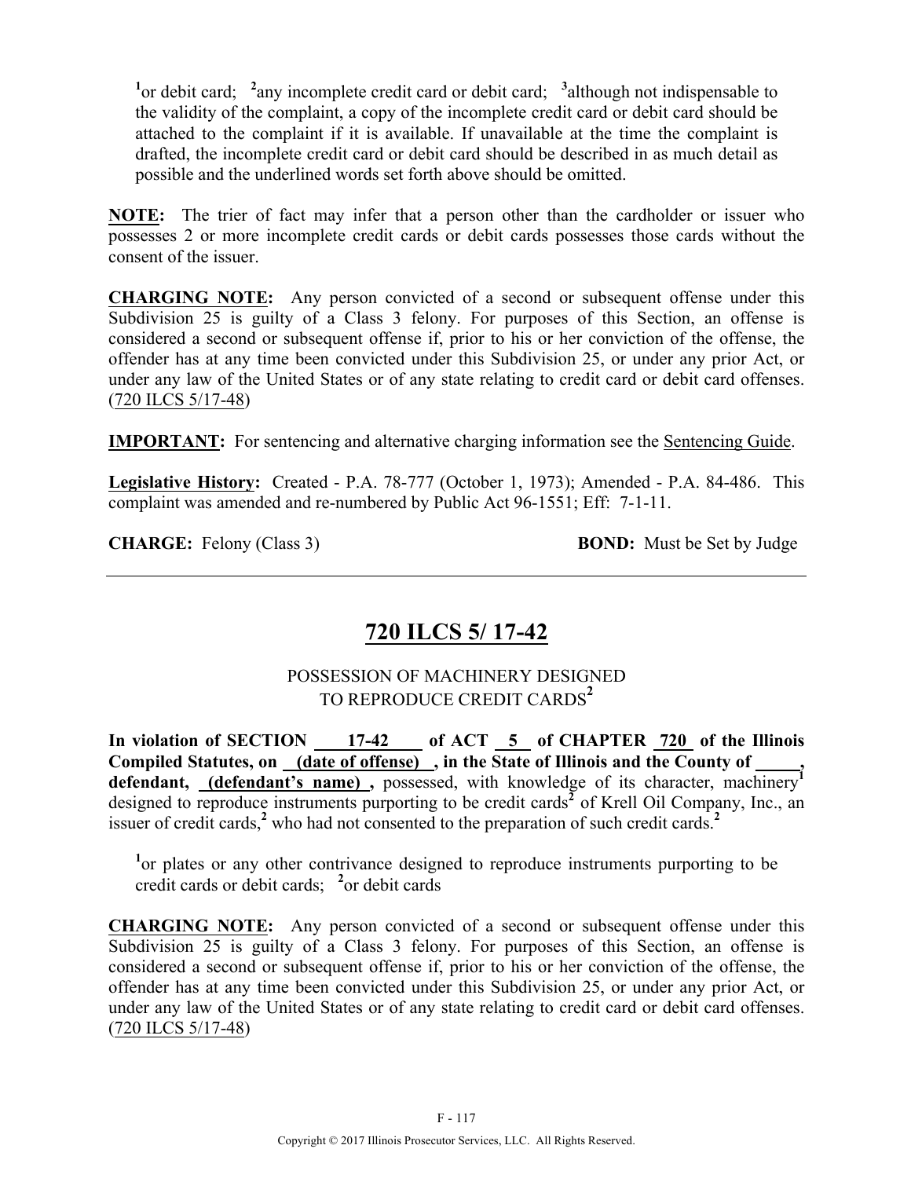[1]or debit card; [2]any incomplete credit card or debit card; [3]although not indispensable to the validity of the complaint, a copy of the incomplete credit card or debit card should be attached to the complaint if it is available. If unavailable at the time the complaint is drafted, the incomplete credit card or debit card should be described in as much detail as possible and the underlined words set forth above should be omitted.

**NOTE:** The trier of fact may infer that a person other than the cardholder or issuer who possesses 2 or more incomplete credit cards or debit cards possesses those cards without the consent of the issuer.

**CHARGING NOTE:** Any person convicted of a second or subsequent offense under this Subdivision 25 is guilty of a Class 3 felony. For purposes of this Section, an offense is considered a second or subsequent offense if, prior to his or her conviction of the offense, the offender has at any time been convicted under this Subdivision 25, or under any prior Act, or under any law of the United States or of any state relating to credit card or debit card offenses. (720 ILCS 5/17-48)

**IMPORTANT:** For sentencing and alternative charging information see the Sentencing Guide.

**Legislative History:** Created - P.A. 78-777 (October 1, 1973); Amended - P.A. 84-486. This complaint was amended and re-numbered by Public Act 96-1551; Eff: 7-1-11.

**CHARGE:** Felony (Class 3) **BOND:** Must be Set by Judge

---

# 720 ILCS 5/ 17-42

## POSSESSION OF MACHINERY DESIGNED TO REPRODUCE CREDIT CARDS[2]

**In violation of SECTION 17-42 of ACT 5 of CHAPTER 720 of the Illinois Compiled Statutes, on (date of offense), in the State of Illinois and the County of \_\_\_\_\_, defendant, (defendant's name),** possessed, with knowledge of its character, machinery[1] designed to reproduce instruments purporting to be credit cards[2] of Krell Oil Company, Inc., an issuer of credit cards,[2] who had not consented to the preparation of such credit cards.[2]

[1]or plates or any other contrivance designed to reproduce instruments purporting to be credit cards or debit cards; [2]or debit cards

**CHARGING NOTE:** Any person convicted of a second or subsequent offense under this Subdivision 25 is guilty of a Class 3 felony. For purposes of this Section, an offense is considered a second or subsequent offense if, prior to his or her conviction of the offense, the offender has at any time been convicted under this Subdivision 25, or under any prior Act, or under any law of the United States or of any state relating to credit card or debit card offenses. (720 ILCS 5/17-48)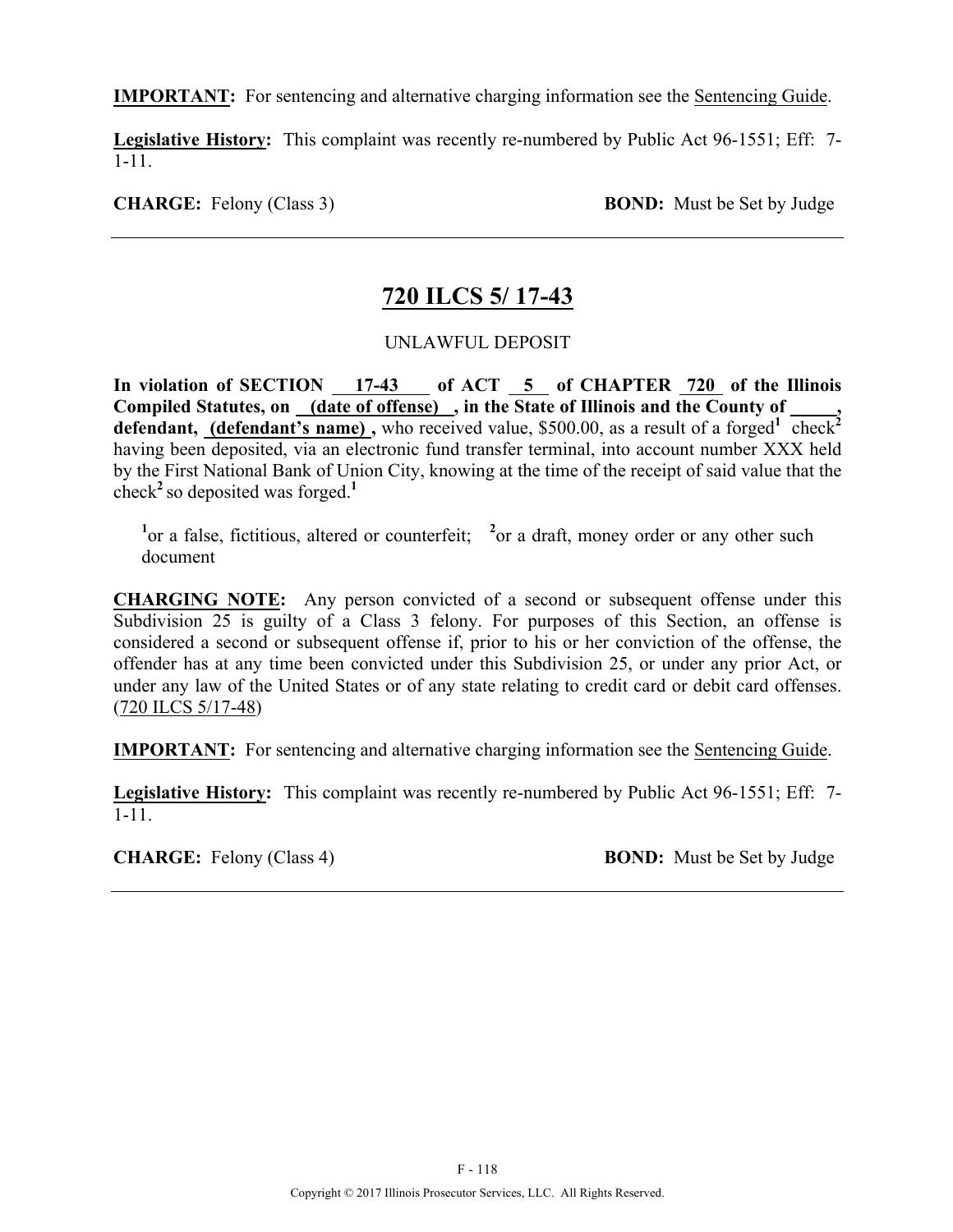**IMPORTANT:** For sentencing and alternative charging information see the Sentencing Guide.

**Legislative History:** This complaint was recently re-numbered by Public Act 96-1551; Eff: 7-1-11.

**CHARGE:** Felony (Class 3) **BOND:** Must be Set by Judge

---

## 720 ILCS 5/ 17-43

UNLAWFUL DEPOSIT

**In violation of SECTION 17-43 of ACT 5 of CHAPTER 720 of the Illinois Compiled Statutes, on (date of offense) , in the State of Illinois and the County of \_\_\_\_\_, defendant, (defendant's name) ,** who received value, $500.00, as a result of a forged[1] check[2] having been deposited, via an electronic fund transfer terminal, into account number XXX held by the First National Bank of Union City, knowing at the time of the receipt of said value that the check[2] so deposited was forged.[1]

[1]or a false, fictitious, altered or counterfeit; [2]or a draft, money order or any other such document

**CHARGING NOTE:** Any person convicted of a second or subsequent offense under this Subdivision 25 is guilty of a Class 3 felony. For purposes of this Section, an offense is considered a second or subsequent offense if, prior to his or her conviction of the offense, the offender has at any time been convicted under this Subdivision 25, or under any prior Act, or under any law of the United States or of any state relating to credit card or debit card offenses. (720 ILCS 5/17-48)

**IMPORTANT:** For sentencing and alternative charging information see the Sentencing Guide.

**Legislative History:** This complaint was recently re-numbered by Public Act 96-1551; Eff: 7-1-11.

**CHARGE:** Felony (Class 4) **BOND:** Must be Set by Judge

---

Copyright © 2017 Illinois Prosecutor Services, LLC. All Rights Reserved.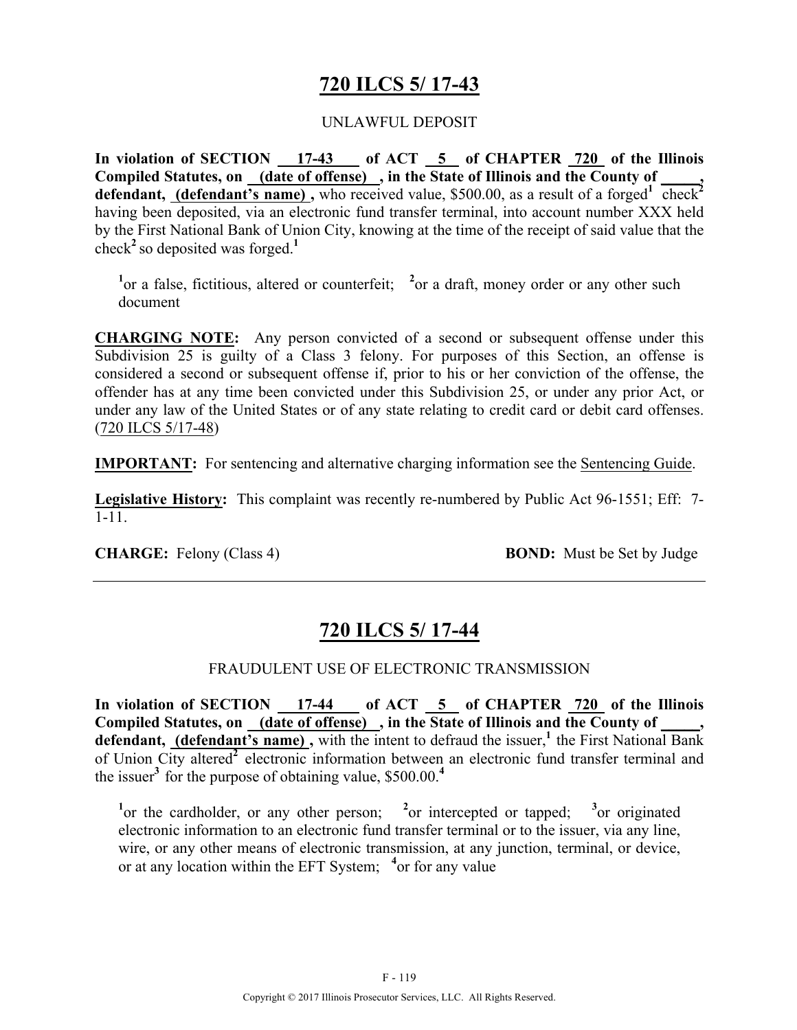# 720 ILCS 5/ 17-43

UNLAWFUL DEPOSIT

**In violation of SECTION 17-43 of ACT 5 of CHAPTER 720 of the Illinois Compiled Statutes, on (date of offense) , in the State of Illinois and the County of \_\_\_\_\_, defendant, (defendant's name) ,** who received value, \$500.00, as a result of a forged[1] check[2] having been deposited, via an electronic fund transfer terminal, into account number XXX held by the First National Bank of Union City, knowing at the time of the receipt of said value that the check[2] so deposited was forged.[1]

[1]or a false, fictitious, altered or counterfeit; [2]or a draft, money order or any other such document

**CHARGING NOTE:** Any person convicted of a second or subsequent offense under this Subdivision 25 is guilty of a Class 3 felony. For purposes of this Section, an offense is considered a second or subsequent offense if, prior to his or her conviction of the offense, the offender has at any time been convicted under this Subdivision 25, or under any prior Act, or under any law of the United States or of any state relating to credit card or debit card offenses. (720 ILCS 5/17-48)

**IMPORTANT:** For sentencing and alternative charging information see the Sentencing Guide.

**Legislative History:** This complaint was recently re-numbered by Public Act 96-1551; Eff: 7-1-11.

**CHARGE:** Felony (Class 4) **BOND:** Must be Set by Judge

---

# 720 ILCS 5/ 17-44

FRAUDULENT USE OF ELECTRONIC TRANSMISSION

**In violation of SECTION 17-44 of ACT 5 of CHAPTER 720 of the Illinois Compiled Statutes, on (date of offense) , in the State of Illinois and the County of \_\_\_\_\_, defendant, (defendant's name) ,** with the intent to defraud the issuer,[1] the First National Bank of Union City altered[2] electronic information between an electronic fund transfer terminal and the issuer[3] for the purpose of obtaining value, \$500.00.[4]

[1]or the cardholder, or any other person; [2]or intercepted or tapped; [3]or originated electronic information to an electronic fund transfer terminal or to the issuer, via any line, wire, or any other means of electronic transmission, at any junction, terminal, or device, or at any location within the EFT System; [4]or for any value

Copyright © 2017 Illinois Prosecutor Services, LLC. All Rights Reserved.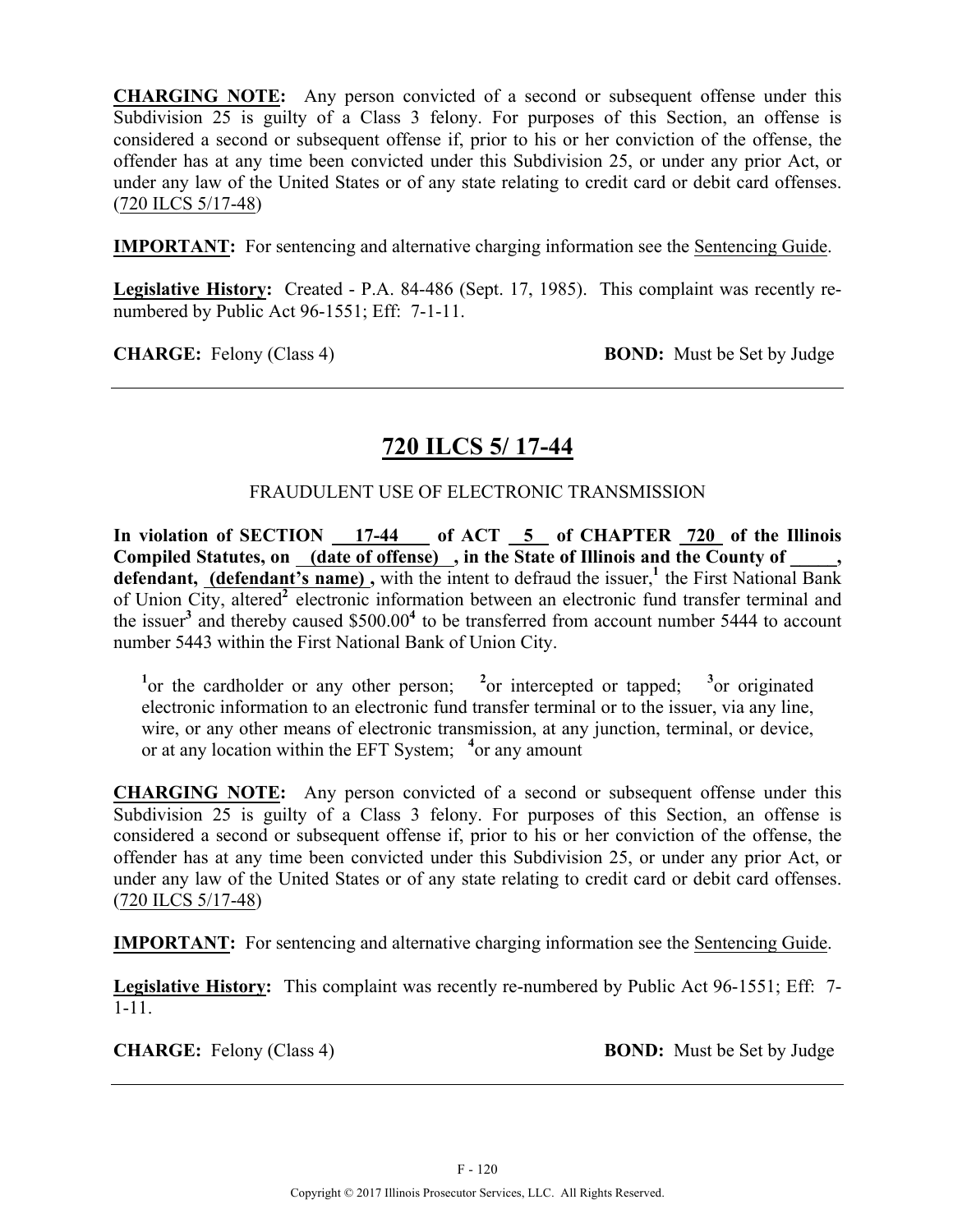**CHARGING NOTE:** Any person convicted of a second or subsequent offense under this Subdivision 25 is guilty of a Class 3 felony. For purposes of this Section, an offense is considered a second or subsequent offense if, prior to his or her conviction of the offense, the offender has at any time been convicted under this Subdivision 25, or under any prior Act, or under any law of the United States or of any state relating to credit card or debit card offenses. (720 ILCS 5/17-48)

**IMPORTANT:** For sentencing and alternative charging information see the Sentencing Guide.

**Legislative History:** Created - P.A. 84-486 (Sept. 17, 1985). This complaint was recently re-numbered by Public Act 96-1551; Eff: 7-1-11.

**CHARGE:** Felony (Class 4) **BOND:** Must be Set by Judge

---

# 720 ILCS 5/ 17-44

FRAUDULENT USE OF ELECTRONIC TRANSMISSION

**In violation of SECTION 17-44 of ACT 5 of CHAPTER 720 of the Illinois Compiled Statutes, on (date of offense) , in the State of Illinois and the County of _____, defendant, (defendant's name) ,** with the intent to defraud the issuer,[1] the First National Bank of Union City, altered[2] electronic information between an electronic fund transfer terminal and the issuer[3] and thereby caused $500.00[4] to be transferred from account number 5444 to account number 5443 within the First National Bank of Union City.

[1]or the cardholder or any other person; [2]or intercepted or tapped; [3]or originated electronic information to an electronic fund transfer terminal or to the issuer, via any line, wire, or any other means of electronic transmission, at any junction, terminal, or device, or at any location within the EFT System; [4]or any amount

**CHARGING NOTE:** Any person convicted of a second or subsequent offense under this Subdivision 25 is guilty of a Class 3 felony. For purposes of this Section, an offense is considered a second or subsequent offense if, prior to his or her conviction of the offense, the offender has at any time been convicted under this Subdivision 25, or under any prior Act, or under any law of the United States or of any state relating to credit card or debit card offenses. (720 ILCS 5/17-48)

**IMPORTANT:** For sentencing and alternative charging information see the Sentencing Guide.

**Legislative History:** This complaint was recently re-numbered by Public Act 96-1551; Eff: 7-1-11.

**CHARGE:** Felony (Class 4) **BOND:** Must be Set by Judge

---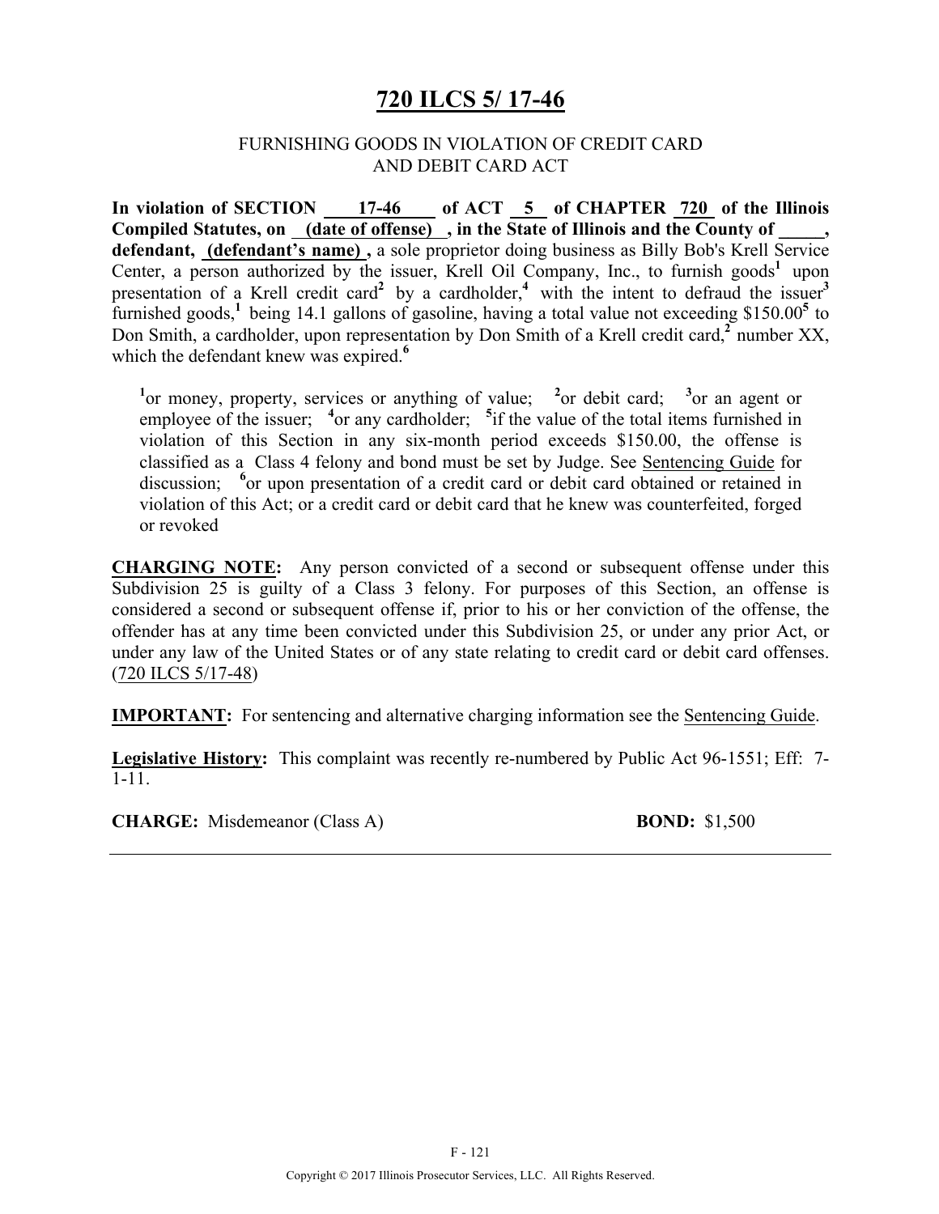# 720 ILCS 5/ 17-46

FURNISHING GOODS IN VIOLATION OF CREDIT CARD AND DEBIT CARD ACT

**In violation of SECTION 17-46 of ACT 5 of CHAPTER 720 of the Illinois Compiled Statutes, on (date of offense), in the State of Illinois and the County of _____, defendant, (defendant's name),** a sole proprietor doing business as Billy Bob's Krell Service Center, a person authorized by the issuer, Krell Oil Company, Inc., to furnish goods[1] upon presentation of a Krell credit card[2] by a cardholder,[4] with the intent to defraud the issuer[3] furnished goods,[1] being 14.1 gallons of gasoline, having a total value not exceeding $150.00[5] to Don Smith, a cardholder, upon representation by Don Smith of a Krell credit card,[2] number XX, which the defendant knew was expired.[6]

[1]or money, property, services or anything of value; [2]or debit card; [3]or an agent or employee of the issuer; [4]or any cardholder; [5]if the value of the total items furnished in violation of this Section in any six-month period exceeds $150.00, the offense is classified as a Class 4 felony and bond must be set by Judge. See Sentencing Guide for discussion; [6]or upon presentation of a credit card or debit card obtained or retained in violation of this Act; or a credit card or debit card that he knew was counterfeited, forged or revoked

**CHARGING NOTE:** Any person convicted of a second or subsequent offense under this Subdivision 25 is guilty of a Class 3 felony. For purposes of this Section, an offense is considered a second or subsequent offense if, prior to his or her conviction of the offense, the offender has at any time been convicted under this Subdivision 25, or under any prior Act, or under any law of the United States or of any state relating to credit card or debit card offenses. (720 ILCS 5/17-48)

**IMPORTANT:** For sentencing and alternative charging information see the Sentencing Guide.

**Legislative History:** This complaint was recently re-numbered by Public Act 96-1551; Eff: 7-1-11.

**CHARGE:** Misdemeanor (Class A) **BOND:** $1,500

Copyright © 2017 Illinois Prosecutor Services, LLC. All Rights Reserved.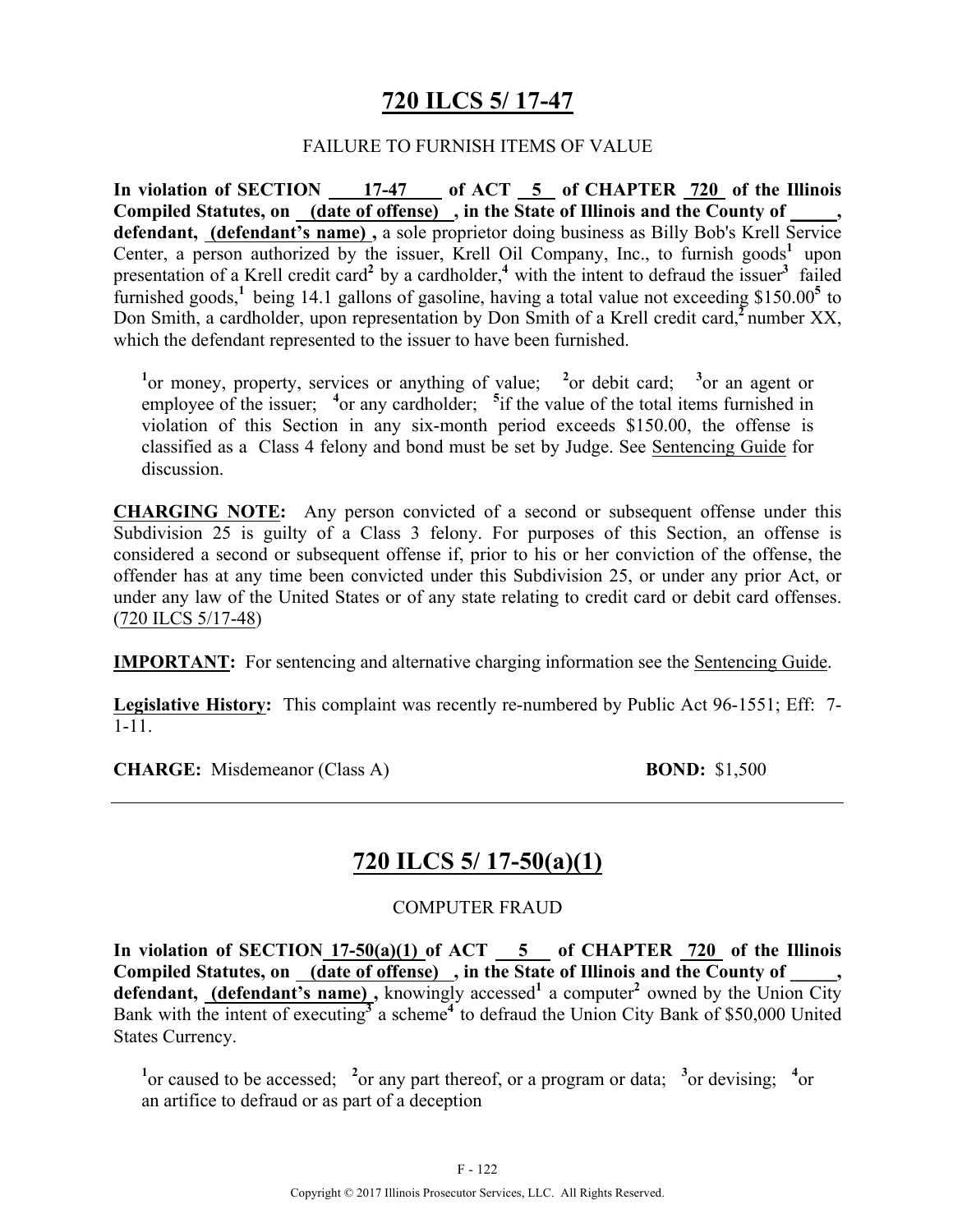# 720 ILCS 5/ 17-47

FAILURE TO FURNISH ITEMS OF VALUE

**In violation of SECTION 17-47 of ACT 5 of CHAPTER 720 of the Illinois Compiled Statutes, on (date of offense) , in the State of Illinois and the County of \_\_\_\_\_, defendant, (defendant's name) ,** a sole proprietor doing business as Billy Bob's Krell Service Center, a person authorized by the issuer, Krell Oil Company, Inc., to furnish goods[1] upon presentation of a Krell credit card[2] by a cardholder,[4] with the intent to defraud the issuer[3] failed furnished goods,[1] being 14.1 gallons of gasoline, having a total value not exceeding $150.00[5] to Don Smith, a cardholder, upon representation by Don Smith of a Krell credit card,[2] number XX, which the defendant represented to the issuer to have been furnished.

> [1]or money, property, services or anything of value; [2]or debit card; [3]or an agent or employee of the issuer; [4]or any cardholder; [5]if the value of the total items furnished in violation of this Section in any six-month period exceeds $150.00, the offense is classified as a Class 4 felony and bond must be set by Judge. See Sentencing Guide for discussion.

**CHARGING NOTE:** Any person convicted of a second or subsequent offense under this Subdivision 25 is guilty of a Class 3 felony. For purposes of this Section, an offense is considered a second or subsequent offense if, prior to his or her conviction of the offense, the offender has at any time been convicted under this Subdivision 25, or under any prior Act, or under any law of the United States or of any state relating to credit card or debit card offenses. (720 ILCS 5/17-48)

**IMPORTANT:** For sentencing and alternative charging information see the Sentencing Guide.

**Legislative History:** This complaint was recently re-numbered by Public Act 96-1551; Eff: 7-1-11.

**CHARGE:** Misdemeanor (Class A) **BOND:** $1,500

---

# 720 ILCS 5/ 17-50(a)(1)

COMPUTER FRAUD

**In violation of SECTION 17-50(a)(1) of ACT 5 of CHAPTER 720 of the Illinois Compiled Statutes, on (date of offense) , in the State of Illinois and the County of \_\_\_\_\_, defendant, (defendant's name) ,** knowingly accessed[1] a computer[2] owned by the Union City Bank with the intent of executing[3] a scheme[4] to defraud the Union City Bank of $50,000 United States Currency.

> [1]or caused to be accessed; [2]or any part thereof, or a program or data; [3]or devising; [4]or an artifice to defraud or as part of a deception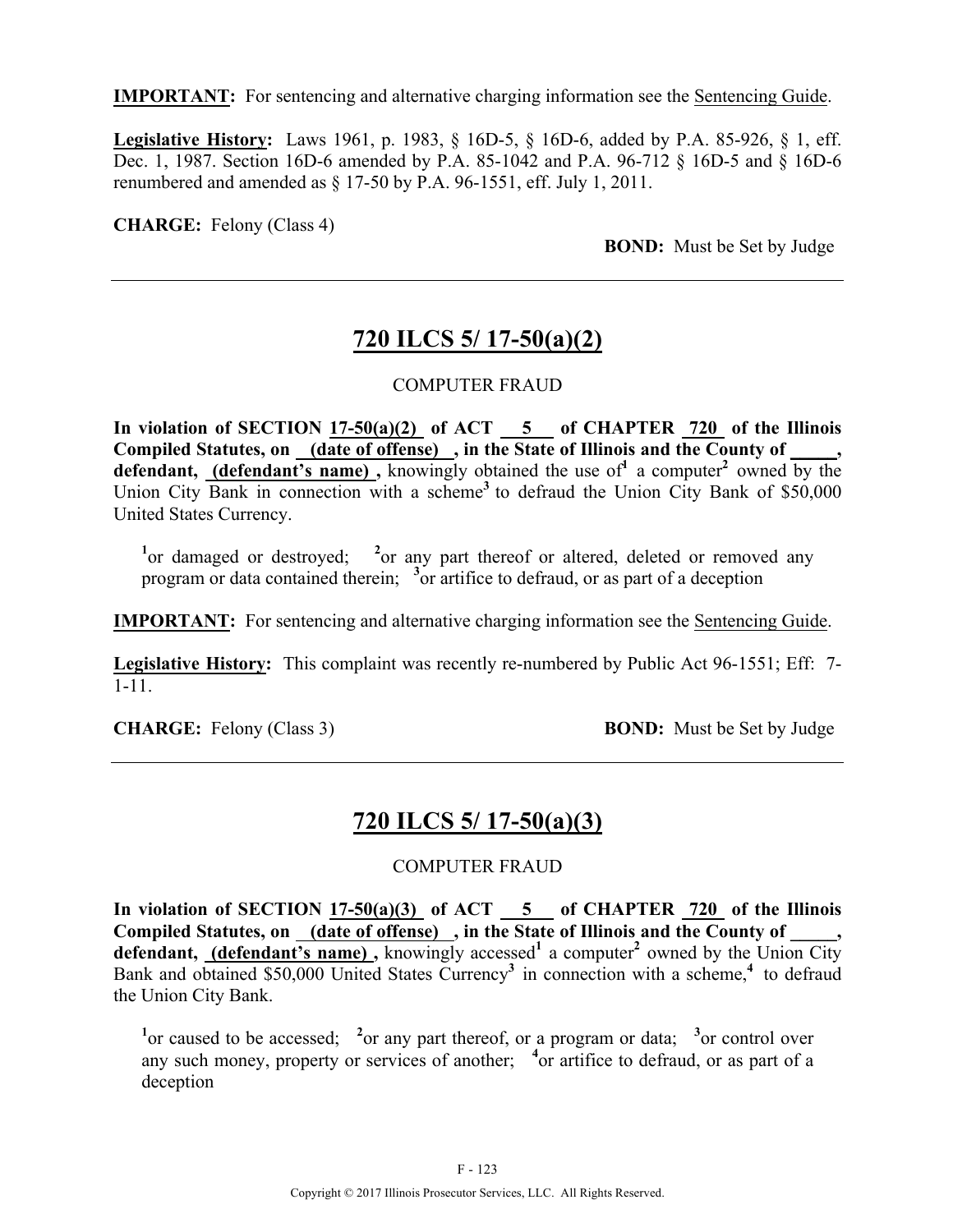**IMPORTANT:** For sentencing and alternative charging information see the Sentencing Guide.

**Legislative History:** Laws 1961, p. 1983, § 16D-5, § 16D-6, added by P.A. 85-926, § 1, eff. Dec. 1, 1987. Section 16D-6 amended by P.A. 85-1042 and P.A. 96-712 § 16D-5 and § 16D-6 renumbered and amended as § 17-50 by P.A. 96-1551, eff. July 1, 2011.

**CHARGE:** Felony (Class 4)

**BOND:** Must be Set by Judge

---

## 720 ILCS 5/ 17-50(a)(2)

COMPUTER FRAUD

**In violation of SECTION 17-50(a)(2) of ACT 5 of CHAPTER 720 of the Illinois Compiled Statutes, on (date of offense) , in the State of Illinois and the County of _____, defendant, (defendant's name) ,** knowingly obtained the use of[1] a computer[2] owned by the Union City Bank in connection with a scheme[3] to defraud the Union City Bank of $50,000 United States Currency.

[1]or damaged or destroyed; [2]or any part thereof or altered, deleted or removed any program or data contained therein; [3]or artifice to defraud, or as part of a deception

**IMPORTANT:** For sentencing and alternative charging information see the Sentencing Guide.

**Legislative History:** This complaint was recently re-numbered by Public Act 96-1551; Eff: 7-1-11.

**CHARGE:** Felony (Class 3) **BOND:** Must be Set by Judge

---

## 720 ILCS 5/ 17-50(a)(3)

COMPUTER FRAUD

**In violation of SECTION 17-50(a)(3) of ACT 5 of CHAPTER 720 of the Illinois Compiled Statutes, on (date of offense) , in the State of Illinois and the County of _____, defendant, (defendant's name) ,** knowingly accessed[1] a computer[2] owned by the Union City Bank and obtained $50,000 United States Currency[3] in connection with a scheme,[4] to defraud the Union City Bank.

[1]or caused to be accessed; [2]or any part thereof, or a program or data; [3]or control over any such money, property or services of another; [4]or artifice to defraud, or as part of a deception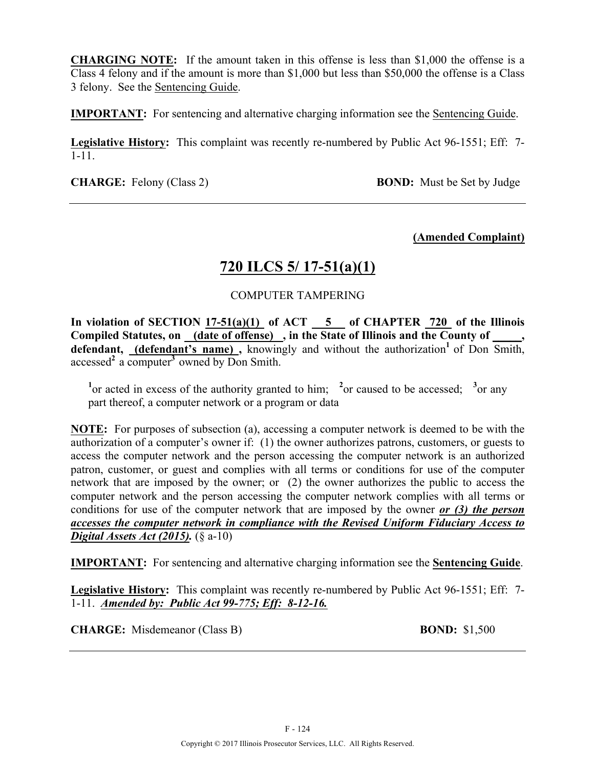**CHARGING NOTE:** If the amount taken in this offense is less than $1,000 the offense is a Class 4 felony and if the amount is more than $1,000 but less than $50,000 the offense is a Class 3 felony. See the Sentencing Guide.

**IMPORTANT:** For sentencing and alternative charging information see the Sentencing Guide.

**Legislative History:** This complaint was recently re-numbered by Public Act 96-1551; Eff: 7-1-11.

**CHARGE:** Felony (Class 2) **BOND:** Must be Set by Judge

---

**(Amended Complaint)**

## 720 ILCS 5/ 17-51(a)(1)

COMPUTER TAMPERING

**In violation of SECTION 17-51(a)(1) of ACT 5 of CHAPTER 720 of the Illinois Compiled Statutes, on (date of offense) , in the State of Illinois and the County of _____, defendant, (defendant's name) ,** knowingly and without the authorization[1] of Don Smith, accessed[2] a computer[3] owned by Don Smith.

[1]or acted in excess of the authority granted to him; [2]or caused to be accessed; [3]or any part thereof, a computer network or a program or data

**NOTE:** For purposes of subsection (a), accessing a computer network is deemed to be with the authorization of a computer's owner if: (1) the owner authorizes patrons, customers, or guests to access the computer network and the person accessing the computer network is an authorized patron, customer, or guest and complies with all terms or conditions for use of the computer network that are imposed by the owner; or (2) the owner authorizes the public to access the computer network and the person accessing the computer network complies with all terms or conditions for use of the computer network that are imposed by the owner ***or (3) the person accesses the computer network in compliance with the Revised Uniform Fiduciary Access to Digital Assets Act (2015).*** (§ a-10)

**IMPORTANT:** For sentencing and alternative charging information see the **Sentencing Guide**.

**Legislative History:** This complaint was recently re-numbered by Public Act 96-1551; Eff: 7-1-11. ***Amended by: Public Act 99-775; Eff: 8-12-16.***

**CHARGE:** Misdemeanor (Class B) **BOND:** $1,500

---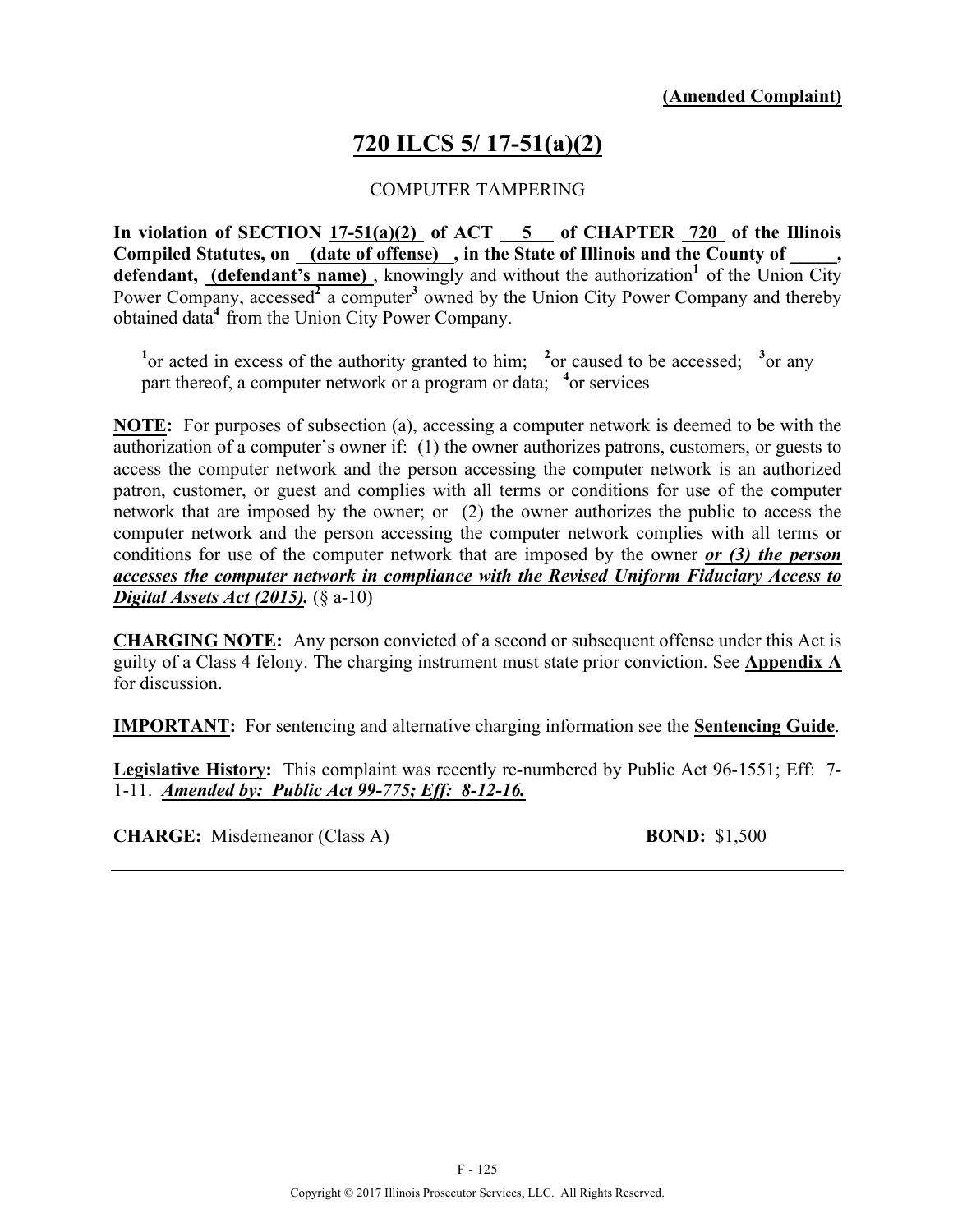**(Amended Complaint)**

# 720 ILCS 5/ 17-51(a)(2)

COMPUTER TAMPERING

**In violation of SECTION 17-51(a)(2) of ACT 5 of CHAPTER 720 of the Illinois Compiled Statutes, on (date of offense), in the State of Illinois and the County of _____, defendant, (defendant's name)**, knowingly and without the authorization[1] of the Union City Power Company, accessed[2] a computer[3] owned by the Union City Power Company and thereby obtained data[4] from the Union City Power Company.

[1]or acted in excess of the authority granted to him; [2]or caused to be accessed; [3]or any part thereof, a computer network or a program or data; [4]or services

**NOTE:** For purposes of subsection (a), accessing a computer network is deemed to be with the authorization of a computer's owner if: (1) the owner authorizes patrons, customers, or guests to access the computer network and the person accessing the computer network is an authorized patron, customer, or guest and complies with all terms or conditions for use of the computer network that are imposed by the owner; or (2) the owner authorizes the public to access the computer network and the person accessing the computer network complies with all terms or conditions for use of the computer network that are imposed by the owner ***or (3) the person accesses the computer network in compliance with the Revised Uniform Fiduciary Access to Digital Assets Act (2015).*** (§ a-10)

**CHARGING NOTE:** Any person convicted of a second or subsequent offense under this Act is guilty of a Class 4 felony. The charging instrument must state prior conviction. See **Appendix A** for discussion.

**IMPORTANT:** For sentencing and alternative charging information see the **Sentencing Guide**.

**Legislative History:** This complaint was recently re-numbered by Public Act 96-1551; Eff: 7-1-11. ***Amended by: Public Act 99-775; Eff: 8-12-16.***

**CHARGE:** Misdemeanor (Class A) **BOND:** $1,500

Copyright © 2017 Illinois Prosecutor Services, LLC. All Rights Reserved.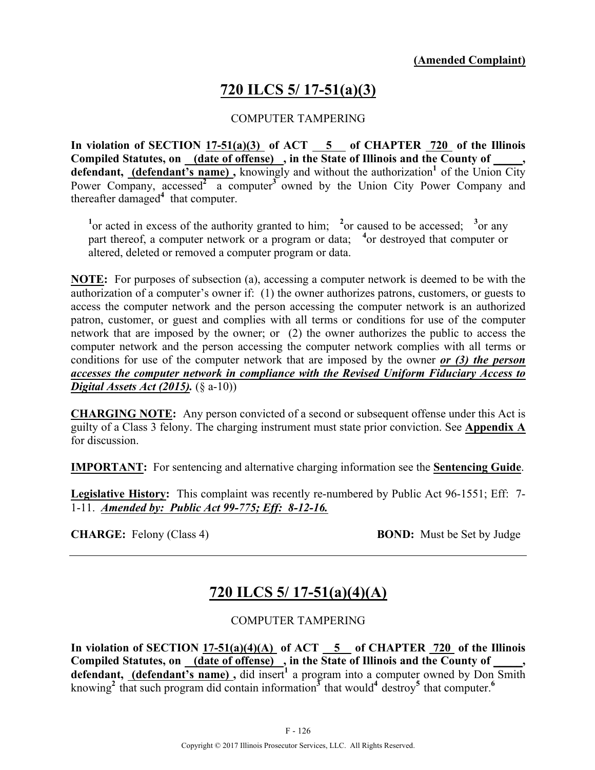**(Amended Complaint)**

## 720 ILCS 5/ 17-51(a)(3)

COMPUTER TAMPERING

**In violation of SECTION 17-51(a)(3) of ACT 5 of CHAPTER 720 of the Illinois Compiled Statutes, on (date of offense) , in the State of Illinois and the County of _____, defendant, (defendant's name) ,** knowingly and without the authorization[1] of the Union City Power Company, accessed[2] a computer[3] owned by the Union City Power Company and thereafter damaged[4] that computer.

[1]or acted in excess of the authority granted to him; [2]or caused to be accessed; [3]or any part thereof, a computer network or a program or data; [4]or destroyed that computer or altered, deleted or removed a computer program or data.

**NOTE:** For purposes of subsection (a), accessing a computer network is deemed to be with the authorization of a computer's owner if: (1) the owner authorizes patrons, customers, or guests to access the computer network and the person accessing the computer network is an authorized patron, customer, or guest and complies with all terms or conditions for use of the computer network that are imposed by the owner; or (2) the owner authorizes the public to access the computer network and the person accessing the computer network complies with all terms or conditions for use of the computer network that are imposed by the owner ***or (3) the person accesses the computer network in compliance with the Revised Uniform Fiduciary Access to Digital Assets Act (2015).*** (§ a-10))

**CHARGING NOTE:** Any person convicted of a second or subsequent offense under this Act is guilty of a Class 3 felony. The charging instrument must state prior conviction. See **Appendix A** for discussion.

**IMPORTANT:** For sentencing and alternative charging information see the **Sentencing Guide**.

**Legislative History:** This complaint was recently re-numbered by Public Act 96-1551; Eff: 7-1-11. ***Amended by: Public Act 99-775; Eff: 8-12-16.***

**CHARGE:** Felony (Class 4) **BOND:** Must be Set by Judge

---

## 720 ILCS 5/ 17-51(a)(4)(A)

COMPUTER TAMPERING

**In violation of SECTION 17-51(a)(4)(A) of ACT 5 of CHAPTER 720 of the Illinois Compiled Statutes, on (date of offense) , in the State of Illinois and the County of _____, defendant, (defendant's name) ,** did insert[1] a program into a computer owned by Don Smith knowing[2] that such program did contain information[3] that would[4] destroy[5] that computer.[6]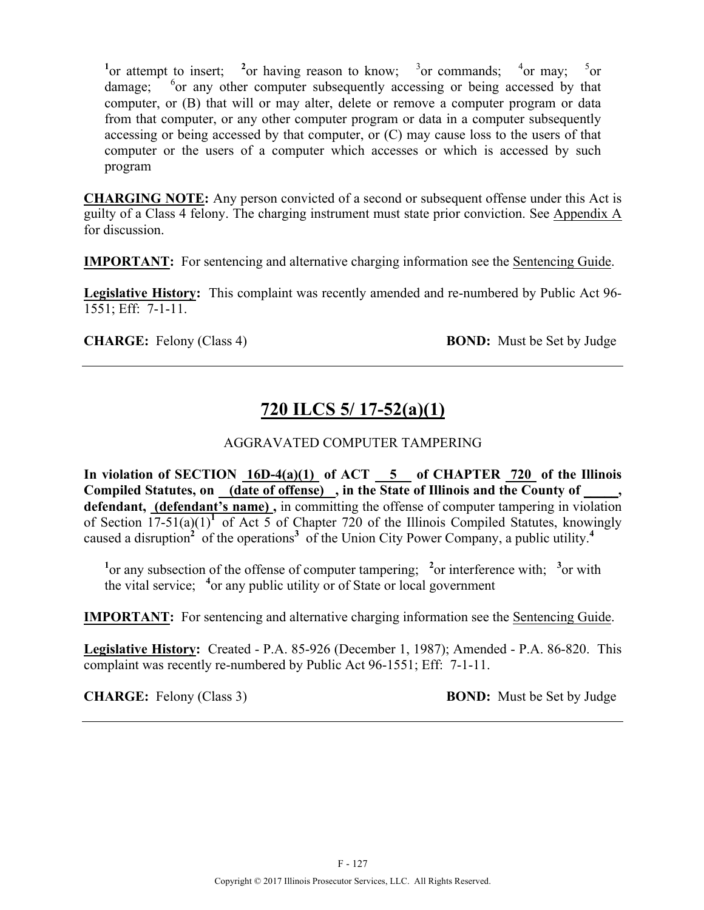[1]or attempt to insert; [2]or having reason to know; [3]or commands; [4]or may; [5]or damage; [6]or any other computer subsequently accessing or being accessed by that computer, or (B) that will or may alter, delete or remove a computer program or data from that computer, or any other computer program or data in a computer subsequently accessing or being accessed by that computer, or (C) may cause loss to the users of that computer or the users of a computer which accesses or which is accessed by such program

**CHARGING NOTE:** Any person convicted of a second or subsequent offense under this Act is guilty of a Class 4 felony. The charging instrument must state prior conviction. See Appendix A for discussion.

**IMPORTANT:** For sentencing and alternative charging information see the Sentencing Guide.

**Legislative History:** This complaint was recently amended and re-numbered by Public Act 96-1551; Eff: 7-1-11.

**CHARGE:** Felony (Class 4) **BOND:** Must be Set by Judge

---

## 720 ILCS 5/ 17-52(a)(1)

AGGRAVATED COMPUTER TAMPERING

**In violation of SECTION 16D-4(a)(1) of ACT 5 of CHAPTER 720 of the Illinois Compiled Statutes, on (date of offense) , in the State of Illinois and the County of _____, defendant, (defendant's name) ,** in committing the offense of computer tampering in violation of Section 17-51(a)(1)[1] of Act 5 of Chapter 720 of the Illinois Compiled Statutes, knowingly caused a disruption[2] of the operations[3] of the Union City Power Company, a public utility.[4]

[1]or any subsection of the offense of computer tampering; [2]or interference with; [3]or with the vital service; [4]or any public utility or of State or local government

**IMPORTANT:** For sentencing and alternative charging information see the Sentencing Guide.

**Legislative History:** Created - P.A. 85-926 (December 1, 1987); Amended - P.A. 86-820. This complaint was recently re-numbered by Public Act 96-1551; Eff: 7-1-11.

**CHARGE:** Felony (Class 3) **BOND:** Must be Set by Judge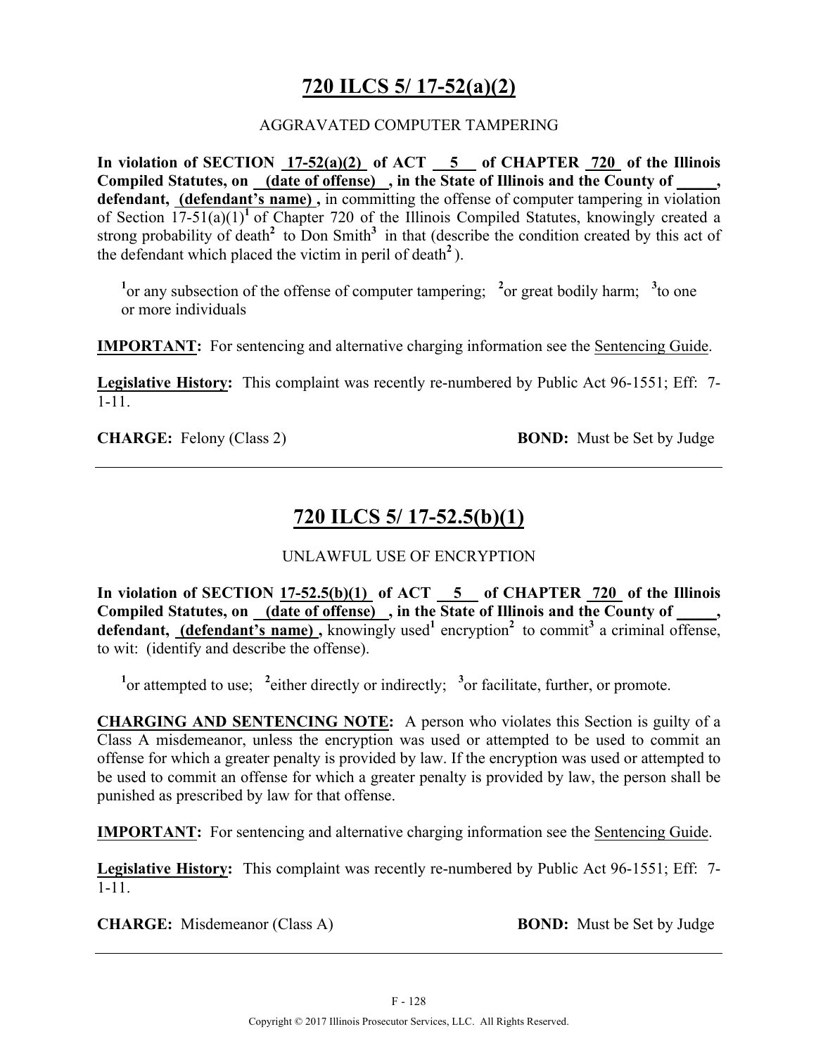## 720 ILCS 5/ 17-52(a)(2)

AGGRAVATED COMPUTER TAMPERING

**In violation of SECTION 17-52(a)(2) of ACT 5 of CHAPTER 720 of the Illinois Compiled Statutes, on (date of offense) , in the State of Illinois and the County of _____, defendant, (defendant's name) ,** in committing the offense of computer tampering in violation of Section 17-51(a)(1)[1] of Chapter 720 of the Illinois Compiled Statutes, knowingly created a strong probability of death[2] to Don Smith[3] in that (describe the condition created by this act of the defendant which placed the victim in peril of death[2] ).

[1]or any subsection of the offense of computer tampering; [2]or great bodily harm; [3]to one or more individuals

**IMPORTANT:** For sentencing and alternative charging information see the Sentencing Guide.

**Legislative History:** This complaint was recently re-numbered by Public Act 96-1551; Eff: 7-1-11.

**CHARGE:** Felony (Class 2) **BOND:** Must be Set by Judge

---

## 720 ILCS 5/ 17-52.5(b)(1)

UNLAWFUL USE OF ENCRYPTION

**In violation of SECTION 17-52.5(b)(1) of ACT 5 of CHAPTER 720 of the Illinois Compiled Statutes, on (date of offense) , in the State of Illinois and the County of _____, defendant, (defendant's name) ,** knowingly used[1] encryption[2] to commit[3] a criminal offense, to wit: (identify and describe the offense).

[1]or attempted to use; [2]either directly or indirectly; [3]or facilitate, further, or promote.

**CHARGING AND SENTENCING NOTE:** A person who violates this Section is guilty of a Class A misdemeanor, unless the encryption was used or attempted to be used to commit an offense for which a greater penalty is provided by law. If the encryption was used or attempted to be used to commit an offense for which a greater penalty is provided by law, the person shall be punished as prescribed by law for that offense.

**IMPORTANT:** For sentencing and alternative charging information see the Sentencing Guide.

**Legislative History:** This complaint was recently re-numbered by Public Act 96-1551; Eff: 7-1-11.

**CHARGE:** Misdemeanor (Class A) **BOND:** Must be Set by Judge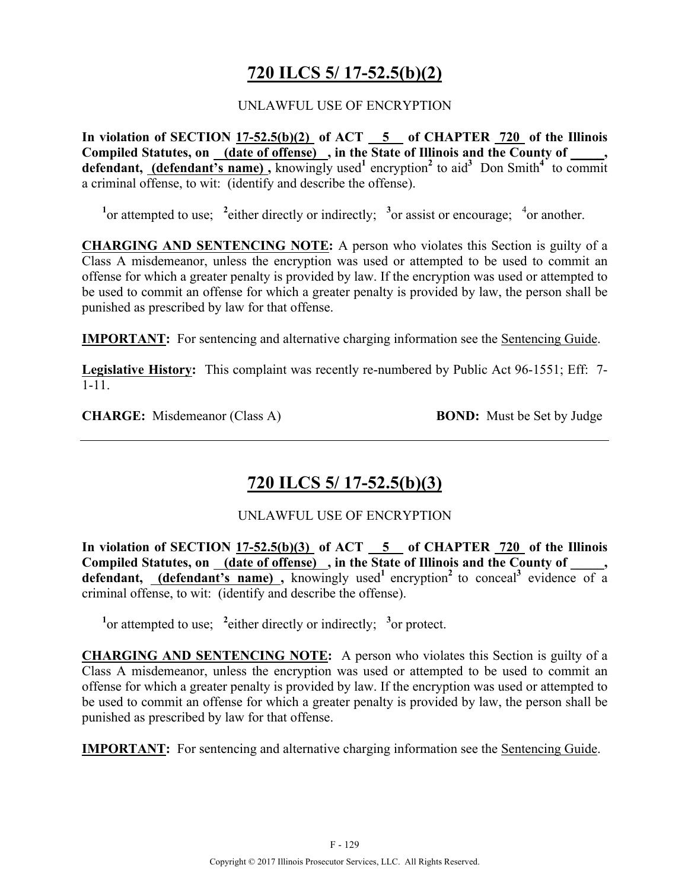# 720 ILCS 5/ 17-52.5(b)(2)

UNLAWFUL USE OF ENCRYPTION

**In violation of SECTION 17-52.5(b)(2) of ACT 5 of CHAPTER 720 of the Illinois Compiled Statutes, on (date of offense) , in the State of Illinois and the County of _____, defendant, (defendant's name) ,** knowingly used[1] encryption[2] to aid[3] Don Smith[4] to commit a criminal offense, to wit: (identify and describe the offense).

[1]or attempted to use; [2]either directly or indirectly; [3]or assist or encourage; [4]or another.

**CHARGING AND SENTENCING NOTE:** A person who violates this Section is guilty of a Class A misdemeanor, unless the encryption was used or attempted to be used to commit an offense for which a greater penalty is provided by law. If the encryption was used or attempted to be used to commit an offense for which a greater penalty is provided by law, the person shall be punished as prescribed by law for that offense.

**IMPORTANT:** For sentencing and alternative charging information see the Sentencing Guide.

**Legislative History:** This complaint was recently re-numbered by Public Act 96-1551; Eff: 7-1-11.

**CHARGE:** Misdemeanor (Class A) **BOND:** Must be Set by Judge

---

# 720 ILCS 5/ 17-52.5(b)(3)

UNLAWFUL USE OF ENCRYPTION

**In violation of SECTION 17-52.5(b)(3) of ACT 5 of CHAPTER 720 of the Illinois Compiled Statutes, on (date of offense) , in the State of Illinois and the County of _____, defendant, (defendant's name) ,** knowingly used[1] encryption[2] to conceal[3] evidence of a criminal offense, to wit: (identify and describe the offense).

[1]or attempted to use; [2]either directly or indirectly; [3]or protect.

**CHARGING AND SENTENCING NOTE:** A person who violates this Section is guilty of a Class A misdemeanor, unless the encryption was used or attempted to be used to commit an offense for which a greater penalty is provided by law. If the encryption was used or attempted to be used to commit an offense for which a greater penalty is provided by law, the person shall be punished as prescribed by law for that offense.

**IMPORTANT:** For sentencing and alternative charging information see the Sentencing Guide.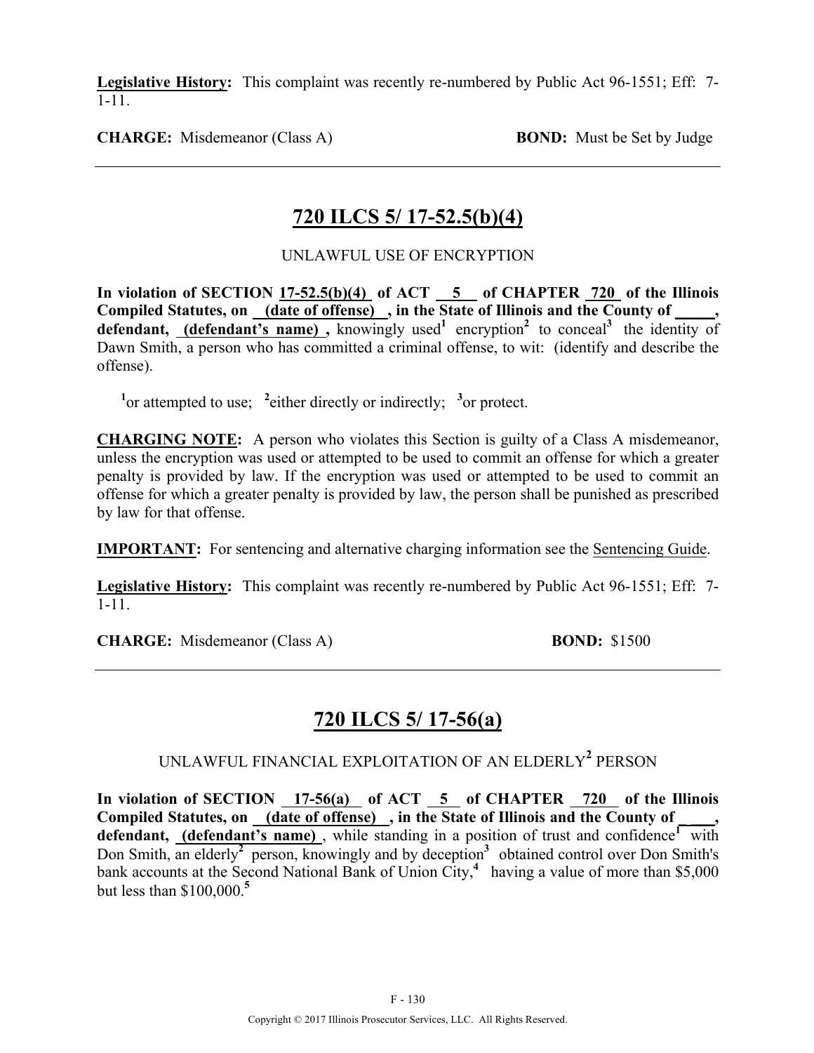**Legislative History:** This complaint was recently re-numbered by Public Act 96-1551; Eff: 7-1-11.

**CHARGE:** Misdemeanor (Class A) **BOND:** Must be Set by Judge

---

## 720 ILCS 5/ 17-52.5(b)(4)

UNLAWFUL USE OF ENCRYPTION

**In violation of SECTION 17-52.5(b)(4) of ACT 5 of CHAPTER 720 of the Illinois Compiled Statutes, on (date of offense) , in the State of Illinois and the County of \_\_\_\_\_, defendant, (defendant's name) ,** knowingly used[1] encryption[2] to conceal[3] the identity of Dawn Smith, a person who has committed a criminal offense, to wit: (identify and describe the offense).

[1]or attempted to use; [2]either directly or indirectly; [3]or protect.

**CHARGING NOTE:** A person who violates this Section is guilty of a Class A misdemeanor, unless the encryption was used or attempted to be used to commit an offense for which a greater penalty is provided by law. If the encryption was used or attempted to be used to commit an offense for which a greater penalty is provided by law, the person shall be punished as prescribed by law for that offense.

**IMPORTANT:** For sentencing and alternative charging information see the Sentencing Guide.

**Legislative History:** This complaint was recently re-numbered by Public Act 96-1551; Eff: 7-1-11.

**CHARGE:** Misdemeanor (Class A) **BOND:** $1500

---

## 720 ILCS 5/ 17-56(a)

UNLAWFUL FINANCIAL EXPLOITATION OF AN ELDERLY[2] PERSON

**In violation of SECTION 17-56(a) of ACT 5 of CHAPTER 720 of the Illinois Compiled Statutes, on (date of offense) , in the State of Illinois and the County of \_\_\_\_\_, defendant, (defendant's name) ,** while standing in a position of trust and confidence[1] with Don Smith, an elderly[2] person, knowingly and by deception[3] obtained control over Don Smith's bank accounts at the Second National Bank of Union City,[4] having a value of more than $5,000 but less than $100,000.[5]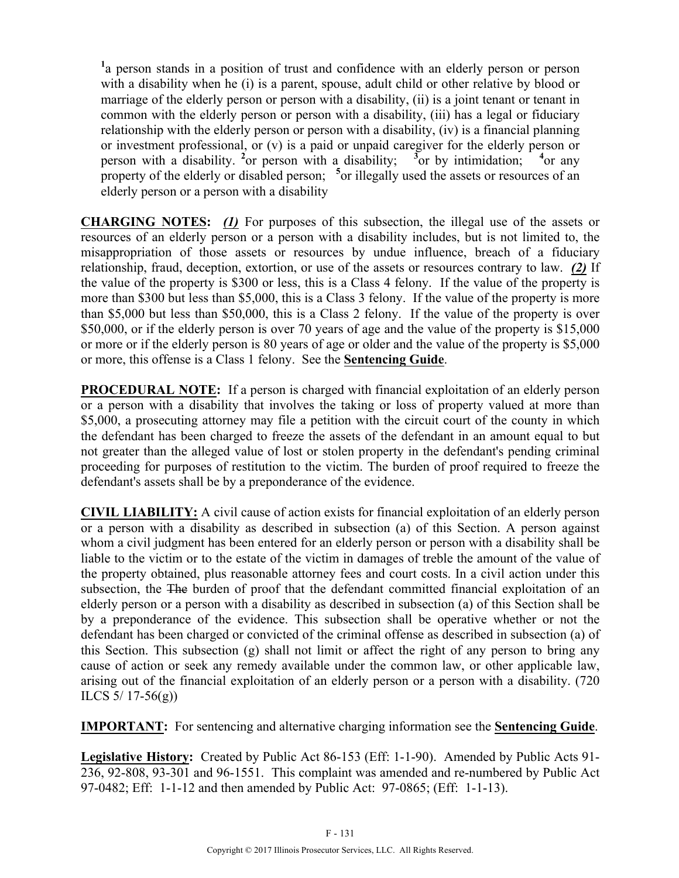[1]a person stands in a position of trust and confidence with an elderly person or person with a disability when he (i) is a parent, spouse, adult child or other relative by blood or marriage of the elderly person or person with a disability, (ii) is a joint tenant or tenant in common with the elderly person or person with a disability, (iii) has a legal or fiduciary relationship with the elderly person or person with a disability, (iv) is a financial planning or investment professional, or (v) is a paid or unpaid caregiver for the elderly person or person with a disability. [2]or person with a disability; [3]or by intimidation; [4]or any property of the elderly or disabled person; [5]or illegally used the assets or resources of an elderly person or a person with a disability

**CHARGING NOTES:** ***(1)*** For purposes of this subsection, the illegal use of the assets or resources of an elderly person or a person with a disability includes, but is not limited to, the misappropriation of those assets or resources by undue influence, breach of a fiduciary relationship, fraud, deception, extortion, or use of the assets or resources contrary to law. ***(2)*** If the value of the property is $300 or less, this is a Class 4 felony. If the value of the property is more than $300 but less than $5,000, this is a Class 3 felony. If the value of the property is more than $5,000 but less than $50,000, this is a Class 2 felony. If the value of the property is over $50,000, or if the elderly person is over 70 years of age and the value of the property is $15,000 or more or if the elderly person is 80 years of age or older and the value of the property is $5,000 or more, this offense is a Class 1 felony. See the **Sentencing Guide**.

**PROCEDURAL NOTE:** If a person is charged with financial exploitation of an elderly person or a person with a disability that involves the taking or loss of property valued at more than $5,000, a prosecuting attorney may file a petition with the circuit court of the county in which the defendant has been charged to freeze the assets of the defendant in an amount equal to but not greater than the alleged value of lost or stolen property in the defendant's pending criminal proceeding for purposes of restitution to the victim. The burden of proof required to freeze the defendant's assets shall be by a preponderance of the evidence.

**CIVIL LIABILITY:** A civil cause of action exists for financial exploitation of an elderly person or a person with a disability as described in subsection (a) of this Section. A person against whom a civil judgment has been entered for an elderly person or person with a disability shall be liable to the victim or to the estate of the victim in damages of treble the amount of the value of the property obtained, plus reasonable attorney fees and court costs. In a civil action under this subsection, the ~~The~~ burden of proof that the defendant committed financial exploitation of an elderly person or a person with a disability as described in subsection (a) of this Section shall be by a preponderance of the evidence. This subsection shall be operative whether or not the defendant has been charged or convicted of the criminal offense as described in subsection (a) of this Section. This subsection (g) shall not limit or affect the right of any person to bring any cause of action or seek any remedy available under the common law, or other applicable law, arising out of the financial exploitation of an elderly person or a person with a disability. (720 ILCS 5/ 17-56(g))

**IMPORTANT:** For sentencing and alternative charging information see the **Sentencing Guide**.

**Legislative History:** Created by Public Act 86-153 (Eff: 1-1-90). Amended by Public Acts 91-236, 92-808, 93-301 and 96-1551. This complaint was amended and re-numbered by Public Act 97-0482; Eff: 1-1-12 and then amended by Public Act: 97-0865; (Eff: 1-1-13).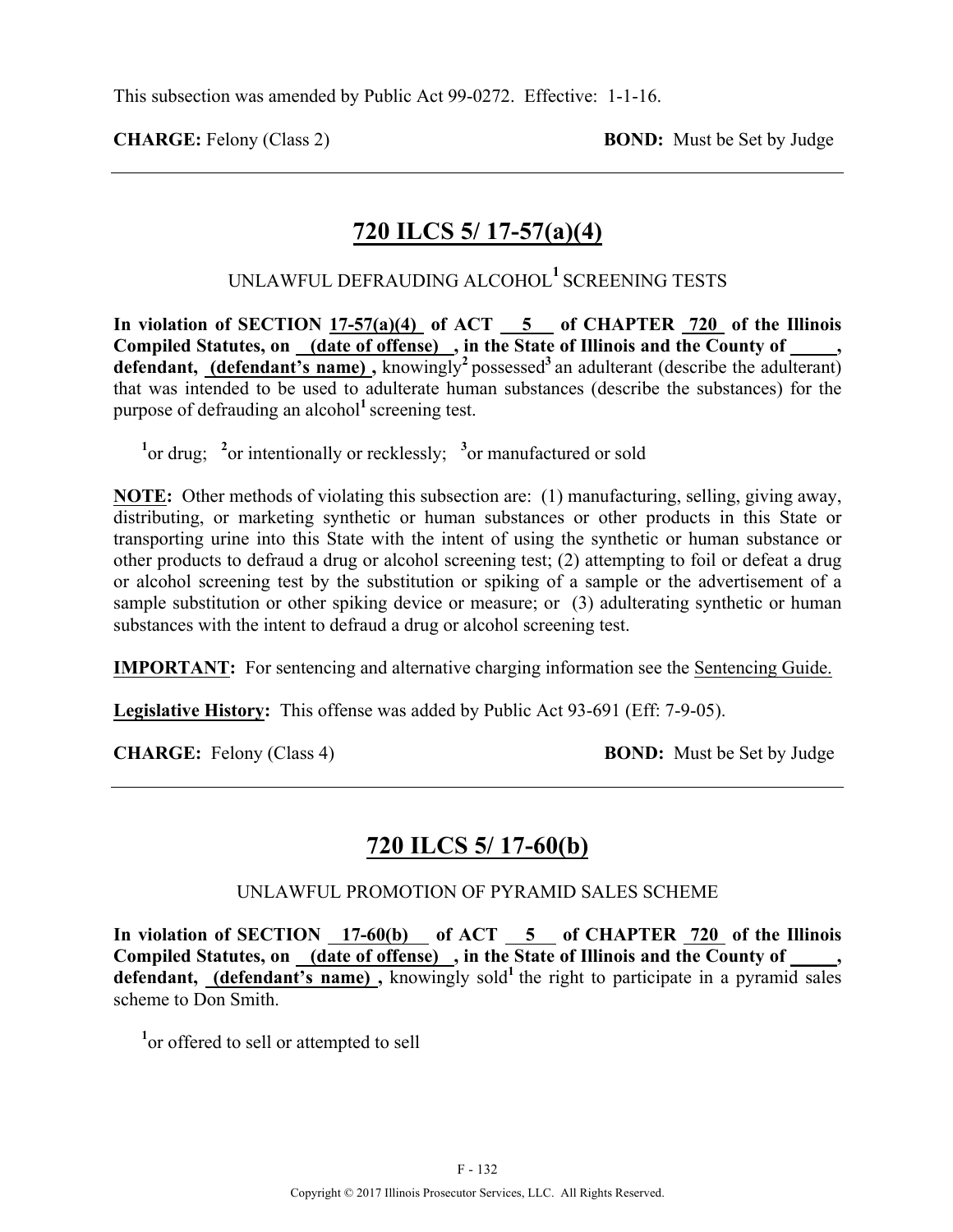This subsection was amended by Public Act 99-0272. Effective: 1-1-16.

**CHARGE:** Felony (Class 2) **BOND:** Must be Set by Judge

---

## 720 ILCS 5/ 17-57(a)(4)

UNLAWFUL DEFRAUDING ALCOHOL[1] SCREENING TESTS

**In violation of SECTION 17-57(a)(4) of ACT 5 of CHAPTER 720 of the Illinois Compiled Statutes, on (date of offense) , in the State of Illinois and the County of \_\_\_\_\_, defendant, (defendant's name) ,** knowingly[2] possessed[3] an adulterant (describe the adulterant) that was intended to be used to adulterate human substances (describe the substances) for the purpose of defrauding an alcohol[1] screening test.

[1]or drug; [2]or intentionally or recklessly; [3]or manufactured or sold

**NOTE:** Other methods of violating this subsection are: (1) manufacturing, selling, giving away, distributing, or marketing synthetic or human substances or other products in this State or transporting urine into this State with the intent of using the synthetic or human substance or other products to defraud a drug or alcohol screening test; (2) attempting to foil or defeat a drug or alcohol screening test by the substitution or spiking of a sample or the advertisement of a sample substitution or other spiking device or measure; or (3) adulterating synthetic or human substances with the intent to defraud a drug or alcohol screening test.

**IMPORTANT:** For sentencing and alternative charging information see the Sentencing Guide.

**Legislative History:** This offense was added by Public Act 93-691 (Eff: 7-9-05).

**CHARGE:** Felony (Class 4) **BOND:** Must be Set by Judge

---

## 720 ILCS 5/ 17-60(b)

UNLAWFUL PROMOTION OF PYRAMID SALES SCHEME

**In violation of SECTION 17-60(b) of ACT 5 of CHAPTER 720 of the Illinois Compiled Statutes, on (date of offense) , in the State of Illinois and the County of \_\_\_\_\_, defendant, (defendant's name) ,** knowingly sold[1] the right to participate in a pyramid sales scheme to Don Smith.

[1]or offered to sell or attempted to sell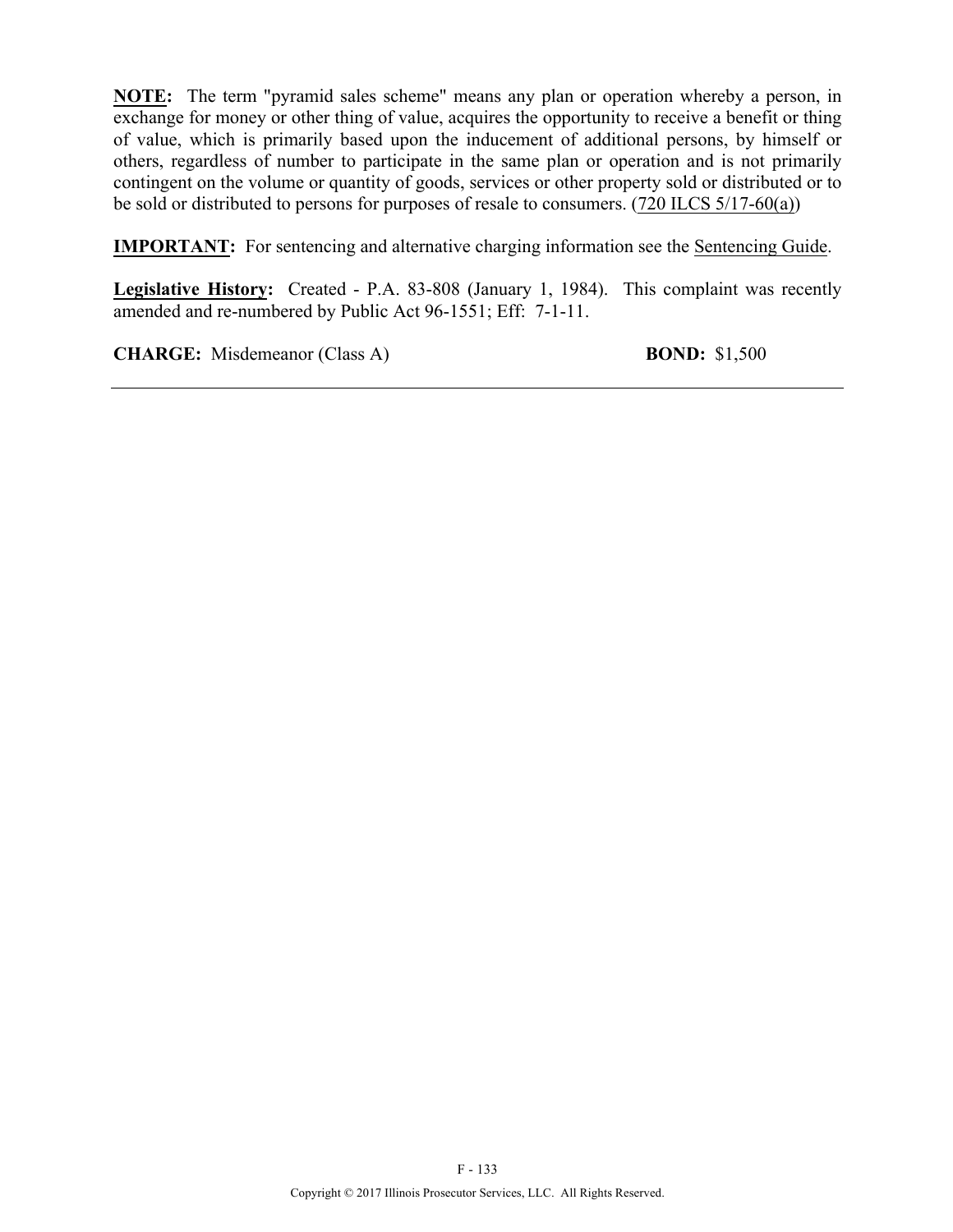**NOTE:** The term "pyramid sales scheme" means any plan or operation whereby a person, in exchange for money or other thing of value, acquires the opportunity to receive a benefit or thing of value, which is primarily based upon the inducement of additional persons, by himself or others, regardless of number to participate in the same plan or operation and is not primarily contingent on the volume or quantity of goods, services or other property sold or distributed or to be sold or distributed to persons for purposes of resale to consumers. (720 ILCS 5/17-60(a))

**IMPORTANT:** For sentencing and alternative charging information see the Sentencing Guide.

**Legislative History:** Created - P.A. 83-808 (January 1, 1984). This complaint was recently amended and re-numbered by Public Act 96-1551; Eff: 7-1-11.

**CHARGE:** Misdemeanor (Class A) **BOND:** $1,500

---

Copyright © 2017 Illinois Prosecutor Services, LLC. All Rights Reserved.